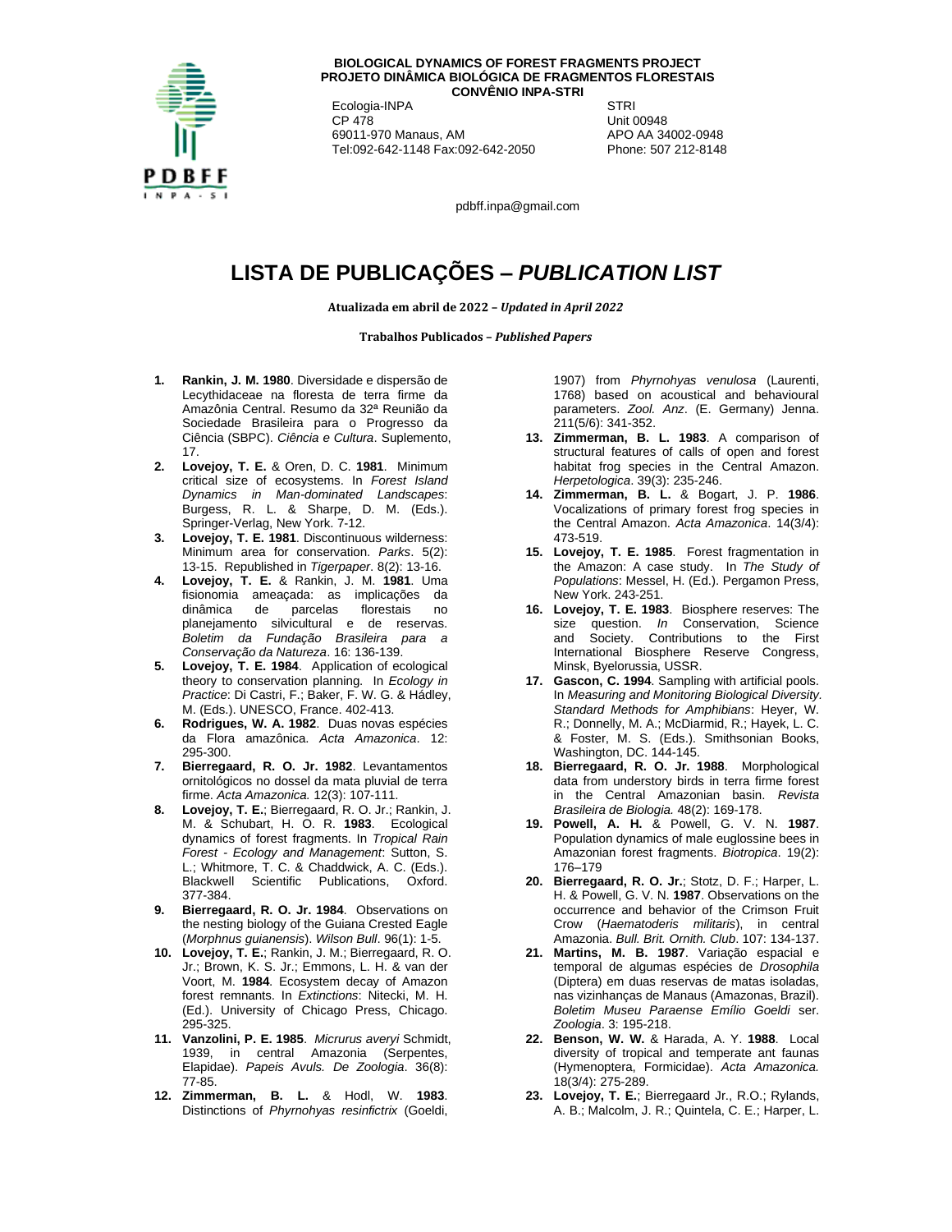**BIOLOGICAL DYNAMICS OF FOREST FRAGMENTS PROJECT**
**PROJETO DINÂMICA BIOLÓGICA DE FRAGMENTOS FLORESTAIS**
**CONVÊNIO INPA-STRI**

Ecologia-INPA
CP 478
69011-970 Manaus, AM
Tel:092-642-1148 Fax:092-642-2050

STRI
Unit 00948
APO AA 34002-0948
Phone: 507 212-8148

pdbff.inpa@gmail.com

# LISTA DE PUBLICAÇÕES – *PUBLICATION LIST*

**Atualizada em abril de 2022 – *Updated in April 2022***

**Trabalhos Publicados – *Published Papers***

1. **Rankin, J. M. 1980**. Diversidade e dispersão de Lecythidaceae na floresta de terra firme da Amazônia Central. Resumo da 32ª Reunião da Sociedade Brasileira para o Progresso da Ciência (SBPC). *Ciência e Cultura*. Suplemento, 17.
2. **Lovejoy, T. E.** & Oren, D. C. **1981**. Minimum critical size of ecosystems. In *Forest Island Dynamics in Man-dominated Landscapes*: Burgess, R. L. & Sharpe, D. M. (Eds.). Springer-Verlag, New York. 7-12.
3. **Lovejoy, T. E. 1981**. Discontinuous wilderness: Minimum area for conservation. *Parks*. 5(2): 13-15. Republished in *Tigerpaper*. 8(2): 13-16.
4. **Lovejoy, T. E.** & Rankin, J. M. **1981**. Uma fisionomia ameaçada: as implicações da dinâmica de parcelas florestais no planejamento silvicultural e de reservas. *Boletim da Fundação Brasileira para a Conservação da Natureza*. 16: 136-139.
5. **Lovejoy, T. E. 1984**. Application of ecological theory to conservation planning. In *Ecology in Practice*: Di Castri, F.; Baker, F. W. G. & Hádley, M. (Eds.). UNESCO, France. 402-413.
6. **Rodrigues, W. A. 1982**. Duas novas espécies da Flora amazônica. *Acta Amazonica*. 12: 295-300.
7. **Bierregaard, R. O. Jr. 1982**. Levantamentos ornitológicos no dossel da mata pluvial de terra firme. *Acta Amazonica.* 12(3): 107-111.
8. **Lovejoy, T. E.**; Bierregaard, R. O. Jr.; Rankin, J. M. & Schubart, H. O. R. **1983**. Ecological dynamics of forest fragments. In *Tropical Rain Forest - Ecology and Management*: Sutton, S. L.; Whitmore, T. C. & Chaddwick, A. C. (Eds.). Blackwell Scientific Publications, Oxford. 377-384.
9. **Bierregaard, R. O. Jr. 1984**. Observations on the nesting biology of the Guiana Crested Eagle (*Morphnus guianensis*). *Wilson Bull*. 96(1): 1-5.
10. **Lovejoy, T. E.**; Rankin, J. M.; Bierregaard, R. O. Jr.; Brown, K. S. Jr.; Emmons, L. H. & van der Voort, M. **1984**. Ecosystem decay of Amazon forest remnants. In *Extinctions*: Nitecki, M. H. (Ed.). University of Chicago Press, Chicago. 295-325.
11. **Vanzolini, P. E. 1985**. *Micrurus averyi* Schmidt, 1939, in central Amazonia (Serpentes, Elapidae). *Papeis Avuls. De Zoologia*. 36(8): 77-85.
12. **Zimmerman, B. L.** & Hodl, W. **1983**. Distinctions of *Phyrnohyas resinfictrix* (Goeldi, 1907) from *Phyrnohyas venulosa* (Laurenti, 1768) based on acoustical and behavioural parameters. *Zool. Anz*. (E. Germany) Jenna. 211(5/6): 341-352.
13. **Zimmerman, B. L. 1983**. A comparison of structural features of calls of open and forest habitat frog species in the Central Amazon. *Herpetologica*. 39(3): 235-246.
14. **Zimmerman, B. L.** & Bogart, J. P. **1986**. Vocalizations of primary forest frog species in the Central Amazon. *Acta Amazonica*. 14(3/4): 473-519.
15. **Lovejoy, T. E. 1985**. Forest fragmentation in the Amazon: A case study. In *The Study of Populations*: Messel, H. (Ed.). Pergamon Press, New York. 243-251.
16. **Lovejoy, T. E. 1983**. Biosphere reserves: The size question. *In* Conservation, Science and Society. Contributions to the First International Biosphere Reserve Congress, Minsk, Byelorussia, USSR.
17. **Gascon, C. 1994**. Sampling with artificial pools. In *Measuring and Monitoring Biological Diversity. Standard Methods for Amphibians*: Heyer, W. R.; Donnelly, M. A.; McDiarmid, R.; Hayek, L. C. & Foster, M. S. (Eds.). Smithsonian Books, Washington, DC. 144-145.
18. **Bierregaard, R. O. Jr. 1988**. Morphological data from understory birds in terra firme forest in the Central Amazonian basin. *Revista Brasileira de Biologia.* 48(2): 169-178.
19. **Powell, A. H.** & Powell, G. V. N. **1987**. Population dynamics of male euglossine bees in Amazonian forest fragments. *Biotropica*. 19(2): 176–179
20. **Bierregaard, R. O. Jr.**; Stotz, D. F.; Harper, L. H. & Powell, G. V. N. **1987**. Observations on the occurrence and behavior of the Crimson Fruit Crow (*Haematoderis militaris*), in central Amazonia. *Bull. Brit. Ornith. Club*. 107: 134-137.
21. **Martins, M. B. 1987**. Variação espacial e temporal de algumas espécies de *Drosophila* (Diptera) em duas reservas de matas isoladas, nas vizinhanças de Manaus (Amazonas, Brazil). *Boletim Museu Paraense Emílio Goeldi* ser. *Zoologia*. 3: 195-218.
22. **Benson, W. W.** & Harada, A. Y. **1988**. Local diversity of tropical and temperate ant faunas (Hymenoptera, Formicidae). *Acta Amazonica.* 18(3/4): 275-289.
23. **Lovejoy, T. E.**; Bierregaard Jr., R.O.; Rylands, A. B.; Malcolm, J. R.; Quintela, C. E.; Harper, L.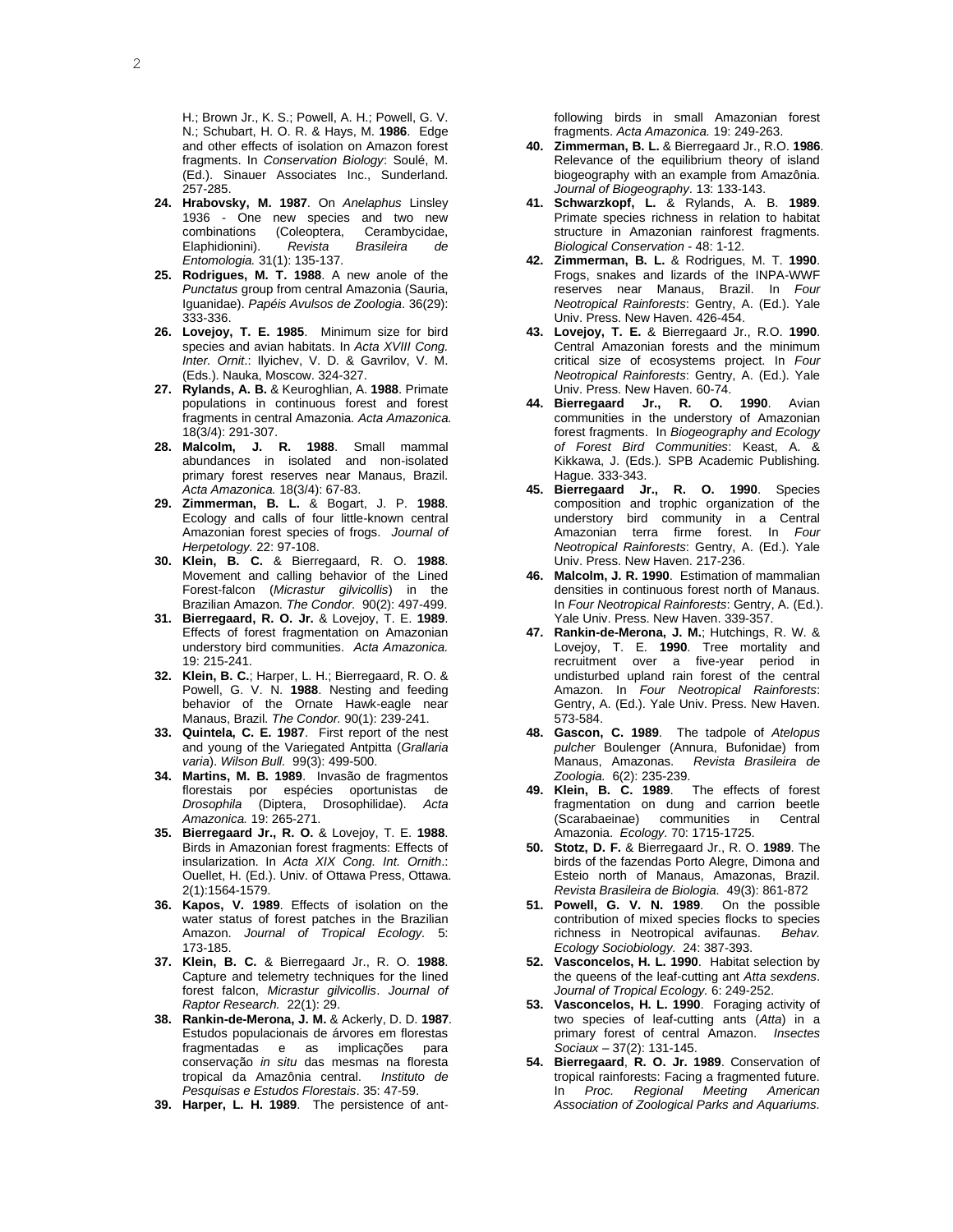H.; Brown Jr., K. S.; Powell, A. H.; Powell, G. V. N.; Schubart, H. O. R. & Hays, M. **1986**. Edge and other effects of isolation on Amazon forest fragments. In *Conservation Biology*: Soulé, M. (Ed.). Sinauer Associates Inc., Sunderland. 257-285.

24. **Hrabovsky, M. 1987**. On *Anelaphus* Linsley 1936 - One new species and two new combinations (Coleoptera, Cerambycidae, Elaphidionini). *Revista Brasileira de Entomologia.* 31(1): 135-137.
25. **Rodrigues, M. T. 1988**. A new anole of the *Punctatus* group from central Amazonia (Sauria, Iguanidae). *Papéis Avulsos de Zoologia*. 36(29): 333-336.
26. **Lovejoy, T. E. 1985**. Minimum size for bird species and avian habitats. In *Acta XVIII Cong. Inter. Ornit*.: Ilyichev, V. D. & Gavrilov, V. M. (Eds.). Nauka, Moscow. 324-327.
27. **Rylands, A. B.** & Keuroghlian, A. **1988**. Primate populations in continuous forest and forest fragments in central Amazonia. *Acta Amazonica.* 18(3/4): 291-307.
28. **Malcolm, J. R. 1988**. Small mammal abundances in isolated and non-isolated primary forest reserves near Manaus, Brazil. *Acta Amazonica.* 18(3/4): 67-83.
29. **Zimmerman, B. L.** & Bogart, J. P. **1988**. Ecology and calls of four little-known central Amazonian forest species of frogs. *Journal of Herpetology.* 22: 97-108.
30. **Klein, B. C.** & Bierregaard, R. O. **1988**. Movement and calling behavior of the Lined Forest-falcon (*Micrastur gilvicollis*) in the Brazilian Amazon. *The Condor*. 90(2): 497-499.
31. **Bierregaard, R. O. Jr.** & Lovejoy, T. E. **1989**. Effects of forest fragmentation on Amazonian understory bird communities. *Acta Amazonica.* 19: 215-241.
32. **Klein, B. C.**; Harper, L. H.; Bierregaard, R. O. & Powell, G. V. N. **1988**. Nesting and feeding behavior of the Ornate Hawk-eagle near Manaus, Brazil. *The Condor.* 90(1): 239-241.
33. **Quintela, C. E. 1987**. First report of the nest and young of the Variegated Antpitta (*Grallaria varia*). *Wilson Bull.* 99(3): 499-500.
34. **Martins, M. B. 1989**. Invasão de fragmentos florestais por espécies oportunistas de *Drosophila* (Diptera, Drosophilidae). *Acta Amazonica.* 19: 265-271.
35. **Bierregaard Jr., R. O.** & Lovejoy, T. E. **1988**. Birds in Amazonian forest fragments: Effects of insularization. In *Acta XIX Cong. Int. Ornith*.: Ouellet, H. (Ed.). Univ. of Ottawa Press, Ottawa. 2(1):1564-1579.
36. **Kapos, V. 1989**. Effects of isolation on the water status of forest patches in the Brazilian Amazon. *Journal of Tropical Ecology.* 5: 173-185.
37. **Klein, B. C.** & Bierregaard Jr., R. O. **1988**. Capture and telemetry techniques for the lined forest falcon, *Micrastur gilvicollis*. *Journal of Raptor Research.* 22(1): 29.
38. **Rankin-de-Merona, J. M.** & Ackerly, D. D. **1987**. Estudos populacionais de árvores em florestas fragmentadas e as implicações para conservação *in situ* das mesmas na floresta tropical da Amazônia central. *Instituto de Pesquisas e Estudos Florestais*. 35: 47-59.
39. **Harper, L. H. 1989**. The persistence of ant-following birds in small Amazonian forest fragments. *Acta Amazonica.* 19: 249-263.
40. **Zimmerman, B. L.** & Bierregaard Jr., R.O. **1986**. Relevance of the equilibrium theory of island biogeography with an example from Amazônia. *Journal of Biogeography*. 13: 133-143.
41. **Schwarzkopf, L.** & Rylands, A. B. **1989**. Primate species richness in relation to habitat structure in Amazonian rainforest fragments. *Biological Conservation* - 48: 1-12.
42. **Zimmerman, B. L.** & Rodrigues, M. T. **1990**. Frogs, snakes and lizards of the INPA-WWF reserves near Manaus, Brazil. In *Four Neotropical Rainforests*: Gentry, A. (Ed.). Yale Univ. Press. New Haven. 426-454.
43. **Lovejoy, T. E.** & Bierregaard Jr., R.O. **1990**. Central Amazonian forests and the minimum critical size of ecosystems project. In *Four Neotropical Rainforests*: Gentry, A. (Ed.). Yale Univ. Press. New Haven. 60-74.
44. **Bierregaard Jr., R. O. 1990**. Avian communities in the understory of Amazonian forest fragments. In *Biogeography and Ecology of Forest Bird Communities*: Keast, A. & Kikkawa, J. (Eds.). SPB Academic Publishing. Hague. 333-343.
45. **Bierregaard Jr., R. O. 1990**. Species composition and trophic organization of the understory bird community in a Central Amazonian terra firme forest. In *Four Neotropical Rainforests*: Gentry, A. (Ed.). Yale Univ. Press. New Haven. 217-236.
46. **Malcolm, J. R. 1990**. Estimation of mammalian densities in continuous forest north of Manaus. In *Four Neotropical Rainforests*: Gentry, A. (Ed.). Yale Univ. Press. New Haven. 339-357.
47. **Rankin-de-Merona, J. M.**; Hutchings, R. W. & Lovejoy, T. E. **1990**. Tree mortality and recruitment over a five-year period in undisturbed upland rain forest of the central Amazon. In *Four Neotropical Rainforests*: Gentry, A. (Ed.). Yale Univ. Press. New Haven. 573-584.
48. **Gascon, C. 1989**. The tadpole of *Atelopus pulcher* Boulenger (Annura, Bufonidae) from Manaus, Amazonas. *Revista Brasileira de Zoologia.* 6(2): 235-239.
49. **Klein, B. C. 1989**. The effects of forest fragmentation on dung and carrion beetle (Scarabaeinae) communities in Central Amazonia. *Ecology*. 70: 1715-1725.
50. **Stotz, D. F.** & Bierregaard Jr., R. O. **1989**. The birds of the fazendas Porto Alegre, Dimona and Esteio north of Manaus, Amazonas, Brazil. *Revista Brasileira de Biologia.* 49(3): 861-872
51. **Powell, G. V. N. 1989**. On the possible contribution of mixed species flocks to species richness in Neotropical avifaunas. *Behav. Ecology Sociobiology.* 24: 387-393.
52. **Vasconcelos, H. L. 1990**. Habitat selection by the queens of the leaf-cutting ant *Atta sexdens*. *Journal of Tropical Ecology.* 6: 249-252.
53. **Vasconcelos, H. L. 1990**. Foraging activity of two species of leaf-cutting ants (*Atta*) in a primary forest of central Amazon. *Insectes Sociaux* – 37(2): 131-145.
54. **Bierregaard**, **R. O. Jr. 1989**. Conservation of tropical rainforests: Facing a fragmented future. In *Proc. Regional Meeting American Association of Zoological Parks and Aquariums.*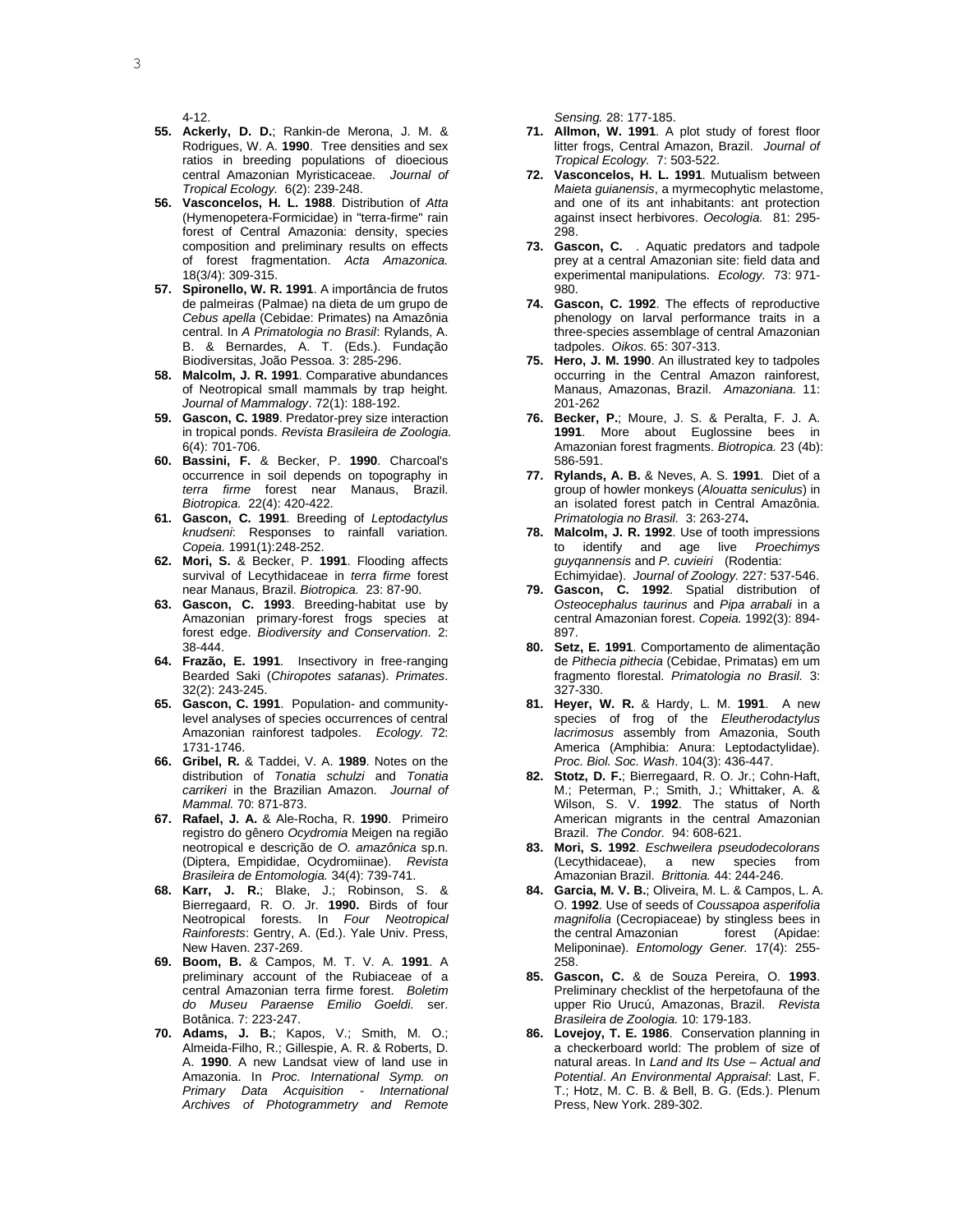4-12.

**55. Ackerly, D. D.**; Rankin-de Merona, J. M. & Rodrigues, W. A. **1990**. Tree densities and sex ratios in breeding populations of dioecious central Amazonian Myristicaceae. *Journal of Tropical Ecology.* 6(2): 239-248.

**56. Vasconcelos, H. L. 1988**. Distribution of *Atta* (Hymenopetera-Formicidae) in "terra-firme" rain forest of Central Amazonia: density, species composition and preliminary results on effects of forest fragmentation. *Acta Amazonica.* 18(3/4): 309-315.

**57. Spironello, W. R. 1991**. A importância de frutos de palmeiras (Palmae) na dieta de um grupo de *Cebus apella* (Cebidae: Primates) na Amazônia central. In *A Primatologia no Brasil*: Rylands, A. B. & Bernardes, A. T. (Eds.). Fundação Biodiversitas, João Pessoa. 3: 285-296.

**58. Malcolm, J. R. 1991**. Comparative abundances of Neotropical small mammals by trap height. *Journal of Mammalogy*. 72(1): 188-192.

**59. Gascon, C. 1989**. Predator-prey size interaction in tropical ponds. *Revista Brasileira de Zoologia.* 6(4): 701-706.

**60. Bassini, F.** & Becker, P. **1990**. Charcoal's occurrence in soil depends on topography in *terra firme* forest near Manaus, Brazil. *Biotropica.* 22(4): 420-422.

**61. Gascon, C. 1991**. Breeding of *Leptodactylus knudseni*: Responses to rainfall variation. *Copeia.* 1991(1):248-252.

**62. Mori, S.** & Becker, P. **1991**. Flooding affects survival of Lecythidaceae in *terra firme* forest near Manaus, Brazil. *Biotropica.* 23: 87-90.

**63. Gascon, C. 1993**. Breeding-habitat use by Amazonian primary-forest frogs species at forest edge. *Biodiversity and Conservation.* 2: 38-444.

**64. Frazão, E. 1991**. Insectivory in free-ranging Bearded Saki (*Chiropotes satanas*). *Primates*. 32(2): 243-245.

**65. Gascon, C. 1991**. Population- and community-level analyses of species occurrences of central Amazonian rainforest tadpoles. *Ecology.* 72: 1731-1746.

**66. Gribel, R.** & Taddei, V. A. **1989**. Notes on the distribution of *Tonatia schulzi* and *Tonatia carrikeri* in the Brazilian Amazon. *Journal of Mammal.* 70: 871-873.

**67. Rafael, J. A.** & Ale-Rocha, R. **1990**. Primeiro registro do gênero *Ocydromia* Meigen na região neotropical e descrição de *O. amazônica* sp.n. (Diptera, Empididae, Ocydromiinae). *Revista Brasileira de Entomologia.* 34(4): 739-741.

**68. Karr, J. R.**; Blake, J.; Robinson, S. & Bierregaard, R. O. Jr. **1990.** Birds of four Neotropical forests. In *Four Neotropical Rainforests*: Gentry, A. (Ed.). Yale Univ. Press, New Haven. 237-269.

**69. Boom, B.** & Campos, M. T. V. A. **1991**. A preliminary account of the Rubiaceae of a central Amazonian terra firme forest. *Boletim do Museu Paraense Emilio Goeldi.* ser. Botânica. 7: 223-247.

**70. Adams, J. B.**; Kapos, V.; Smith, M. O.; Almeida-Filho, R.; Gillespie, A. R. & Roberts, D. A. **1990**. A new Landsat view of land use in Amazonia. In *Proc. International Symp. on Primary Data Acquisition - International Archives of Photogrammetry and Remote Sensing.* 28: 177-185.

**71. Allmon, W. 1991**. A plot study of forest floor litter frogs, Central Amazon, Brazil. *Journal of Tropical Ecology.* 7: 503-522.

**72. Vasconcelos, H. L. 1991**. Mutualism between *Maieta guianensis*, a myrmecophytic melastome, and one of its ant inhabitants: ant protection against insect herbivores. *Oecologia.* 81: 295-298.

**73. Gascon, C.** . Aquatic predators and tadpole prey at a central Amazonian site: field data and experimental manipulations. *Ecology.* 73: 971-980.

**74. Gascon, C. 1992**. The effects of reproductive phenology on larval performance traits in a three-species assemblage of central Amazonian tadpoles. *Oikos.* 65: 307-313.

**75. Hero, J. M. 1990**. An illustrated key to tadpoles occurring in the Central Amazon rainforest, Manaus, Amazonas, Brazil. *Amazoniana.* 11: 201-262

**76. Becker, P.**; Moure, J. S. & Peralta, F. J. A. **1991**. More about Euglossine bees in Amazonian forest fragments. *Biotropica.* 23 (4b): 586-591.

**77. Rylands, A. B.** & Neves, A. S. **1991**. Diet of a group of howler monkeys (*Alouatta seniculus*) in an isolated forest patch in Central Amazônia. *Primatologia no Brasil.* 3: 263-274**.**

**78. Malcolm, J. R. 1992**. Use of tooth impressions to identify and age live *Proechimys guyqannensis* and *P. cuvieiri* (Rodentia: Echimyidae). *Journal of Zoology.* 227: 537-546.

**79. Gascon, C. 1992**. Spatial distribution of *Osteocephalus taurinus* and *Pipa arrabali* in a central Amazonian forest. *Copeia.* 1992(3): 894-897.

**80. Setz, E. 1991**. Comportamento de alimentação de *Pithecia pithecia* (Cebidae, Primatas) em um fragmento florestal. *Primatologia no Brasil.* 3: 327-330.

**81. Heyer, W. R.** & Hardy, L. M. **1991**. A new species of frog of the *Eleutherodactylus lacrimosus* assembly from Amazonia, South America (Amphibia: Anura: Leptodactylidae). *Proc. Biol. Soc. Wash*. 104(3): 436-447.

**82. Stotz, D. F.**; Bierregaard, R. O. Jr.; Cohn-Haft, M.; Peterman, P.; Smith, J.; Whittaker, A. & Wilson, S. V. **1992**. The status of North American migrants in the central Amazonian Brazil. *The Condor.* 94: 608-621.

**83. Mori, S. 1992**. *Eschweilera pseudodecolorans* (Lecythidaceae), a new species from Amazonian Brazil. *Brittonia.* 44: 244-246.

**84. Garcia, M. V. B.**; Oliveira, M. L. & Campos, L. A. O. **1992**. Use of seeds of *Coussapoa asperifolia magnifolia* (Cecropiaceae) by stingless bees in the central Amazonian forest (Apidae: Meliponinae). *Entomology Gener.* 17(4): 255-258.

**85. Gascon, C.** & de Souza Pereira, O. **1993**. Preliminary checklist of the herpetofauna of the upper Rio Urucú, Amazonas, Brazil. *Revista Brasileira de Zoologia.* 10: 179-183.

**86. Lovejoy, T. E. 1986**. Conservation planning in a checkerboard world: The problem of size of natural areas. In *Land and Its Use – Actual and Potential*. *An Environmental Appraisal*: Last, F. T.; Hotz, M. C. B. & Bell, B. G. (Eds.). Plenum Press, New York. 289-302.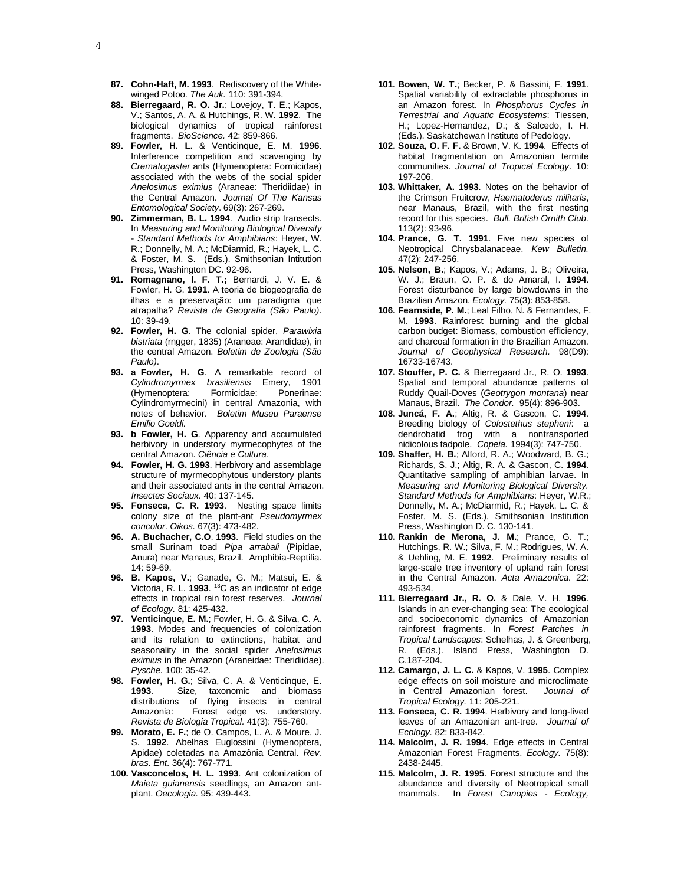87. **Cohn-Haft, M. 1993**. Rediscovery of the White-winged Potoo. *The Auk.* 110: 391-394.

88. **Bierregaard, R. O. Jr.**; Lovejoy, T. E.; Kapos, V.; Santos, A. A. & Hutchings, R. W. **1992**. The biological dynamics of tropical rainforest fragments. *BioScience.* 42: 859-866.

89. **Fowler, H. L.** & Venticinque, E. M. **1996**. Interference competition and scavenging by *Crematogaster* ants (Hymenoptera: Formicidae) associated with the webs of the social spider *Anelosimus eximius* (Araneae: Theridiidae) in the Central Amazon. *Journal Of The Kansas Entomological Society*. 69(3): 267-269.

90. **Zimmerman, B. L. 1994**. Audio strip transects. In *Measuring and Monitoring Biological Diversity - Standard Methods for Amphibians*: Heyer, W. R.; Donnelly, M. A.; McDiarmid, R.; Hayek, L. C. & Foster, M. S. (Eds.). Smithsonian Intitution Press, Washington DC. 92-96.

91. **Romagnano, l. F. T.;** Bernardi, J. V. E. & Fowler, H. G. **1991**. A teoria de biogeografia de ilhas e a preservação: um paradigma que atrapalha? *Revista de Geografia (São Paulo)*. 10: 39-49.

92. **Fowler, H. G**. The colonial spider, *Parawixia bistriata* (rngger, 1835) (Araneae: Arandidae), in the central Amazon. *Boletim de Zoologia (São Paulo)*.

93. **a_Fowler, H. G**. A remarkable record of *Cylindromyrmex brasiliensis* Emery, 1901 (Hymenoptera: Formicidae: Ponerinae: Cylindromyrmecini) in central Amazonia, with notes of behavior. *Boletim Museu Paraense Emilio Goeldi.*

93. **b_Fowler, H. G**. Apparency and accumulated herbivory in understory myrmecophytes of the central Amazon. *Ciência e Cultura*.

94. **Fowler, H. G. 1993**. Herbivory and assemblage structure of myrmecophytous understory plants and their associated ants in the central Amazon. *Insectes Sociaux*. 40: 137-145.

95. **Fonseca, C. R. 1993**. Nesting space limits colony size of the plant-ant *Pseudomyrmex concolor*. *Oikos.* 67(3): 473-482.

96. **A. Buchacher, C.O**. **1993**. Field studies on the small Surinam toad *Pipa arrabali* (Pipidae, Anura) near Manaus, Brazil. Amphibia-Reptilia. 14: 59-69.

96. **B. Kapos, V.**; Ganade, G. M.; Matsui, E. & Victoria, R. L. **1993**. [13]C as an indicator of edge effects in tropical rain forest reserves. *Journal of Ecology*. 81: 425-432.

97. **Venticinque, E. M.**; Fowler, H. G. & Silva, C. A. **1993**. Modes and frequencies of colonization and its relation to extinctions, habitat and seasonality in the social spider *Anelosimus eximius* in the Amazon (Araneidae: Theridiidae). *Pysche.* 100: 35-42.

98. **Fowler, H. G.**; Silva, C. A. & Venticinque, E. **1993**. Size, taxonomic and biomass distributions of flying insects in central Amazonia: Forest edge vs. understory. *Revista de Biologia Tropical*. 41(3): 755-760.

99. **Morato, E. F.**; de O. Campos, L. A. & Moure, J. S. **1992**. Abelhas Euglossini (Hymenoptera, Apidae) coletadas na Amazônia Central. *Rev. bras. Ent*. 36(4): 767-771.

100. **Vasconcelos, H. L. 1993**. Ant colonization of *Maieta guianensis* seedlings, an Amazon ant-plant. *Oecologia.* 95: 439-443.

101. **Bowen, W. T.**; Becker, P. & Bassini, F. **1991**. Spatial variability of extractable phosphorus in an Amazon forest. In *Phosphorus Cycles in Terrestrial and Aquatic Ecosystems*: Tiessen, H.; Lopez-Hernandez, D.; & Salcedo, I. H. (Eds.). Saskatchewan Institute of Pedology.

102. **Souza, O. F. F.** & Brown, V. K. **1994**. Effects of habitat fragmentation on Amazonian termite communities. *Journal of Tropical Ecology*. 10: 197-206.

103. **Whittaker, A. 1993**. Notes on the behavior of the Crimson Fruitcrow, *Haematoderus militaris*, near Manaus, Brazil, with the first nesting record for this species. *Bull. British Ornith Club.* 113(2): 93-96.

104. **Prance, G. T. 1991**. Five new species of Neotropical Chrysbalanaceae. *Kew Bulletin.* 47(2): 247-256.

105. **Nelson, B.**; Kapos, V.; Adams, J. B.; Oliveira, W. J.; Braun, O. P. & do Amaral, I. **1994**. Forest disturbance by large blowdowns in the Brazilian Amazon. *Ecology.* 75(3): 853-858.

106. **Fearnside, P. M.**; Leal Filho, N. & Fernandes, F. M. **1993**. Rainforest burning and the global carbon budget: Biomass, combustion efficiency, and charcoal formation in the Brazilian Amazon. *Journal of Geophysical Research.* 98(D9): 16733-16743.

107. **Stouffer, P. C.** & Bierregaard Jr., R. O. **1993**. Spatial and temporal abundance patterns of Ruddy Quail-Doves (*Geotrygon montana*) near Manaus, Brazil. *The Condor.* 95(4): 896-903.

108. **Juncá, F. A.**; Altig, R. & Gascon, C. **1994**. Breeding biology of *Colostethus stepheni*: a dendrobatid frog with a nontransported nidicolous tadpole. *Copeia.* 1994(3): 747-750.

109. **Shaffer, H. B.**; Alford, R. A.; Woodward, B. G.; Richards, S. J.; Altig, R. A. & Gascon, C. **1994**. Quantitative sampling of amphibian larvae. In *Measuring and Monitoring Biological Diversity. Standard Methods for Amphibians*: Heyer, W.R.; Donnelly, M. A.; McDiarmid, R.; Hayek, L. C. & Foster, M. S. (Eds.), Smithsonian Institution Press, Washington D. C. 130-141.

110. **Rankin de Merona, J. M.**; Prance, G. T.; Hutchings, R. W.; Silva, F. M.; Rodrigues, W. A. & Uehling, M. E. **1992**. Preliminary results of large-scale tree inventory of upland rain forest in the Central Amazon. *Acta Amazonica.* 22: 493-534.

111. **Bierregaard Jr., R. O.** & Dale, V. H. **1996**. Islands in an ever-changing sea: The ecological and socioeconomic dynamics of Amazonian rainforest fragments. In *Forest Patches in Tropical Landscapes*: Schelhas, J. & Greenberg, R. (Eds.). Island Press, Washington D. C.187-204.

112. **Camargo, J. L. C.** & Kapos, V. **1995**. Complex edge effects on soil moisture and microclimate in Central Amazonian forest. *Journal of Tropical Ecology.* 11: 205-221.

113. **Fonseca, C. R. 1994**. Herbivory and long-lived leaves of an Amazonian ant-tree. *Journal of Ecology.* 82: 833-842.

114. **Malcolm, J. R. 1994**. Edge effects in Central Amazonian Forest Fragments. *Ecology.* 75(8): 2438-2445.

115. **Malcolm, J. R. 1995**. Forest structure and the abundance and diversity of Neotropical small mammals. In *Forest Canopies - Ecology,*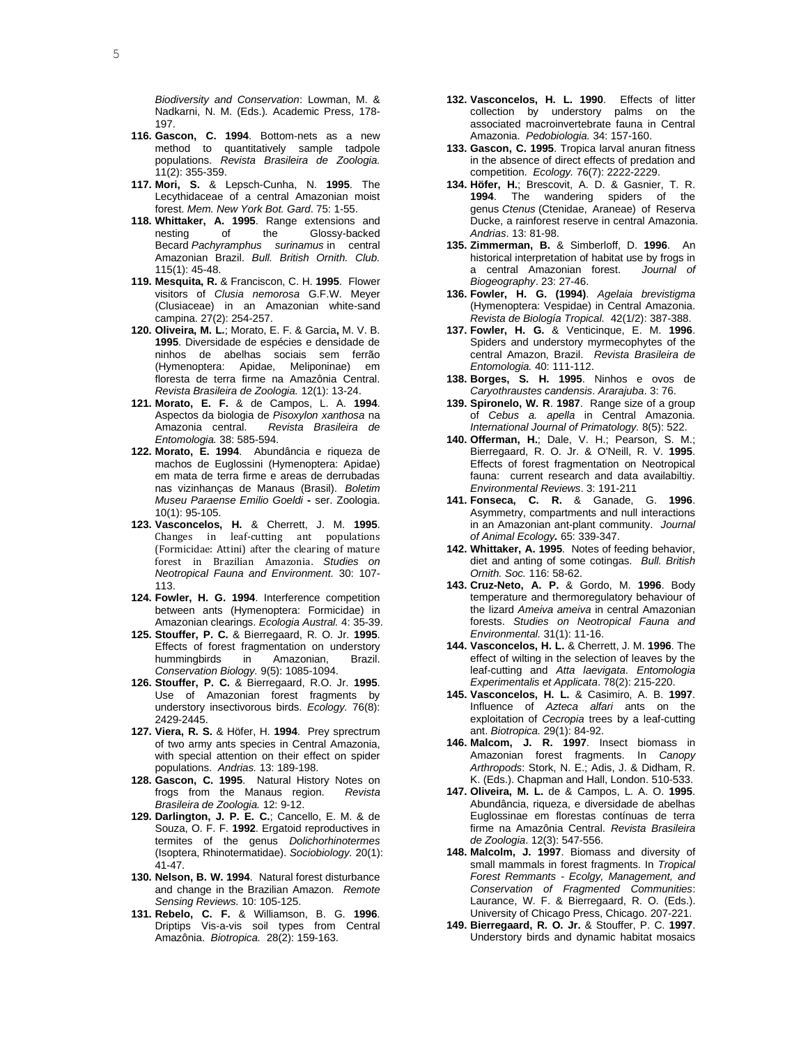*Biodiversity and Conservation*: Lowman, M. & Nadkarni, N. M. (Eds.). Academic Press, 178-197.

116. **Gascon, C. 1994**. Bottom-nets as a new method to quantitatively sample tadpole populations. *Revista Brasileira de Zoologia.* 11(2): 355-359.
117. **Mori, S.** & Lepsch-Cunha, N. **1995**. The Lecythidaceae of a central Amazonian moist forest. *Mem. New York Bot. Gard*. 75: 1-55.
118. **Whittaker, A. 1995**. Range extensions and nesting of the Glossy-backed Becard *Pachyramphus surinamus* in central Amazonian Brazil. *Bull. British Ornith. Club.* 115(1): 45-48.
119. **Mesquita, R.** & Franciscon, C. H. **1995**. Flower visitors of *Clusia nemorosa* G.F.W. Meyer (Clusiaceae) in an Amazonian white-sand campina. 27(2): 254-257.
120. **Oliveira, M. L.**; Morato, E. F. & Garcia**,** M. V. B. **1995**. Diversidade de espécies e densidade de ninhos de abelhas sociais sem ferrão (Hymenoptera: Apidae, Meliponinae) em floresta de terra firme na Amazônia Central. *Revista Brasileira de Zoologia.* 12(1): 13-24.
121. **Morato, E. F.** & de Campos, L. A. **1994**. Aspectos da biologia de *Pisoxylon xanthosa* na Amazonia central. *Revista Brasileira de Entomologia.* 38: 585-594.
122. **Morato, E. 1994**. Abundância e riqueza de machos de Euglossini (Hymenoptera: Apidae) em mata de terra firme e areas de derrubadas nas vizinhanças de Manaus (Brasil). *Boletim Museu Paraense Emilio Goeldi* **-** ser. Zoologia. 10(1): 95-105.
123. **Vasconcelos, H.** & Cherrett, J. M. **1995**. Changes in leaf-cutting ant populations (Formicidae: Attini) after the clearing of mature forest in Brazilian Amazonia. *Studies on Neotropical Fauna and Environment.* 30: 107-113.
124. **Fowler, H. G. 1994**. Interference competition between ants (Hymenoptera: Formicidae) in Amazonian clearings. *Ecologia Austral.* 4: 35-39.
125. **Stouffer, P. C.** & Bierregaard, R. O. Jr. **1995**. Effects of forest fragmentation on understory hummingbirds in Amazonian, Brazil. *Conservation Biology.* 9(5): 1085-1094.
126. **Stouffer, P. C.** & Bierregaard, R.O. Jr. **1995**. Use of Amazonian forest fragments by understory insectivorous birds. *Ecology.* 76(8): 2429-2445.
127. **Viera, R. S.** & Höfer, H. **1994**. Prey sprectrum of two army ants species in Central Amazonia, with special attention on their effect on spider populations. *Andrias.* 13: 189-198.
128. **Gascon, C. 1995**. Natural History Notes on frogs from the Manaus region. *Revista Brasileira de Zoologia.* 12: 9-12.
129. **Darlington, J. P. E. C.**; Cancello, E. M. & de Souza, O. F. F. **1992**. Ergatoid reproductives in termites of the genus *Dolichorhinotermes* (Isoptera, Rhinotermatidae). *Sociobiology.* 20(1): 41-47.
130. **Nelson, B. W. 1994**. Natural forest disturbance and change in the Brazilian Amazon. *Remote Sensing Reviews.* 10: 105-125.
131. **Rebelo, C. F.** & Williamson, B. G. **1996**. Driptips Vis-a-vis soil types from Central Amazônia. *Biotropica.* 28(2): 159-163.
132. **Vasconcelos, H. L. 1990**. Effects of litter collection by understory palms on the associated macroinvertebrate fauna in Central Amazonia. *Pedobiologia.* 34: 157-160.
133. **Gascon, C. 1995**. Tropica larval anuran fitness in the absence of direct effects of predation and competition. *Ecology.* 76(7): 2222-2229.
134. **Höfer, H.**; Brescovit, A. D. & Gasnier, T. R. **1994**. The wandering spiders of the genus *Ctenus* (Ctenidae, Araneae) of Reserva Ducke, a rainforest reserve in central Amazonia. *Andrias*. 13: 81-98.
135. **Zimmerman, B.** & Simberloff, D. **1996**. An historical interpretation of habitat use by frogs in a central Amazonian forest. *Journal of Biogeography*. 23: 27-46.
136. **Fowler, H. G. (1994)**. *Agelaia brevistigma* (Hymenoptera: Vespidae) in Central Amazonia. *Revista de Biología Tropical.* 42(1/2): 387-388.
137. **Fowler, H. G.** & Venticinque, E. M. **1996**. Spiders and understory myrmecophytes of the central Amazon, Brazil. *Revista Brasileira de Entomologia.* 40: 111-112.
138. **Borges, S. H. 1995**. Ninhos e ovos de *Caryothraustes candensis*. *Ararajuba*. 3: 76.
139. **Spironelo, W. R**. **1987**. Range size of a group of *Cebus a. apella* in Central Amazonia. *International Journal of Primatology.* 8(5): 522.
140. **Offerman, H.**; Dale, V. H.; Pearson, S. M.; Bierregaard, R. O. Jr. & O'Neill, R. V. **1995**. Effects of forest fragmentation on Neotropical fauna: current research and data availabiltiy. *Environmental Reviews*. 3: 191-211
141. **Fonseca, C. R.** & Ganade, G. **1996**. Asymmetry, compartments and null interactions in an Amazonian ant-plant community. *Journal of Animal Ecology.* 65: 339-347.
142. **Whittaker, A. 1995**. Notes of feeding behavior, diet and anting of some cotingas. *Bull. British Ornith. Soc.* 116: 58-62.
143. **Cruz-Neto, A. P.** & Gordo, M. **1996**. Body temperature and thermoregulatory behaviour of the lizard *Ameiva ameiva* in central Amazonian forests. *Studies on Neotropical Fauna and Environmental.* 31(1): 11-16.
144. **Vasconcelos, H. L.** & Cherrett, J. M. **1996**. The effect of wilting in the selection of leaves by the leaf-cutting and *Atta laevigata*. *Entomologia Experimentalis et Applicata*. 78(2): 215-220.
145. **Vasconcelos, H. L.** & Casimiro, A. B. **1997**. Influence of *Azteca alfari* ants on the exploitation of *Cecropia* trees by a leaf-cutting ant. *Biotropica.* 29(1): 84-92.
146. **Malcom, J. R. 1997**. Insect biomass in Amazonian forest fragments. In *Canopy Arthropods*: Stork, N. E.; Adis, J. & Didham, R. K. (Eds.). Chapman and Hall, London. 510-533.
147. **Oliveira, M. L.** de & Campos, L. A. O. **1995**. Abundância, riqueza, e diversidade de abelhas Euglossinae em florestas contínuas de terra firme na Amazônia Central. *Revista Brasileira de Zoologia*. 12(3): 547-556.
148. **Malcolm, J. 1997**. Biomass and diversity of small mammals in forest fragments. In *Tropical Forest Remmants - Ecolgy, Management, and Conservation of Fragmented Communities*: Laurance, W. F. & Bierregaard, R. O. (Eds.). University of Chicago Press, Chicago. 207-221.
149. **Bierregaard, R. O. Jr.** & Stouffer, P. C. **1997**. Understory birds and dynamic habitat mosaics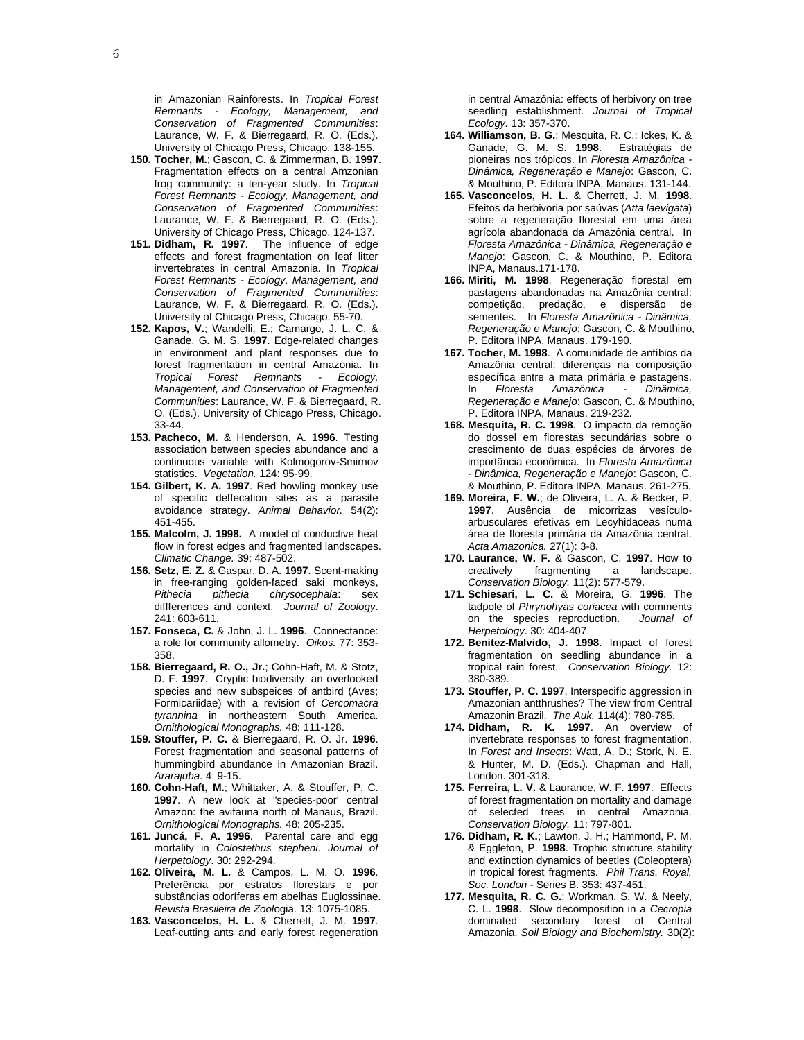in Amazonian Rainforests. In *Tropical Forest Remnants - Ecology, Management, and Conservation of Fragmented Communities*: Laurance, W. F. & Bierregaard, R. O. (Eds.). University of Chicago Press, Chicago. 138-155.

150. **Tocher, M.**; Gascon, C. & Zimmerman, B. **1997**. Fragmentation effects on a central Amzonian frog community: a ten-year study. In *Tropical Forest Remnants - Ecology, Management, and Conservation of Fragmented Communities*: Laurance, W. F. & Bierregaard, R. O. (Eds.). University of Chicago Press, Chicago. 124-137.

151. **Didham, R. 1997**. The influence of edge effects and forest fragmentation on leaf litter invertebrates in central Amazonia. In *Tropical Forest Remnants - Ecology, Management, and Conservation of Fragmented Communities*: Laurance, W. F. & Bierregaard, R. O. (Eds.). University of Chicago Press, Chicago. 55-70.

152. **Kapos, V.**; Wandelli, E.; Camargo, J. L. C. & Ganade, G. M. S. **1997**. Edge-related changes in environment and plant responses due to forest fragmentation in central Amazonia. In *Tropical Forest Remnants - Ecology, Management, and Conservation of Fragmented Communities*: Laurance, W. F. & Bierregaard, R. O. (Eds.). University of Chicago Press, Chicago. 33-44.

153. **Pacheco, M.** & Henderson, A. **1996**. Testing association between species abundance and a continuous variable with Kolmogorov-Smirnov statistics. *Vegetation.* 124: 95-99.

154. **Gilbert, K. A. 1997**. Red howling monkey use of specific deffecation sites as a parasite avoidance strategy. *Animal Behavior.* 54(2): 451-455.

155. **Malcolm, J. 1998.** A model of conductive heat flow in forest edges and fragmented landscapes. *Climatic Change.* 39: 487-502.

156. **Setz, E. Z.** & Gaspar, D. A. **1997**. Scent-making in free-ranging golden-faced saki monkeys, *Pithecia pithecia chrysocephala*: sex diffferences and context. *Journal of Zoology*. 241: 603-611.

157. **Fonseca, C.** & John, J. L. **1996**. Connectance: a role for community allometry. *Oikos.* 77: 353-358.

158. **Bierregaard, R. O., Jr.**; Cohn-Haft, M. & Stotz, D. F. **1997**. Cryptic biodiversity: an overlooked species and new subspeices of antbird (Aves; Formicariidae) with a revision of *Cercomacra tyrannina* in northeastern South America. *Ornithological Monographs.* 48: 111-128.

159. **Stouffer, P. C.** & Bierregaard, R. O. Jr. **1996**. Forest fragmentation and seasonal patterns of hummingbird abundance in Amazonian Brazil. *Ararajuba*. 4: 9-15.

160. **Cohn-Haft, M.**; Whittaker, A. & Stouffer, P. C. **1997**. A new look at "species-poor' central Amazon: the avifauna north of Manaus, Brazil. *Ornithological Monographs.* 48: 205-235.

161. **Juncá, F. A. 1996**. Parental care and egg mortality in *Colostethus stepheni*. *Journal of Herpetology*. 30: 292-294.

162. **Oliveira, M. L.** & Campos, L. M. O. **1996**. Preferência por estratos florestais e por substâncias odoríferas em abelhas Euglossinae. *Revista Brasileira de Zool*ogia. 13: 1075-1085.

163. **Vasconcelos, H. L.** & Cherrett, J. M. **1997**. Leaf-cutting ants and early forest regeneration in central Amazônia: effects of herbivory on tree seedling establishment. *Journal of Tropical Ecology.* 13: 357-370.

164. **Williamson, B. G.**; Mesquita, R. C.; Ickes, K. & Ganade, G. M. S. **1998**. Estratégias de pioneiras nos trópicos. In *Floresta Amazônica - Dinâmica, Regeneração e Manejo*: Gascon, C. & Mouthino, P. Editora INPA, Manaus. 131-144.

165. **Vasconcelos, H. L.** & Cherrett, J. M. **1998**. Efeitos da herbivoria por saúvas (*Atta laevigata*) sobre a regeneração florestal em uma área agrícola abandonada da Amazônia central. In *Floresta Amazônica - Dinâmica, Regeneração e Manejo*: Gascon, C. & Mouthino, P. Editora INPA, Manaus.171-178.

166. **Miriti, M. 1998**. Regeneração florestal em pastagens abandonadas na Amazônia central: competição, predação, e dispersão de sementes. In *Floresta Amazônica - Dinâmica, Regeneração e Manejo*: Gascon, C. & Mouthino, P. Editora INPA, Manaus. 179-190.

167. **Tocher, M. 1998**. A comunidade de anfíbios da Amazônia central: diferenças na composição específica entre a mata primária e pastagens. In *Floresta Amazônica - Dinâmica, Regeneração e Manejo*: Gascon, C. & Mouthino, P. Editora INPA, Manaus. 219-232.

168. **Mesquita, R. C. 1998**. O impacto da remoção do dossel em florestas secundárias sobre o crescimento de duas espécies de árvores de importância econômica. In *Floresta Amazônica - Dinâmica, Regeneração e Manejo*: Gascon, C. & Mouthino, P. Editora INPA, Manaus. 261-275.

169. **Moreira, F. W.**; de Oliveira, L. A. & Becker, P. **1997**. Ausência de micorrizas vesículo-arbusculares efetivas em Lecyhidaceas numa área de floresta primária da Amazônia central. *Acta Amazonica.* 27(1): 3-8.

170. **Laurance, W. F.** & Gascon, C. **1997**. How to creatively fragmenting a landscape. *Conservation Biology.* 11(2): 577-579.

171. **Schiesari, L. C.** & Moreira, G. **1996**. The tadpole of *Phrynohyas coriacea* with comments on the species reproduction. *Journal of Herpetology*. 30: 404-407.

172. **Benitez-Malvido, J. 1998**. Impact of forest fragmentation on seedling abundance in a tropical rain forest. *Conservation Biology.* 12: 380-389.

173. **Stouffer, P. C. 1997**. Interspecific aggression in Amazonian antthrushes? The view from Central Amazonin Brazil. *The Auk.* 114(4): 780-785.

174. **Didham, R. K. 1997**. An overview of invertebrate responses to forest fragmentation. In *Forest and Insects*: Watt, A. D.; Stork, N. E. & Hunter, M. D. (Eds.). Chapman and Hall, London. 301-318.

175. **Ferreira, L. V.** & Laurance, W. F. **1997**. Effects of forest fragmentation on mortality and damage of selected trees in central Amazonia. *Conservation Biology.* 11: 797-801.

176. **Didham, R. K.**; Lawton, J. H.; Hammond, P. M. & Eggleton, P. **1998**. Trophic structure stability and extinction dynamics of beetles (Coleoptera) in tropical forest fragments. *Phil Trans. Royal. Soc. London* - Series B. 353: 437-451.

177. **Mesquita, R. C. G.**; Workman, S. W. & Neely, C. L. **1998**. Slow decomposition in a *Cecropia* dominated secondary forest of Central Amazonia. *Soil Biology and Biochemistry.* 30(2):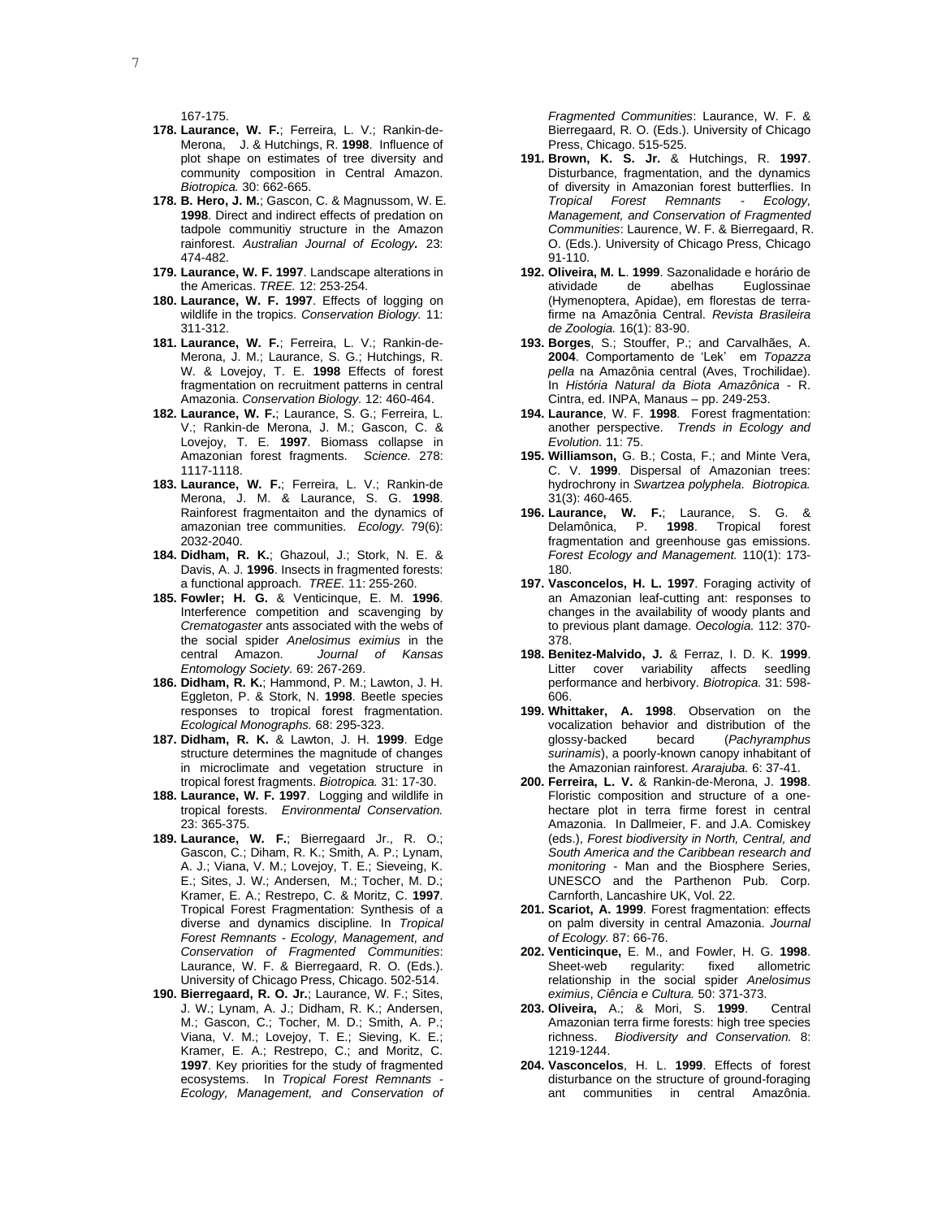167-175.

178. **Laurance, W. F.**; Ferreira, L. V.; Rankin-de-Merona, J. & Hutchings, R. **1998**. Influence of plot shape on estimates of tree diversity and community composition in Central Amazon. *Biotropica.* 30: 662-665.

178. **B. Hero, J. M.**; Gascon, C. & Magnussom, W. E. **1998**. Direct and indirect effects of predation on tadpole communitiy structure in the Amazon rainforest. *Australian Journal of Ecology.* 23: 474-482.

179. **Laurance, W. F. 1997**. Landscape alterations in the Americas. *TREE.* 12: 253-254.

180. **Laurance, W. F. 1997**. Effects of logging on wildlife in the tropics. *Conservation Biology.* 11: 311-312.

181. **Laurance, W. F.**; Ferreira, L. V.; Rankin-de-Merona, J. M.; Laurance, S. G.; Hutchings, R. W. & Lovejoy, T. E. **1998** Effects of forest fragmentation on recruitment patterns in central Amazonia. *Conservation Biology.* 12: 460-464.

182. **Laurance, W. F.**; Laurance, S. G.; Ferreira, L. V.; Rankin-de Merona, J. M.; Gascon, C. & Lovejoy, T. E. **1997**. Biomass collapse in Amazonian forest fragments. *Science.* 278: 1117-1118.

183. **Laurance, W. F.**; Ferreira, L. V.; Rankin-de Merona, J. M. & Laurance, S. G. **1998**. Rainforest fragmentaiton and the dynamics of amazonian tree communities. *Ecology.* 79(6): 2032-2040.

184. **Didham, R. K.**; Ghazoul, J.; Stork, N. E. & Davis, A. J. **1996**. Insects in fragmented forests: a functional approach. *TREE.* 11: 255-260.

185. **Fowler; H. G.** & Venticinque, E. M. **1996**. Interference competition and scavenging by *Crematogaster* ants associated with the webs of the social spider *Anelosimus eximius* in the central Amazon. *Journal of Kansas Entomology Society.* 69: 267-269.

186. **Didham, R. K.**; Hammond, P. M.; Lawton, J. H. Eggleton, P. & Stork, N. **1998**. Beetle species responses to tropical forest fragmentation. *Ecological Monographs.* 68: 295-323.

187. **Didham, R. K.** & Lawton, J. H. **1999**. Edge structure determines the magnitude of changes in microclimate and vegetation structure in tropical forest fragments. *Biotropica.* 31: 17-30.

188. **Laurance, W. F. 1997**. Logging and wildlife in tropical forests. *Environmental Conservation.* 23: 365-375.

189. **Laurance, W. F.**; Bierregaard Jr., R. O.; Gascon, C.; Diham, R. K.; Smith, A. P.; Lynam, A. J.; Viana, V. M.; Lovejoy, T. E.; Sieveing, K. E.; Sites, J. W.; Andersen, M.; Tocher, M. D.; Kramer, E. A.; Restrepo, C. & Moritz, C. **1997**. Tropical Forest Fragmentation: Synthesis of a diverse and dynamics discipline. In *Tropical Forest Remnants - Ecology, Management, and Conservation of Fragmented Communities*: Laurance, W. F. & Bierregaard, R. O. (Eds.). University of Chicago Press, Chicago. 502-514.

190. **Bierregaard, R. O. Jr.**; Laurance, W. F.; Sites, J. W.; Lynam, A. J.; Didham, R. K.; Andersen, M.; Gascon, C.; Tocher, M. D.; Smith, A. P.; Viana, V. M.; Lovejoy, T. E.; Sieving, K. E.; Kramer, E. A.; Restrepo, C.; and Moritz, C. **1997**. Key priorities for the study of fragmented ecosystems. In *Tropical Forest Remnants - Ecology, Management, and Conservation of Fragmented Communities*: Laurance, W. F. & Bierregaard, R. O. (Eds.). University of Chicago Press, Chicago. 515-525.

191. **Brown, K. S. Jr.** & Hutchings, R. **1997**. Disturbance, fragmentation, and the dynamics of diversity in Amazonian forest butterflies. In *Tropical Forest Remnants - Ecology, Management, and Conservation of Fragmented Communities*: Laurence, W. F. & Bierregaard, R. O. (Eds.). University of Chicago Press, Chicago 91-110.

192. **Oliveira, M. L**. **1999**. Sazonalidade e horário de atividade de abelhas Euglossinae (Hymenoptera, Apidae), em florestas de terra-firme na Amazônia Central. *Revista Brasileira de Zoologia.* 16(1): 83-90.

193. **Borges**, S.; Stouffer, P.; and Carvalhães, A. **2004**. Comportamento de 'Lek' em *Topazza pella* na Amazônia central (Aves, Trochilidae). In *História Natural da Biota Amazônica* - R. Cintra, ed. INPA, Manaus – pp. 249-253.

194. **Laurance**, W. F. **1998**. Forest fragmentation: another perspective. *Trends in Ecology and Evolution.* 11: 75.

195. **Williamson,** G. B.; Costa, F.; and Minte Vera, C. V. **1999**. Dispersal of Amazonian trees: hydrochrony in *Swartzea polyphela*. *Biotropica.* 31(3): 460-465.

196. **Laurance, W. F.**; Laurance, S. G. & Delamônica, P. **1998**. Tropical forest fragmentation and greenhouse gas emissions. *Forest Ecology and Management.* 110(1): 173-180.

197. **Vasconcelos, H. L. 1997**. Foraging activity of an Amazonian leaf-cutting ant: responses to changes in the availability of woody plants and to previous plant damage. *Oecologia.* 112: 370-378.

198. **Benitez-Malvido, J.** & Ferraz, I. D. K. **1999**. Litter cover variability affects seedling performance and herbivory. *Biotropica.* 31: 598-606.

199. **Whittaker, A. 1998**. Observation on the vocalization behavior and distribution of the glossy-backed becard (*Pachyramphus surinamis*), a poorly-known canopy inhabitant of the Amazonian rainforest. *Ararajuba.* 6: 37-41.

200. **Ferreira, L. V.** & Rankin-de-Merona, J. **1998**. Floristic composition and structure of a one-hectare plot in terra firme forest in central Amazonia. In Dallmeier, F. and J.A. Comiskey (eds.), *Forest biodiversity in North, Central, and South America and the Caribbean research and monitoring* - Man and the Biosphere Series, UNESCO and the Parthenon Pub. Corp. Carnforth, Lancashire UK, Vol. 22.

201. **Scariot, A. 1999**. Forest fragmentation: effects on palm diversity in central Amazonia. *Journal of Ecology.* 87: 66-76.

202. **Venticinque,** E. M., and Fowler, H. G. **1998**. Sheet-web regularity: fixed allometric relationship in the social spider *Anelosimus eximius*, *Ciência e Cultura.* 50: 371-373.

203. **Oliveira,** A.; & Mori, S. **1999**. Central Amazonian terra firme forests: high tree species richness. *Biodiversity and Conservation.* 8: 1219-1244.

204. **Vasconcelos**, H. L. **1999**. Effects of forest disturbance on the structure of ground-foraging ant communities in central Amazônia.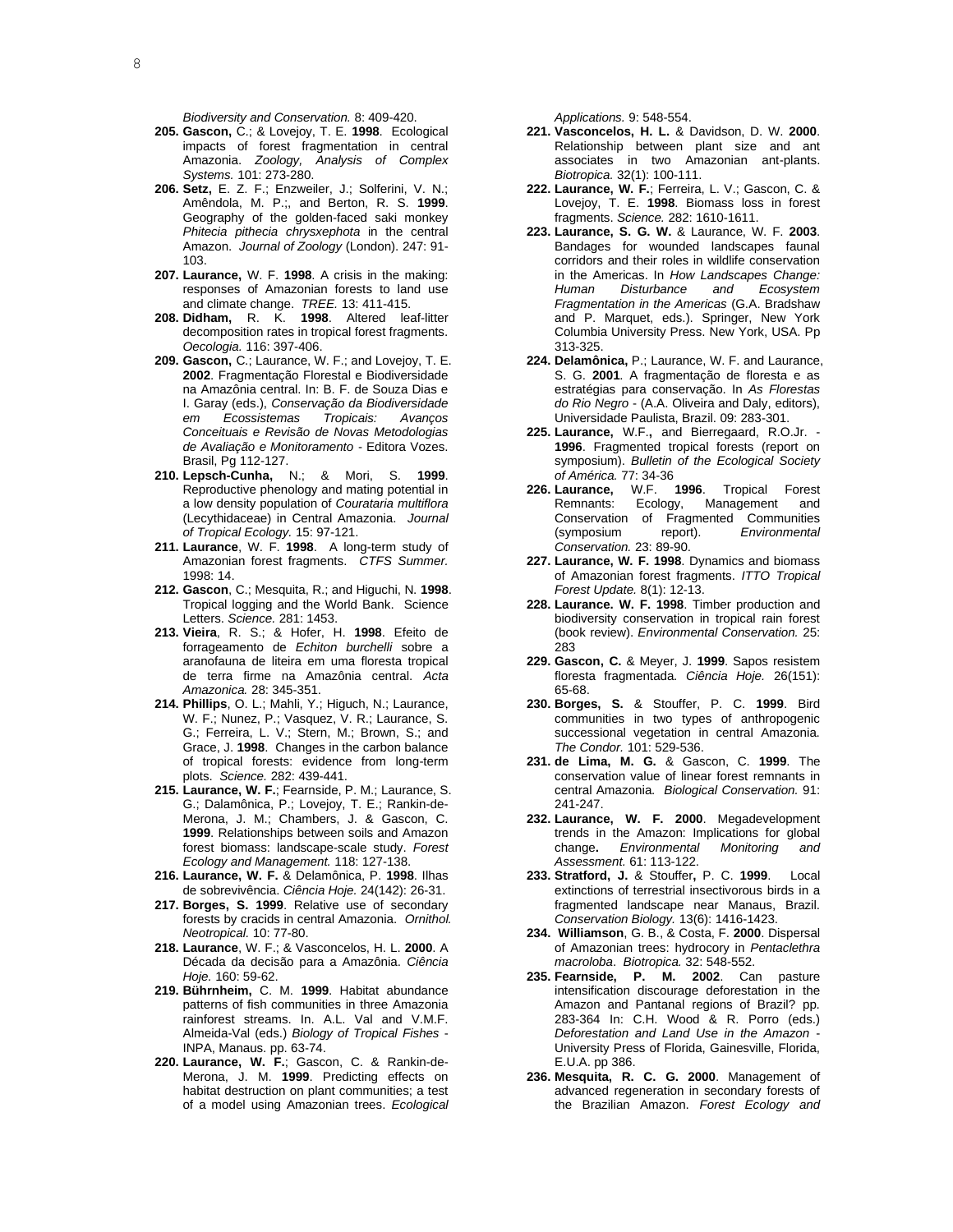*Biodiversity and Conservation.* 8: 409-420.

**205. Gascon,** C.; & Lovejoy, T. E. **1998**. Ecological impacts of forest fragmentation in central Amazonia. *Zoology, Analysis of Complex Systems.* 101: 273-280.

**206. Setz,** E. Z. F.; Enzweiler, J.; Solferini, V. N.; Amêndola, M. P.;, and Berton, R. S. **1999**. Geography of the golden-faced saki monkey *Phitecia pithecia chrysxephota* in the central Amazon. *Journal of Zoology* (London). 247: 91-103.

**207. Laurance,** W. F. **1998**. A crisis in the making: responses of Amazonian forests to land use and climate change. *TREE.* 13: 411-415.

**208. Didham,** R. K. **1998**. Altered leaf-litter decomposition rates in tropical forest fragments. *Oecologia.* 116: 397-406.

**209. Gascon,** C.; Laurance, W. F.; and Lovejoy, T. E. **2002**. Fragmentação Florestal e Biodiversidade na Amazônia central. In: B. F. de Souza Dias e I. Garay (eds.), *Conservação da Biodiversidade em Ecossistemas Tropicais: Avanços Conceituais e Revisão de Novas Metodologias de Avaliação e Monitoramento* - Editora Vozes. Brasil, Pg 112-127.

**210. Lepsch-Cunha,** N.; & Mori, S. **1999**. Reproductive phenology and mating potential in a low density population of *Couratari multiflora* (Lecythidaceae) in Central Amazonia. *Journal of Tropical Ecology.* 15: 97-121.

**211. Laurance**, W. F. **1998**. A long-term study of Amazonian forest fragments. *CTFS Summer.* 1998: 14.

**212. Gascon**, C.; Mesquita, R.; and Higuchi, N. **1998**. Tropical logging and the World Bank. Science Letters. *Science.* 281: 1453.

**213. Vieira**, R. S.; & Hofer, H. **1998**. Efeito de forrageamento de *Echiton burchelli* sobre a aranofauna de liteira em uma floresta tropical de terra firme na Amazônia central. *Acta Amazonica.* 28: 345-351.

**214. Phillips**, O. L.; Mahli, Y.; Higuch, N.; Laurance, W. F.; Nunez, P.; Vasquez, V. R.; Laurance, S. G.; Ferreira, L. V.; Stern, M.; Brown, S.; and Grace, J. **1998**. Changes in the carbon balance of tropical forests: evidence from long-term plots. *Science.* 282: 439-441.

**215. Laurance, W. F.**; Fearnside, P. M.; Laurance, S. G.; Dalamônica, P.; Lovejoy, T. E.; Rankin-de-Merona, J. M.; Chambers, J. & Gascon, C. **1999**. Relationships between soils and Amazon forest biomass: landscape-scale study. *Forest Ecology and Management.* 118: 127-138.

**216. Laurance, W. F.** & Delamônica, P. **1998**. Ilhas de sobrevivência. *Ciência Hoje.* 24(142): 26-31.

**217. Borges, S. 1999**. Relative use of secondary forests by cracids in central Amazonia. *Ornithol. Neotropical.* 10: 77-80.

**218. Laurance**, W. F.; & Vasconcelos, H. L. **2000**. A Década da decisão para a Amazônia. *Ciência Hoje.* 160: 59-62.

**219. Bührnheim,** C. M. **1999**. Habitat abundance patterns of fish communities in three Amazonia rainforest streams. In. A.L. Val and V.M.F. Almeida-Val (eds.) *Biology of Tropical Fishes* - INPA, Manaus. pp. 63-74.

**220. Laurance, W. F.**; Gascon, C. & Rankin-de-Merona, J. M. **1999**. Predicting effects on habitat destruction on plant communities; a test of a model using Amazonian trees. *Ecological Applications.* 9: 548-554.

**221. Vasconcelos, H. L.** & Davidson, D. W. **2000**. Relationship between plant size and ant associates in two Amazonian ant-plants. *Biotropica.* 32(1): 100-111.

**222. Laurance, W. F.**; Ferreira, L. V.; Gascon, C. & Lovejoy, T. E. **1998**. Biomass loss in forest fragments. *Science.* 282: 1610-1611.

**223. Laurance, S. G. W.** & Laurance, W. F. **2003**. Bandages for wounded landscapes faunal corridors and their roles in wildlife conservation in the Americas. In *How Landscapes Change: Human Disturbance and Ecosystem Fragmentation in the Americas* (G.A. Bradshaw and P. Marquet, eds.). Springer, New York Columbia University Press. New York, USA. Pp 313-325.

**224. Delamônica,** P.; Laurance, W. F. and Laurance, S. G. **2001**. A fragmentação de floresta e as estratégias para conservação. In *As Florestas do Rio Negro* - (A.A. Oliveira and Daly, editors), Universidade Paulista, Brazil. 09: 283-301.

**225. Laurance,** W.F.**,** and Bierregaard, R.O.Jr. - **1996**. Fragmented tropical forests (report on symposium). *Bulletin of the Ecological Society of América.* 77: 34-36

**226. Laurance,** W.F. **1996**. Tropical Forest Remnants: Ecology, Management and Conservation of Fragmented Communities (symposium report). *Environmental Conservation.* 23: 89-90.

**227. Laurance, W. F. 1998**. Dynamics and biomass of Amazonian forest fragments. *ITTO Tropical Forest Update.* 8(1): 12-13.

**228. Laurance. W. F. 1998**. Timber production and biodiversity conservation in tropical rain forest (book review). *Environmental Conservation.* 25: 283

**229. Gascon, C.** & Meyer, J. **1999**. Sapos resistem floresta fragmentada. *Ciência Hoje.* 26(151): 65-68.

**230. Borges, S.** & Stouffer, P. C. **1999**. Bird communities in two types of anthropogenic successional vegetation in central Amazonia. *The Condor.* 101: 529-536.

**231. de Lima, M. G.** & Gascon, C. **1999**. The conservation value of linear forest remnants in central Amazonia. *Biological Conservation.* 91: 241-247.

**232. Laurance, W. F. 2000**. Megadevelopment trends in the Amazon: Implications for global change**.** *Environmental Monitoring and Assessment.* 61: 113-122.

**233. Stratford, J.** & Stouffer**,** P. C. **1999**. Local extinctions of terrestrial insectivorous birds in a fragmented landscape near Manaus, Brazil. *Conservation Biology.* 13(6): 1416-1423.

**234. Williamson**, G. B., & Costa, F. **2000**. Dispersal of Amazonian trees: hydrocory in *Pentaclethra macroloba*. *Biotropica.* 32: 548-552.

**235. Fearnside, P. M. 2002**. Can pasture intensification discourage deforestation in the Amazon and Pantanal regions of Brazil? pp. 283-364 In: C.H. Wood & R. Porro (eds.) *Deforestation and Land Use in the Amazon* - University Press of Florida, Gainesville, Florida, E.U.A. pp 386.

**236. Mesquita, R. C. G. 2000**. Management of advanced regeneration in secondary forests of the Brazilian Amazon. *Forest Ecology and*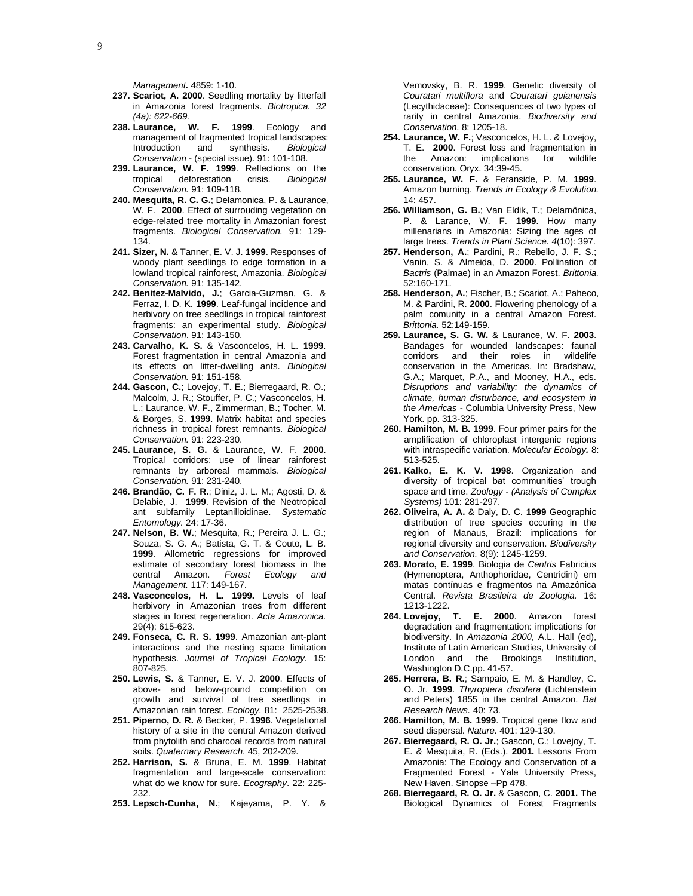*Management.* 4859: 1-10.

237. **Scariot, A. 2000**. Seedling mortality by litterfall in Amazonia forest fragments. *Biotropica. 32 (4a): 622-669.*
238. **Laurance, W. F. 1999**. Ecology and management of fragmented tropical landscapes: Introduction and synthesis. *Biological Conservation* - (special issue). 91: 101-108.
239. **Laurance, W. F. 1999**. Reflections on the tropical deforestation crisis. *Biological Conservation.* 91: 109-118.
240. **Mesquita, R. C. G.**; Delamonica, P. & Laurance, W. F. **2000**. Effect of surrouding vegetation on edge-related tree mortality in Amazonian forest fragments. *Biological Conservation.* 91: 129-134.
241. **Sizer, N.** & Tanner, E. V. J. **1999**. Responses of woody plant seedlings to edge formation in a lowland tropical rainforest, Amazonia. *Biological Conservation.* 91: 135-142.
242. **Benitez-Malvido, J.**; Garcia-Guzman, G. & Ferraz, I. D. K. **1999**. Leaf-fungal incidence and herbivory on tree seedlings in tropical rainforest fragments: an experimental study. *Biological Conservation*. 91: 143-150.
243. **Carvalho, K. S.** & Vasconcelos, H. L. **1999**. Forest fragmentation in central Amazonia and its effects on litter-dwelling ants. *Biological Conservation.* 91: 151-158.
244. **Gascon, C.**; Lovejoy, T. E.; Bierregaard, R. O.; Malcolm, J. R.; Stouffer, P. C.; Vasconcelos, H. L.; Laurance, W. F., Zimmerman, B.; Tocher, M. & Borges, S. **1999**. Matrix habitat and species richness in tropical forest remnants. *Biological Conservation.* 91: 223-230.
245. **Laurance, S. G.** & Laurance, W. F. **2000**. Tropical corridors: use of linear rainforest remnants by arboreal mammals. *Biological Conservation.* 91: 231-240.
246. **Brandão, C. F. R.**; Diniz, J. L. M.; Agosti, D. & Delabie, J. **1999**. Revision of the Neotropical ant subfamily Leptanilloidinae. *Systematic Entomology.* 24: 17-36.
247. **Nelson, B. W.**; Mesquita, R.; Pereira J. L. G.; Souza, S. G. A.; Batista, G. T. & Couto, L. B. **1999**. Allometric regressions for improved estimate of secondary forest biomass in the central Amazon. *Forest Ecology and Management.* 117: 149-167.
248. **Vasconcelos, H. L. 1999.** Levels of leaf herbivory in Amazonian trees from different stages in forest regeneration. *Acta Amazonica.* 29(4): 615-623.
249. **Fonseca, C. R. S. 1999**. Amazonian ant-plant interactions and the nesting space limitation hypothesis. *Journal of Tropical Ecology.* 15: 807-825*.*
250. **Lewis, S.** & Tanner, E. V. J. **2000**. Effects of above- and below-ground competition on growth and survival of tree seedlings in Amazonian rain forest. *Ecology.* 81: 2525-2538.
251. **Piperno, D. R.** & Becker, P. **1996**. Vegetational history of a site in the central Amazon derived from phytolith and charcoal records from natural soils. *Quaternary Research*. 45, 202-209.
252. **Harrison, S.** & Bruna, E. M. **1999**. Habitat fragmentation and large-scale conservation: what do we know for sure. *Ecography*. 22: 225-232.
253. **Lepsch-Cunha, N.**; Kajeyama, P. Y. & Vemovsky, B. R. **1999**. Genetic diversity of *Couratari multiflora* and *Couratari guianensis* (Lecythidaceae): Consequences of two types of rarity in central Amazonia. *Biodiversity and Conservation*. 8: 1205-18.
254. **Laurance, W. F.**; Vasconcelos, H. L. & Lovejoy, T. E. **2000**. Forest loss and fragmentation in the Amazon: implications for wildlife conservation. Oryx. 34:39-45.
255. **Laurance, W. F.** & Feranside, P. M. **1999**. Amazon burning. *Trends in Ecology & Evolution.* 14: 457.
256. **Williamson, G. B.**; Van Eldik, T.; Delamônica, P. & Larance, W. F. **1999**. How many millenarians in Amazonia: Sizing the ages of large trees. *Trends in Plant Science. 4*(10): 397.
257. **Henderson, A.**; Pardini, R.; Rebello, J. F. S.; Vanin, S. & Almeida, D. **2000**. Pollination of *Bactris* (Palmae) in an Amazon Forest. *Brittonia.* 52:160-171.
258. **Henderson, A.**; Fischer, B.; Scariot, A.; Paheco, M. & Pardini, R. **2000**. Flowering phenology of a palm comunity in a central Amazon Forest. *Brittonia.* 52:149-159.
259. **Laurance, S. G. W.** & Laurance, W. F. **2003**. Bandages for wounded landscapes: faunal corridors and their roles in wildelife conservation in the Americas. In: Bradshaw, G.A.; Marquet, P.A., and Mooney, H.A., eds. *Disruptions and variability: the dynamics of climate, human disturbance, and ecosystem in the Americas* - Columbia University Press, New York. pp. 313-325.
260. **Hamilton, M. B. 1999**. Four primer pairs for the amplification of chloroplast intergenic regions with intraspecific variation. *Molecular Ecology.* 8: 513-525.
261. **Kalko, E. K. V. 1998**. Organization and diversity of tropical bat communities' trough space and time. *Zoology - (Analysis of Complex Systems)* 101: 281-297.
262. **Oliveira, A. A.** & Daly, D. C. **1999** Geographic distribution of tree species occuring in the region of Manaus, Brazil: implications for regional diversity and conservation. *Biodiversity and Conservation.* 8(9): 1245-1259.
263. **Morato, E. 1999**. Biologia de *Centris* Fabricius (Hymenoptera, Anthophoridae, Centridini) em matas contínuas e fragmentos na Amazônica Central. *Revista Brasileira de Zoologia.* 16: 1213-1222.
264. **Lovejoy, T. E. 2000**. Amazon forest degradation and fragmentation: implications for biodiversity. In *Amazonia 2000*, A.L. Hall (ed), Institute of Latin American Studies, University of London and the Brookings Institution, Washington D.C.pp. 41-57.
265. **Herrera, B. R.**; Sampaio, E. M. & Handley, C. O. Jr. **1999**. *Thyroptera discifera* (Lichtenstein and Peters) 1855 in the central Amazon. *Bat Research News.* 40: 73.
266. **Hamilton, M. B. 1999**. Tropical gene flow and seed dispersal. *Nature.* 401: 129-130.
267. **Bierregaard, R. O. Jr.**; Gascon, C.; Lovejoy, T. E. & Mesquita, R. (Eds.). **2001.** Lessons From Amazonia: The Ecology and Conservation of a Fragmented Forest - Yale University Press, New Haven. Sinopse –Pp 478.
268. **Bierregaard, R. O. Jr.** & Gascon, C. **2001.** The Biological Dynamics of Forest Fragments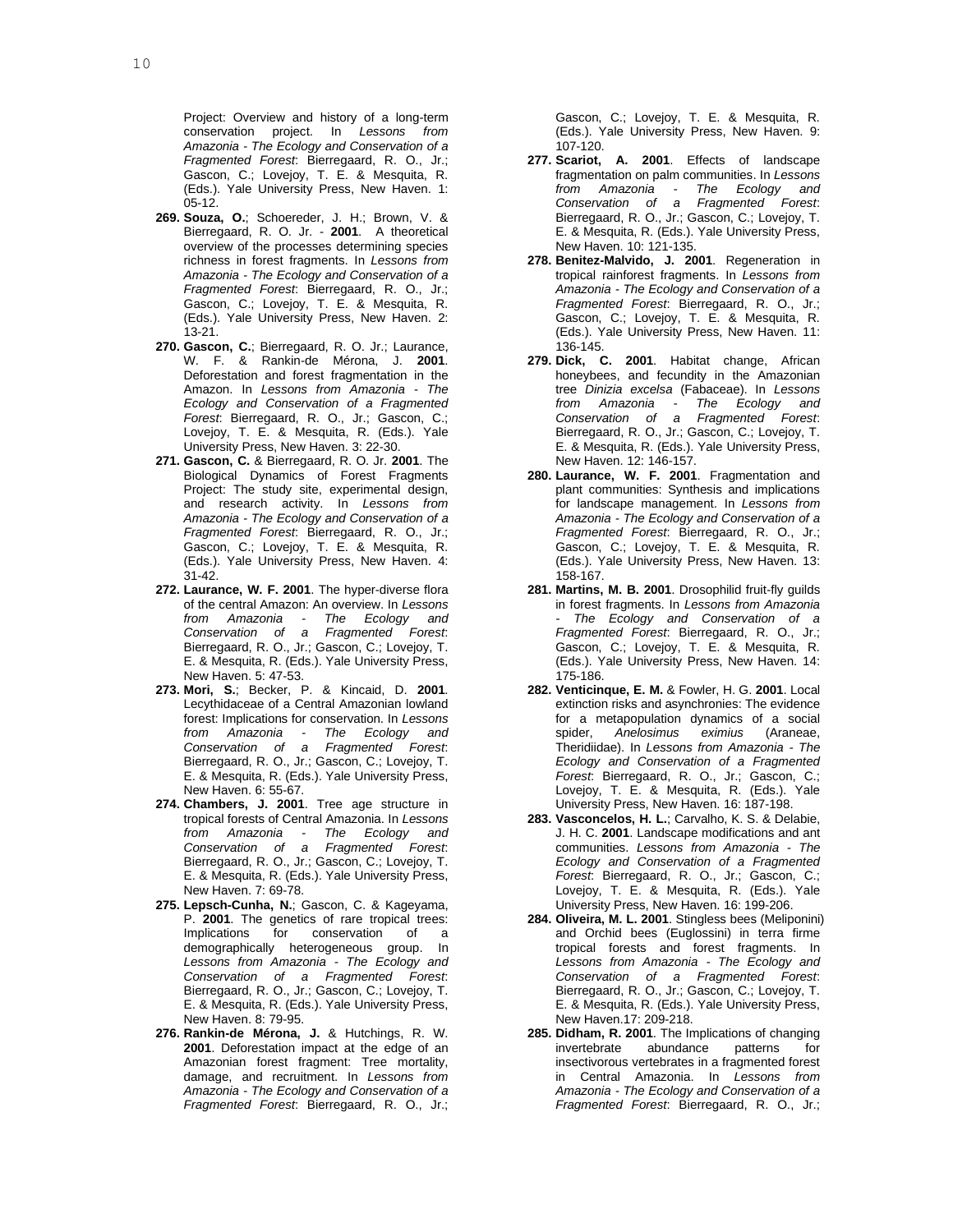Project: Overview and history of a long-term conservation project. In *Lessons from Amazonia - The Ecology and Conservation of a Fragmented Forest*: Bierregaard, R. O., Jr.; Gascon, C.; Lovejoy, T. E. & Mesquita, R. (Eds.). Yale University Press, New Haven. 1: 05-12.

**269. Souza, O.**; Schoereder, J. H.; Brown, V. & Bierregaard, R. O. Jr. - **2001**. A theoretical overview of the processes determining species richness in forest fragments. In *Lessons from Amazonia - The Ecology and Conservation of a Fragmented Forest*: Bierregaard, R. O., Jr.; Gascon, C.; Lovejoy, T. E. & Mesquita, R. (Eds.). Yale University Press, New Haven. 2: 13-21.

**270. Gascon, C.**; Bierregaard, R. O. Jr.; Laurance, W. F. & Rankin-de Mérona, J. **2001**. Deforestation and forest fragmentation in the Amazon. In *Lessons from Amazonia - The Ecology and Conservation of a Fragmented Forest*: Bierregaard, R. O., Jr.; Gascon, C.; Lovejoy, T. E. & Mesquita, R. (Eds.). Yale University Press, New Haven. 3: 22-30.

**271. Gascon, C.** & Bierregaard, R. O. Jr. **2001**. The Biological Dynamics of Forest Fragments Project: The study site, experimental design, and research activity. In *Lessons from Amazonia - The Ecology and Conservation of a Fragmented Forest*: Bierregaard, R. O., Jr.; Gascon, C.; Lovejoy, T. E. & Mesquita, R. (Eds.). Yale University Press, New Haven. 4: 31-42.

**272. Laurance, W. F. 2001**. The hyper-diverse flora of the central Amazon: An overview. In *Lessons from Amazonia - The Ecology and Conservation of a Fragmented Forest*: Bierregaard, R. O., Jr.; Gascon, C.; Lovejoy, T. E. & Mesquita, R. (Eds.). Yale University Press, New Haven. 5: 47-53.

**273. Mori, S.**; Becker, P. & Kincaid, D. **2001**. Lecythidaceae of a Central Amazonian lowland forest: Implications for conservation. In *Lessons from Amazonia - The Ecology and Conservation of a Fragmented Forest*: Bierregaard, R. O., Jr.; Gascon, C.; Lovejoy, T. E. & Mesquita, R. (Eds.). Yale University Press, New Haven. 6: 55-67.

**274. Chambers, J. 2001**. Tree age structure in tropical forests of Central Amazonia. In *Lessons from Amazonia - The Ecology and Conservation of a Fragmented Forest*: Bierregaard, R. O., Jr.; Gascon, C.; Lovejoy, T. E. & Mesquita, R. (Eds.). Yale University Press, New Haven. 7: 69-78.

**275. Lepsch-Cunha, N.**; Gascon, C. & Kageyama, P. **2001**. The genetics of rare tropical trees: Implications for conservation of a demographically heterogeneous group. In *Lessons from Amazonia - The Ecology and Conservation of a Fragmented Forest*: Bierregaard, R. O., Jr.; Gascon, C.; Lovejoy, T. E. & Mesquita, R. (Eds.). Yale University Press, New Haven. 8: 79-95.

**276. Rankin-de Mérona, J.** & Hutchings, R. W. **2001**. Deforestation impact at the edge of an Amazonian forest fragment: Tree mortality, damage, and recruitment. In *Lessons from Amazonia - The Ecology and Conservation of a Fragmented Forest*: Bierregaard, R. O., Jr.; Gascon, C.; Lovejoy, T. E. & Mesquita, R. (Eds.). Yale University Press, New Haven. 9: 107-120.

**277. Scariot, A. 2001**. Effects of landscape fragmentation on palm communities. In *Lessons from Amazonia - The Ecology and Conservation of a Fragmented Forest*: Bierregaard, R. O., Jr.; Gascon, C.; Lovejoy, T. E. & Mesquita, R. (Eds.). Yale University Press, New Haven. 10: 121-135.

**278. Benitez-Malvido, J. 2001**. Regeneration in tropical rainforest fragments. In *Lessons from Amazonia - The Ecology and Conservation of a Fragmented Forest*: Bierregaard, R. O., Jr.; Gascon, C.; Lovejoy, T. E. & Mesquita, R. (Eds.). Yale University Press, New Haven. 11: 136-145.

**279. Dick, C. 2001**. Habitat change, African honeybees, and fecundity in the Amazonian tree *Dinizia excelsa* (Fabaceae). In *Lessons from Amazonia - The Ecology and Conservation of a Fragmented Forest*: Bierregaard, R. O., Jr.; Gascon, C.; Lovejoy, T. E. & Mesquita, R. (Eds.). Yale University Press, New Haven. 12: 146-157.

**280. Laurance, W. F. 2001**. Fragmentation and plant communities: Synthesis and implications for landscape management. In *Lessons from Amazonia - The Ecology and Conservation of a Fragmented Forest*: Bierregaard, R. O., Jr.; Gascon, C.; Lovejoy, T. E. & Mesquita, R. (Eds.). Yale University Press, New Haven. 13: 158-167.

**281. Martins, M. B. 2001**. Drosophilid fruit-fly guilds in forest fragments. In *Lessons from Amazonia - The Ecology and Conservation of a Fragmented Forest*: Bierregaard, R. O., Jr.; Gascon, C.; Lovejoy, T. E. & Mesquita, R. (Eds.). Yale University Press, New Haven. 14: 175-186.

**282. Venticinque, E. M.** & Fowler, H. G. **2001**. Local extinction risks and asynchronies: The evidence for a metapopulation dynamics of a social spider, *Anelosimus eximius* (Araneae, Theridiidae). In *Lessons from Amazonia - The Ecology and Conservation of a Fragmented Forest*: Bierregaard, R. O., Jr.; Gascon, C.; Lovejoy, T. E. & Mesquita, R. (Eds.). Yale University Press, New Haven. 16: 187-198.

**283. Vasconcelos, H. L.**; Carvalho, K. S. & Delabie, J. H. C. **2001**. Landscape modifications and ant communities. *Lessons from Amazonia - The Ecology and Conservation of a Fragmented Forest*: Bierregaard, R. O., Jr.; Gascon, C.; Lovejoy, T. E. & Mesquita, R. (Eds.). Yale University Press, New Haven. 16: 199-206.

**284. Oliveira, M. L. 2001**. Stingless bees (Meliponini) and Orchid bees (Euglossini) in terra firme tropical forests and forest fragments. In *Lessons from Amazonia - The Ecology and Conservation of a Fragmented Forest*: Bierregaard, R. O., Jr.; Gascon, C.; Lovejoy, T. E. & Mesquita, R. (Eds.). Yale University Press, New Haven.17: 209-218.

**285. Didham, R. 2001**. The Implications of changing invertebrate abundance patterns for insectivorous vertebrates in a fragmented forest in Central Amazonia. In *Lessons from Amazonia - The Ecology and Conservation of a Fragmented Forest*: Bierregaard, R. O., Jr.;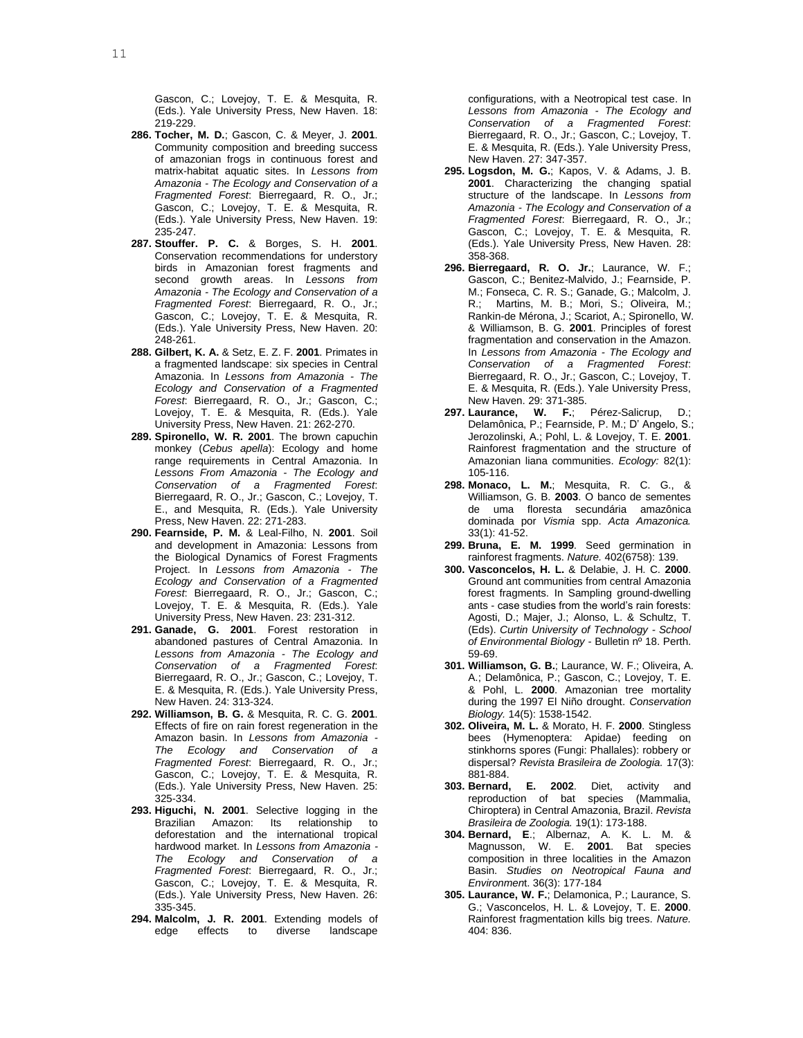Gascon, C.; Lovejoy, T. E. & Mesquita, R. (Eds.). Yale University Press, New Haven. 18: 219-229.

286. **Tocher, M. D.**; Gascon, C. & Meyer, J. **2001**. Community composition and breeding success of amazonian frogs in continuous forest and matrix-habitat aquatic sites. In *Lessons from Amazonia - The Ecology and Conservation of a Fragmented Forest*: Bierregaard, R. O., Jr.; Gascon, C.; Lovejoy, T. E. & Mesquita, R. (Eds.). Yale University Press, New Haven. 19: 235-247.

287. **Stouffer. P. C.** & Borges, S. H. **2001**. Conservation recommendations for understory birds in Amazonian forest fragments and second growth areas. In *Lessons from Amazonia - The Ecology and Conservation of a Fragmented Forest*: Bierregaard, R. O., Jr.; Gascon, C.; Lovejoy, T. E. & Mesquita, R. (Eds.). Yale University Press, New Haven. 20: 248-261.

288. **Gilbert, K. A.** & Setz, E. Z. F. **2001**. Primates in a fragmented landscape: six species in Central Amazonia. In *Lessons from Amazonia - The Ecology and Conservation of a Fragmented Forest*: Bierregaard, R. O., Jr.; Gascon, C.; Lovejoy, T. E. & Mesquita, R. (Eds.). Yale University Press, New Haven. 21: 262-270.

289. **Spironello, W. R. 2001**. The brown capuchin monkey (*Cebus apella*): Ecology and home range requirements in Central Amazonia. In *Lessons From Amazonia - The Ecology and Conservation of a Fragmented Forest*: Bierregaard, R. O., Jr.; Gascon, C.; Lovejoy, T. E., and Mesquita, R. (Eds.). Yale University Press, New Haven. 22: 271-283.

290. **Fearnside, P. M.** & Leal-Filho, N. **2001**. Soil and development in Amazonia: Lessons from the Biological Dynamics of Forest Fragments Project. In *Lessons from Amazonia - The Ecology and Conservation of a Fragmented Forest*: Bierregaard, R. O., Jr.; Gascon, C.; Lovejoy, T. E. & Mesquita, R. (Eds.). Yale University Press, New Haven. 23: 231-312.

291. **Ganade, G. 2001**. Forest restoration in abandoned pastures of Central Amazonia. In *Lessons from Amazonia - The Ecology and Conservation of a Fragmented Forest*: Bierregaard, R. O., Jr.; Gascon, C.; Lovejoy, T. E. & Mesquita, R. (Eds.). Yale University Press, New Haven. 24: 313-324.

292. **Williamson, B. G.** & Mesquita, R. C. G. **2001**. Effects of fire on rain forest regeneration in the Amazon basin. In *Lessons from Amazonia - The Ecology and Conservation of a Fragmented Forest*: Bierregaard, R. O., Jr.; Gascon, C.; Lovejoy, T. E. & Mesquita, R. (Eds.). Yale University Press, New Haven. 25: 325-334.

293. **Higuchi, N. 2001**. Selective logging in the Brazilian Amazon: Its relationship to deforestation and the international tropical hardwood market. In *Lessons from Amazonia - The Ecology and Conservation of a Fragmented Forest*: Bierregaard, R. O., Jr.; Gascon, C.; Lovejoy, T. E. & Mesquita, R. (Eds.). Yale University Press, New Haven. 26: 335-345.

294. **Malcolm, J. R. 2001**. Extending models of edge effects to diverse landscape configurations, with a Neotropical test case. In *Lessons from Amazonia - The Ecology and Conservation of a Fragmented Forest*: Bierregaard, R. O., Jr.; Gascon, C.; Lovejoy, T. E. & Mesquita, R. (Eds.). Yale University Press, New Haven. 27: 347-357.

295. **Logsdon, M. G.**; Kapos, V. & Adams, J. B. **2001**. Characterizing the changing spatial structure of the landscape. In *Lessons from Amazonia - The Ecology and Conservation of a Fragmented Forest*: Bierregaard, R. O., Jr.; Gascon, C.; Lovejoy, T. E. & Mesquita, R. (Eds.). Yale University Press, New Haven. 28: 358-368.

296. **Bierregaard, R. O. Jr.**; Laurance, W. F.; Gascon, C.; Benitez-Malvido, J.; Fearnside, P. M.; Fonseca, C. R. S.; Ganade, G.; Malcolm, J. R.; Martins, M. B.; Mori, S.; Oliveira, M.; Rankin-de Mérona, J.; Scariot, A.; Spironello, W. & Williamson, B. G. **2001**. Principles of forest fragmentation and conservation in the Amazon. In *Lessons from Amazonia - The Ecology and Conservation of a Fragmented Forest*: Bierregaard, R. O., Jr.; Gascon, C.; Lovejoy, T. E. & Mesquita, R. (Eds.). Yale University Press, New Haven. 29: 371-385.

297. **Laurance, W. F.**; Pérez-Salicrup, D.; Delamônica, P.; Fearnside, P. M.; D' Angelo, S.; Jerozolinski, A.; Pohl, L. & Lovejoy, T. E. **2001**. Rainforest fragmentation and the structure of Amazonian liana communities. *Ecology:* 82(1): 105-116.

298. **Monaco, L. M.**; Mesquita, R. C. G., & Williamson, G. B. **2003**. O banco de sementes de uma floresta secundária amazônica dominada por *Vismia* spp. *Acta Amazonica.* 33(1): 41-52.

299. **Bruna, E. M. 1999**. Seed germination in rainforest fragments. *Nature.* 402(6758): 139.

300. **Vasconcelos, H. L.** & Delabie, J. H. C. **2000**. Ground ant communities from central Amazonia forest fragments. In Sampling ground-dwelling ants - case studies from the world's rain forests: Agosti, D.; Majer, J.; Alonso, L. & Schultz, T. (Eds). *Curtin University of Technology - School of Environmental Biology* - Bulletin nº 18. Perth. 59-69.

301. **Williamson, G. B.**; Laurance, W. F.; Oliveira, A. A.; Delamônica, P.; Gascon, C.; Lovejoy, T. E. & Pohl, L. **2000**. Amazonian tree mortality during the 1997 El Niño drought. *Conservation Biology.* 14(5): 1538-1542.

302. **Oliveira, M. L.** & Morato, H. F. **2000**. Stingless bees (Hymenoptera: Apidae) feeding on stinkhorns spores (Fungi: Phallales): robbery or dispersal? *Revista Brasileira de Zoologia.* 17(3): 881-884.

303. **Bernard, E. 2002**. Diet, activity and reproduction of bat species (Mammalia, Chiroptera) in Central Amazonia, Brazil. *Revista Brasileira de Zoologia.* 19(1): 173-188.

304. **Bernard, E**.; Albernaz, A. K. L. M. & Magnusson, W. E. **2001**. Bat species composition in three localities in the Amazon Basin. *Studies on Neotropical Fauna and Environment*. 36(3): 177-184

305. **Laurance, W. F.**; Delamonica, P.; Laurance, S. G.; Vasconcelos, H. L. & Lovejoy, T. E. **2000**. Rainforest fragmentation kills big trees. *Nature.* 404: 836.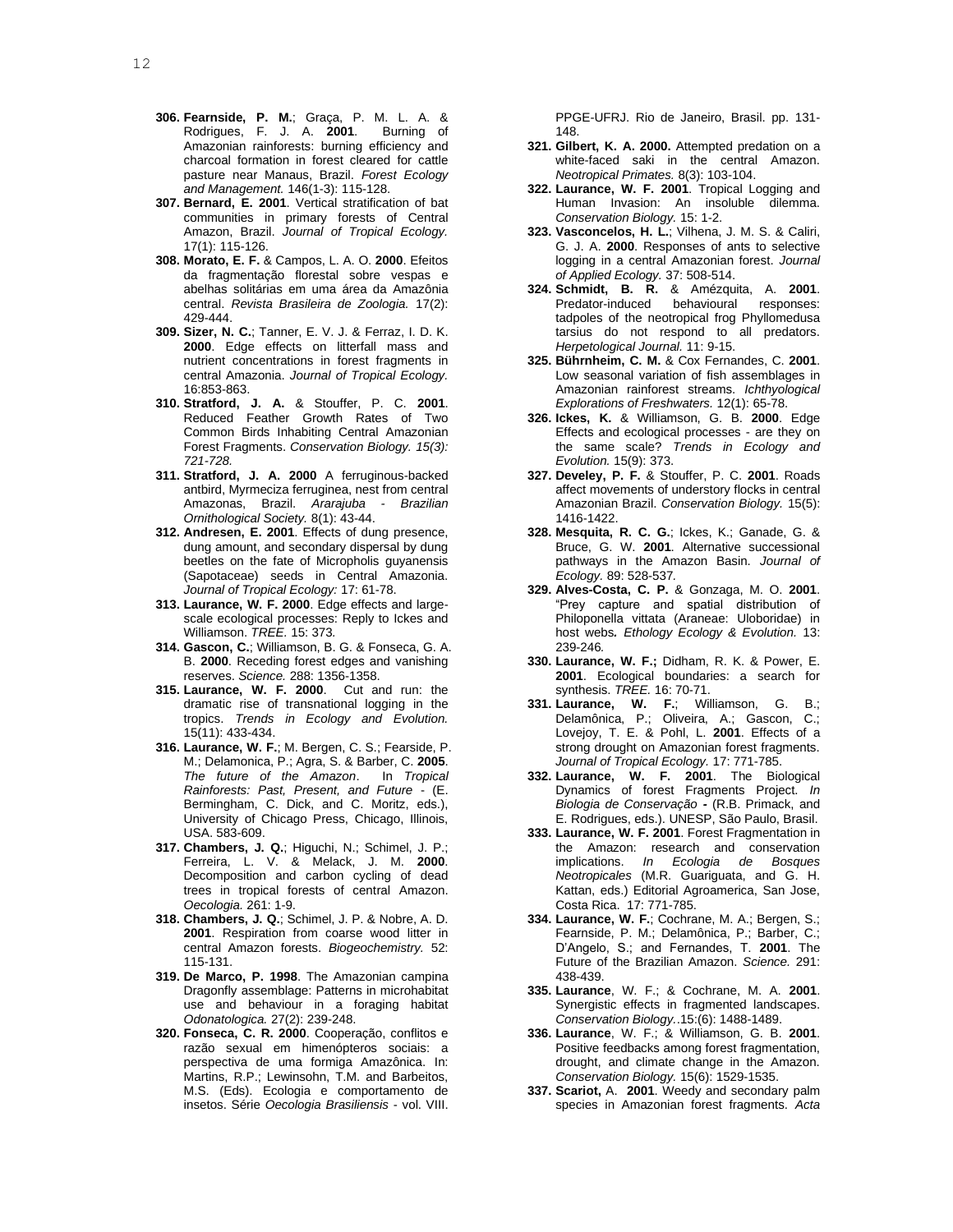**306. Fearnside, P. M.**; Graça, P. M. L. A. & Rodrigues, F. J. A. **2001**. Burning of Amazonian rainforests: burning efficiency and charcoal formation in forest cleared for cattle pasture near Manaus, Brazil. *Forest Ecology and Management.* 146(1-3): 115-128.

**307. Bernard, E. 2001**. Vertical stratification of bat communities in primary forests of Central Amazon, Brazil. *Journal of Tropical Ecology.* 17(1): 115-126.

**308. Morato, E. F.** & Campos, L. A. O. **2000**. Efeitos da fragmentação florestal sobre vespas e abelhas solitárias em uma área da Amazônia central. *Revista Brasileira de Zoologia.* 17(2): 429-444.

**309. Sizer, N. C.**; Tanner, E. V. J. & Ferraz, I. D. K. **2000**. Edge effects on litterfall mass and nutrient concentrations in forest fragments in central Amazonia. *Journal of Tropical Ecology.* 16:853-863.

**310. Stratford, J. A.** & Stouffer, P. C. **2001**. Reduced Feather Growth Rates of Two Common Birds Inhabiting Central Amazonian Forest Fragments. *Conservation Biology. 15(3): 721-728.*

**311. Stratford, J. A. 2000** A ferruginous-backed antbird, Myrmeciza ferruginea, nest from central Amazonas, Brazil. *Ararajuba - Brazilian Ornithological Society.* 8(1): 43-44.

**312. Andresen, E. 2001**. Effects of dung presence, dung amount, and secondary dispersal by dung beetles on the fate of Micropholis guyanensis (Sapotaceae) seeds in Central Amazonia. *Journal of Tropical Ecology:* 17: 61-78.

**313. Laurance, W. F. 2000**. Edge effects and large-scale ecological processes: Reply to Ickes and Williamson. *TREE.* 15: 373.

**314. Gascon, C.**; Williamson, B. G. & Fonseca, G. A. B. **2000**. Receding forest edges and vanishing reserves. *Science.* 288: 1356-1358.

**315. Laurance, W. F. 2000**. Cut and run: the dramatic rise of transnational logging in the tropics. *Trends in Ecology and Evolution.* 15(11): 433-434.

**316. Laurance, W. F.**; M. Bergen, C. S.; Fearside, P. M.; Delamonica, P.; Agra, S. & Barber, C. **2005**. *The future of the Amazon*. In *Tropical Rainforests: Past, Present, and Future* - (E. Bermingham, C. Dick, and C. Moritz, eds.), University of Chicago Press, Chicago, Illinois, USA. 583-609.

**317. Chambers, J. Q.**; Higuchi, N.; Schimel, J. P.; Ferreira, L. V. & Melack, J. M. **2000**. Decomposition and carbon cycling of dead trees in tropical forests of central Amazon. *Oecologia.* 261: 1-9.

**318. Chambers, J. Q.**; Schimel, J. P. & Nobre, A. D. **2001**. Respiration from coarse wood litter in central Amazon forests. *Biogeochemistry.* 52: 115-131.

**319. De Marco, P. 1998**. The Amazonian campina Dragonfly assemblage: Patterns in microhabitat use and behaviour in a foraging habitat *Odonatologica.* 27(2): 239-248.

**320. Fonseca, C. R. 2000**. Cooperação, conflitos e razão sexual em himenópteros sociais: a perspectiva de uma formiga Amazônica. In: Martins, R.P.; Lewinsohn, T.M. and Barbeitos, M.S. (Eds). Ecologia e comportamento de insetos. Série *Oecologia Brasiliensis* - vol. VIII. PPGE-UFRJ. Rio de Janeiro, Brasil. pp. 131-148.

**321. Gilbert, K. A. 2000.** Attempted predation on a white-faced saki in the central Amazon. *Neotropical Primates.* 8(3): 103-104.

**322. Laurance, W. F. 2001**. Tropical Logging and Human Invasion: An insoluble dilemma. *Conservation Biology.* 15: 1-2.

**323. Vasconcelos, H. L.**; Vilhena, J. M. S. & Caliri, G. J. A. **2000**. Responses of ants to selective logging in a central Amazonian forest. *Journal of Applied Ecology.* 37: 508-514.

**324. Schmidt, B. R.** & Amézquita, A. **2001**. Predator-induced behavioural responses: tadpoles of the neotropical frog Phyllomedusa tarsius do not respond to all predators. *Herpetological Journal.* 11: 9-15.

**325. Bührnheim, C. M.** & Cox Fernandes, C. **2001**. Low seasonal variation of fish assemblages in Amazonian rainforest streams. *Ichthyological Explorations of Freshwaters.* 12(1): 65-78.

**326. Ickes, K.** & Williamson, G. B. **2000**. Edge Effects and ecological processes - are they on the same scale? *Trends in Ecology and Evolution.* 15(9): 373.

**327. Develey, P. F.** & Stouffer, P. C. **2001**. Roads affect movements of understory flocks in central Amazonian Brazil. *Conservation Biology.* 15(5): 1416-1422.

**328. Mesquita, R. C. G.**; Ickes, K.; Ganade, G. & Bruce, G. W. **2001**. Alternative successional pathways in the Amazon Basin. *Journal of Ecology.* 89: 528-537.

**329. Alves-Costa, C. P.** & Gonzaga, M. O. **2001**. "Prey capture and spatial distribution of Philoponella vittata (Araneae: Uloboridae) in host webs***.*** *Ethology Ecology & Evolution.* 13: 239-246*.*

**330. Laurance, W. F.;** Didham, R. K. & Power, E. **2001**. Ecological boundaries: a search for synthesis. *TREE.* 16: 70-71.

**331. Laurance, W. F.**; Williamson, G. B.; Delamônica, P.; Oliveira, A.; Gascon, C.; Lovejoy, T. E. & Pohl, L. **2001**. Effects of a strong drought on Amazonian forest fragments. *Journal of Tropical Ecology.* 17: 771-785.

**332. Laurance, W. F. 2001**. The Biological Dynamics of forest Fragments Project. *In Biologia de Conservação* **-** (R.B. Primack, and E. Rodrigues, eds.). UNESP, São Paulo, Brasil.

**333. Laurance, W. F. 2001**. Forest Fragmentation in the Amazon: research and conservation implications. *In Ecologia de Bosques Neotropicales* (M.R. Guariguata, and G. H. Kattan, eds.) Editorial Agroamerica, San Jose, Costa Rica. 17: 771-785.

**334. Laurance, W. F.**; Cochrane, M. A.; Bergen, S.; Fearnside, P. M.; Delamônica, P.; Barber, C.; D'Angelo, S.; and Fernandes, T. **2001**. The Future of the Brazilian Amazon. *Science.* 291: 438-439.

**335. Laurance**, W. F.; & Cochrane, M. A. **2001**. Synergistic effects in fragmented landscapes. *Conservation Biology.*.15:(6): 1488-1489.

**336. Laurance**, W. F.; & Williamson, G. B. **2001**. Positive feedbacks among forest fragmentation, drought, and climate change in the Amazon. *Conservation Biology.* 15(6): 1529-1535.

**337. Scariot,** A. **2001**. Weedy and secondary palm species in Amazonian forest fragments. *Acta*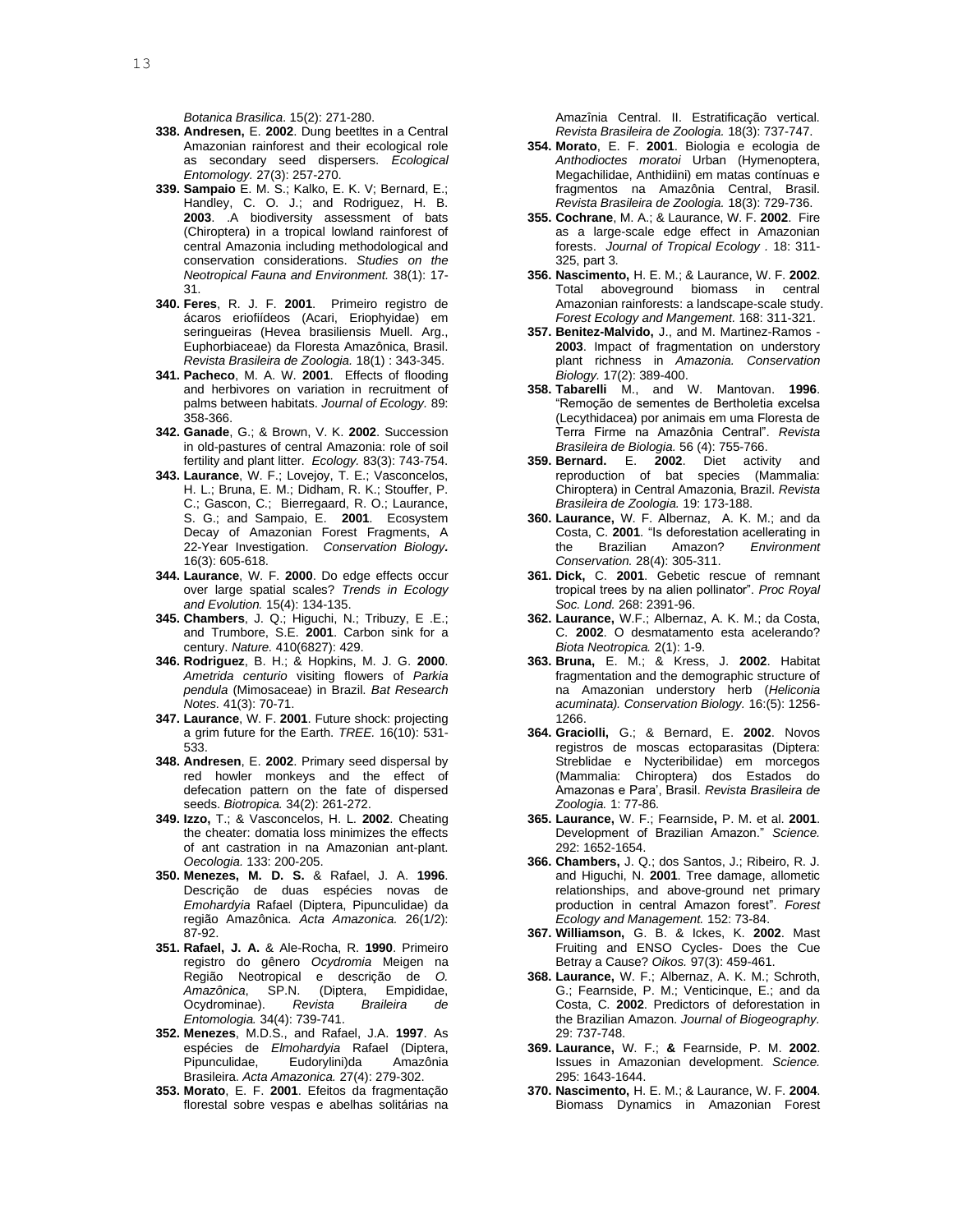*Botanica Brasilica*. 15(2): 271-280.

**338. Andresen,** E. **2002**. Dung beetltes in a Central Amazonian rainforest and their ecological role as secondary seed dispersers. *Ecological Entomology.* 27(3): 257-270.

**339. Sampaio** E. M. S.; Kalko, E. K. V; Bernard, E.; Handley, C. O. J.; and Rodriguez, H. B. **2003**. .A biodiversity assessment of bats (Chiroptera) in a tropical lowland rainforest of central Amazonia including methodological and conservation considerations. *Studies on the Neotropical Fauna and Environment.* 38(1): 17-31.

**340. Feres**, R. J. F. **2001**. Primeiro registro de ácaros eriofiídeos (Acari, Eriophyidae) em seringueiras (Hevea brasiliensis Muell. Arg., Euphorbiaceae) da Floresta Amazônica, Brasil. *Revista Brasileira de Zoologia.* 18(1) : 343-345.

**341. Pacheco**, M. A. W. **2001**. Effects of flooding and herbivores on variation in recruitment of palms between habitats. *Journal of Ecology.* 89: 358-366.

**342. Ganade**, G.; & Brown, V. K. **2002**. Succession in old-pastures of central Amazonia: role of soil fertility and plant litter. *Ecology.* 83(3): 743-754.

**343. Laurance**, W. F.; Lovejoy, T. E.; Vasconcelos, H. L.; Bruna, E. M.; Didham, R. K.; Stouffer, P. C.; Gascon, C.; Bierregaard, R. O.; Laurance, S. G.; and Sampaio, E. **2001**. Ecosystem Decay of Amazonian Forest Fragments, A 22-Year Investigation. *Conservation Biology.* 16(3): 605-618.

**344. Laurance**, W. F. **2000**. Do edge effects occur over large spatial scales? *Trends in Ecology and Evolution.* 15(4): 134-135.

**345. Chambers**, J. Q.; Higuchi, N.; Tribuzy, E .E.; and Trumbore, S.E. **2001**. Carbon sink for a century. *Nature.* 410(6827): 429.

**346. Rodriguez**, B. H.; & Hopkins, M. J. G. **2000**. *Ametrida centurio* visiting flowers of *Parkia pendula* (Mimosaceae) in Brazil. *Bat Research Notes.* 41(3): 70-71.

**347. Laurance**, W. F. **2001**. Future shock: projecting a grim future for the Earth. *TREE.* 16(10): 531-533.

**348. Andresen**, E. **2002**. Primary seed dispersal by red howler monkeys and the effect of defecation pattern on the fate of dispersed seeds. *Biotropica.* 34(2): 261-272.

**349. Izzo,** T.; & Vasconcelos, H. L. **2002**. Cheating the cheater: domatia loss minimizes the effects of ant castration in na Amazonian ant-plant. *Oecologia.* 133: 200-205.

**350. Menezes, M. D. S.** & Rafael, J. A. **1996**. Descrição de duas espécies novas de *Emohardyia* Rafael (Diptera, Pipunculidae) da região Amazônica. *Acta Amazonica.* 26(1/2): 87-92.

**351. Rafael, J. A.** & Ale-Rocha, R. **1990**. Primeiro registro do gênero *Ocydromia* Meigen na Região Neotropical e descrição de *O. Amazônica*, SP.N. (Diptera, Empididae, Ocydrominae). *Revista Braileira de Entomologia.* 34(4): 739-741.

**352. Menezes**, M.D.S., and Rafael, J.A. **1997**. As espécies de *Elmohardyia* Rafael (Diptera, Pipunculidae, Eudorylini)da Amazônia Brasileira. *Acta Amazonica.* 27(4): 279-302.

**353. Morato**, E. F. **2001**. Efeitos da fragmentação florestal sobre vespas e abelhas solitárias na Amazînia Central. II. Estratificação vertical. *Revista Brasileira de Zoologia.* 18(3): 737-747.

**354. Morato**, E. F. **2001**. Biologia e ecologia de *Anthodioctes moratoi* Urban (Hymenoptera, Megachilidae, Anthidiini) em matas contínuas e fragmentos na Amazônia Central, Brasil. *Revista Brasileira de Zoologia.* 18(3): 729-736.

**355. Cochrane**, M. A.; & Laurance, W. F. **2002**. Fire as a large-scale edge effect in Amazonian forests. *Journal of Tropical Ecology .* 18: 311-325, part 3.

**356. Nascimento,** H. E. M.; & Laurance, W. F. **2002**. Total aboveground biomass in central Amazonian rainforests: a landscape-scale study. *Forest Ecology and Mangement.* 168: 311-321.

**357. Benitez-Malvido,** J., and M. Martinez-Ramos - **2003**. Impact of fragmentation on understory plant richness in *Amazonia. Conservation Biology.* 17(2): 389-400.

**358. Tabarelli** M., and W. Mantovan. **1996**. "Remoção de sementes de Bertholetia excelsa (Lecythidacea) por animais em uma Floresta de Terra Firme na Amazônia Central". *Revista Brasileira de Biologia.* 56 (4): 755-766.

**359. Bernard.** E. **2002**. Diet activity and reproduction of bat species (Mammalia: Chiroptera) in Central Amazonia, Brazil. *Revista Brasileira de Zoologia.* 19: 173-188.

**360. Laurance,** W. F. Albernaz, A. K. M.; and da Costa, C. **2001**. "Is deforestation acellerating in the Brazilian Amazon? *Environment Conservation.* 28(4): 305-311.

**361. Dick,** C. **2001**. Gebetic rescue of remnant tropical trees by na alien pollinator". *Proc Royal Soc. Lond.* 268: 2391-96.

**362. Laurance,** W.F.; Albernaz, A. K. M.; da Costa, C. **2002**. O desmatamento esta acelerando? *Biota Neotropica.* 2(1): 1-9.

**363. Bruna,** E. M.; & Kress, J. **2002**. Habitat fragmentation and the demographic structure of na Amazonian understory herb (*Heliconia acuminata). Conservation Biology.* 16:(5): 1256-1266.

**364. Graciolli,** G.; & Bernard, E. **2002**. Novos registros de moscas ectoparasitas (Diptera: Streblidae e Nycteribilidae) em morcegos (Mammalia: Chiroptera) dos Estados do Amazonas e Para', Brasil. *Revista Brasileira de Zoologia.* 1: 77-86.

**365. Laurance,** W. F.; Fearnside**,** P. M. et al. **2001**. Development of Brazilian Amazon." *Science.* 292: 1652-1654.

**366. Chambers,** J. Q.; dos Santos, J.; Ribeiro, R. J. and Higuchi, N. **2001**. Tree damage, allometic relationships, and above-ground net primary production in central Amazon forest". *Forest Ecology and Management.* 152: 73-84.

**367. Williamson,** G. B. & Ickes, K. **2002**. Mast Fruiting and ENSO Cycles- Does the Cue Betray a Cause? *Oikos.* 97(3): 459-461.

**368. Laurance,** W. F.; Albernaz, A. K. M.; Schroth, G.; Fearnside, P. M.; Venticinque, E.; and da Costa, C. **2002**. Predictors of deforestation in the Brazilian Amazon. *Journal of Biogeography.* 29: 737-748.

**369. Laurance,** W. F.; **&** Fearnside, P. M. **2002**. Issues in Amazonian development. *Science.* 295: 1643-1644.

**370. Nascimento,** H. E. M.; & Laurance, W. F. **2004**. Biomass Dynamics in Amazonian Forest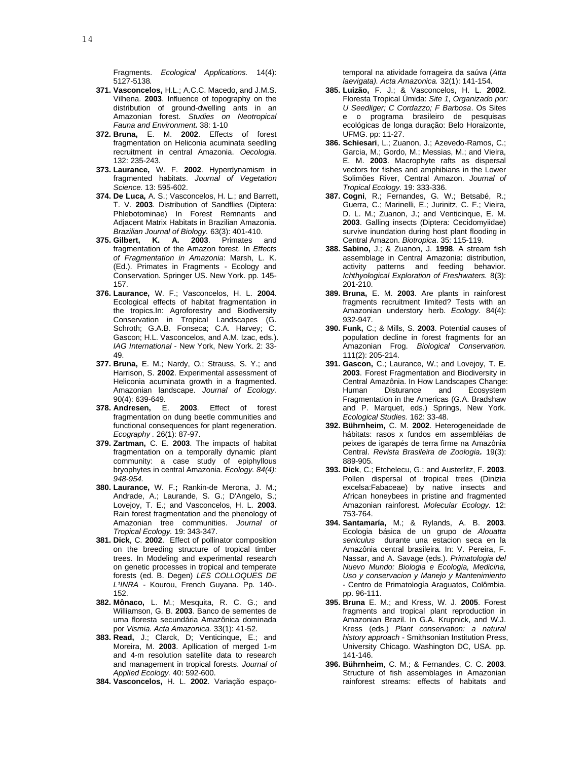Fragments. *Ecological Applications.* 14(4): 5127-5138.

371. **Vasconcelos,** H.L.; A.C.C. Macedo, and J.M.S. Vilhena. **2003**. Influence of topography on the distribution of ground-dwelling ants in an Amazonian forest. *Studies on Neotropical Fauna and Environment.* 38: 1-10
372. **Bruna,** E. M. **2002**. Effects of forest fragmentation on Heliconia acuminata seedling recruitment in central Amazonia. *Oecologia.* 132: 235-243.
373. **Laurance,** W. F. **2002**. Hyperdynamism in fragmented habitats. *Journal of Vegetation Science.* 13: 595-602.
374. **De Luca,** A. S.; Vasconcelos, H. L.; and Barrett, T. V. **2003**. Distribution of Sandflies (Diptera: Phlebotominae) In Forest Remnants and Adjacent Matrix Habitats in Brazilian Amazonia. *Brazilian Journal of Biology.* 63(3): 401-410.
375. **Gilbert, K. A. 2003**. Primates and fragmentation of the Amazon forest. In *Effects of Fragmentation in Amazonia*: Marsh, L. K. (Ed.). Primates in Fragments - Ecology and Conservation. Springer US. New York. pp. 145-157.
376. **Laurance,** W. F.; Vasconcelos, H. L. **2004**. Ecological effects of habitat fragmentation in the tropics.In: Agroforestry and Biodiversity Conservation in Tropical Landscapes (G. Schroth; G.A.B. Fonseca; C.A. Harvey; C. Gascon; H.L. Vasconcelos, and A.M. Izac, eds.). *IAG International* - New York, New York. 2: 33-49.
377. **Bruna,** E. M.; Nardy, O.; Strauss, S. Y.; and Harrison, S. **2002**. Experimental assessment of Heliconia acuminata growth in a fragmented. Amazonian landscape. *Journal of Ecology.* 90(4): 639-649.
378. **Andresen,** E. **2003**. Effect of forest fragmentation on dung beetle communities and functional consequences for plant regeneration. *Ecography* . 26(1): 87-97.
379. **Zartman,** C. E. **2003**. The impacts of habitat fragmentation on a temporally dynamic plant community: a case study of epiphyllous bryophytes in central Amazonia. *Ecology. 84(4): 948-954.*
380. **Laurance,** W. F.**;** Rankin-de Merona, J. M.; Andrade, A.; Laurande, S. G.; D'Angelo, S.; Lovejoy, T. E.; and Vasconcelos, H. L. **2003**. Rain forest fragmentation and the phenology of Amazonian tree communities. *Journal of Tropical Ecology.* 19: 343-347.
381. **Dick**, C. **2002**. Effect of pollinator composition on the breeding structure of tropical timber trees. In Modeling and experimental research on genetic processes in tropical and temperate forests (ed. B. Degen) *LES COLLOQUES DE L¹INRA* - Kourou, French Guyana. Pp. 140-. 152.
382. **Mônaco,** L. M.; Mesquita, R. C. G.; and Williamson, G. B. **2003**. Banco de sementes de uma floresta secundária Amazônica dominada por *Vismia. Acta Amazonica.* 33(1): 41-52.
383. **Read,** J.; Clarck, D; Venticinque, E.; and Moreira, M. **2003**. Apllication of merged 1-m and 4-m resolution satellite data to research and management in tropical forests. *Journal of Applied Ecology.* 40: 592-600.
384. **Vasconcelos,** H. L. **2002**. Variação espaço-temporal na atividade forrageira da saúva (*Atta laevigata). Acta Amazonica.* 32(1): 141-154.
385. **Luizão,** F. J.; & Vasconcelos, H. L. **2002**. Floresta Tropical Úmida: *Site 1, Organizado por: U Seedliger; C Cordazzo; F Barbosa*. Os Sites e o programa brasileiro de pesquisas ecológicas de longa duração: Belo Horaizonte, UFMG. pp: 11-27.
386. **Schiesari**, L.; Zuanon, J.; Azevedo-Ramos, C.; Garcia, M.; Gordo, M.; Messias, M.; and Vieira, E. M. **2003**. Macrophyte rafts as dispersal vectors for fishes and amphibians in the Lower Solimões River, Central Amazon. *Journal of Tropical Ecology.* 19: 333-336.
387. **Cogni**, R.; Fernandes, G. W.; Betsabé, R.; Guerra, C.; Marinelli, E.; Jurinitz, C. F.; Vieira, D. L. M.; Zuanon, J.; and Venticinque, E. M. **2003**. Galling insects (Diptera: Cecidomyiidae) survive inundation during host plant flooding in Central Amazon. *Biotropica*. 35: 115-119.
388. **Sabino,** J.; & Zuanon, J. **1998**. A stream fish assemblage in Central Amazonia: distribution, activity patterns and feeding behavior. *Ichthyological Exploration of Freshwaters.* 8(3): 201-210.
389. **Bruna,** E. M. **2003**. Are plants in rainforest fragments recruitment limited? Tests with an Amazonian understory herb. *Ecology*. 84(4): 932-947.
390. **Funk,** C.; & Mills, S. **2003**. Potential causes of population decline in forest fragments for an Amazonian Frog. *Biological Conservation.* 111(2): 205-214.
391. **Gascon,** C.; Laurance, W.; and Lovejoy, T. E. **2003**. Forest Fragmentation and Biodiversity in Central Amazônia. In How Landscapes Change: Human Disturance and Ecosystem Fragmentation in the Americas (G.A. Bradshaw and P. Marquet, eds.) Springs, New York. *Ecological Studies.* 162: 33-48.
392. **Bührnheim,** C. M. **2002**. Heterogeneidade de hábitats: rasos x fundos em assembléias de peixes de igarapés de terra firme na Amazônia Central. *Revista Brasileira de Zoologia.* 19(3): 889-905.
393. **Dick**, C.; Etchelecu, G.; and Austerlitz, F. **2003**. Pollen dispersal of tropical trees (Dinizia excelsa:Fabaceae) by native insects and African honeybees in pristine and fragmented Amazonian rainforest. *Molecular Ecology.* 12: 753-764.
394. **Santamaría,** M.; & Rylands, A. B. **2003**. Ecologia básica de un grupo de *Alouatta seniculus* durante una estacion seca en la Amazônia central brasileira. In: V. Pereira, F. Nassar, and A. Savage (eds.). *Primatologia del Nuevo Mundo: Biologia e Ecologia, Medicina, Uso y conservacion y Manejo y Mantenimiento* - Centro de Primatología Araguatos, Colômbia. pp. 96-111.
395. **Bruna** E. M.; and Kress, W. J. **2005**. Forest fragments and tropical plant reproduction in Amazonian Brazil. In G.A. Krupnick, and W.J. Kress (eds.) *Plant conservation: a natural history approach* - Smithsonian Institution Press, University Chicago. Washington DC, USA. pp. 141-146.
396. **Bührnheim**, C. M.; & Fernandes, C. C. **2003**. Structure of fish assemblages in Amazonian rainforest streams: effects of habitats and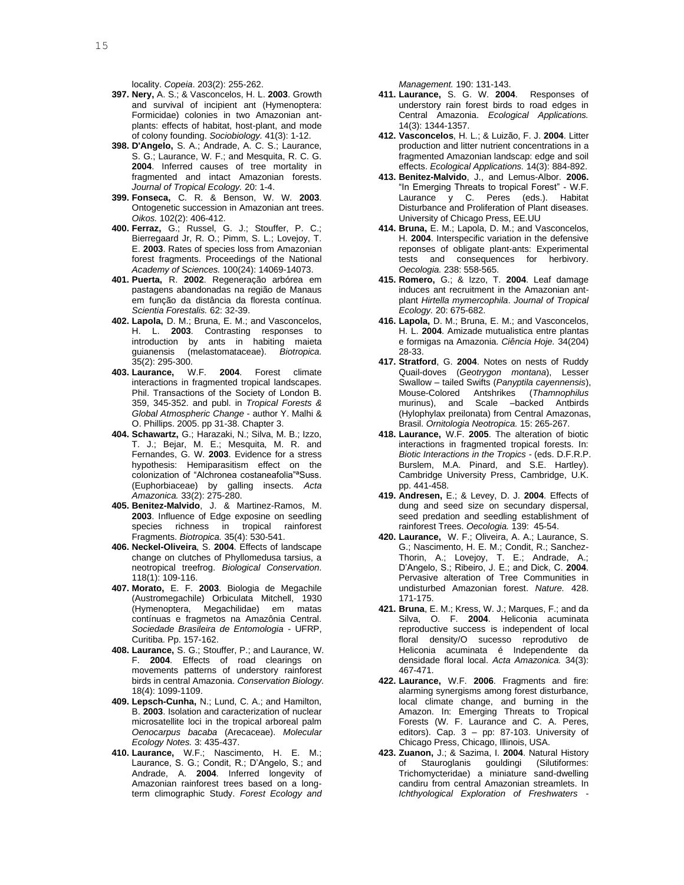locality. *Copeia*. 203(2): 255-262.

**397. Nery,** A. S.; & Vasconcelos, H. L. **2003**. Growth and survival of incipient ant (Hymenoptera: Formicidae) colonies in two Amazonian ant-plants: effects of habitat, host-plant, and mode of colony founding. *Sociobiology.* 41(3): 1-12.

**398. D'Angelo,** S. A.; Andrade, A. C. S.; Laurance, S. G.; Laurance, W. F.; and Mesquita, R. C. G. **2004**. Inferred causes of tree mortality in fragmented and intact Amazonian forests. *Journal of Tropical Ecology.* 20: 1-4.

**399. Fonseca,** C. R. & Benson, W. W. **2003**. Ontogenetic succession in Amazonian ant trees. *Oikos.* 102(2): 406-412.

**400. Ferraz,** G.; Russel, G. J.; Stouffer, P. C.; Bierregaard Jr, R. O.; Pimm, S. L.; Lovejoy, T. E. **2003**. Rates of species loss from Amazonian forest fragments. Proceedings of the National *Academy of Sciences.* 100(24): 14069-14073.

**401. Puerta,** R. **2002**. Regeneração arbórea em pastagens abandonadas na região de Manaus em função da distância da floresta contínua. *Scientia Forestalis.* 62: 32-39.

**402. Lapola,** D. M.; Bruna, E. M.; and Vasconcelos, H. L. **2003**. Contrasting responses to introduction by ants in habiting maieta guianensis (melastomataceae). *Biotropica.* 35(2): 295-300.

**403. Laurance,** W.F. **2004**. Forest climate interactions in fragmented tropical landscapes. Phil. Transactions of the Society of London B. 359, 345-352. and publ. in *Tropical Forests & Global Atmospheric Change* - author Y. Malhi & O. Phillips. 2005. pp 31-38. Chapter 3.

**404. Schawartz,** G.; Harazaki, N.; Silva, M. B.; Izzo, T. J.; Bejar, M. E.; Mesquita, M. R. and Fernandes, G. W. **2003**. Evidence for a stress hypothesis: Hemiparasitism effect on the colonization of "Alchronea costaneafolia"ªSuss. (Euphorbiaceae) by galling insects. *Acta Amazonica.* 33(2): 275-280.

**405. Benitez-Malvido**, J. & Martinez-Ramos, M. **2003**. Influence of Edge exposine on seedling species richness in tropical rainforest Fragments. *Biotropica.* 35(4): 530-541.

**406. Neckel-Oliveira**, S. **2004**. Effects of landscape change on clutches of Phyllomedusa tarsius, a neotropical treefrog. *Biological Conservation.* 118(1): 109-116.

**407. Morato,** E. F. **2003**. Biologia de Megachile (Austromegachile) Orbiculata Mitchell, 1930 (Hymenoptera, Megachilidae) em matas contínuas e fragmetos na Amazônia Central. *Sociedade Brasileira de Entomologia* - UFRP, Curitiba. Pp. 157-162.

**408. Laurance,** S. G.; Stouffer, P.; and Laurance, W. F. **2004**. Effects of road clearings on movements patterns of understory rainforest birds in central Amazonia. *Conservation Biology.* 18(4): 1099-1109.

**409. Lepsch-Cunha,** N.; Lund, C. A.; and Hamilton, B. **2003**. Isolation and caracterization of nuclear microsatellite loci in the tropical arboreal palm *Oenocarpus bacaba* (Arecaceae). *Molecular Ecology Notes.* 3: 435-437.

**410. Laurance,** W.F.; Nascimento, H. E. M.; Laurance, S. G.; Condit, R.; D'Angelo, S.; and Andrade, A. **2004**. Inferred longevity of Amazonian rainforest trees based on a long-term climographic Study. *Forest Ecology and Management.* 190: 131-143.

**411. Laurance,** S. G. W. **2004**. Responses of understory rain forest birds to road edges in Central Amazonia. *Ecological Applications.* 14(3): 1344-1357.

**412. Vasconcelos**, H. L.; & Luizão, F. J. **2004**. Litter production and litter nutrient concentrations in a fragmented Amazonian landscap: edge and soil effects. *Ecological Applications.* 14(3): 884-892.

**413. Benitez-Malvido**, J., and Lemus-Albor. **2006.** "In Emerging Threats to tropical Forest" - W.F. Laurance y C. Peres (eds.). Habitat Disturbance and Proliferation of Plant diseases. University of Chicago Press, EE.UU

**414. Bruna,** E. M.; Lapola, D. M.; and Vasconcelos, H. **2004**. Interspecific variation in the defensive reponses of obligate plant-ants: Experimental tests and consequences for herbivory. *Oecologia.* 238: 558-565.

**415. Romero,** G.; & Izzo, T. **2004**. Leaf damage induces ant recruitment in the Amazonian ant-plant *Hirtella mymercophila*. *Journal of Tropical Ecology.* 20: 675-682.

**416. Lapola,** D. M.; Bruna, E. M.; and Vasconcelos, H. L. **2004**. Amizade mutualistica entre plantas e formigas na Amazonia. *Ciência Hoje.* 34(204) 28-33.

**417. Stratford**, G. **2004**. Notes on nests of Ruddy Quail-doves (*Geotrygon montana*), Lesser Swallow – tailed Swifts (*Panyptila cayennensis*), Mouse-Colored Antshrikes (*Thamnophilus* murinus), and Scale –backed Antbirds (Hylophylax preilonata) from Central Amazonas, Brasil. *Ornitologia Neotropica.* 15: 265-267.

**418. Laurance,** W.F. **2005**. The alteration of biotic interactions in fragmented tropical forests. In: *Biotic Interactions in the Tropics* - (eds. D.F.R.P. Burslem, M.A. Pinard, and S.E. Hartley). Cambridge University Press, Cambridge, U.K. pp. 441-458.

**419. Andresen,** E.; & Levey, D. J. **2004**. Effects of dung and seed size on secundary dispersal, seed predation and seedling establishment of rainforest Trees. *Oecologia.* 139: 45-54.

**420. Laurance,** W. F.; Oliveira, A. A.; Laurance, S. G.; Nascimento, H. E. M.; Condit, R.; Sanchez-Thorin, A.; Lovejoy, T. E.; Andrade, A.; D'Angelo, S.; Ribeiro, J. E.; and Dick, C. **2004**. Pervasive alteration of Tree Communities in undisturbed Amazonian forest. *Nature.* 428. 171-175.

**421. Bruna**, E. M.; Kress, W. J.; Marques, F.; and da Silva, O. F. **2004**. Heliconia acuminata reproductive success is independent of local floral density/O sucesso reprodutivo de Heliconia acuminata é Independente da densidade floral local. *Acta Amazonica.* 34(3): 467-471.

**422. Laurance,** W.F. **2006**. Fragments and fire: alarming synergisms among forest disturbance, local climate change, and burning in the Amazon. In: Emerging Threats to Tropical Forests (W. F. Laurance and C. A. Peres, editors). Cap. 3 – pp: 87-103. University of Chicago Press, Chicago, Illinois, USA.

**423. Zuanon,** J.; & Sazima, I. **2004**. Natural History of Stauroglanis gouldingi (Silutiformes: Trichomycteridae) a miniature sand-dwelling candiru from central Amazonian streamlets. In *Ichthyological Exploration of Freshwaters* -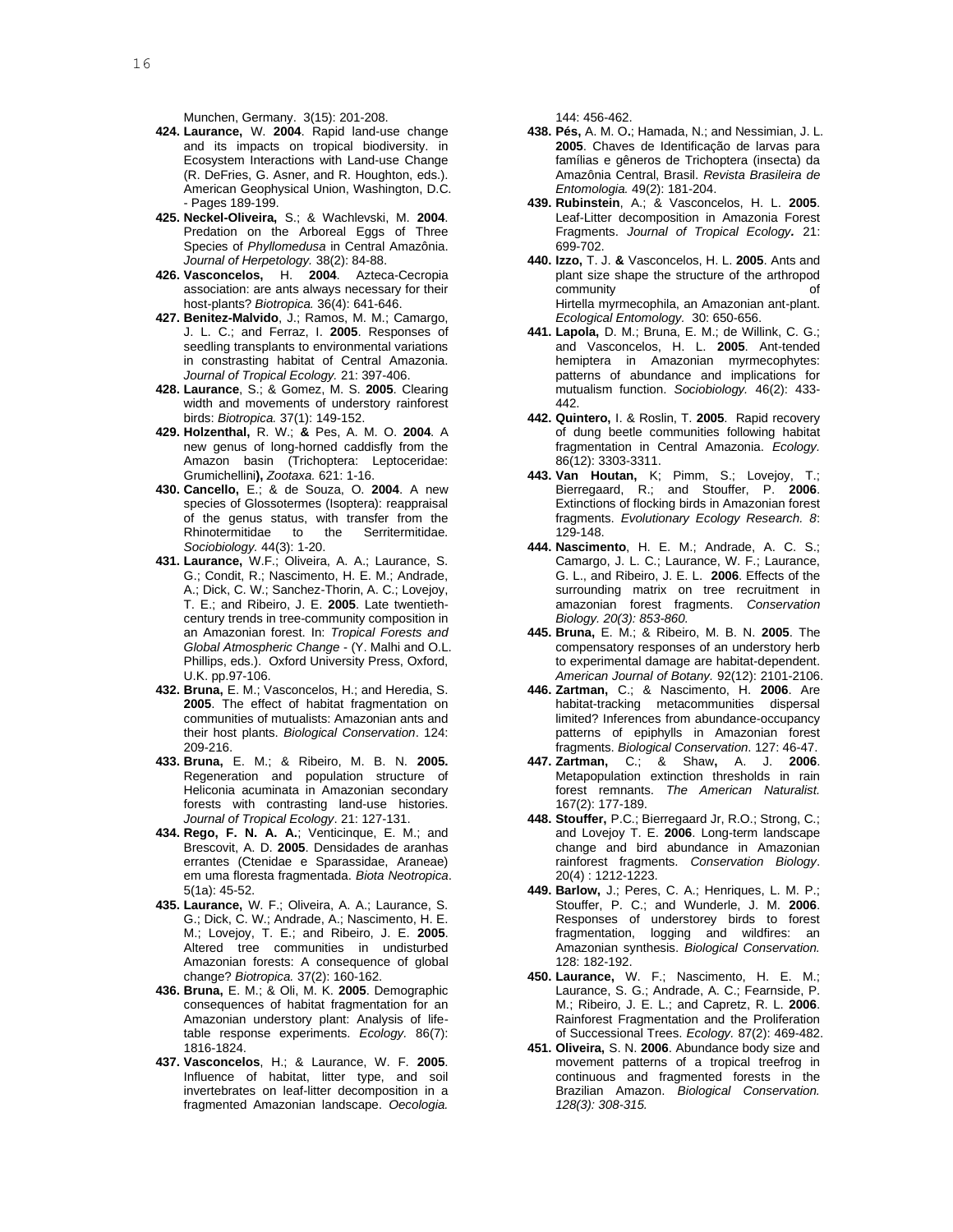Munchen, Germany. 3(15): 201-208.

**424. Laurance,** W. **2004**. Rapid land-use change and its impacts on tropical biodiversity. in Ecosystem Interactions with Land-use Change (R. DeFries, G. Asner, and R. Houghton, eds.). American Geophysical Union, Washington, D.C. - Pages 189-199.

**425. Neckel-Oliveira,** S.; & Wachlevski, M. **2004**. Predation on the Arboreal Eggs of Three Species of *Phyllomedusa* in Central Amazônia. *Journal of Herpetology.* 38(2): 84-88.

**426. Vasconcelos,** H. **2004**. Azteca-Cecropia association: are ants always necessary for their host-plants? *Biotropica.* 36(4): 641-646.

**427. Benitez-Malvido**, J.; Ramos, M. M.; Camargo, J. L. C.; and Ferraz, I. **2005**. Responses of seedling transplants to environmental variations in constrasting habitat of Central Amazonia. *Journal of Tropical Ecology.* 21: 397-406.

**428. Laurance**, S.; & Gomez, M. S. **2005**. Clearing width and movements of understory rainforest birds: *Biotropica.* 37(1): 149-152.

**429. Holzenthal,** R. W.; **&** Pes, A. M. O. **2004**. A new genus of long-horned caddisfly from the Amazon basin (Trichoptera: Leptoceridae: Grumichellini**),** *Zootaxa.* 621: 1-16.

**430. Cancello,** E.; & de Souza, O. **2004**. A new species of Glossotermes (Isoptera): reappraisal of the genus status, with transfer from the Rhinotermitidae to the Serritermitidae. *Sociobiology.* 44(3): 1-20.

**431. Laurance,** W.F.; Oliveira, A. A.; Laurance, S. G.; Condit, R.; Nascimento, H. E. M.; Andrade, A.; Dick, C. W.; Sanchez-Thorin, A. C.; Lovejoy, T. E.; and Ribeiro, J. E. **2005**. Late twentieth-century trends in tree-community composition in an Amazonian forest. In: *Tropical Forests and Global Atmospheric Change* - (Y. Malhi and O.L. Phillips, eds.). Oxford University Press, Oxford, U.K. pp.97-106.

**432. Bruna,** E. M.; Vasconcelos, H.; and Heredia, S. **2005**. The effect of habitat fragmentation on communities of mutualists: Amazonian ants and their host plants. *Biological Conservation*. 124: 209-216.

**433. Bruna,** E. M.; & Ribeiro, M. B. N. **2005.** Regeneration and population structure of Heliconia acuminata in Amazonian secondary forests with contrasting land-use histories. *Journal of Tropical Ecology*. 21: 127-131.

**434. Rego, F. N. A. A.**; Venticinque, E. M.; and Brescovit, A. D. **2005**. Densidades de aranhas errantes (Ctenidae e Sparassidae, Araneae) em uma floresta fragmentada. *Biota Neotropica*. 5(1a): 45-52.

**435. Laurance,** W. F.; Oliveira, A. A.; Laurance, S. G.; Dick, C. W.; Andrade, A.; Nascimento, H. E. M.; Lovejoy, T. E.; and Ribeiro, J. E. **2005**. Altered tree communities in undisturbed Amazonian forests: A consequence of global change? *Biotropica.* 37(2): 160-162.

**436. Bruna,** E. M.; & Oli, M. K. **2005**. Demographic consequences of habitat fragmentation for an Amazonian understory plant: Analysis of life-table response experiments. *Ecology.* 86(7): 1816-1824.

**437. Vasconcelos**, H.; & Laurance, W. F. **2005**. Influence of habitat, litter type, and soil invertebrates on leaf-litter decomposition in a fragmented Amazonian landscape. *Oecologia.* 144: 456-462.

**438. Pés,** A. M. O**.**; Hamada, N.; and Nessimian, J. L. **2005**. Chaves de Identificação de larvas para famílias e gêneros de Trichoptera (insecta) da Amazônia Central, Brasil. *Revista Brasileira de Entomologia.* 49(2): 181-204.

**439. Rubinstein**, A.; & Vasconcelos, H. L. **2005**. Leaf-Litter decomposition in Amazonia Forest Fragments. *Journal of Tropical Ecology***.** 21: 699-702.

**440. Izzo,** T. J. **&** Vasconcelos, H. L. **2005**. Ants and plant size shape the structure of the arthropod community of Hirtella myrmecophila, an Amazonian ant-plant. *Ecological Entomology.* 30: 650-656.

**441. Lapola,** D. M.; Bruna, E. M.; de Willink, C. G.; and Vasconcelos, H. L. **2005**. Ant-tended hemiptera in Amazonian myrmecophytes: patterns of abundance and implications for mutualism function. *Sociobiology.* 46(2): 433-442.

**442. Quintero,** I. & Roslin, T. **2005**. Rapid recovery of dung beetle communities following habitat fragmentation in Central Amazonia. *Ecology.* 86(12): 3303-3311.

**443. Van Houtan,** K; Pimm, S.; Lovejoy, T.; Bierregaard, R.; and Stouffer, P. **2006**. Extinctions of flocking birds in Amazonian forest fragments. *Evolutionary Ecology Research. 8*: 129-148.

**444. Nascimento**, H. E. M.; Andrade, A. C. S.; Camargo, J. L. C.; Laurance, W. F.; Laurance, G. L., and Ribeiro, J. E. L. **2006**. Effects of the surrounding matrix on tree recruitment in amazonian forest fragments. *Conservation Biology. 20(3): 853-860.*

**445. Bruna,** E. M.; & Ribeiro, M. B. N. **2005**. The compensatory responses of an understory herb to experimental damage are habitat-dependent. *American Journal of Botany.* 92(12): 2101-2106.

**446. Zartman,** C.; & Nascimento, H. **2006**. Are habitat-tracking metacommunities dispersal limited? Inferences from abundance-occupancy patterns of epiphylls in Amazonian forest fragments. *Biological Conservation*. 127: 46-47.

**447. Zartman,** C.; & Shaw**,** A. J. **2006**. Metapopulation extinction thresholds in rain forest remnants. *The American Naturalist.* 167(2): 177-189.

**448. Stouffer,** P.C.; Bierregaard Jr, R.O.; Strong, C.; and Lovejoy T. E. **2006**. Long-term landscape change and bird abundance in Amazonian rainforest fragments. *Conservation Biology*. 20(4) : 1212-1223.

**449. Barlow,** J.; Peres, C. A.; Henriques, L. M. P.; Stouffer, P. C.; and Wunderle, J. M. **2006**. Responses of understorey birds to forest fragmentation, logging and wildfires: an Amazonian synthesis. *Biological Conservation.* 128: 182-192.

**450. Laurance,** W. F.; Nascimento, H. E. M.; Laurance, S. G.; Andrade, A. C.; Fearnside, P. M.; Ribeiro, J. E. L.; and Capretz, R. L. **2006**. Rainforest Fragmentation and the Proliferation of Successional Trees. *Ecology.* 87(2): 469-482.

**451. Oliveira,** S. N. **2006**. Abundance body size and movement patterns of a tropical treefrog in continuous and fragmented forests in the Brazilian Amazon. *Biological Conservation. 128(3): 308-315.*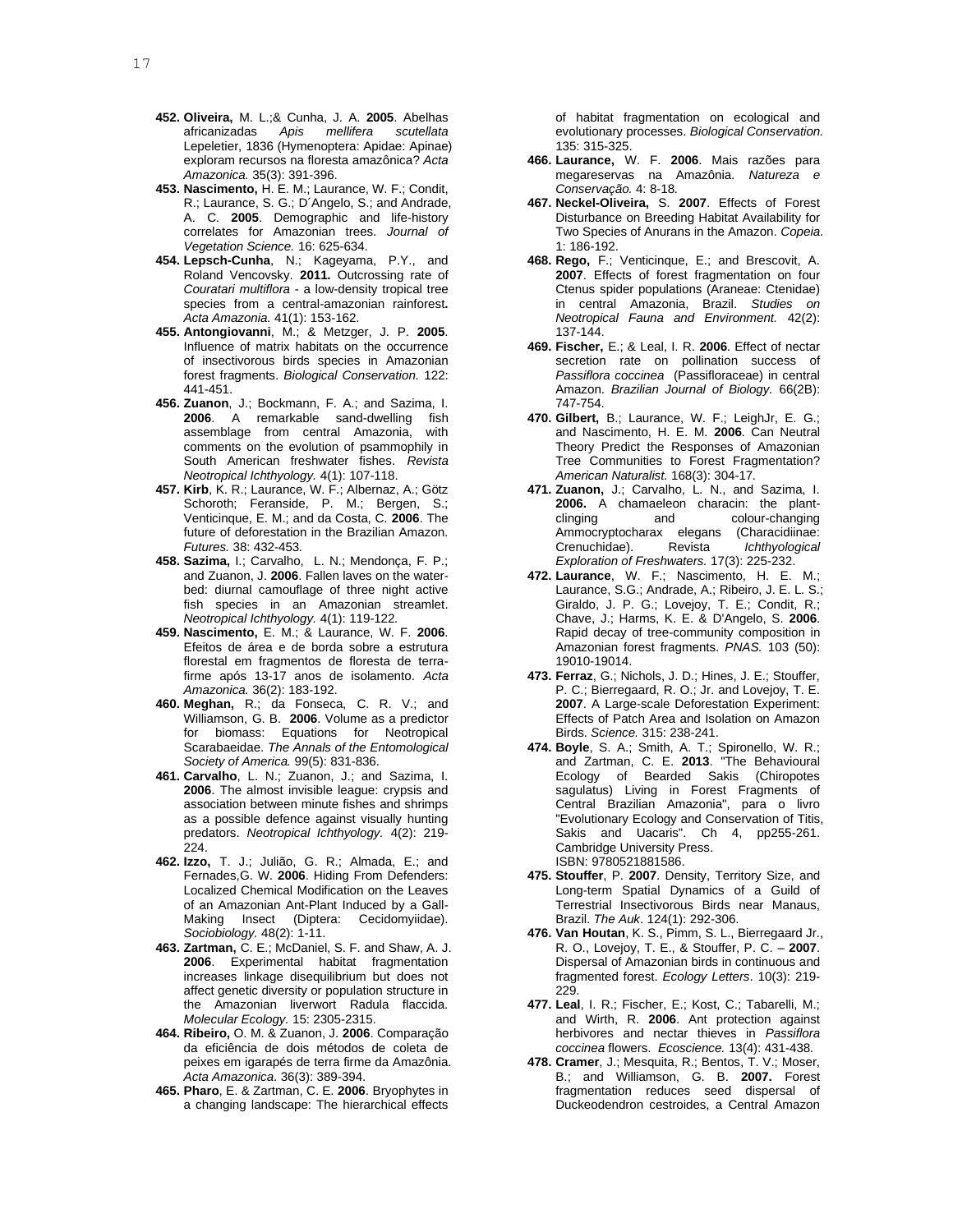452. **Oliveira,** M. L.;& Cunha, J. A. **2005**. Abelhas africanizadas *Apis mellifera scutellata* Lepeletier, 1836 (Hymenoptera: Apidae: Apinae) exploram recursos na floresta amazônica? *Acta Amazonica.* 35(3): 391-396.

453. **Nascimento,** H. E. M.; Laurance, W. F.; Condit, R.; Laurance, S. G.; D´Angelo, S.; and Andrade, A. C. **2005**. Demographic and life-history correlates for Amazonian trees. *Journal of Vegetation Science.* 16: 625-634.

454. **Lepsch-Cunha**, N.; Kageyama, P.Y., and Roland Vencovsky. **2011.** Outcrossing rate of *Couratari multiflora* - a low-density tropical tree species from a central-amazonian rainforest**.** *Acta Amazonia.* 41(1): 153-162.

455. **Antongiovanni**, M.; & Metzger, J. P. **2005**. Influence of matrix habitats on the occurrence of insectivorous birds species in Amazonian forest fragments. *Biological Conservation.* 122: 441-451.

456. **Zuanon**, J.; Bockmann, F. A.; and Sazima, I. **2006**. A remarkable sand-dwelling fish assemblage from central Amazonia, with comments on the evolution of psammophily in South American freshwater fishes. *Revista Neotropical Ichthyology.* 4(1): 107-118.

457. **Kirb**, K. R.; Laurance, W. F.; Albernaz, A.; Götz Schoroth; Feranside, P. M.; Bergen, S.; Venticinque, E. M.; and da Costa, C. **2006**. The future of deforestation in the Brazilian Amazon. *Futures.* 38: 432-453*.*

458. **Sazima,** I.; Carvalho, L. N.; Mendonça, F. P.; and Zuanon, J. **2006**. Fallen laves on the water-bed: diurnal camouflage of three night active fish species in an Amazonian streamlet. *Neotropical Ichthyology.* 4(1): 119-122*.*

459. **Nascimento,** E. M.; & Laurance, W. F. **2006**. Efeitos de área e de borda sobre a estrutura florestal em fragmentos de floresta de terra-firme após 13-17 anos de isolamento. *Acta Amazonica.* 36(2): 183-192.

460. **Meghan,** R.; da Fonseca, C. R. V.; and Williamson, G. B. **2006**. Volume as a predictor for biomass: Equations for Neotropical Scarabaeidae. *The Annals of the Entomological Society of America.* 99(5): 831-836.

461. **Carvalho**, L. N.; Zuanon, J.; and Sazima, I. **2006**. The almost invisible league: crypsis and association between minute fishes and shrimps as a possible defence against visually hunting predators. *Neotropical Ichthyology.* 4(2): 219-224.

462. **Izzo,** T. J.; Julião, G. R.; Almada, E.; and Fernades,G. W. **2006**. Hiding From Defenders: Localized Chemical Modification on the Leaves of an Amazonian Ant-Plant Induced by a Gall-Making Insect (Diptera: Cecidomyiidae). *Sociobiology.* 48(2): 1-11.

463. **Zartman,** C. E.; McDaniel, S. F. and Shaw, A. J. **2006**. Experimental habitat fragmentation increases linkage disequilibrium but does not affect genetic diversity or population structure in the Amazonian liverwort Radula flaccida. *Molecular Ecology.* 15: 2305-2315.

464. **Ribeiro,** O. M. & Zuanon, J. **2006**. Comparação da eficiência de dois métodos de coleta de peixes em igarapés de terra firme da Amazônia. *Acta Amazonica*. 36(3): 389-394.

465. **Pharo**, E. & Zartman, C. E. **2006**. Bryophytes in a changing landscape: The hierarchical effects of habitat fragmentation on ecological and evolutionary processes. *Biological Conservation.* 135: 315-325.

466. **Laurance,** W. F. **2006**. Mais razões para megareservas na Amazônia. *Natureza e Conservação.* 4: 8-18*.*

467. **Neckel-Oliveira,** S. **2007**. Effects of Forest Disturbance on Breeding Habitat Availability for Two Species of Anurans in the Amazon. *Copeia*. 1: 186-192.

468. **Rego,** F.; Venticinque, E.; and Brescovit, A. **2007**. Effects of forest fragmentation on four Ctenus spider populations (Araneae: Ctenidae) in central Amazonia, Brazil. *Studies on Neotropical Fauna and Environment.* 42(2): 137-144.

469. **Fischer,** E.; & Leal, I. R. **2006**. Effect of nectar secretion rate on pollination success of *Passiflora coccinea* (Passifloraceae) in central Amazon. *Brazilian Journal of Biology.* 66(2B): 747-754.

470. **Gilbert,** B.; Laurance, W. F.; LeighJr, E. G.; and Nascimento, H. E. M. **2006**. Can Neutral Theory Predict the Responses of Amazonian Tree Communities to Forest Fragmentation? *American Naturalist.* 168(3): 304-17*.*

471. **Zuanon,** J.; Carvalho, L. N., and Sazima, I. **2006.** A chamaeleon characin: the plant-clinging and colour-changing Ammocryptocharax elegans (Characidiinae: Crenuchidae). Revista *Ichthyological Exploration of Freshwaters.* 17(3): 225-232.

472. **Laurance**, W. F.; Nascimento, H. E. M.; Laurance, S.G.; Andrade, A.; Ribeiro, J. E. L. S.; Giraldo, J. P. G.; Lovejoy, T. E.; Condit, R.; Chave, J.; Harms, K. E. & D'Angelo, S. **2006**. Rapid decay of tree-community composition in Amazonian forest fragments. *PNAS.* 103 (50): 19010-19014.

473. **Ferraz**, G.; Nichols, J. D.; Hines, J. E.; Stouffer, P. C.; Bierregaard, R. O.; Jr. and Lovejoy, T. E. **2007**. A Large-scale Deforestation Experiment: Effects of Patch Area and Isolation on Amazon Birds. *Science.* 315: 238-241.

474. **Boyle**, S. A.; Smith, A. T.; Spironello, W. R.; and Zartman, C. E. **2013**. "The Behavioural Ecology of Bearded Sakis (Chiropotes sagulatus) Living in Forest Fragments of Central Brazilian Amazonia", para o livro "Evolutionary Ecology and Conservation of Titis, Sakis and Uacaris". Ch 4, pp255-261. Cambridge University Press. ISBN: 9780521881586.

475. **Stouffer**, P. **2007**. Density, Territory Size, and Long-term Spatial Dynamics of a Guild of Terrestrial Insectivorous Birds near Manaus, Brazil. *The Auk*. 124(1): 292-306.

476. **Van Houtan**, K. S., Pimm, S. L., Bierregaard Jr., R. O., Lovejoy, T. E., & Stouffer, P. C. – **2007**. Dispersal of Amazonian birds in continuous and fragmented forest. *Ecology Letters*. 10(3): 219-229.

477. **Leal**, I. R.; Fischer, E.; Kost, C.; Tabarelli, M.; and Wirth, R. **2006**. Ant protection against herbivores and nectar thieves in *Passiflora coccinea* flowers. *Ecoscience.* 13(4): 431-438*.*

478. **Cramer**, J.; Mesquita, R.; Bentos, T. V.; Moser, B.; and Williamson, G. B. **2007.** Forest fragmentation reduces seed dispersal of Duckeodendron cestroides, a Central Amazon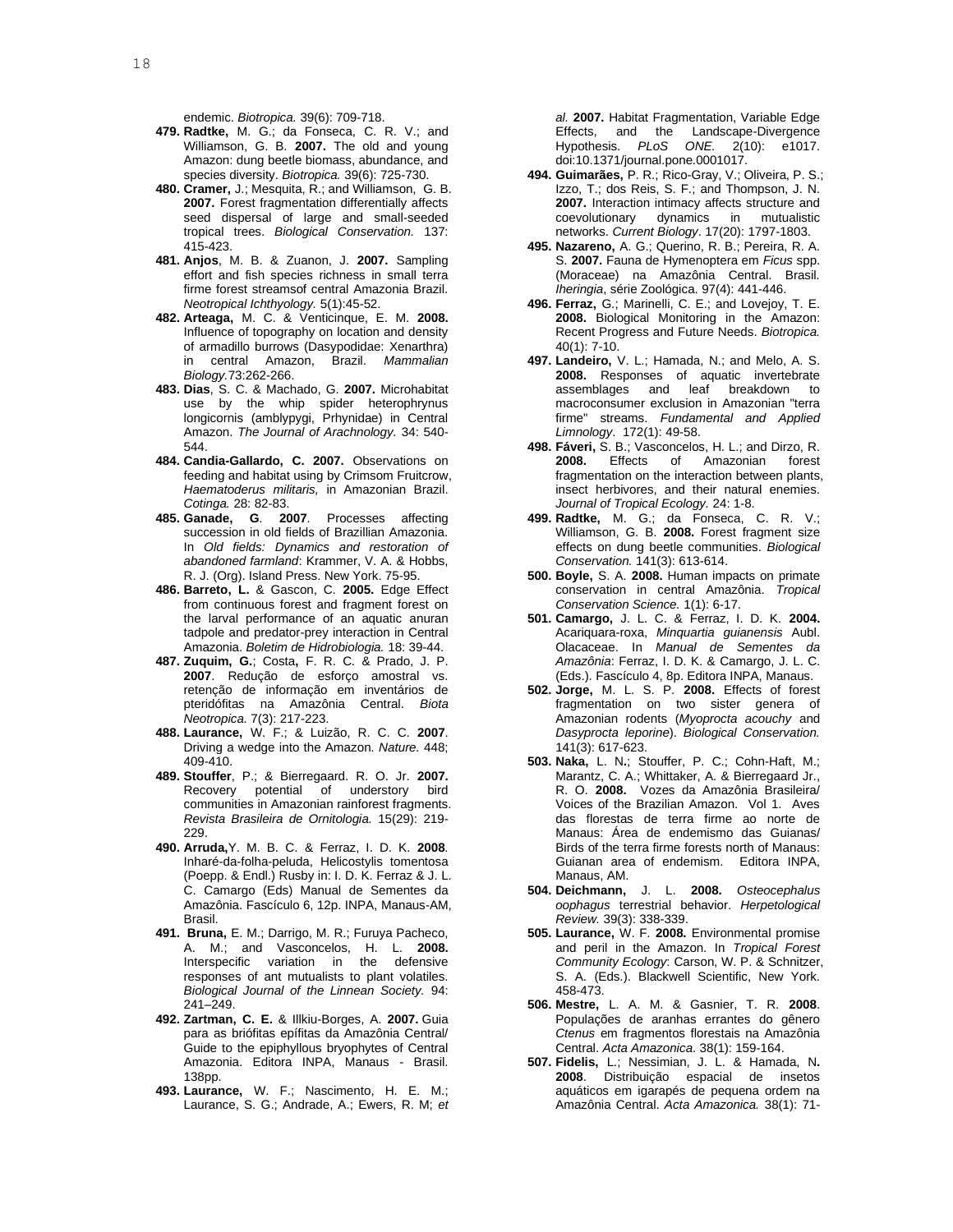endemic. *Biotropica.* 39(6): 709-718.

**479. Radtke,** M. G.; da Fonseca, C. R. V.; and Williamson, G. B. **2007.** The old and young Amazon: dung beetle biomass, abundance, and species diversity. *Biotropica.* 39(6): 725-730.

**480. Cramer,** J.; Mesquita, R.; and Williamson, G. B. **2007.** Forest fragmentation differentially affects seed dispersal of large and small-seeded tropical trees. *Biological Conservation.* 137: 415-423.

**481. Anjos**, M. B. & Zuanon, J. **2007.** Sampling effort and fish species richness in small terra firme forest streamsof central Amazonia Brazil. *Neotropical Ichthyology.* 5(1):45-52.

**482. Arteaga,** M. C. & Venticinque, E. M. **2008.** Influence of topography on location and density of armadillo burrows (Dasypodidae: Xenarthra) in central Amazon, Brazil. *Mammalian Biology.*73:262-266.

**483. Dias**, S. C. & Machado, G. **2007.** Microhabitat use by the whip spider heterophrynus longicornis (amblypygi, Prhynidae) in Central Amazon. *The Journal of Arachnology.* 34: 540-544.

**484. Candia-Gallardo, C. 2007.** Observations on feeding and habitat using by Crimsom Fruitcrow, *Haematoderus militaris,* in Amazonian Brazil. *Cotinga.* 28: 82-83.

**485. Ganade, G**. **2007**. Processes affecting succession in old fields of Brazillian Amazonia. In *Old fields: Dynamics and restoration of abandoned farmland*: Krammer, V. A. & Hobbs, R. J. (Org). Island Press. New York. 75-95.

**486. Barreto, L.** & Gascon, C. **2005.** Edge Effect from continuous forest and fragment forest on the larval performance of an aquatic anuran tadpole and predator-prey interaction in Central Amazonia. *Boletim de Hidrobiologia.* 18: 39-44.

**487. Zuquim, G.**; Costa**,** F. R. C. & Prado, J. P. **2007**. Redução de esforço amostral vs. retenção de informação em inventários de pteridófitas na Amazônia Central. *Biota Neotropica.* 7(3): 217-223.

**488. Laurance,** W. F.; & Luizão, R. C. C. **2007**. Driving a wedge into the Amazon. *Nature.* 448; 409-410.

**489. Stouffer**, P.; & Bierregaard. R. O. Jr. **2007.** Recovery potential of understory bird communities in Amazonian rainforest fragments. *Revista Brasileira de Ornitologia.* 15(29): 219-229.

**490. Arruda,**Y. M. B. C. & Ferraz, I. D. K. **2008***.* Inharé-da-folha-peluda, Helicostylis tomentosa (Poepp. & Endl.) Rusby in: I. D. K. Ferraz & J. L. C. Camargo (Eds) Manual de Sementes da Amazônia. Fascículo 6, 12p. INPA, Manaus-AM, Brasil.

**491. Bruna,** E. M.; Darrigo, M. R.; Furuya Pacheco, A. M.; and Vasconcelos, H. L. **2008.** Interspecific variation in the defensive responses of ant mutualists to plant volatiles. *Biological Journal of the Linnean Society.* 94: 241–249.

**492. Zartman, C. E.** & Illkiu-Borges, A. **2007.** Guia para as briófitas epífitas da Amazônia Central/ Guide to the epiphyllous bryophytes of Central Amazonia. Editora INPA, Manaus - Brasil. 138pp.

**493. Laurance,** W. F.; Nascimento, H. E. M.; Laurance, S. G.; Andrade, A.; Ewers, R. M; *et al.* **2007.** Habitat Fragmentation, Variable Edge Effects, and the Landscape-Divergence Hypothesis. *PLoS ONE.* 2(10): e1017. doi:10.1371/journal.pone.0001017.

**494. Guimarães,** P. R.; Rico-Gray, V.; Oliveira, P. S.; Izzo, T.; dos Reis, S. F.; and Thompson, J. N. **2007.** Interaction intimacy affects structure and coevolutionary dynamics in mutualistic networks. *Current Biology*. 17(20): 1797-1803.

**495. Nazareno,** A. G.; Querino, R. B.; Pereira, R. A. S. **2007.** Fauna de Hymenoptera em *Ficus* spp. (Moraceae) na Amazônia Central. Brasil. *Iheringia*, série Zoológica. 97(4): 441-446.

**496. Ferraz,** G.; Marinelli, C. E.; and Lovejoy, T. E. **2008.** Biological Monitoring in the Amazon: Recent Progress and Future Needs. *Biotropica.* 40(1): 7-10.

**497. Landeiro,** V. L.; Hamada, N.; and Melo, A. S. **2008.** Responses of aquatic invertebrate assemblages and leaf breakdown to macroconsumer exclusion in Amazonian "terra firme" streams. *Fundamental and Applied Limnology*. 172(1): 49-58.

**498. Fáveri,** S. B.; Vasconcelos, H. L.; and Dirzo, R. **2008.** Effects of Amazonian forest fragmentation on the interaction between plants, insect herbivores, and their natural enemies. *Journal of Tropical Ecology.* 24: 1-8.

**499. Radtke,** M. G.; da Fonseca, C. R. V.; Williamson, G. B. **2008.** Forest fragment size effects on dung beetle communities. *Biological Conservation.* 141(3): 613-614.

**500. Boyle,** S. A. **2008.** Human impacts on primate conservation in central Amazônia. *Tropical Conservation Science.* 1(1): 6-17.

**501. Camargo,** J. L. C. & Ferraz, I. D. K. **2004.** Acariquara-roxa, *Minquartia guianensis* Aubl. Olacaceae. In *Manual de Sementes da Amazônia*: Ferraz, I. D. K. & Camargo, J. L. C. (Eds.). Fascículo 4, 8p. Editora INPA, Manaus.

**502. Jorge,** M. L. S. P. **2008.** Effects of forest fragmentation on two sister genera of Amazonian rodents (*Myoprocta acouchy* and *Dasyprocta leporine*). *Biological Conservation.* 141(3): 617-623.

**503. Naka,** L. N**.**; Stouffer, P. C.; Cohn-Haft, M.; Marantz, C. A.; Whittaker, A. & Bierregaard Jr., R. O. **2008.** Vozes da Amazônia Brasileira/ Voices of the Brazilian Amazon. Vol 1. Aves das florestas de terra firme ao norte de Manaus: Área de endemismo das Guianas/ Birds of the terra firme forests north of Manaus: Guianan area of endemism. Editora INPA, Manaus, AM.

**504. Deichmann,** J. L. **2008.** *Osteocephalus oophagus* terrestrial behavior. *Herpetological Review.* 39(3): 338-339.

**505. Laurance,** W. F. **2008.** Environmental promise and peril in the Amazon. In *Tropical Forest Community Ecology*: Carson, W. P. & Schnitzer, S. A. (Eds.). Blackwell Scientific, New York. 458-473.

**506. Mestre,** L. A. M. & Gasnier, T. R. **2008**. Populações de aranhas errantes do gênero *Ctenus* em fragmentos florestais na Amazônia Central. *Acta Amazonica*. 38(1): 159-164.

**507. Fidelis,** L.; Nessimian, J. L. & Hamada, N**. 2008**. Distribuição espacial de insetos aquáticos em igarapés de pequena ordem na Amazônia Central. *Acta Amazonica.* 38(1): 71-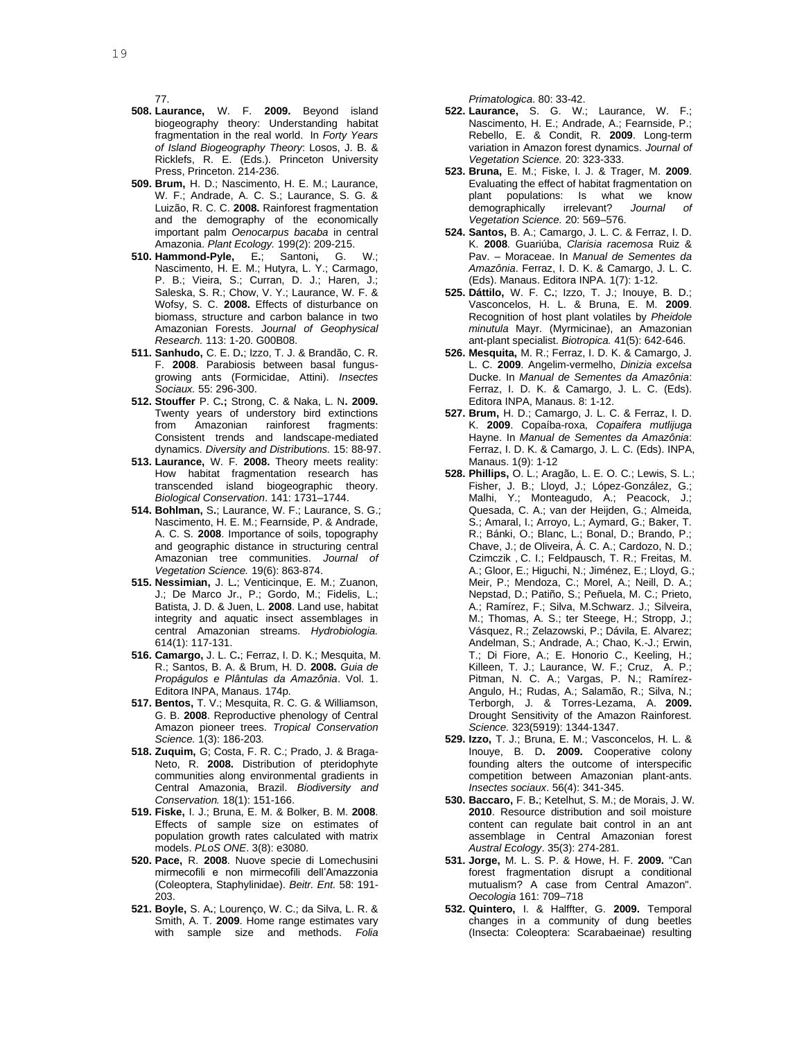77.

508. **Laurance,** W. F. **2009.** Beyond island biogeography theory: Understanding habitat fragmentation in the real world. In *Forty Years of Island Biogeography Theory*: Losos, J. B. & Ricklefs, R. E. (Eds.). Princeton University Press, Princeton. 214-236.

509. **Brum,** H. D.; Nascimento, H. E. M.; Laurance, W. F.; Andrade, A. C. S.; Laurance, S. G. & Luizão, R. C. C. **2008.** Rainforest fragmentation and the demography of the economically important palm *Oenocarpus bacaba* in central Amazonia. *Plant Ecology.* 199(2): 209-215.

510. **Hammond-Pyle,** E.; Santoni, G. W.; Nascimento, H. E. M.; Hutyra, L. Y.; Carmago, P. B.; Vieira, S.; Curran, D. J.; Haren, J.; Saleska, S. R.; Chow, V. Y.; Laurance, W. F. & Wofsy, S. C. **2008.** Effects of disturbance on biomass, structure and carbon balance in two Amazonian Forests. *Journal of Geophysical Research.* 113: 1-20. G00B08.

511. **Sanhudo,** C. E. D.; Izzo, T. J. & Brandão, C. R. F. **2008**. Parabiosis between basal fungus-growing ants (Formicidae, Attini). *Insectes Sociaux.* 55: 296-300.

512. **Stouffer** P. C.; Strong, C. & Naka, L. N. **2009.** Twenty years of understory bird extinctions from Amazonian rainforest fragments: Consistent trends and landscape-mediated dynamics. *Diversity and Distributions.* 15: 88-97.

513. **Laurance,** W. F. **2008.** Theory meets reality: How habitat fragmentation research has transcended island biogeographic theory. *Biological Conservation*. 141: 1731–1744.

514. **Bohlman,** S.; Laurance, W. F.; Laurance, S. G.; Nascimento, H. E. M.; Fearnside, P. & Andrade, A. C. S. **2008**. Importance of soils, topography and geographic distance in structuring central Amazonian tree communities. *Journal of Vegetation Science.* 19(6): 863-874.

515. **Nessimian,** J. L.; Venticinque, E. M.; Zuanon, J.; De Marco Jr., P.; Gordo, M.; Fidelis, L.; Batista, J. D. & Juen, L. **2008**. Land use, habitat integrity and aquatic insect assemblages in central Amazonian streams. *Hydrobiologia.* 614(1): 117-131.

516. **Camargo,** J. L. C.; Ferraz, I. D. K.; Mesquita, M. R.; Santos, B. A. & Brum, H. D. **2008.** *Guia de Propágulos e Plântulas da Amazônia*. Vol. 1. Editora INPA, Manaus. 174p.

517. **Bentos,** T. V.; Mesquita, R. C. G. & Williamson, G. B. **2008**. Reproductive phenology of Central Amazon pioneer trees. *Tropical Conservation Science.* 1(3): 186-203.

518. **Zuquim,** G; Costa, F. R. C.; Prado, J. & Braga-Neto, R. **2008.** Distribution of pteridophyte communities along environmental gradients in Central Amazonia, Brazil. *Biodiversity and Conservation.* 18(1): 151-166.

519. **Fiske,** I. J.; Bruna, E. M. & Bolker, B. M. **2008**. Effects of sample size on estimates of population growth rates calculated with matrix models. *PLoS ONE*. 3(8): e3080.

520. **Pace,** R. **2008**. Nuove specie di Lomechusini mirmecofili e non mirmecofili dell'Amazzonia (Coleoptera, Staphylinidae). *Beitr. Ent.* 58: 191-203.

521. **Boyle,** S. A.; Lourenço, W. C.; da Silva, L. R. & Smith, A. T. **2009**. Home range estimates vary with sample size and methods. *Folia Primatologica*. 80: 33-42.

522. **Laurance,** S. G. W.; Laurance, W. F.; Nascimento, H. E.; Andrade, A.; Fearnside, P.; Rebello, E. & Condit, R. **2009**. Long-term variation in Amazon forest dynamics. *Journal of Vegetation Science.* 20: 323-333.

523. **Bruna,** E. M.; Fiske, I. J. & Trager, M. **2009**. Evaluating the effect of habitat fragmentation on plant populations: Is what we know demographically irrelevant? *Journal of Vegetation Science.* 20: 569–576.

524. **Santos,** B. A.; Camargo, J. L. C. & Ferraz, I. D. K. **2008**. Guariúba, *Clarisia racemosa* Ruiz & Pav. – Moraceae. In *Manual de Sementes da Amazônia*. Ferraz, I. D. K. & Camargo, J. L. C. (Eds). Manaus. Editora INPA. 1(7): 1-12.

525. **Dáttilo,** W. F. C.; Izzo, T. J.; Inouye, B. D.; Vasconcelos, H. L. & Bruna, E. M. **2009**. Recognition of host plant volatiles by *Pheidole minutula* Mayr. (Myrmicinae), an Amazonian ant-plant specialist. *Biotropica.* 41(5): 642-646.

526. **Mesquita,** M. R.; Ferraz, I. D. K. & Camargo, J. L. C. **2009**. Angelim-vermelho, *Dinizia excelsa* Ducke. In *Manual de Sementes da Amazônia*: Ferraz, I. D. K. & Camargo, J. L. C. (Eds). Editora INPA, Manaus. 8: 1-12.

527. **Brum,** H. D.; Camargo, J. L. C. & Ferraz, I. D. K. **2009**. Copaíba-roxa, *Copaifera mutlijuga* Hayne. In *Manual de Sementes da Amazônia*: Ferraz, I. D. K. & Camargo, J. L. C. (Eds). INPA, Manaus. 1(9): 1-12

528. **Phillips,** O. L.; Aragão, L. E. O. C.; Lewis, S. L.; Fisher, J. B.; Lloyd, J.; López-González, G.; Malhi, Y.; Monteagudo, A.; Peacock, J.; Quesada, C. A.; van der Heijden, G.; Almeida, S.; Amaral, I.; Arroyo, L.; Aymard, G.; Baker, T. R.; Bánki, O.; Blanc, L.; Bonal, D.; Brando, P.; Chave, J.; de Oliveira, Á. C. A.; Cardozo, N. D.; Czimczik , C. I.; Feldpausch, T. R.; Freitas, M. A.; Gloor, E.; Higuchi, N.; Jiménez, E.; Lloyd, G.; Meir, P.; Mendoza, C.; Morel, A.; Neill, D. A.; Nepstad, D.; Patiño, S.; Peñuela, M. C.; Prieto, A.; Ramírez, F.; Silva, M.Schwarz. J.; Silveira, M.; Thomas, A. S.; ter Steege, H.; Stropp, J.; Vásquez, R.; Zelazowski, P.; Dávila, E. Alvarez; Andelman, S.; Andrade, A.; Chao, K.-J.; Erwin, T.; Di Fiore, A.; E. Honorio C., Keeling, H.; Killeen, T. J.; Laurance, W. F.; Cruz, A. P.; Pitman, N. C. A.; Vargas, P. N.; Ramírez-Angulo, H.; Rudas, A.; Salamão, R.; Silva, N.; Terborgh, J. & Torres-Lezama, A. **2009.** Drought Sensitivity of the Amazon Rainforest. *Science.* 323(5919): 1344-1347.

529. **Izzo,** T. J.; Bruna, E. M.; Vasconcelos, H. L. & Inouye, B. D**. 2009.** Cooperative colony founding alters the outcome of interspecific competition between Amazonian plant-ants. *Insectes sociaux*. 56(4): 341-345.

530. **Baccaro,** F. B.; Ketelhut, S. M.; de Morais, J. W. **2010**. Resource distribution and soil moisture content can regulate bait control in an ant assemblage in Central Amazonian forest *Austral Ecology*. 35(3): 274-281.

531. **Jorge,** M. L. S. P. & Howe, H. F. **2009.** "Can forest fragmentation disrupt a conditional mutualism? A case from Central Amazon". *Oecologia* 161: 709–718

532. **Quintero,** I. & Halffter, G. **2009.** Temporal changes in a community of dung beetles (Insecta: Coleoptera: Scarabaeinae) resulting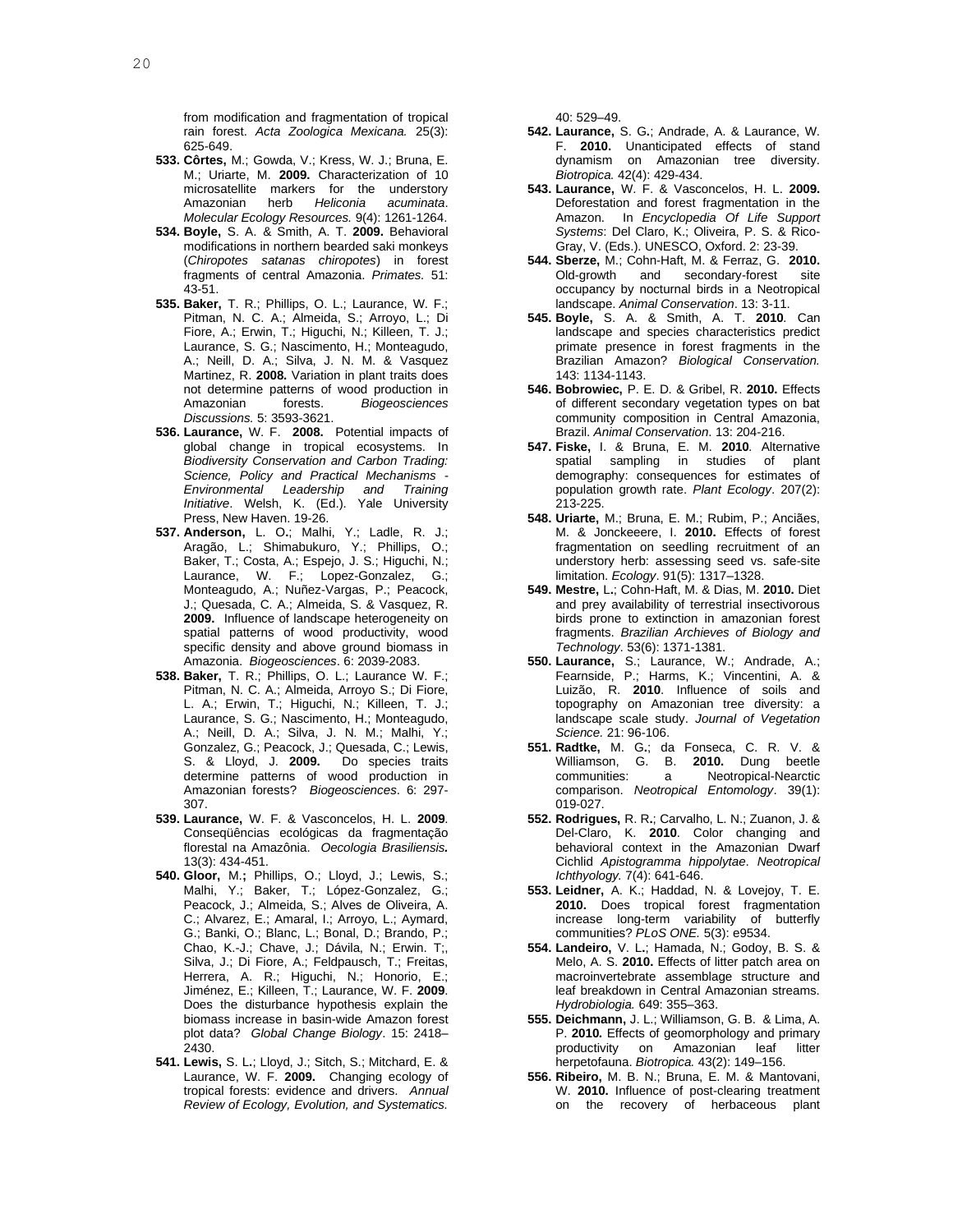from modification and fragmentation of tropical rain forest. *Acta Zoologica Mexicana.* 25(3): 625-649.

**533. Côrtes,** M.; Gowda, V.; Kress, W. J.; Bruna, E. M.; Uriarte, M. **2009.** Characterization of 10 microsatellite markers for the understory Amazonian herb *Heliconia acuminata*. *Molecular Ecology Resources.* 9(4): 1261-1264.

**534. Boyle,** S. A. & Smith, A. T. **2009.** Behavioral modifications in northern bearded saki monkeys (*Chiropotes satanas chiropotes*) in forest fragments of central Amazonia. *Primates.* 51: 43-51.

**535. Baker,** T. R.; Phillips, O. L.; Laurance, W. F.; Pitman, N. C. A.; Almeida, S.; Arroyo, L.; Di Fiore, A.; Erwin, T.; Higuchi, N.; Killeen, T. J.; Laurance, S. G.; Nascimento, H.; Monteagudo, A.; Neill, D. A.; Silva, J. N. M. & Vasquez Martinez, R. **2008.** Variation in plant traits does not determine patterns of wood production in Amazonian forests. *Biogeosciences Discussions.* 5: 3593-3621.

**536. Laurance,** W. F. **2008.** Potential impacts of global change in tropical ecosystems. In *Biodiversity Conservation and Carbon Trading: Science, Policy and Practical Mechanisms - Environmental Leadership and Training Initiative*. Welsh, K. (Ed.). Yale University Press, New Haven. 19-26.

**537. Anderson,** L. O**.**; Malhi, Y.; Ladle, R. J.; Aragão, L.; Shimabukuro, Y.; Phillips, O.; Baker, T.; Costa, A.; Espejo, J. S.; Higuchi, N.; Laurance, W. F.; Lopez-Gonzalez, G.; Monteagudo, A.; Nuñez-Vargas, P.; Peacock, J.; Quesada, C. A.; Almeida, S. & Vasquez, R. **2009.** Influence of landscape heterogeneity on spatial patterns of wood productivity, wood specific density and above ground biomass in Amazonia. *Biogeosciences*. 6: 2039-2083.

**538. Baker,** T. R.; Phillips, O. L.; Laurance W. F.; Pitman, N. C. A.; Almeida, Arroyo S.; Di Fiore, L. A.; Erwin, T.; Higuchi, N.; Killeen, T. J.; Laurance, S. G.; Nascimento, H.; Monteagudo, A.; Neill, D. A.; Silva, J. N. M.; Malhi, Y.; Gonzalez, G.; Peacock, J.; Quesada, C.; Lewis, S. & Lloyd, J. **2009.** Do species traits determine patterns of wood production in Amazonian forests? *Biogeosciences*. 6: 297-307.

**539. Laurance,** W. F. & Vasconcelos, H. L. **2009**. Conseqüências ecológicas da fragmentação florestal na Amazônia. *Oecologia Brasiliensis.* 13(3): 434-451.

**540. Gloor,** M.**;** Phillips, O.; Lloyd, J.; Lewis, S.; Malhi, Y.; Baker, T.; López-Gonzalez, G.; Peacock, J.; Almeida, S.; Alves de Oliveira, A. C.; Alvarez, E.; Amaral, I.; Arroyo, L.; Aymard, G.; Banki, O.; Blanc, L.; Bonal, D.; Brando, P.; Chao, K.-J.; Chave, J.; Dávila, N.; Erwin. T;, Silva, J.; Di Fiore, A.; Feldpausch, T.; Freitas, Herrera, A. R.; Higuchi, N.; Honorio, E.; Jiménez, E.; Killeen, T.; Laurance, W. F. **2009**. Does the disturbance hypothesis explain the biomass increase in basin-wide Amazon forest plot data? *Global Change Biology*. 15: 2418–2430.

**541. Lewis,** S. L**.**; Lloyd, J.; Sitch, S.; Mitchard, E. & Laurance, W. F. **2009.** Changing ecology of tropical forests: evidence and drivers. *Annual Review of Ecology, Evolution, and Systematics.* 40: 529–49.

**542. Laurance,** S. G**.**; Andrade, A. & Laurance, W. F. **2010.** Unanticipated effects of stand dynamism on Amazonian tree diversity. *Biotropica.* 42(4): 429-434.

**543. Laurance,** W. F. & Vasconcelos, H. L. **2009.** Deforestation and forest fragmentation in the Amazon. In *Encyclopedia Of Life Support Systems*: Del Claro, K.; Oliveira, P. S. & Rico-Gray, V. (Eds.). UNESCO, Oxford. 2: 23-39.

**544. Sberze,** M.; Cohn-Haft, M. & Ferraz, G. **2010.** Old-growth and secondary-forest site occupancy by nocturnal birds in a Neotropical landscape. *Animal Conservation*. 13: 3-11.

**545. Boyle,** S. A. & Smith, A. T. **2010***.* Can landscape and species characteristics predict primate presence in forest fragments in the Brazilian Amazon? *Biological Conservation.* 143: 1134-1143.

**546. Bobrowiec,** P. E. D. & Gribel, R. **2010.** Effects of different secondary vegetation types on bat community composition in Central Amazonia, Brazil. *Animal Conservation*. 13: 204-216.

**547. Fiske,** I. & Bruna, E. M. **2010***.* Alternative spatial sampling in studies of plant demography: consequences for estimates of population growth rate. *Plant Ecology*. 207(2): 213-225.

**548. Uriarte,** M.; Bruna, E. M.; Rubim, P.; Anciães, M. & Jonckeeere, I. **2010.** Effects of forest fragmentation on seedling recruitment of an understory herb: assessing seed vs. safe-site limitation. *Ecology*. 91(5): 1317–1328.

**549. Mestre,** L**.**; Cohn-Haft, M. & Dias, M. **2010.** Diet and prey availability of terrestrial insectivorous birds prone to extinction in amazonian forest fragments. *Brazilian Archieves of Biology and Technology*. 53(6): 1371-1381.

**550. Laurance,** S.; Laurance, W.; Andrade, A.; Fearnside, P.; Harms, K.; Vincentini, A. & Luizão, R. **2010**. Influence of soils and topography on Amazonian tree diversity: a landscape scale study. *Journal of Vegetation Science.* 21: 96-106.

**551. Radtke,** M. G**.**; da Fonseca, C. R. V. & Williamson, G. B. **2010.** Dung beetle communities: a Neotropical-Nearctic comparison. *Neotropical Entomology*. 39(1): 019-027.

**552. Rodrigues,** R. R**.**; Carvalho, L. N.; Zuanon, J. & Del-Claro, K. **2010**. Color changing and behavioral context in the Amazonian Dwarf Cichlid *Apistogramma hippolytae*. *Neotropical Ichthyology.* 7(4): 641-646.

**553. Leidner,** A. K.; Haddad, N. & Lovejoy, T. E. **2010.** Does tropical forest fragmentation increase long-term variability of butterfly communities? *PLoS ONE.* 5(3): e9534.

**554. Landeiro,** V. L**.**; Hamada, N.; Godoy, B. S. & Melo, A. S. **2010.** Effects of litter patch area on macroinvertebrate assemblage structure and leaf breakdown in Central Amazonian streams. *Hydrobiologia.* 649: 355–363.

**555. Deichmann,** J. L.; Williamson, G. B. & Lima, A. P. **2010***.* Effects of geomorphology and primary productivity on Amazonian leaf litter herpetofauna. *Biotropica.* 43(2): 149–156.

**556. Ribeiro,** M. B. N.; Bruna, E. M. & Mantovani, W. **2010.** Influence of post-clearing treatment on the recovery of herbaceous plant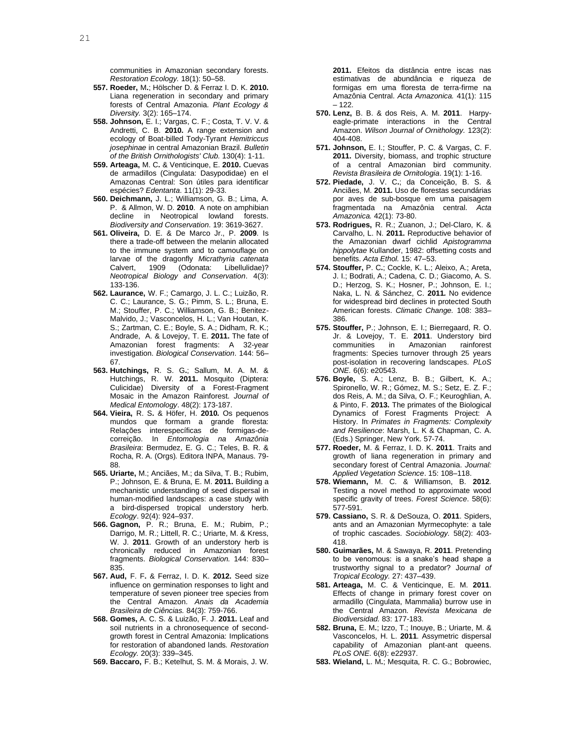communities in Amazonian secondary forests. *Restoration Ecology.* 18(1): 50–58.

**557. Roeder,** M**.**; Hölscher D. & Ferraz I. D. K. **2010.** Liana regeneration in secondary and primary forests of Central Amazonia. *Plant Ecology & Diversity.* 3(2): 165–174.

**558. Johnson,** E. I.; Vargas, C. F.; Costa, T. V. V. & Andretti, C. B. **2010.** A range extension and ecology of Boat-billed Tody-Tyrant *Hemitriccus josephinae* in central Amazonian Brazil. *Bulletin of the British Ornithologists' Club.* 130(4): 1-11.

**559. Arteaga,** M. C**.** & Venticinque, E. **2010.** Cuevas de armadillos (Cingulata: Dasypodidae) en el Amazonas Central: Son útiles para identificar espécies? *Edentanta*. 11(1): 29-33.

**560. Deichmann,** J. L.; Williamson, G. B.; Lima, A. P. & Allmon, W. D. **2010**. A note on amphibian decline in Neotropical lowland forests. *Biodiversity and Conservation*. 19: 3619-3627.

**561. Oliveira,** D. E. & De Marco Jr., P. **2009**. Is there a trade-off between the melanin allocated to the immune system and to camouflage on larvae of the dragonfly *Micrathyria catenata* Calvert, 1909 (Odonata: Libellulidae)? *Neotropical Biology and Conservation*. 4(3): 133-136.

**562. Laurance,** W. F.; Camargo, J. L. C.; Luizão, R. C. C.; Laurance, S. G.; Pimm, S. L.; Bruna, E. M.; Stouffer, P. C.; Williamson, G. B.; Benitez-Malvido, J.; Vasconcelos, H. L.; Van Houtan, K. S.; Zartman, C. E.; Boyle, S. A.; Didham, R. K.; Andrade, A. & Lovejoy, T. E. **2011.** The fate of Amazonian forest fragments: A 32-year investigation. *Biological Conservation*. 144: 56–67.

**563. Hutchings,** R. S. G**.**; Sallum, M. A. M. & Hutchings, R. W. **2011.** Mosquito (Diptera: Culicidae) Diversity of a Forest-Fragment Mosaic in the Amazon Rainforest. *Journal of Medical Entomology*. 48(2): 173-187.

**564. Vieira,** R. S**.** & Höfer, H. **2010.** Os pequenos mundos que formam a grande floresta: Relações interespecíficas de formigas-de-correição. In *Entomologia na Amazônia Brasileira*: Bermudez, E. G. C.; Teles, B. R. & Rocha, R. A. (Orgs)*.* Editora INPA, Manaus. 79-88.

**565. Uriarte,** M.; Anciães, M.; da Silva, T. B.; Rubim, P.; Johnson, E. & Bruna, E. M. **2011.** Building a mechanistic understanding of seed dispersal in human-modified landscapes: a case study with a bird-dispersed tropical understory herb. *Ecology*. 92(4): 924–937.

**566. Gagnon,** P. R.; Bruna, E. M.; Rubim, P.; Darrigo, M. R.; Littell, R. C.; Uriarte, M. & Kress, W. J. **2011**. Growth of an understory herb is chronically reduced in Amazonian forest fragments. *Biological Conservation.* 144: 830–835.

**567. Aud,** F. F**.** & Ferraz, I. D. K. **2012.** Seed size influence on germination responses to light and temperature of seven pioneer tree species from the Central Amazon. *Anais da Academia Brasileira de Ciências.* 84(3): 759-766.

**568. Gomes,** A. C. S. & Luizão, F. J. **2011.** Leaf and soil nutrients in a chronosequence of second-growth forest in Central Amazonia: Implications for restoration of abandoned lands*. Restoration Ecology.* 20(3): 339–345.

**569. Baccaro,** F. B.; Ketelhut, S. M. & Morais, J. W. **2011.** Efeitos da distância entre iscas nas estimativas de abundância e riqueza de formigas em uma floresta de terra-firme na Amazônia Central. *Acta Amazonica.* 41(1): 115 – 122.

**570. Lenz,** B. B. & dos Reis, A. M. **2011**. Harpy-eagle-primate interactions in the Central Amazon. *Wilson Journal of Ornithology.* 123(2): 404-408.

**571. Johnson,** E. I.; Stouffer, P. C. & Vargas, C. F. **2011.** Diversity, biomass, and trophic structure of a central Amazonian bird community. *Revista Brasileira de Ornitologia*. 19(1): 1-16.

**572. Piedade,** J. V. C**.**; da Conceição, B. S. & Anciães, M. **2011.** Uso de florestas secundárias por aves de sub-bosque em uma paisagem fragmentada na Amazônia central. *Acta Amazonica.* 42(1): 73-80.

**573. Rodrigues,** R. R.; Zuanon, J.; Del-Claro, K. & Carvalho, L. N. **2011.** Reproductive behavior of the Amazonian dwarf cichlid *Apistogramma hippolytae* Kullander, 1982: offsetting costs and benefits. *Acta Ethol.* 15: 47–53.

**574. Stouffer,** P. C**.**; Cockle, K. L.; Aleixo, A.; Areta, J. I.; Bodrati, A.; Cadena, C. D.; Giacomo, A. S. D.; Herzog, S. K.; Hosner, P.; Johnson, E. I.; Naka, L. N. & Sánchez, C. **2011***.* No evidence for widespread bird declines in protected South American forests. *Climatic Change.* 108: 383–386.

**575. Stouffer,** P.; Johnson, E. I.; Bierregaard, R. O. Jr. & Lovejoy, T. E. **2011**. Understory bird communities in Amazonian rainforest fragments: Species turnover through 25 years post-isolation in recovering landscapes. *PLoS ONE.* 6(6): e20543.

**576. Boyle,** S. A.; Lenz, B. B.; Gilbert, K. A.; Spironello, W. R.; Gómez, M. S.; Setz, E. Z. F.; dos Reis, A. M.; da Silva, O. F.; Keuroghlian, A. & Pinto, F. **2013.** The primates of the Biological Dynamics of Forest Fragments Project: A History. In *Primates in Fragments: Complexity and Resilience*: Marsh, L. K & Chapman, C. A. (Eds.) Springer, New York. 57-74.

**577. Roeder,** M. & Ferraz, I. D. K. **2011**. Traits and growth of liana regeneration in primary and secondary forest of Central Amazonia. *Journal: Applied Vegetation Science*. 15: 108–118.

**578. Wiemann,** M. C. & Williamson, B. **2012***.* Testing a novel method to approximate wood specific gravity of trees. *Forest Science*. 58(6): 577-591.

**579. Cassiano,** S. R. & DeSouza, O. **2011**. Spiders, ants and an Amazonian Myrmecophyte: a tale of trophic cascades. *Sociobiology.* 58(2): 403-418.

**580. Guimarães,** M. & Sawaya, R. **2011**. Pretending to be venomous: is a snake's head shape a trustworthy signal to a predator? J*ournal of Tropical Ecology.* 27: 437–439.

**581. Arteaga,** M. C. & Venticinque, E. M. **2011**. Effects of change in primary forest cover on armadillo (Cingulata, Mammalia) burrow use in the Central Amazon. *Revista Mexicana de Biodiversidad.* 83: 177-183.

**582. Bruna,** E. M**.**; Izzo, T.; Inouye, B.; Uriarte, M. & Vasconcelos, H. L. **2011**. Assymetric dispersal capability of Amazonian plant-ant queens. *PLoS ONE.* 6(8): e22937.

**583. Wieland,** L. M**.**; Mesquita, R. C. G.; Bobrowiec,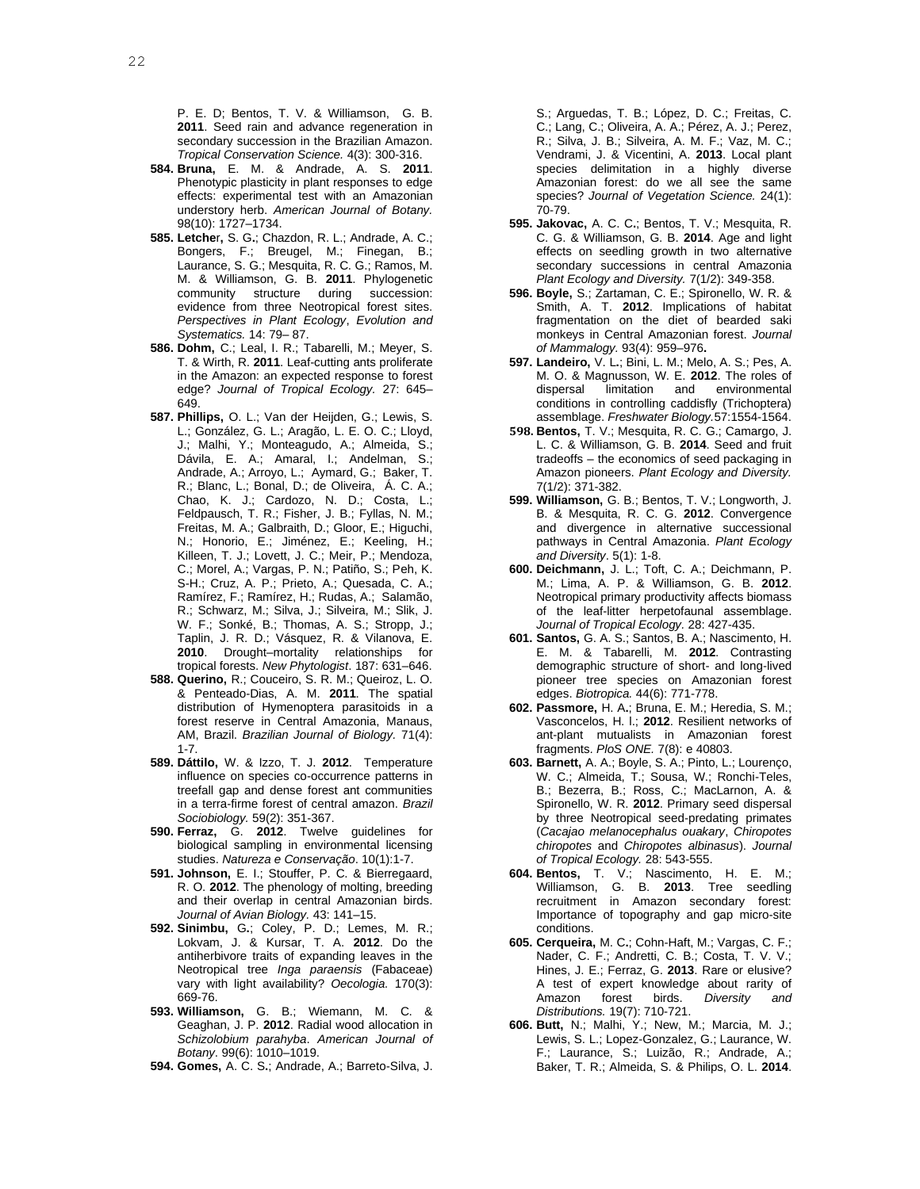P. E. D; Bentos, T. V. & Williamson, G. B. **2011**. Seed rain and advance regeneration in secondary succession in the Brazilian Amazon. *Tropical Conservation Science.* 4(3): 300-316.

**584. Bruna,** E. M. & Andrade, A. S. **2011**. Phenotypic plasticity in plant responses to edge effects: experimental test with an Amazonian understory herb. *American Journal of Botany.* 98(10): 1727–1734.

**585. Letcher,** S. G.; Chazdon, R. L.; Andrade, A. C.; Bongers, F.; Breugel, M.; Finegan, B.; Laurance, S. G.; Mesquita, R. C. G.; Ramos, M. M. & Williamson, G. B. **2011**. Phylogenetic community structure during succession: evidence from three Neotropical forest sites. *Perspectives in Plant Ecology*, *Evolution and Systematics.* 14: 79– 87.

**586. Dohm,** C.; Leal, I. R.; Tabarelli, M.; Meyer, S. T. & Wirth, R. **2011**. Leaf-cutting ants proliferate in the Amazon: an expected response to forest edge? *Journal of Tropical Ecology.* 27: 645–649.

**587. Phillips,** O. L.; Van der Heijden, G.; Lewis, S. L.; González, G. L.; Aragão, L. E. O. C.; Lloyd, J.; Malhi, Y.; Monteagudo, A.; Almeida, S.; Dávila, E. A.; Amaral, I.; Andelman, S.; Andrade, A.; Arroyo, L.; Aymard, G.; Baker, T. R.; Blanc, L.; Bonal, D.; de Oliveira, Á. C. A.; Chao, K. J.; Cardozo, N. D.; Costa, L.; Feldpausch, T. R.; Fisher, J. B.; Fyllas, N. M.; Freitas, M. A.; Galbraith, D.; Gloor, E.; Higuchi, N.; Honorio, E.; Jiménez, E.; Keeling, H.; Killeen, T. J.; Lovett, J. C.; Meir, P.; Mendoza, C.; Morel, A.; Vargas, P. N.; Patiño, S.; Peh, K. S-H.; Cruz, A. P.; Prieto, A.; Quesada, C. A.; Ramírez, F.; Ramírez, H.; Rudas, A.; Salamão, R.; Schwarz, M.; Silva, J.; Silveira, M.; Slik, J. W. F.; Sonké, B.; Thomas, A. S.; Stropp, J.; Taplin, J. R. D.; Vásquez, R. & Vilanova, E. **2010**. Drought–mortality relationships for tropical forests. *New Phytologist*. 187: 631–646.

**588. Querino,** R.; Couceiro, S. R. M.; Queiroz, L. O. & Penteado-Dias, A. M. **2011**. The spatial distribution of Hymenoptera parasitoids in a forest reserve in Central Amazonia, Manaus, AM, Brazil. *Brazilian Journal of Biology.* 71(4): 1-7.

**589. Dáttilo,** W. & Izzo, T. J. **2012**. Temperature influence on species co-occurrence patterns in treefall gap and dense forest ant communities in a terra-firme forest of central amazon. *Brazil Sociobiology.* 59(2): 351-367.

**590. Ferraz,** G. **2012**. Twelve guidelines for biological sampling in environmental licensing studies. *Natureza e Conservação*. 10(1):1-7.

**591. Johnson,** E. I.; Stouffer, P. C. & Bierregaard, R. O. **2012**. The phenology of molting, breeding and their overlap in central Amazonian birds. *Journal of Avian Biology.* 43: 141–15.

**592. Sinimbu,** G**.**; Coley, P. D.; Lemes, M. R.; Lokvam, J. & Kursar, T. A. **2012**. Do the antiherbivore traits of expanding leaves in the Neotropical tree *Inga paraensis* (Fabaceae) vary with light availability? *Oecologia.* 170(3): 669-76.

**593. Williamson,** G. B.; Wiemann, M. C. & Geaghan, J. P. **2012**. Radial wood allocation in *Schizolobium parahyba*. *American Journal of Botany*. 99(6): 1010–1019.

**594. Gomes,** A. C. S**.**; Andrade, A.; Barreto-Silva, J. S.; Arguedas, T. B.; López, D. C.; Freitas, C. C.; Lang, C.; Oliveira, A. A.; Pérez, A. J.; Perez, R.; Silva, J. B.; Silveira, A. M. F.; Vaz, M. C.; Vendrami, J. & Vicentini, A. **2013**. Local plant species delimitation in a highly diverse Amazonian forest: do we all see the same species? *Journal of Vegetation Science.* 24(1): 70-79.

**595. Jakovac,** A. C. C**.**; Bentos, T. V.; Mesquita, R. C. G. & Williamson, G. B. **2014**. Age and light effects on seedling growth in two alternative secondary successions in central Amazonia *Plant Ecology and Diversity.* 7(1/2): 349-358.

**596. Boyle,** S.; Zartaman, C. E.; Spironello, W. R. & Smith, A. T. **2012**. Implications of habitat fragmentation on the diet of bearded saki monkeys in Central Amazonian forest. *Journal of Mammalogy.* 93(4): 959–976**.**

**597. Landeiro,** V. L**.**; Bini, L. M.; Melo, A. S.; Pes, A. M. O. & Magnusson, W. E. **2012**. The roles of dispersal limitation and environmental conditions in controlling caddisfly (Trichoptera) assemblage. *Freshwater Biology.*57:1554-1564.

**598. Bentos,** T. V.; Mesquita, R. C. G.; Camargo, J. L. C. & Williamson, G. B. **2014**. Seed and fruit tradeoffs – the economics of seed packaging in Amazon pioneers. *Plant Ecology and Diversity.* 7(1/2): 371-382.

**599. Williamson,** G. B.; Bentos, T. V.; Longworth, J. B. & Mesquita, R. C. G. **2012**. Convergence and divergence in alternative successional pathways in Central Amazonia. *Plant Ecology and Diversity*. 5(1): 1-8.

**600. Deichmann,** J. L.; Toft, C. A.; Deichmann, P. M.; Lima, A. P. & Williamson, G. B. **2012**. Neotropical primary productivity affects biomass of the leaf-litter herpetofaunal assemblage. *Journal of Tropical Ecology.* 28: 427-435.

**601. Santos,** G. A. S.; Santos, B. A.; Nascimento, H. E. M. & Tabarelli, M. **2012**. Contrasting demographic structure of short- and long-lived pioneer tree species on Amazonian forest edges. *Biotropica.* 44(6): 771-778.

**602. Passmore,** H. A**.**; Bruna, E. M.; Heredia, S. M.; Vasconcelos, H. l.; **2012**. Resilient networks of ant-plant mutualists in Amazonian forest fragments. *PloS ONE.* 7(8): e 40803.

**603. Barnett,** A. A.; Boyle, S. A.; Pinto, L.; Lourenço, W. C.; Almeida, T.; Sousa, W.; Ronchi-Teles, B.; Bezerra, B.; Ross, C.; MacLarnon, A. & Spironello, W. R. **2012**. Primary seed dispersal by three Neotropical seed-predating primates (*Cacajao melanocephalus ouakary*, *Chiropotes chiropotes* and *Chiropotes albinasus*). *Journal of Tropical Ecology.* 28: 543-555.

**604. Bentos,** T. V.; Nascimento, H. E. M.; Williamson, G. B. **2013**. Tree seedling recruitment in Amazon secondary forest: Importance of topography and gap micro-site conditions.

**605. Cerqueira,** M. C**.**; Cohn-Haft, M.; Vargas, C. F.; Nader, C. F.; Andretti, C. B.; Costa, T. V. V.; Hines, J. E.; Ferraz, G. **2013**. Rare or elusive? A test of expert knowledge about rarity of Amazon forest birds. *Diversity and Distributions.* 19(7): 710-721.

**606. Butt,** N.; Malhi, Y.; New, M.; Marcia, M. J.; Lewis, S. L.; Lopez-Gonzalez, G.; Laurance, W. F.; Laurance, S.; Luizão, R.; Andrade, A.; Baker, T. R.; Almeida, S. & Philips, O. L. **2014**.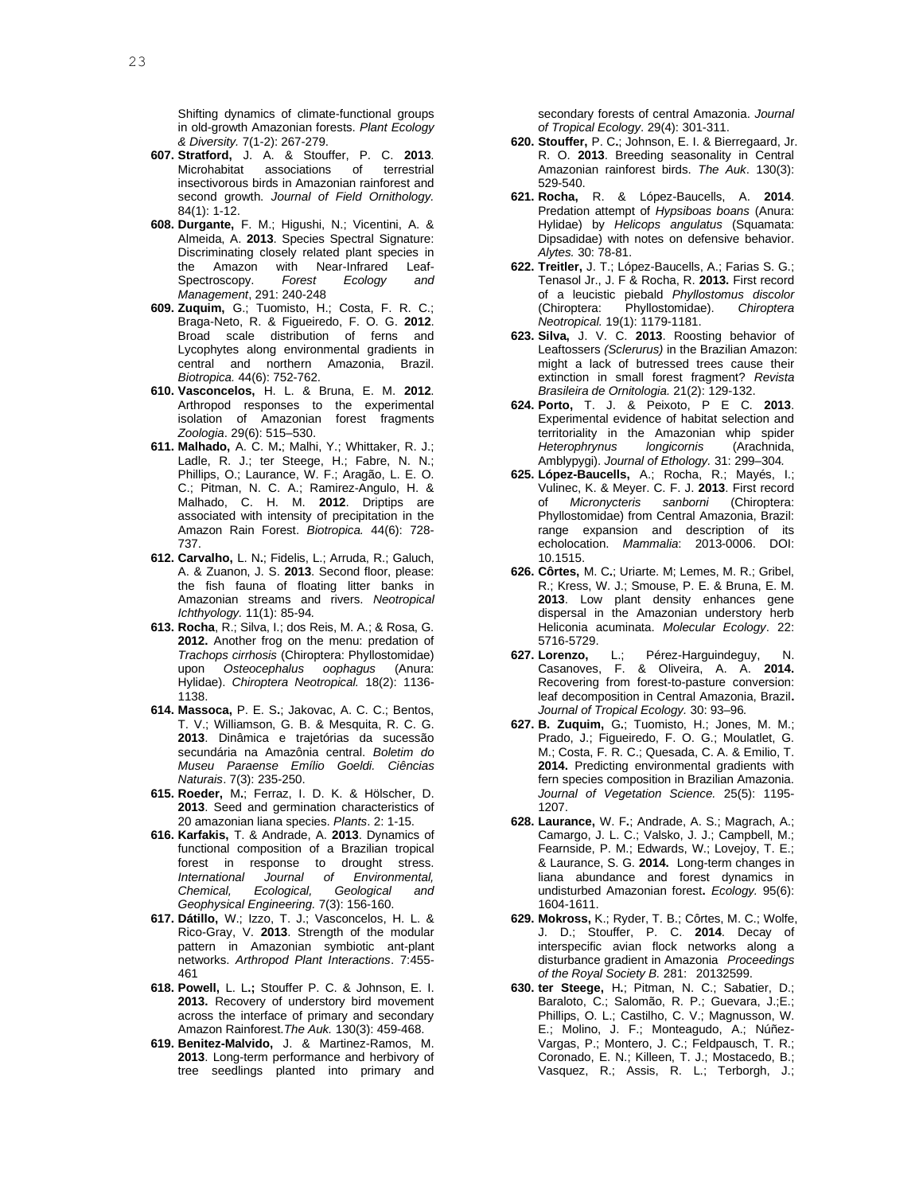Shifting dynamics of climate-functional groups in old-growth Amazonian forests. *Plant Ecology & Diversity.* 7(1-2): 267-279.

**607. Stratford,** J. A. & Stouffer, P. C. **2013**. Microhabitat associations of terrestrial insectivorous birds in Amazonian rainforest and second growth. *Journal of Field Ornithology.* 84(1): 1-12.

**608. Durgante,** F. M.; Higushi, N.; Vicentini, A. & Almeida, A. **2013**. Species Spectral Signature: Discriminating closely related plant species in the Amazon with Near-Infrared Leaf-Spectroscopy. *Forest Ecology and Management*, 291: 240-248

**609. Zuquim,** G.; Tuomisto, H.; Costa, F. R. C.; Braga-Neto, R. & Figueiredo, F. O. G. **2012**. Broad scale distribution of ferns and Lycophytes along environmental gradients in central and northern Amazonia, Brazil. *Biotropica.* 44(6): 752-762.

**610. Vasconcelos,** H. L. & Bruna, E. M. **2012**. Arthropod responses to the experimental isolation of Amazonian forest fragments *Zoologia*. 29(6): 515–530.

**611. Malhado,** A. C. M**.**; Malhi, Y.; Whittaker, R. J.; Ladle, R. J.; ter Steege, H.; Fabre, N. N.; Phillips, O.; Laurance, W. F.; Aragão, L. E. O. C.; Pitman, N. C. A.; Ramirez-Angulo, H. & Malhado, C. H. M. **2012**. Driptips are associated with intensity of precipitation in the Amazon Rain Forest. *Biotropica.* 44(6): 728-737.

**612. Carvalho,** L. N**.**; Fidelis, L.; Arruda, R.; Galuch, A. & Zuanon, J. S. **2013**. Second floor, please: the fish fauna of floating litter banks in Amazonian streams and rivers. *Neotropical Ichthyology.* 11(1): 85-94*.*

**613. Rocha**, R.; Silva, I.; dos Reis, M. A.; & Rosa, G. **2012.** Another frog on the menu: predation of *Trachops cirrhosis* (Chiroptera: Phyllostomidae) upon *Osteocephalus oophagus* (Anura: Hylidae). *Chiroptera Neotropical.* 18(2): 1136-1138.

**614. Massoca,** P. E. S**.**; Jakovac, A. C. C.; Bentos, T. V.; Williamson, G. B. & Mesquita, R. C. G. **2013**. Dinâmica e trajetórias da sucessão secundária na Amazônia central. *Boletim do Museu Paraense Emílio Goeldi. Ciências Naturais*. 7(3): 235-250.

**615. Roeder,** M**.**; Ferraz, I. D. K. & Hölscher, D. **2013**. Seed and germination characteristics of 20 amazonian liana species. *Plants*. 2: 1-15.

**616. Karfakis,** T. & Andrade, A. **2013**. Dynamics of functional composition of a Brazilian tropical forest in response to drought stress. *International Journal of Environmental, Chemical, Ecological, Geological and Geophysical Engineering.* 7(3): 156-160.

**617. Dátillo,** W.; Izzo, T. J.; Vasconcelos, H. L. & Rico-Gray, V. **2013**. Strength of the modular pattern in Amazonian symbiotic ant-plant networks. *Arthropod Plant Interactions*. 7:455-461

**618. Powell,** L. L**.;** Stouffer P. C. & Johnson, E. I. **2013.** Recovery of understory bird movement across the interface of primary and secondary Amazon Rainforest.*The Auk.* 130(3): 459-468.

**619. Benitez-Malvido,** J. & Martinez-Ramos, M. **2013**. Long-term performance and herbivory of tree seedlings planted into primary and secondary forests of central Amazonia. *Journal of Tropical Ecology*. 29(4): 301-311.

**620. Stouffer,** P. C**.**; Johnson, E. I. & Bierregaard, Jr. R. O. **2013**. Breeding seasonality in Central Amazonian rainforest birds. *The Auk*. 130(3): 529-540.

**621. Rocha,** R. & López-Baucells, A. **2014**. Predation attempt of *Hypsiboas boans* (Anura: Hylidae) by *Helicops angulatus* (Squamata: Dipsadidae) with notes on defensive behavior. *Alytes.* 30: 78-81.

**622. Treitler,** J. T.; López-Baucells, A.; Farias S. G.; Tenasol Jr., J. F & Rocha, R. **2013.** First record of a leucistic piebald *Phyllostomus discolor* (Chiroptera: Phyllostomidae). *Chiroptera Neotropical.* 19(1): 1179-1181.

**623. Silva,** J. V. C. **2013**. Roosting behavior of Leaftossers *(Sclerurus)* in the Brazilian Amazon: might a lack of butressed trees cause their extinction in small forest fragment? *Revista Brasileira de Ornitologia.* 21(2): 129-132.

**624. Porto,** T. J. & Peixoto, P E C. **2013**. Experimental evidence of habitat selection and territoriality in the Amazonian whip spider *Heterophrynus longicornis* (Arachnida, Amblypygi). *Journal of Ethology.* 31: 299–304*.*

**625. López-Baucells,** A.; Rocha, R.; Mayés, I.; Vulinec, K. & Meyer. C. F. J. **2013**. First record of *Micronycteris sanborni* (Chiroptera: Phyllostomidae) from Central Amazonia, Brazil: range expansion and description of its echolocation. *Mammalia*: 2013-0006. DOI: 10.1515.

**626. Côrtes,** M. C**.**; Uriarte. M; Lemes, M. R.; Gribel, R.; Kress, W. J.; Smouse, P. E. & Bruna, E. M. **2013**. Low plant density enhances gene dispersal in the Amazonian understory herb Heliconia acuminata. *Molecular Ecology*. 22: 5716-5729.

**627. Lorenzo,** L.; Pérez-Harguindeguy, N. Casanoves, F. & Oliveira, A. A. **2014.** Recovering from forest-to-pasture conversion: leaf decomposition in Central Amazonia, Brazil**.** *Journal of Tropical Ecology.* 30: 93–96*.*

**627. B. Zuquim,** G**.**; Tuomisto, H.; Jones, M. M.; Prado, J.; Figueiredo, F. O. G.; Moulatlet, G. M.; Costa, F. R. C.; Quesada, C. A. & Emilio, T. **2014.** Predicting environmental gradients with fern species composition in Brazilian Amazonia. *Journal of Vegetation Science.* 25(5): 1195-1207.

**628. Laurance,** W. F**.**; Andrade, A. S.; Magrach, A.; Camargo, J. L. C.; Valsko, J. J.; Campbell, M.; Fearnside, P. M.; Edwards, W.; Lovejoy, T. E.; & Laurance, S. G. **2014.** Long-term changes in liana abundance and forest dynamics in undisturbed Amazonian forest**.** *Ecology.* 95(6): 1604-1611.

**629. Mokross,** K.; Ryder, T. B.; Côrtes, M. C.; Wolfe, J. D.; Stouffer, P. C. **2014**. Decay of interspecific avian flock networks along a disturbance gradient in Amazonia *Proceedings of the Royal Society B.* 281: 20132599.

**630. ter Steege,** H**.**; Pitman, N. C.; Sabatier, D.; Baraloto, C.; Salomão, R. P.; Guevara, J.;E.; Phillips, O. L.; Castilho, C. V.; Magnusson, W. E.; Molino, J. F.; Monteagudo, A.; Núñez-Vargas, P.; Montero, J. C.; Feldpausch, T. R.; Coronado, E. N.; Killeen, T. J.; Mostacedo, B.; Vasquez, R.; Assis, R. L.; Terborgh, J.;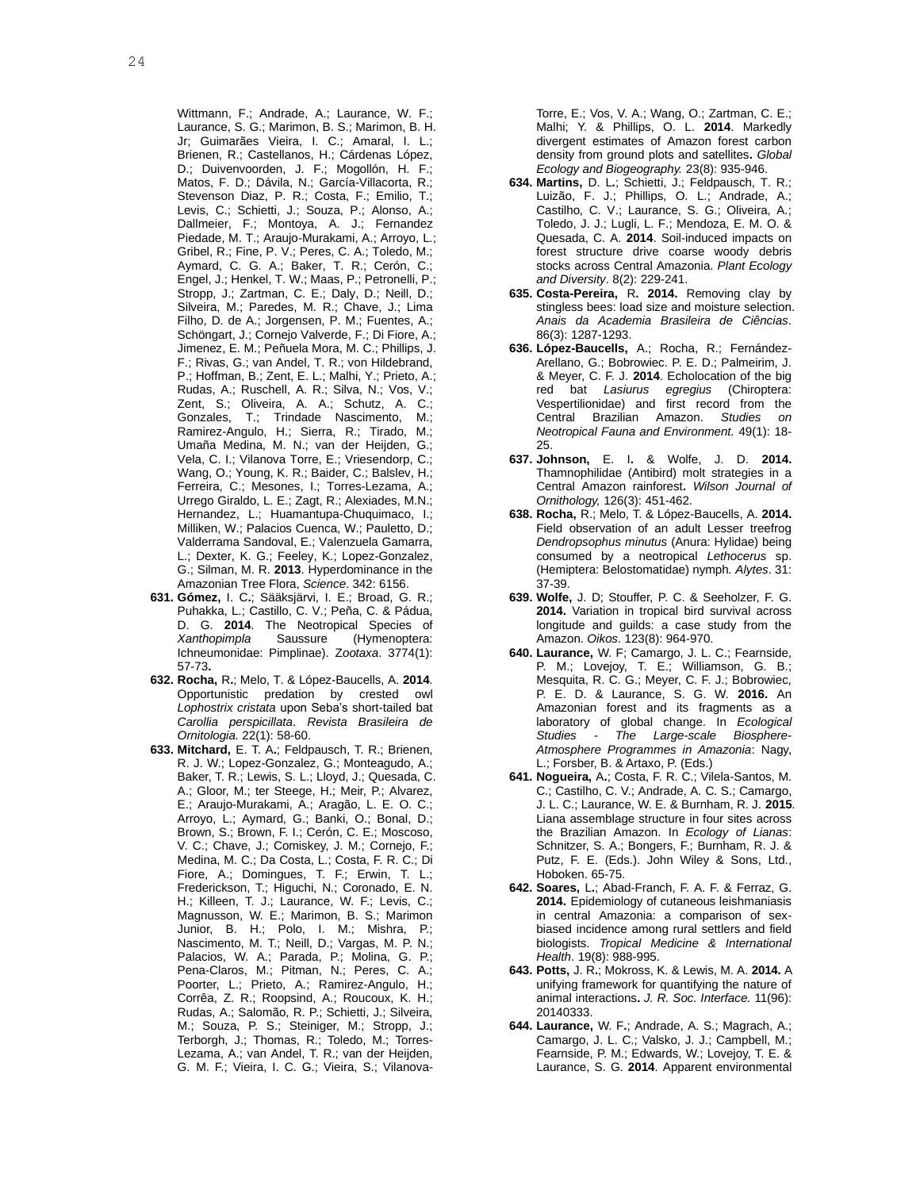Wittmann, F.; Andrade, A.; Laurance, W. F.; Laurance, S. G.; Marimon, B. S.; Marimon, B. H. Jr; Guimarães Vieira, I. C.; Amaral, I. L.; Brienen, R.; Castellanos, H.; Cárdenas López, D.; Duivenvoorden, J. F.; Mogollón, H. F.; Matos, F. D.; Dávila, N.; García-Villacorta, R.; Stevenson Diaz, P. R.; Costa, F.; Emilio, T.; Levis, C.; Schietti, J.; Souza, P.; Alonso, A.; Dallmeier, F.; Montoya, A. J.; Fernandez Piedade, M. T.; Araujo-Murakami, A.; Arroyo, L.; Gribel, R.; Fine, P. V.; Peres, C. A.; Toledo, M.; Aymard, C. G. A.; Baker, T. R.; Cerón, C.; Engel, J.; Henkel, T. W.; Maas, P.; Petronelli, P.; Stropp, J.; Zartman, C. E.; Daly, D.; Neill, D.; Silveira, M.; Paredes, M. R.; Chave, J.; Lima Filho, D. de A.; Jorgensen, P. M.; Fuentes, A.; Schöngart, J.; Cornejo Valverde, F.; Di Fiore, A.; Jimenez, E. M.; Peñuela Mora, M. C.; Phillips, J. F.; Rivas, G.; van Andel, T. R.; von Hildebrand, P.; Hoffman, B.; Zent, E. L.; Malhi, Y.; Prieto, A.; Rudas, A.; Ruschell, A. R.; Silva, N.; Vos, V.; Zent, S.; Oliveira, A. A.; Schutz, A. C.; Gonzales, T.; Trindade Nascimento, M.; Ramirez-Angulo, H.; Sierra, R.; Tirado, M.; Umaña Medina, M. N.; van der Heijden, G.; Vela, C. I.; Vilanova Torre, E.; Vriesendorp, C.; Wang, O.; Young, K. R.; Baider, C.; Balslev, H.; Ferreira, C.; Mesones, I.; Torres-Lezama, A.; Urrego Giraldo, L. E.; Zagt, R.; Alexiades, M.N.; Hernandez, L.; Huamantupa-Chuquimaco, I.; Milliken, W.; Palacios Cuenca, W.; Pauletto, D.; Valderrama Sandoval, E.; Valenzuela Gamarra, L.; Dexter, K. G.; Feeley, K.; Lopez-Gonzalez, G.; Silman, M. R. **2013**. Hyperdominance in the Amazonian Tree Flora, *Science*. 342: 6156.

631. **Gómez,** I. C**.**; Sääksjärvi, I. E.; Broad, G. R.; Puhakka, L.; Castillo, C. V.; Peña, C. & Pádua, D. G. **2014**. The Neotropical Species of *Xanthopimpla* Saussure (Hymenoptera: Ichneumonidae: Pimplinae). *Zootaxa*. 3774(1): 57-73**.**
632. **Rocha,** R**.**; Melo, T. & López-Baucells, A. **2014**. Opportunistic predation by crested owl *Lophostrix cristata* upon Seba's short-tailed bat *Carollia perspicillata*. *Revista Brasileira de Ornitologia.* 22(1): 58-60.
633. **Mitchard,** E. T. A**.**; Feldpausch, T. R.; Brienen, R. J. W.; Lopez-Gonzalez, G.; Monteagudo, A.; Baker, T. R.; Lewis, S. L.; Lloyd, J.; Quesada, C. A.; Gloor, M.; ter Steege, H.; Meir, P.; Alvarez, E.; Araujo-Murakami, A.; Aragão, L. E. O. C.; Arroyo, L.; Aymard, G.; Banki, O.; Bonal, D.; Brown, S.; Brown, F. I.; Cerón, C. E.; Moscoso, V. C.; Chave, J.; Comiskey, J. M.; Cornejo, F.; Medina, M. C.; Da Costa, L.; Costa, F. R. C.; Di Fiore, A.; Domingues, T. F.; Erwin, T. L.; Frederickson, T.; Higuchi, N.; Coronado, E. N. H.; Killeen, T. J.; Laurance, W. F.; Levis, C.; Magnusson, W. E.; Marimon, B. S.; Marimon Junior, B. H.; Polo, I. M.; Mishra, P.; Nascimento, M. T.; Neill, D.; Vargas, M. P. N.; Palacios, W. A.; Parada, P.; Molina, G. P.; Pena-Claros, M.; Pitman, N.; Peres, C. A.; Poorter, L.; Prieto, A.; Ramirez-Angulo, H.; Corrêa, Z. R.; Roopsind, A.; Roucoux, K. H.; Rudas, A.; Salomão, R. P.; Schietti, J.; Silveira, M.; Souza, P. S.; Steiniger, M.; Stropp, J.; Terborgh, J.; Thomas, R.; Toledo, M.; Torres-Lezama, A.; van Andel, T. R.; van der Heijden, G. M. F.; Vieira, I. C. G.; Vieira, S.; Vilanova-Torre, E.; Vos, V. A.; Wang, O.; Zartman, C. E.; Malhi; Y. & Phillips, O. L. **2014**. Markedly divergent estimates of Amazon forest carbon density from ground plots and satellites**.** *Global Ecology and Biogeography.* 23(8): 935-946.
634. **Martins,** D. L**.**; Schietti, J.; Feldpausch, T. R.; Luizão, F. J.; Phillips, O. L.; Andrade, A.; Castilho, C. V.; Laurance, S. G.; Oliveira, A.; Toledo, J. J.; Lugli, L. F.; Mendoza, E. M. O. & Quesada, C. A. **2014**. Soil-induced impacts on forest structure drive coarse woody debris stocks across Central Amazonia. *Plant Ecology and Diversity*. 8(2): 229-241.
635. **Costa-Pereira,** R**. 2014.** Removing clay by stingless bees: load size and moisture selection. *Anais da Academia Brasileira de Ciências*. 86(3): 1287-1293.
636. **López-Baucells,** A.; Rocha, R.; Fernández-Arellano, G.; Bobrowiec. P. E. D.; Palmeirim, J. & Meyer, C. F. J. **2014**. Echolocation of the big red bat *Lasiurus egregius* (Chiroptera: Vespertilionidae) and first record from the Central Brazilian Amazon. *Studies on Neotropical Fauna and Environment.* 49(1): 18-25.
637. **Johnson,** E. I**.** & Wolfe, J. D. **2014.** Thamnophilidae (Antibird) molt strategies in a Central Amazon rainforest**.** *Wilson Journal of Ornithology,* 126(3): 451-462.
638. **Rocha,** R.; Melo, T. & López-Baucells, A. **2014.** Field observation of an adult Lesser treefrog *Dendropsophus minutus* (Anura: Hylidae) being consumed by a neotropical *Lethocerus* sp. (Hemiptera: Belostomatidae) nymph*. Alytes*. 31: 37-39.
639. **Wolfe,** J. D; Stouffer, P. C. & Seeholzer, F. G. **2014.** Variation in tropical bird survival across longitude and guilds: a case study from the Amazon. *Oikos*. 123(8): 964-970.
640. **Laurance,** W. F; Camargo, J. L. C.; Fearnside, P. M.; Lovejoy, T. E.; Williamson, G. B.; Mesquita, R. C. G.; Meyer, C. F. J.; Bobrowiec, P. E. D. & Laurance, S. G. W. **2016.** An Amazonian forest and its fragments as a laboratory of global change. In *Ecological Studies - The Large-scale Biosphere-Atmosphere Programmes in Amazonia*: Nagy, L.; Forsber, B. & Artaxo, P. (Eds.)
641. **Nogueira,** A**.**; Costa, F. R. C.; Vilela-Santos, M. C.; Castilho, C. V.; Andrade, A. C. S.; Camargo, J. L. C.; Laurance, W. E. & Burnham, R. J. **2015**. Liana assemblage structure in four sites across the Brazilian Amazon. In *Ecology of Lianas*: Schnitzer, S. A.; Bongers, F.; Burnham, R. J. & Putz, F. E. (Eds.). John Wiley & Sons, Ltd., Hoboken. 65-75.
642. **Soares,** L**.**; Abad-Franch, F. A. F. & Ferraz, G. **2014.** Epidemiology of cutaneous leishmaniasis in central Amazonia: a comparison of sex-biased incidence among rural settlers and field biologists. *Tropical Medicine & International Health*. 19(8): 988-995.
643. **Potts,** J. R**.**; Mokross, K. & Lewis, M. A. **2014.** A unifying framework for quantifying the nature of animal interactions**.** *J. R. Soc. Interface.* 11(96): 20140333.
644. **Laurance,** W. F**.**; Andrade, A. S.; Magrach, A.; Camargo, J. L. C.; Valsko, J. J.; Campbell, M.; Fearnside, P. M.; Edwards, W.; Lovejoy, T. E. & Laurance, S. G. **2014**. Apparent environmental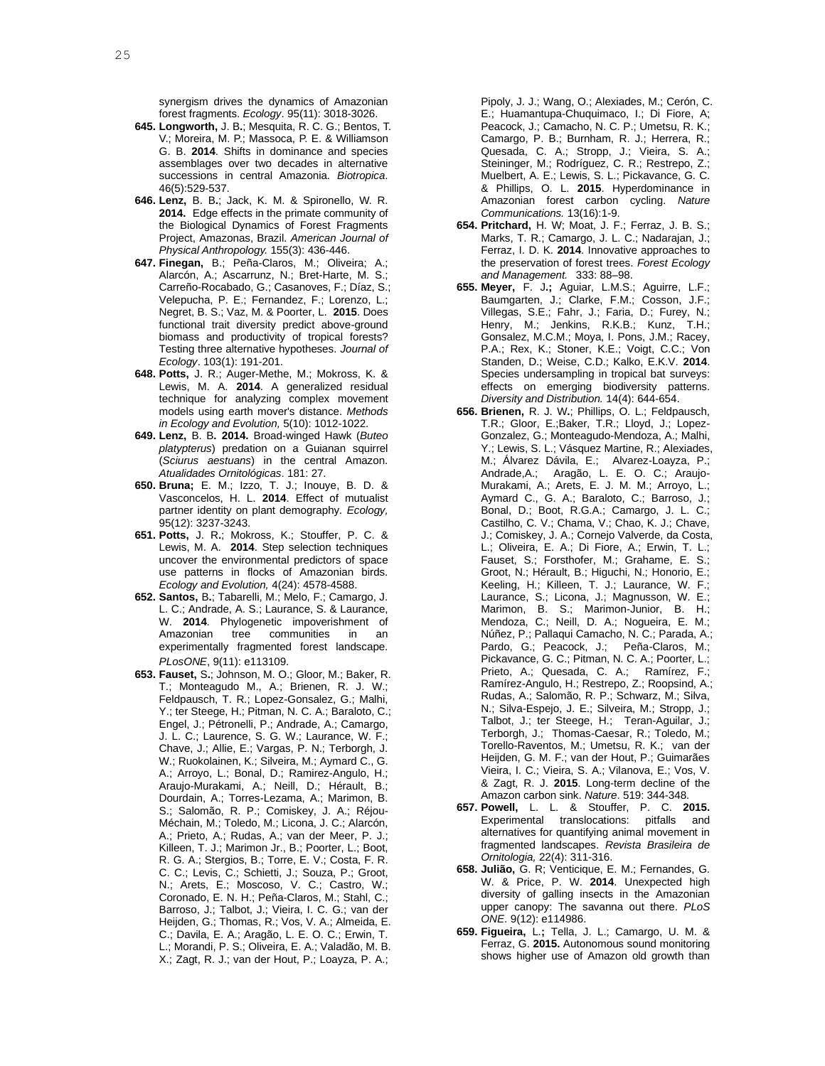synergism drives the dynamics of Amazonian forest fragments. *Ecology*. 95(11): 3018-3026.

**645. Longworth,** J. B.; Mesquita, R. C. G.; Bentos, T. V.; Moreira, M. P.; Massoca, P. E. & Williamson G. B. **2014**. Shifts in dominance and species assemblages over two decades in alternative successions in central Amazonia. *Biotropica*. 46(5):529-537.

**646. Lenz,** B. B.; Jack, K. M. & Spironello, W. R. **2014.** Edge effects in the primate community of the Biological Dynamics of Forest Fragments Project, Amazonas, Brazil. *American Journal of Physical Anthropology.* 155(3): 436-446.

**647. Finegan,** B.; Peña-Claros, M.; Oliveira; A.; Alarcón, A.; Ascarrunz, N.; Bret-Harte, M. S.; Carreño-Rocabado, G.; Casanoves, F.; Díaz, S.; Velepucha, P. E.; Fernandez, F.; Lorenzo, L.; Negret, B. S.; Vaz, M. & Poorter, L. **2015**. Does functional trait diversity predict above-ground biomass and productivity of tropical forests? Testing three alternative hypotheses. *Journal of Ecology*. 103(1): 191-201.

**648. Potts,** J. R.; Auger-Methe, M.; Mokross, K. & Lewis, M. A. **2014**. A generalized residual technique for analyzing complex movement models using earth mover's distance. *Methods in Ecology and Evolution,* 5(10): 1012-1022.

**649. Lenz,** B. B**. 2014.** Broad-winged Hawk (*Buteo platypterus*) predation on a Guianan squirrel (*Sciurus aestuans*) in the central Amazon. *Atualidades Ornitológicas*. 181: 27.

**650. Bruna;** E. M.; Izzo, T. J.; Inouye, B. D. & Vasconcelos, H. L. **2014**. Effect of mutualist partner identity on plant demography. *Ecology,* 95(12): 3237-3243.

**651. Potts,** J. R.; Mokross, K.; Stouffer, P. C. & Lewis, M. A. **2014**. Step selection techniques uncover the environmental predictors of space use patterns in flocks of Amazonian birds. *Ecology and Evolution,* 4(24): 4578-4588.

**652. Santos,** B.; Tabarelli, M.; Melo, F.; Camargo, J. L. C.; Andrade, A. S.; Laurance, S. & Laurance, W. **2014**. Phylogenetic impoverishment of Amazonian tree communities in an experimentally fragmented forest landscape. *PLosONE*, 9(11): e113109.

**653. Fauset,** S.; Johnson, M. O.; Gloor, M.; Baker, R. T.; Monteagudo M., A.; Brienen, R. J. W.; Feldpausch, T. R.; Lopez-Gonsalez, G.; Malhi, Y.; ter Steege, H.; Pitman, N. C. A.; Baraloto, C.; Engel, J.; Pétronelli, P.; Andrade, A.; Camargo, J. L. C.; Laurence, S. G. W.; Laurance, W. F.; Chave, J.; Allie, E.; Vargas, P. N.; Terborgh, J. W.; Ruokolainen, K.; Silveira, M.; Aymard C., G. A.; Arroyo, L.; Bonal, D.; Ramirez-Angulo, H.; Araujo-Murakami, A.; Neill, D.; Hérault, B.; Dourdain, A.; Torres-Lezama, A.; Marimon, B. S.; Salomão, R. P.; Comiskey, J. A.; Réjou-Méchain, M.; Toledo, M.; Licona, J. C.; Alarcón, A.; Prieto, A.; Rudas, A.; van der Meer, P. J.; Killeen, T. J.; Marimon Jr., B.; Poorter, L.; Boot, R. G. A.; Stergios, B.; Torre, E. V.; Costa, F. R. C. C.; Levis, C.; Schietti, J.; Souza, P.; Groot, N.; Arets, E.; Moscoso, V. C.; Castro, W.; Coronado, E. N. H.; Peña-Claros, M.; Stahl, C.; Barroso, J.; Talbot, J.; Vieira, I. C. G.; van der Heijden, G.; Thomas, R.; Vos, V. A.; Almeida, E. C.; Davila, E. A.; Aragão, L. E. O. C.; Erwin, T. L.; Morandi, P. S.; Oliveira, E. A.; Valadão, M. B. X.; Zagt, R. J.; van der Hout, P.; Loayza, P. A.; Pipoly, J. J.; Wang, O.; Alexiades, M.; Cerón, C. E.; Huamantupa-Chuquimaco, I.; Di Fiore, A; Peacock, J.; Camacho, N. C. P.; Umetsu, R. K.; Camargo, P. B.; Burnham, R. J.; Herrera, R.; Quesada, C. A.; Stropp, J.; Vieira, S. A.; Steininger, M.; Rodríguez, C. R.; Restrepo, Z.; Muelbert, A. E.; Lewis, S. L.; Pickavance, G. C. & Phillips, O. L. **2015**. Hyperdominance in Amazonian forest carbon cycling. *Nature Communications.* 13(16):1-9.

**654. Pritchard,** H. W; Moat, J. F.; Ferraz, J. B. S.; Marks, T. R.; Camargo, J. L. C.; Nadarajan, J.; Ferraz, I. D. K. **2014**. Innovative approaches to the preservation of forest trees. *Forest Ecology and Management.* 333: 88–98.

**655. Meyer,** F. J**.;** Aguiar, L.M.S.; Aguirre, L.F.; Baumgarten, J.; Clarke, F.M.; Cosson, J.F.; Villegas, S.E.; Fahr, J.; Faria, D.; Furey, N.; Henry, M.; Jenkins, R.K.B.; Kunz, T.H.; Gonsalez, M.C.M.; Moya, I. Pons, J.M.; Racey, P.A.; Rex, K.; Stoner, K.E.; Voigt, C.C.; Von Standen, D.; Weise, C.D.; Kalko, E.K.V. **2014**. Species undersampling in tropical bat surveys: effects on emerging biodiversity patterns. *Diversity and Distribution.* 14(4): 644-654.

**656. Brienen,** R. J. W**.**; Phillips, O. L.; Feldpausch, T.R.; Gloor, E.;Baker, T.R.; Lloyd, J.; Lopez-Gonzalez, G.; Monteagudo-Mendoza, A.; Malhi, Y.; Lewis, S. L.; Vásquez Martine, R.; Alexiades, M.; Álvarez Dávila, E.; Alvarez-Loayza, P.; Andrade,A.; Aragão, L. E. O. C.; Araujo-Murakami, A.; Arets, E. J. M. M.; Arroyo, L.; Aymard C., G. A.; Baraloto, C.; Barroso, J.; Bonal, D.; Boot, R.G.A.; Camargo, J. L. C.; Castilho, C. V.; Chama, V.; Chao, K. J.; Chave, J.; Comiskey, J. A.; Cornejo Valverde, da Costa, L.; Oliveira, E. A.; Di Fiore, A.; Erwin, T. L.; Fauset, S.; Forsthofer, M.; Grahame, E. S.; Groot, N.; Hérault, B.; Higuchi, N.; Honorio, E.; Keeling, H.; Killeen, T. J.; Laurance, W. F.; Laurance, S.; Licona, J.; Magnusson, W. E.; Marimon, B. S.; Marimon-Junior, B. H.; Mendoza, C.; Neill, D. A.; Nogueira, E. M.; Núñez, P.; Pallaqui Camacho, N. C.; Parada, A.; Pardo, G.; Peacock, J.; Peña-Claros, M.; Pickavance, G. C.; Pitman, N. C. A.; Poorter, L.; Prieto, A.; Quesada, C. A.; Ramírez, F.; Ramírez-Angulo, H.; Restrepo, Z.; Roopsind, A.; Rudas, A.; Salomão, R. P.; Schwarz, M.; Silva, N.; Silva-Espejo, J. E.; Silveira, M.; Stropp, J.; Talbot, J.; ter Steege, H.; Teran-Aguilar, J.; Terborgh, J.; Thomas-Caesar, R.; Toledo, M.; Torello-Raventos, M.; Umetsu, R. K.; van der Heijden, G. M. F.; van der Hout, P.; Guimarães Vieira, I. C.; Vieira, S. A.; Vilanova, E.; Vos, V. & Zagt, R. J. **2015**. Long-term decline of the Amazon carbon sink. *Nature*. 519: 344-348.

**657. Powell,** L. L. & Stouffer, P. C. **2015.** Experimental translocations: pitfalls and alternatives for quantifying animal movement in fragmented landscapes. *Revista Brasileira de Ornitologia,* 22(4): 311-316.

**658. Julião,** G. R; Venticique, E. M.; Fernandes, G. W. & Price, P. W. **2014**. Unexpected high diversity of galling insects in the Amazonian upper canopy: The savanna out there. *PLoS ONE*. 9(12): e114986.

**659. Figueira,** L.**;** Tella, J. L.; Camargo, U. M. & Ferraz, G. **2015.** Autonomous sound monitoring shows higher use of Amazon old growth than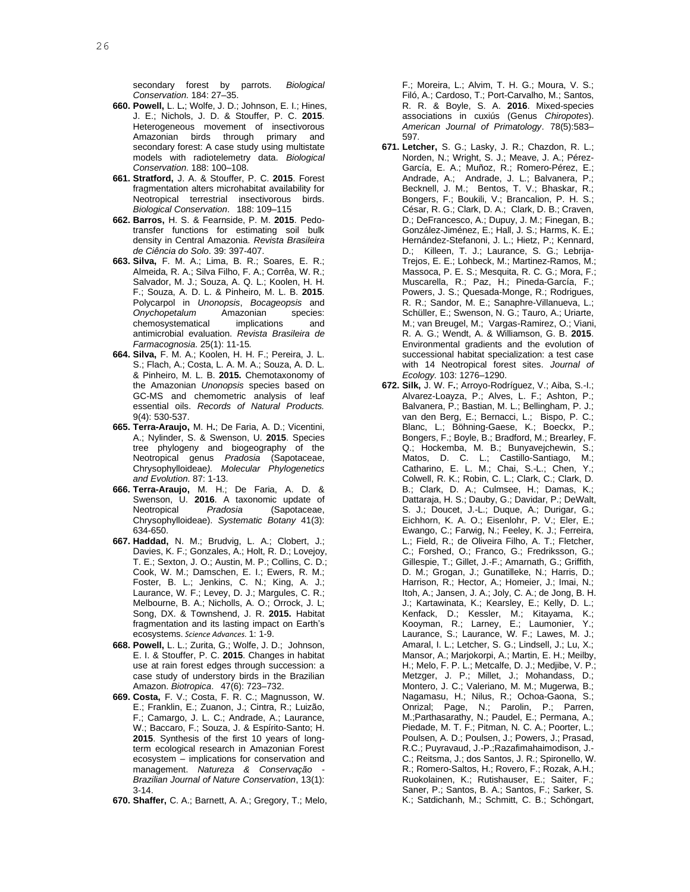secondary forest by parrots. *Biological Conservation.* 184: 27–35.

**660. Powell,** L. L.; Wolfe, J. D.; Johnson, E. I.; Hines, J. E.; Nichols, J. D. & Stouffer, P. C. **2015**. Heterogeneous movement of insectivorous Amazonian birds through primary and secondary forest: A case study using multistate models with radiotelemetry data. *Biological Conservation*. 188: 100–108.

**661. Stratford,** J. A. & Stouffer, P. C. **2015**. Forest fragmentation alters microhabitat availability for Neotropical terrestrial insectivorous birds. *Biological Conservation*. 188: 109–115

**662. Barros,** H. S. & Fearnside, P. M. **2015**. Pedo-transfer functions for estimating soil bulk density in Central Amazonia. *Revista Brasileira de Ciência do Solo*. 39: 397-407.

**663. Silva,** F. M. A.; Lima, B. R.; Soares, E. R.; Almeida, R. A.; Silva Filho, F. A.; Corrêa, W. R.; Salvador, M. J.; Souza, A. Q. L.; Koolen, H. H. F.; Souza, A. D. L. & Pinheiro, M. L. B. **2015**. Polycarpol in *Unonopsis*, *Bocageopsis* and *Onychopetalum* Amazonian species: chemosystematical implications and antimicrobial evaluation. *Revista Brasileira de Farmacognosia*. 25(1): 11-15.

**664. Silva,** F. M. A.; Koolen, H. H. F.; Pereira, J. L. S.; Flach, A.; Costa, L. A. M. A.; Souza, A. D. L. & Pinheiro, M. L. B. **2015.** Chemotaxonomy of the Amazonian *Unonopsis* species based on GC-MS and chemometric analysis of leaf essential oils. *Records of Natural Products.* 9(4): 530-537.

**665. Terra-Araujo,** M. H.; De Faria, A. D.; Vicentini, A.; Nylinder, S. & Swenson, U. **2015**. Species tree phylogeny and biogeography of the Neotropical genus *Pradosia* (Sapotaceae, Chrysophylloideae*). Molecular Phylogenetics and Evolution*. 87: 1-13.

**666. Terra-Araujo,** M. H.; De Faria, A. D. & Swenson, U. **2016**. A taxonomic update of Neotropical *Pradosia* (Sapotaceae, Chrysophylloideae). *Systematic Botany* 41(3): 634-650.

**667. Haddad,** N. M.; Brudvig, L. A.; Clobert, J.; Davies, K. F.; Gonzales, A.; Holt, R. D.; Lovejoy, T. E.; Sexton, J. O.; Austin, M. P.; Collins, C. D.; Cook, W. M.; Damschen, E. I.; Ewers, R. M.; Foster, B. L.; Jenkins, C. N.; King, A. J.; Laurance, W. F.; Levey, D. J.; Margules, C. R.; Melbourne, B. A.; Nicholls, A. O.; Orrock, J. L; Song, DX. & Townshend, J. R. **2015.** Habitat fragmentation and its lasting impact on Earth's ecosystems. *Science Advances*. 1: 1-9.

**668. Powell,** L. L.; Zurita, G.; Wolfe, J. D.; Johnson, E. I. & Stouffer, P. C. **2015**. Changes in habitat use at rain forest edges through succession: a case study of understory birds in the Brazilian Amazon. *Biotropica*. 47(6): 723–732.

**669. Costa,** F. V.; Costa, F. R. C.; Magnusson, W. E.; Franklin, E.; Zuanon, J.; Cintra, R.; Luizão, F.; Camargo, J. L. C.; Andrade, A.; Laurance, W.; Baccaro, F.; Souza, J. & Espírito-Santo; H. **2015**. Synthesis of the first 10 years of long-term ecological research in Amazonian Forest ecosystem – implications for conservation and management. *Natureza & Conservação - Brazilian Journal of Nature Conservation*, 13(1): 3-14.

**670. Shaffer,** C. A.; Barnett, A. A.; Gregory, T.; Melo, F.; Moreira, L.; Alvim, T. H. G.; Moura, V. S.; Filó, A.; Cardoso, T.; Port-Carvalho, M.; Santos, R. R. & Boyle, S. A. **2016**. Mixed-species associations in cuxiús (Genus *Chiropotes*). *American Journal of Primatology*. 78(5):583–597.

**671. Letcher,** S. G.; Lasky, J. R.; Chazdon, R. L.; Norden, N.; Wright, S. J.; Meave, J. A.; Pérez-García, E. A.; Muñoz, R.; Romero-Pérez, E.; Andrade, A.; Andrade, J. L.; Balvanera, P.; Becknell, J. M.; Bentos, T. V.; Bhaskar, R.; Bongers, F.; Boukili, V.; Brancalion, P. H. S.; César, R. G.; Clark, D. A.; Clark, D. B.; Craven, D.; DeFrancesco, A.; Dupuy, J. M.; Finegan, B.; González-Jiménez, E.; Hall, J. S.; Harms, K. E.; Hernández-Stefanoni, J. L.; Hietz, P.; Kennard, D.; Killeen, T. J.; Laurance, S. G.; Lebrija-Trejos, E. E.; Lohbeck, M.; Martinez-Ramos, M.; Massoca, P. E. S.; Mesquita, R. C. G.; Mora, F.; Muscarella, R.; Paz, H.; Pineda-García, F.; Powers, J. S.; Quesada-Monge, R.; Rodrigues, R. R.; Sandor, M. E.; Sanaphre-Villanueva, L.; Schüller, E.; Swenson, N. G.; Tauro, A.; Uriarte, M.; van Breugel, M.; Vargas-Ramirez, O.; Viani, R. A. G.; Wendt, A. & Williamson, G. B. **2015**. Environmental gradients and the evolution of successional habitat specialization: a test case with 14 Neotropical forest sites. *Journal of Ecology*. 103: 1276–1290.

**672. Silk,** J. W. F.; Arroyo-Rodríguez, V.; Aiba, S.-I.; Alvarez-Loayza, P.; Alves, L. F.; Ashton, P.; Balvanera, P.; Bastian, M. L.; Bellingham, P. J.; van den Berg, E.; Bernacci, L.; Bispo, P. C.; Blanc, L.; Böhning-Gaese, K.; Boeckx, P.; Bongers, F.; Boyle, B.; Bradford, M.; Brearley, F. Q.; Hockemba, M. B.; Bunyavejchewin, S.; Matos, D. C. L.; Castillo-Santiago, M.; Catharino, E. L. M.; Chai, S.-L.; Chen, Y.; Colwell, R. K.; Robin, C. L.; Clark, C.; Clark, D. B.; Clark, D. A.; Culmsee, H.; Damas, K.; Dattaraja, H. S.; Dauby, G.; Davidar, P.; DeWalt, S. J.; Doucet, J.-L.; Duque, A.; Durigar, G.; Eichhorn, K. A. O.; Eisenlohr, P. V.; Eler, E.; Ewango, C.; Farwig, N.; Feeley, K. J.; Ferreira, L.; Field, R.; de Oliveira Filho, A. T.; Fletcher, C.; Forshed, O.; Franco, G.; Fredriksson, G.; Gillespie, T.; Gillet, J.-F.; Amarnath, G.; Griffith, D. M.; Grogan, J.; Gunatilleke, N.; Harris, D.; Harrison, R.; Hector, A.; Homeier, J.; Imai, N.; Itoh, A.; Jansen, J. A.; Joly, C. A.; de Jong, B. H. J.; Kartawinata, K.; Kearsley, E.; Kelly, D. L.; Kenfack, D.; Kessler, M.; Kitayama, K.; Kooyman, R.; Larney, E.; Laumonier, Y.; Laurance, S.; Laurance, W. F.; Lawes, M. J.; Amaral, I. L.; Letcher, S. G.; Lindsell, J.; Lu, X.; Mansor, A.; Marjokorpi, A.; Martin, E. H.; Meilby, H.; Melo, F. P. L.; Metcalfe, D. J.; Medjibe, V. P.; Metzger, J. P.; Millet, J.; Mohandass, D.; Montero, J. C.; Valeriano, M. M.; Mugerwa, B.; Nagamasu, H.; Nilus, R.; Ochoa-Gaona, S.; Onrizal; Page, N.; Parolin, P.; Parren, M.;Parthasarathy, N.; Paudel, E.; Permana, A.; Piedade, M. T. F.; Pitman, N. C. A.; Poorter, L.; Poulsen, A. D.; Poulsen, J.; Powers, J.; Prasad, R.C.; Puyravaud, J.-P.;Razafimahaimodison, J.-C.; Reitsma, J.; dos Santos, J. R.; Spironello, W. R.; Romero-Saltos, H.; Rovero, F.; Rozak, A.H.; Ruokolainen, K.; Rutishauser, E.; Saiter, F.; Saner, P.; Santos, B. A.; Santos, F.; Sarker, S. K.; Satdichanh, M.; Schmitt, C. B.; Schöngart,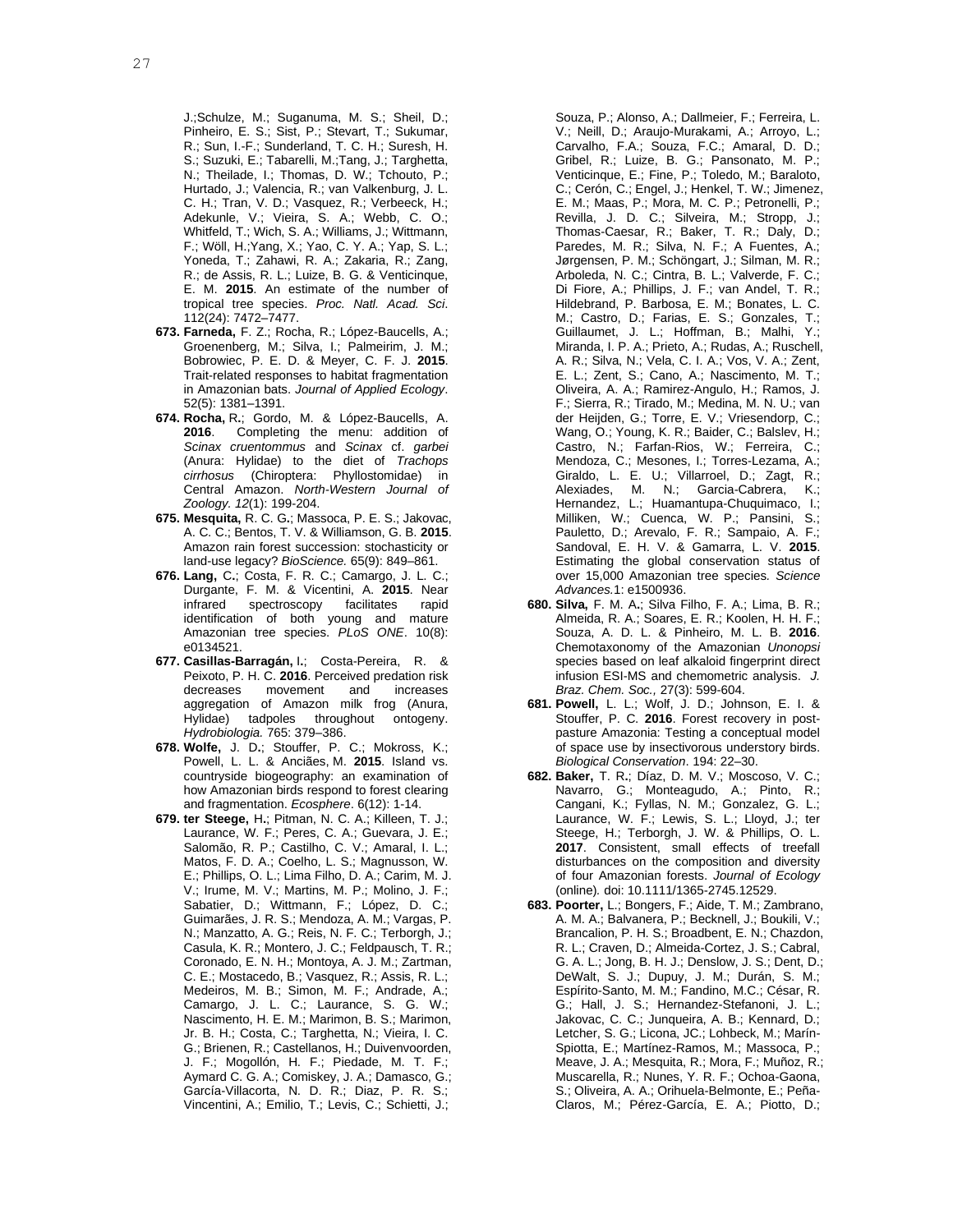J.;Schulze, M.; Suganuma, M. S.; Sheil, D.; Pinheiro, E. S.; Sist, P.; Stevart, T.; Sukumar, R.; Sun, I.-F.; Sunderland, T. C. H.; Suresh, H. S.; Suzuki, E.; Tabarelli, M.;Tang, J.; Targhetta, N.; Theilade, I.; Thomas, D. W.; Tchouto, P.; Hurtado, J.; Valencia, R.; van Valkenburg, J. L. C. H.; Tran, V. D.; Vasquez, R.; Verbeeck, H.; Adekunle, V.; Vieira, S. A.; Webb, C. O.; Whitfeld, T.; Wich, S. A.; Williams, J.; Wittmann, F.; Wöll, H.;Yang, X.; Yao, C. Y. A.; Yap, S. L.; Yoneda, T.; Zahawi, R. A.; Zakaria, R.; Zang, R.; de Assis, R. L.; Luize, B. G. & Venticinque, E. M. **2015**. An estimate of the number of tropical tree species. *Proc. Natl. Acad. Sci*. 112(24): 7472–7477.

**673. Farneda,** F. Z.; Rocha, R.; López-Baucells, A.; Groenenberg, M.; Silva, I.; Palmeirim, J. M.; Bobrowiec, P. E. D. & Meyer, C. F. J. **2015**. Trait-related responses to habitat fragmentation in Amazonian bats. *Journal of Applied Ecology*. 52(5): 1381–1391.

**674. Rocha,** R.; Gordo, M. & López-Baucells, A. **2016**. Completing the menu: addition of *Scinax cruentommus* and *Scinax* cf. *garbei* (Anura: Hylidae) to the diet of *Trachops cirrhosus* (Chiroptera: Phyllostomidae) in Central Amazon. *North-Western Journal of Zoology. 12*(1): 199-204.

**675. Mesquita,** R. C. G.; Massoca, P. E. S.; Jakovac, A. C. C.; Bentos, T. V. & Williamson, G. B. **2015**. Amazon rain forest succession: stochasticity or land-use legacy? *BioScience.* 65(9): 849–861.

**676. Lang,** C.; Costa, F. R. C.; Camargo, J. L. C.; Durgante, F. M. & Vicentini, A. **2015**. Near infrared spectroscopy facilitates rapid identification of both young and mature Amazonian tree species. *PLoS ONE*. 10(8): e0134521.

**677. Casillas-Barragán,** I.; Costa-Pereira, R. & Peixoto, P. H. C. **2016**. Perceived predation risk decreases movement and increases aggregation of Amazon milk frog (Anura, Hylidae) tadpoles throughout ontogeny. *Hydrobiologia.* 765: 379–386.

**678. Wolfe,** J. D.; Stouffer, P. C.; Mokross, K.; Powell, L. L. & Anciães, M. **2015**. Island vs. countryside biogeography: an examination of how Amazonian birds respond to forest clearing and fragmentation. *Ecosphere*. 6(12): 1-14.

**679. ter Steege,** H.; Pitman, N. C. A.; Killeen, T. J.; Laurance, W. F.; Peres, C. A.; Guevara, J. E.; Salomão, R. P.; Castilho, C. V.; Amaral, I. L.; Matos, F. D. A.; Coelho, L. S.; Magnusson, W. E.; Phillips, O. L.; Lima Filho, D. A.; Carim, M. J. V.; Irume, M. V.; Martins, M. P.; Molino, J. F.; Sabatier, D.; Wittmann, F.; López, D. C.; Guimarães, J. R. S.; Mendoza, A. M.; Vargas, P. N.; Manzatto, A. G.; Reis, N. F. C.; Terborgh, J.; Casula, K. R.; Montero, J. C.; Feldpausch, T. R.; Coronado, E. N. H.; Montoya, A. J. M.; Zartman, C. E.; Mostacedo, B.; Vasquez, R.; Assis, R. L.; Medeiros, M. B.; Simon, M. F.; Andrade, A.; Camargo, J. L. C.; Laurance, S. G. W.; Nascimento, H. E. M.; Marimon, B. S.; Marimon, Jr. B. H.; Costa, C.; Targhetta, N.; Vieira, I. C. G.; Brienen, R.; Castellanos, H.; Duivenvoorden, J. F.; Mogollón, H. F.; Piedade, M. T. F.; Aymard C. G. A.; Comiskey, J. A.; Damasco, G.; García-Villacorta, N. D. R.; Diaz, P. R. S.; Vincentini, A.; Emilio, T.; Levis, C.; Schietti, J.; Souza, P.; Alonso, A.; Dallmeier, F.; Ferreira, L. V.; Neill, D.; Araujo-Murakami, A.; Arroyo, L.; Carvalho, F.A.; Souza, F.C.; Amaral, D. D.; Gribel, R.; Luize, B. G.; Pansonato, M. P.; Venticinque, E.; Fine, P.; Toledo, M.; Baraloto, C.; Cerón, C.; Engel, J.; Henkel, T. W.; Jimenez, E. M.; Maas, P.; Mora, M. C. P.; Petronelli, P.; Revilla, J. D. C.; Silveira, M.; Stropp, J.; Thomas-Caesar, R.; Baker, T. R.; Daly, D.; Paredes, M. R.; Silva, N. F.; A Fuentes, A.; Jørgensen, P. M.; Schöngart, J.; Silman, M. R.; Arboleda, N. C.; Cintra, B. L.; Valverde, F. C.; Di Fiore, A.; Phillips, J. F.; van Andel, T. R.; Hildebrand, P. Barbosa, E. M.; Bonates, L. C. M.; Castro, D.; Farias, E. S.; Gonzales, T.; Guillaumet, J. L.; Hoffman, B.; Malhi, Y.; Miranda, I. P. A.; Prieto, A.; Rudas, A.; Ruschell, A. R.; Silva, N.; Vela, C. I. A.; Vos, V. A.; Zent, E. L.; Zent, S.; Cano, A.; Nascimento, M. T.; Oliveira, A. A.; Ramirez-Angulo, H.; Ramos, J. F.; Sierra, R.; Tirado, M.; Medina, M. N. U.; van der Heijden, G.; Torre, E. V.; Vriesendorp, C.; Wang, O.; Young, K. R.; Baider, C.; Balslev, H.; Castro, N.; Farfan-Rios, W.; Ferreira, C.; Mendoza, C.; Mesones, I.; Torres-Lezama, A.; Giraldo, L. E. U.; Villarroel, D.; Zagt, R.; Alexiades, M. N.; Garcia-Cabrera, K.; Hernandez, L.; Huamantupa-Chuquimaco, I.; Milliken, W.; Cuenca, W. P.; Pansini, S.; Pauletto, D.; Arevalo, F. R.; Sampaio, A. F.; Sandoval, E. H. V. & Gamarra, L. V. **2015**. Estimating the global conservation status of over 15,000 Amazonian tree species*. Science Advances.*1: e1500936.

**680. Silva,** F. M. A.; Silva Filho, F. A.; Lima, B. R.; Almeida, R. A.; Soares, E. R.; Koolen, H. H. F.; Souza, A. D. L. & Pinheiro, M. L. B. **2016**. Chemotaxonomy of the Amazonian *Unonopsi* species based on leaf alkaloid fingerprint direct infusion ESI-MS and chemometric analysis. *J. Braz. Chem. Soc.,* 27(3): 599-604.

**681. Powell,** L. L.; Wolf, J. D.; Johnson, E. I. & Stouffer, P. C. **2016**. Forest recovery in post-pasture Amazonia: Testing a conceptual model of space use by insectivorous understory birds. *Biological Conservation*. 194: 22–30.

**682. Baker,** T. R.; Díaz, D. M. V.; Moscoso, V. C.; Navarro, G.; Monteagudo, A.; Pinto, R.; Cangani, K.; Fyllas, N. M.; Gonzalez, G. L.; Laurance, W. F.; Lewis, S. L.; Lloyd, J.; ter Steege, H.; Terborgh, J. W. & Phillips, O. L. **2017**. Consistent, small effects of treefall disturbances on the composition and diversity of four Amazonian forests. *Journal of Ecology* (online)*.* doi: 10.1111/1365-2745.12529.

**683. Poorter,** L.; Bongers, F.; Aide, T. M.; Zambrano, A. M. A.; Balvanera, P.; Becknell, J.; Boukili, V.; Brancalion, P. H. S.; Broadbent, E. N.; Chazdon, R. L.; Craven, D.; Almeida-Cortez, J. S.; Cabral, G. A. L.; Jong, B. H. J.; Denslow, J. S.; Dent, D.; DeWalt, S. J.; Dupuy, J. M.; Durán, S. M.; Espírito-Santo, M. M.; Fandino, M.C.; César, R. G.; Hall, J. S.; Hernandez-Stefanoni, J. L.; Jakovac, C. C.; Junqueira, A. B.; Kennard, D.; Letcher, S. G.; Licona, JC.; Lohbeck, M.; Marín-Spiotta, E.; Martínez-Ramos, M.; Massoca, P.; Meave, J. A.; Mesquita, R.; Mora, F.; Muñoz, R.; Muscarella, R.; Nunes, Y. R. F.; Ochoa-Gaona, S.; Oliveira, A. A.; Orihuela-Belmonte, E.; Peña-Claros, M.; Pérez-García, E. A.; Piotto, D.;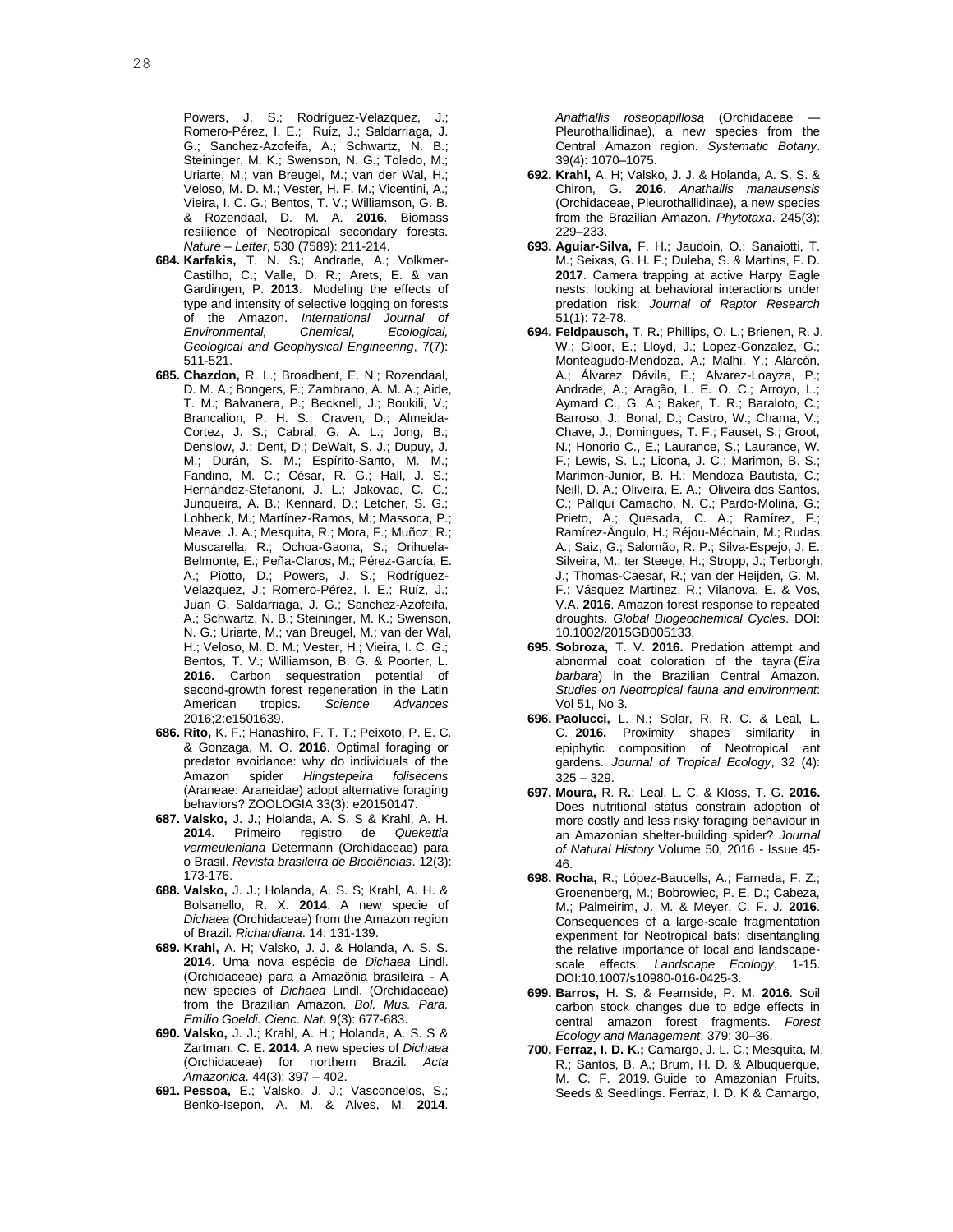Powers, J. S.; Rodríguez-Velazquez, J.; Romero-Pérez, I. E.; Ruíz, J.; Saldarriaga, J. G.; Sanchez-Azofeifa, A.; Schwartz, N. B.; Steininger, M. K.; Swenson, N. G.; Toledo, M.; Uriarte, M.; van Breugel, M.; van der Wal, H.; Veloso, M. D. M.; Vester, H. F. M.; Vicentini, A.; Vieira, I. C. G.; Bentos, T. V.; Williamson, G. B. & Rozendaal, D. M. A. **2016**. Biomass resilience of Neotropical secondary forests. *Nature – Letter*, 530 (7589): 211-214.

**684. Karfakis,** T. N. S**.**; Andrade, A.; Volkmer-Castilho, C.; Valle, D. R.; Arets, E. & van Gardingen, P. **2013**. Modeling the effects of type and intensity of selective logging on forests of the Amazon. *International Journal of Environmental, Chemical, Ecological, Geological and Geophysical Engineering*, 7(7): 511-521.

**685. Chazdon,** R. L.; Broadbent, E. N.; Rozendaal, D. M. A.; Bongers, F.; Zambrano, A. M. A.; Aide, T. M.; Balvanera, P.; Becknell, J.; Boukili, V.; Brancalion, P. H. S.; Craven, D.; Almeida-Cortez, J. S.; Cabral, G. A. L.; Jong, B.; Denslow, J.; Dent, D.; DeWalt, S. J.; Dupuy, J. M.; Durán, S. M.; Espírito-Santo, M. M.; Fandino, M. C.; César, R. G.; Hall, J. S.; Hernández-Stefanoni, J. L.; Jakovac, C. C.; Junqueira, A. B.; Kennard, D.; Letcher, S. G.; Lohbeck, M.; Martínez-Ramos, M.; Massoca, P.; Meave, J. A.; Mesquita, R.; Mora, F.; Muñoz, R.; Muscarella, R.; Ochoa-Gaona, S.; Orihuela-Belmonte, E.; Peña-Claros, M.; Pérez-García, E. A.; Piotto, D.; Powers, J. S.; Rodríguez-Velazquez, J.; Romero-Pérez, I. E.; Ruíz, J.; Juan G. Saldarriaga, J. G.; Sanchez-Azofeifa, A.; Schwartz, N. B.; Steininger, M. K.; Swenson, N. G.; Uriarte, M.; van Breugel, M.; van der Wal, H.; Veloso, M. D. M.; Vester, H.; Vieira, I. C. G.; Bentos, T. V.; Williamson, B. G. & Poorter, L. **2016.** Carbon sequestration potential of second-growth forest regeneration in the Latin American tropics. *Science Advances* 2016;2:e1501639.

**686. Rito,** K. F.; Hanashiro, F. T. T.; Peixoto, P. E. C. & Gonzaga, M. O. **2016**. Optimal foraging or predator avoidance: why do individuals of the Amazon spider *Hingstepeira folisecens* (Araneae: Araneidae) adopt alternative foraging behaviors? ZOOLOGIA 33(3): e20150147.

**687. Valsko,** J. J**.**; Holanda, A. S. S & Krahl, A. H. **2014**. Primeiro registro de *Quekettia vermeuleniana* Determann (Orchidaceae) para o Brasil. *Revista brasileira de Biociências*. 12(3): 173-176.

**688. Valsko,** J. J.; Holanda, A. S. S; Krahl, A. H. & Bolsanello, R. X. **2014**. A new specie of *Dichaea* (Orchidaceae) from the Amazon region of Brazil. *Richardiana*. 14: 131-139.

**689. Krahl,** A. H; Valsko, J. J. & Holanda, A. S. S. **2014**. Uma nova espécie de *Dichaea* Lindl. (Orchidaceae) para a Amazônia brasileira - A new species of *Dichaea* Lindl. (Orchidaceae) from the Brazilian Amazon. *Bol. Mus. Para. Emílio Goeldi. Cienc. Nat.* 9(3): 677-683.

**690. Valsko,** J. J**.**; Krahl, A. H.; Holanda, A. S. S & Zartman, C. E. **2014**. A new species of *Dichaea* (Orchidaceae) for northern Brazil. *Acta Amazonica*. 44(3): 397 – 402.

**691. Pessoa,** E.; Valsko, J. J.; Vasconcelos, S.; Benko-Iseppon, A. M. & Alves, M. **2014**. *Anathallis roseopapillosa* (Orchidaceae — Pleurothallidinae), a new species from the Central Amazon region. *Systematic Botany*. 39(4): 1070–1075.

**692. Krahl,** A. H; Valsko, J. J. & Holanda, A. S. S. & Chiron, G. **2016**. *Anathallis manausensis* (Orchidaceae, Pleurothallidinae), a new species from the Brazilian Amazon. *Phytotaxa*. 245(3): 229–233.

**693. Aguiar-Silva,** F. H**.**; Jaudoin, O.; Sanaiotti, T. M.; Seixas, G. H. F.; Duleba, S. & Martins, F. D. **2017**. Camera trapping at active Harpy Eagle nests: looking at behavioral interactions under predation risk. *Journal of Raptor Research* 51(1): 72-78*.*

**694. Feldpausch,** T. R**.**; Phillips, O. L.; Brienen, R. J. W.; Gloor, E.; Lloyd, J.; Lopez-Gonzalez, G.; Monteagudo-Mendoza, A.; Malhi, Y.; Alarcón, A.; Álvarez Dávila, E.; Alvarez-Loayza, P.; Andrade, A.; Aragão, L. E. O. C.; Arroyo, L.; Aymard C., G. A.; Baker, T. R.; Baraloto, C.; Barroso, J.; Bonal, D.; Castro, W.; Chama, V.; Chave, J.; Domingues, T. F.; Fauset, S.; Groot, N.; Honorio C., E.; Laurance, S.; Laurance, W. F.; Lewis, S. L.; Licona, J. C.; Marimon, B. S.; Marimon-Junior, B. H.; Mendoza Bautista, C.; Neill, D. A.; Oliveira, E. A.; Oliveira dos Santos, C.; Pallqui Camacho, N. C.; Pardo-Molina, G.; Prieto, A.; Quesada, C. A.; Ramírez, F.; Ramírez-Ângulo, H.; Réjou-Méchain, M.; Rudas, A.; Saiz, G.; Salomão, R. P.; Silva-Espejo, J. E.; Silveira, M.; ter Steege, H.; Stropp, J.; Terborgh, J.; Thomas-Caesar, R.; van der Heijden, G. M. F.; Vásquez Martinez, R.; Vilanova, E. & Vos, V.A. **2016**. Amazon forest response to repeated droughts. *Global Biogeochemical Cycles*. DOI: 10.1002/2015GB005133.

**695. Sobroza,** T. V. **2016.** Predation attempt and abnormal coat coloration of the tayra (*Eira barbara*) in the Brazilian Central Amazon. *Studies on Neotropical fauna and environment*: Vol 51, No 3.

**696. Paolucci,** L. N.**;** Solar, R. R. C. & Leal, L. C. **2016.** Proximity shapes similarity in epiphytic composition of Neotropical ant gardens. *Journal of Tropical Ecology*, 32 (4): 325 – 329.

**697. Moura,** R. R**.**; Leal, L. C. & Kloss, T. G. **2016.** Does nutritional status constrain adoption of more costly and less risky foraging behaviour in an Amazonian shelter-building spider? *Journal of Natural History* Volume 50, 2016 - Issue 45-46.

**698. Rocha,** R.; López-Baucells, A.; Farneda, F. Z.; Groenenberg, M.; Bobrowiec, P. E. D.; Cabeza, M.; Palmeirim, J. M. & Meyer, C. F. J. **2016**. Consequences of a large-scale fragmentation experiment for Neotropical bats: disentangling the relative importance of local and landscape-scale effects. *Landscape Ecology*, 1-15. DOI:10.1007/s10980-016-0425-3.

**699. Barros,** H. S. & Fearnside, P. M. **2016**. Soil carbon stock changes due to edge effects in central amazon forest fragments. *Forest Ecology and Management*, 379: 30–36.

**700. Ferraz, I. D. K.;** Camargo, J. L. C.; Mesquita, M. R.; Santos, B. A.; Brum, H. D. & Albuquerque, M. C. F. 2019. Guide to Amazonian Fruits, Seeds & Seedlings. Ferraz, I. D. K & Camargo,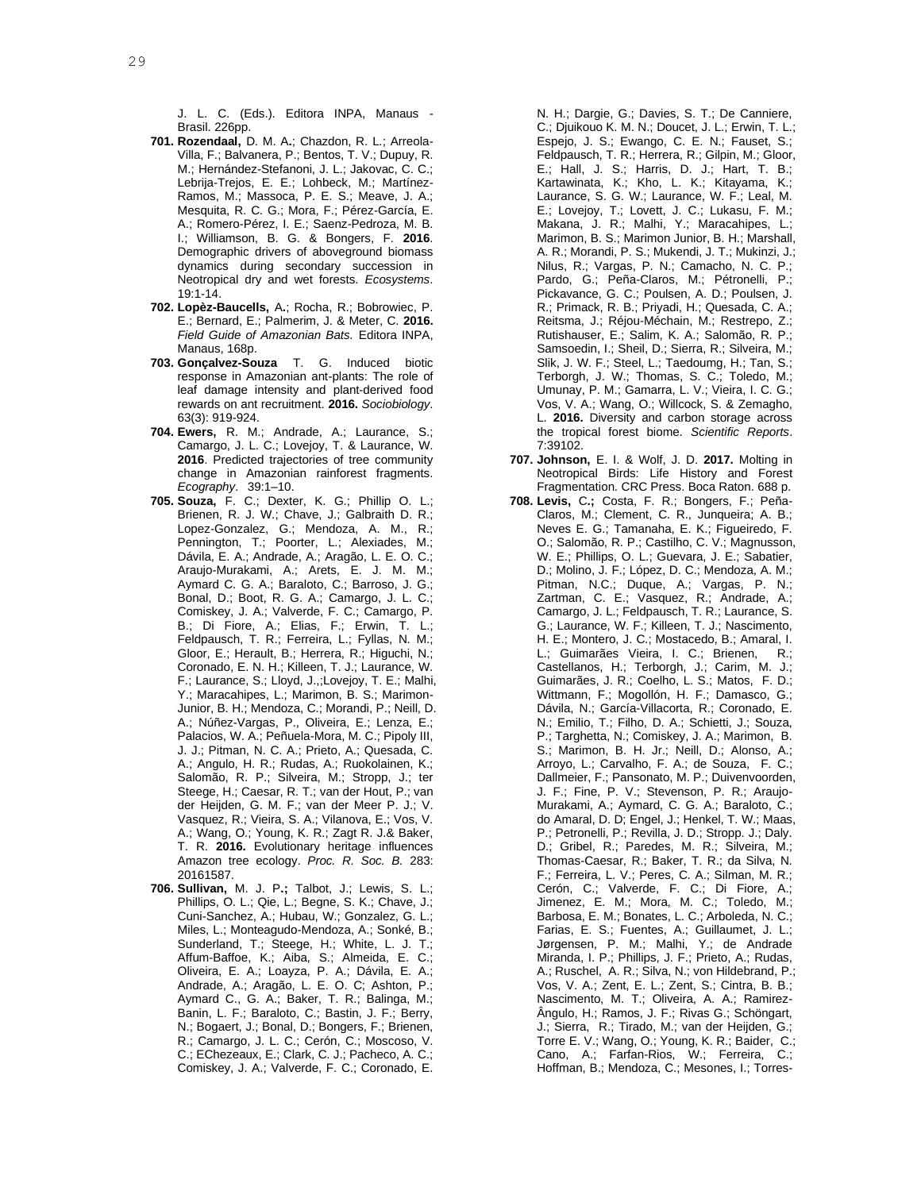J. L. C. (Eds.). Editora INPA, Manaus - Brasil. 226pp.

**701. Rozendaal,** D. M. A.; Chazdon, R. L.; Arreola-Villa, F.; Balvanera, P.; Bentos, T. V.; Dupuy, R. M.; Hernández-Stefanoni, J. L.; Jakovac, C. C.; Lebrija-Trejos, E. E.; Lohbeck, M.; Martínez-Ramos, M.; Massoca, P. E. S.; Meave, J. A.; Mesquita, R. C. G.; Mora, F.; Pérez-García, E. A.; Romero-Pérez, I. E.; Saenz-Pedroza, M. B. I.; Williamson, B. G. & Bongers, F. **2016**. Demographic drivers of aboveground biomass dynamics during secondary succession in Neotropical dry and wet forests. *Ecosystems*. 19:1-14.

**702. Lopèz-Baucells,** A.; Rocha, R.; Bobrowiec, P. E.; Bernard, E.; Palmerim, J. & Meter, C. **2016.** *Field Guide of Amazonian Bats.* Editora INPA, Manaus, 168p.

**703. Gonçalvez-Souza** T. G. Induced biotic response in Amazonian ant-plants: The role of leaf damage intensity and plant-derived food rewards on ant recruitment. **2016.** *Sociobiology*. 63(3): 919-924.

**704. Ewers,** R. M.; Andrade, A.; Laurance, S.; Camargo, J. L. C.; Lovejoy, T. & Laurance, W. **2016**. Predicted trajectories of tree community change in Amazonian rainforest fragments. *Ecography*. 39:1–10.

**705. Souza,** F. C.; Dexter, K. G.; Phillip O. L.; Brienen, R. J. W.; Chave, J.; Galbraith D. R.; Lopez-Gonzalez, G.; Mendoza, A. M., R.; Pennington, T.; Poorter, L.; Alexiades, M.; Dávila, E. A.; Andrade, A.; Aragão, L. E. O. C.; Araujo-Murakami, A.; Arets, E. J. M. M.; Aymard C. G. A.; Baraloto, C.; Barroso, J. G.; Bonal, D.; Boot, R. G. A.; Camargo, J. L. C.; Comiskey, J. A.; Valverde, F. C.; Camargo, P. B.; Di Fiore, A.; Elias, F.; Erwin, T. L.; Feldpausch, T. R.; Ferreira, L.; Fyllas, N. M.; Gloor, E.; Herault, B.; Herrera, R.; Higuchi, N.; Coronado, E. N. H.; Killeen, T. J.; Laurance, W. F.; Laurance, S.; Lloyd, J.,;Lovejoy, T. E.; Malhi, Y.; Maracahipes, L.; Marimon, B. S.; Marimon-Junior, B. H.; Mendoza, C.; Morandi, P.; Neill, D. A.; Núñez-Vargas, P., Oliveira, E.; Lenza, E.; Palacios, W. A.; Peñuela-Mora, M. C.; Pipoly III, J. J.; Pitman, N. C. A.; Prieto, A.; Quesada, C. A.; Angulo, H. R.; Rudas, A.; Ruokolainen, K.; Salomão, R. P.; Silveira, M.; Stropp, J.; ter Steege, H.; Caesar, R. T.; van der Hout, P.; van der Heijden, G. M. F.; van der Meer P. J.; V. Vasquez, R.; Vieira, S. A.; Vilanova, E.; Vos, V. A.; Wang, O.; Young, K. R.; Zagt R. J.& Baker, T. R. **2016.** Evolutionary heritage influences Amazon tree ecology. *Proc. R. Soc. B.* 283: 20161587.

**706. Sullivan,** M. J. P.**;** Talbot, J.; Lewis, S. L.; Phillips, O. L.; Qie, L.; Begne, S. K.; Chave, J.; Cuni-Sanchez, A.; Hubau, W.; Gonzalez, G. L.; Miles, L.; Monteagudo-Mendoza, A.; Sonké, B.; Sunderland, T.; Steege, H.; White, L. J. T.; Affum-Baffoe, K.; Aiba, S.; Almeida, E. C.; Oliveira, E. A.; Loayza, P. A.; Dávila, E. A.; Andrade, A.; Aragão, L. E. O. C; Ashton, P.; Aymard C., G. A.; Baker, T. R.; Balinga, M.; Banin, L. F.; Baraloto, C.; Bastin, J. F.; Berry, N.; Bogaert, J.; Bonal, D.; Bongers, F.; Brienen, R.; Camargo, J. L. C.; Cerón, C.; Moscoso, V. C.; EChezeaux, E.; Clark, C. J.; Pacheco, A. C.; Comiskey, J. A.; Valverde, F. C.; Coronado, E. N. H.; Dargie, G.; Davies, S. T.; De Canniere, C.; Djuikouo K. M. N.; Doucet, J. L.; Erwin, T. L.; Espejo, J. S.; Ewango, C. E. N.; Fauset, S.; Feldpausch, T. R.; Herrera, R.; Gilpin, M.; Gloor, E.; Hall, J. S.; Harris, D. J.; Hart, T. B.; Kartawinata, K.; Kho, L. K.; Kitayama, K.; Laurance, S. G. W.; Laurance, W. F.; Leal, M. E.; Lovejoy, T.; Lovett, J. C.; Lukasu, F. M.; Makana, J. R.; Malhi, Y.; Maracahipes, L.; Marimon, B. S.; Marimon Junior, B. H.; Marshall, A. R.; Morandi, P. S.; Mukendi, J. T.; Mukinzi, J.; Nilus, R.; Vargas, P. N.; Camacho, N. C. P.; Pardo, G.; Peña-Claros, M.; Pétronelli, P.; Pickavance, G. C.; Poulsen, A. D.; Poulsen, J. R.; Primack, R. B.; Priyadi, H.; Quesada, C. A.; Reitsma, J.; Réjou-Méchain, M.; Restrepo, Z.; Rutishauser, E.; Salim, K. A.; Salomão, R. P.; Samsoedin, I.; Sheil, D.; Sierra, R.; Silveira, M.; Slik, J. W. F.; Steel, L.; Taedoumg, H.; Tan, S.; Terborgh, J. W.; Thomas, S. C.; Toledo, M.; Umunay, P. M.; Gamarra, L. V.; Vieira, I. C. G.; Vos, V. A.; Wang, O.; Willcock, S. & Zemagho, L. **2016.** Diversity and carbon storage across the tropical forest biome. *Scientific Reports*. 7:39102.

**707. Johnson,** E. I. & Wolf, J. D. **2017.** Molting in Neotropical Birds: Life History and Forest Fragmentation. CRC Press. Boca Raton. 688 p.

**708. Levis,** C.**;** Costa, F. R.; Bongers, F.; Peña-Claros, M.; Clement, C. R., Junqueira; A. B.; Neves E. G.; Tamanaha, E. K.; Figueiredo, F. O.; Salomão, R. P.; Castilho, C. V.; Magnusson, W. E.; Phillips, O. L.; Guevara, J. E.; Sabatier, D.; Molino, J. F.; López, D. C.; Mendoza, A. M.; Pitman, N.C.; Duque, A.; Vargas, P. N.; Zartman, C. E.; Vasquez, R.; Andrade, A.; Camargo, J. L.; Feldpausch, T. R.; Laurance, S. G.; Laurance, W. F.; Killeen, T. J.; Nascimento, H. E.; Montero, J. C.; Mostacedo, B.; Amaral, I. L.; Guimarães Vieira, I. C.; Brienen, R.; Castellanos, H.; Terborgh, J.; Carim, M. J.; Guimarães, J. R.; Coelho, L. S.; Matos, F. D.; Wittmann, F.; Mogollón, H. F.; Damasco, G.; Dávila, N.; García-Villacorta, R.; Coronado, E. N.; Emilio, T.; Filho, D. A.; Schietti, J.; Souza, P.; Targhetta, N.; Comiskey, J. A.; Marimon, B. S.; Marimon, B. H. Jr.; Neill, D.; Alonso, A.; Arroyo, L.; Carvalho, F. A.; de Souza, F. C.; Dallmeier, F.; Pansonato, M. P.; Duivenvoorden, J. F.; Fine, P. V.; Stevenson, P. R.; Araujo-Murakami, A.; Aymard, C. G. A.; Baraloto, C.; do Amaral, D. D; Engel, J.; Henkel, T. W.; Maas, P.; Petronelli, P.; Revilla, J. D.; Stropp. J.; Daly. D.; Gribel, R.; Paredes, M. R.; Silveira, M.; Thomas-Caesar, R.; Baker, T. R.; da Silva, N. F.; Ferreira, L. V.; Peres, C. A.; Silman, M. R.; Cerón, C.; Valverde, F. C.; Di Fiore, A.; Jimenez, E. M.; Mora, M. C.; Toledo, M.; Barbosa, E. M.; Bonates, L. C.; Arboleda, N. C.; Farias, E. S.; Fuentes, A.; Guillaumet, J. L.; Jørgensen, P. M.; Malhi, Y.; de Andrade Miranda, I. P.; Phillips, J. F.; Prieto, A.; Rudas, A.; Ruschel, A. R.; Silva, N.; von Hildebrand, P.; Vos, V. A.; Zent, E. L.; Zent, S.; Cintra, B. B.; Nascimento, M. T.; Oliveira, A. A.; Ramirez-Ângulo, H.; Ramos, J. F.; Rivas G.; Schöngart, J.; Sierra, R.; Tirado, M.; van der Heijden, G.; Torre E. V.; Wang, O.; Young, K. R.; Baider, C.; Cano, A.; Farfan-Rios, W.; Ferreira, C.; Hoffman, B.; Mendoza, C.; Mesones, I.; Torres-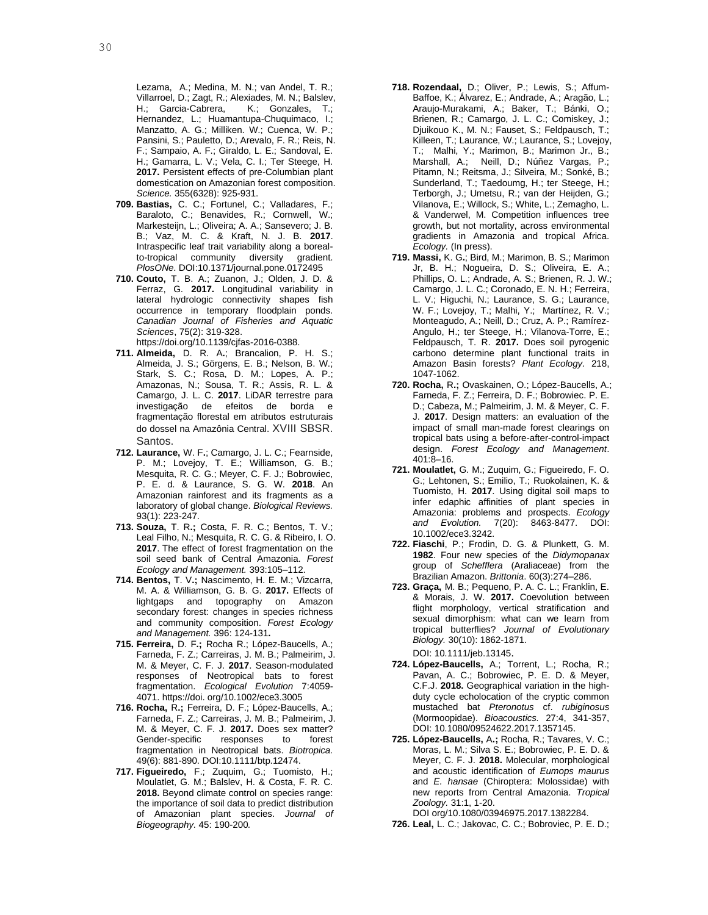Lezama, A.; Medina, M. N.; van Andel, T. R.; Villarroel, D.; Zagt, R.; Alexiades, M. N.; Balslev, H.; Garcia-Cabrera, K.; Gonzales, T.; Hernandez, L.; Huamantupa-Chuquimaco, I.; Manzatto, A. G.; Milliken. W.; Cuenca, W. P.; Pansini, S.; Pauletto, D.; Arevalo, F. R.; Reis, N. F.; Sampaio, A. F.; Giraldo, L. E.; Sandoval, E. H.; Gamarra, L. V.; Vela, C. I.; Ter Steege, H. **2017.** Persistent effects of pre-Columbian plant domestication on Amazonian forest composition. *Science.* 355(6328): 925-931.

**709. Bastias,** C. C.; Fortunel, C.; Valladares, F.; Baraloto, C.; Benavides, R.; Cornwell, W.; Markesteijn, L.; Oliveira; A. A.; Sansevero; J. B. B.; Vaz, M. C. & Kraft, N. J. B. **2017**. Intraspecific leaf trait variability along a boreal-to-tropical community diversity gradient. *PlosONe.* DOI:10.1371/journal.pone.0172495

**710. Couto,** T. B. A.; Zuanon, J.; Olden, J. D. & Ferraz, G. **2017.** Longitudinal variability in lateral hydrologic connectivity shapes fish occurrence in temporary floodplain ponds. *Canadian Journal of Fisheries and Aquatic Sciences*, 75(2): 319-328. https://doi.org/10.1139/cjfas-2016-0388.

**711. Almeida,** D. R. A**.**; Brancalion, P. H. S.; Almeida, J. S.; Görgens, E. B.; Nelson, B. W.; Stark, S. C.; Rosa, D. M.; Lopes, A. P.; Amazonas, N.; Sousa, T. R.; Assis, R. L. & Camargo, J. L. C. **2017**. LiDAR terrestre para investigação de efeitos de borda e fragmentação florestal em atributos estruturais do dossel na Amazônia Central. XVIII SBSR. Santos.

**712. Laurance,** W. F**.**; Camargo, J. L. C.; Fearnside, P. M.; Lovejoy, T. E.; Williamson, G. B.; Mesquita, R. C. G.; Meyer, C. F. J.; Bobrowiec, P. E. d. & Laurance, S. G. W. **2018**. An Amazonian rainforest and its fragments as a laboratory of global change. *Biological Reviews.* 93(1): 223-247.

**713. Souza,** T. R**.;** Costa, F. R. C.; Bentos, T. V.; Leal Filho, N.; Mesquita, R. C. G. & Ribeiro, I. O. **2017**. The effect of forest fragmentation on the soil seed bank of Central Amazonia. *Forest Ecology and Management.* 393:105–112.

**714. Bentos,** T. V**.;** Nascimento, H. E. M.; Vizcarra, M. A. & Williamson, G. B. G. **2017.** Effects of lightgaps and topography on Amazon secondary forest: changes in species richness and community composition. *Forest Ecology and Management.* 396: 124-131**.**

**715. Ferreira,** D. F**.;** Rocha R.; López-Baucells, A.; Farneda, F. Z.; Carreiras, J. M. B.; Palmeirim, J. M. & Meyer, C. F. J. **2017**. Season-modulated responses of Neotropical bats to forest fragmentation. *Ecological Evolution* 7:4059-4071. https://doi. org/10.1002/ece3.3005

**716. Rocha,** R**.;** Ferreira, D. F.; López-Baucells, A.; Farneda, F. Z.; Carreiras, J. M. B.; Palmeirim, J. M. & Meyer, C. F. J. **2017.** Does sex matter? Gender-specific responses to forest fragmentation in Neotropical bats. *Biotropica.* 49(6): 881-890. DOI:10.1111/btp.12474.

**717. Figueiredo,** F.; Zuquim, G.; Tuomisto, H.; Moulatlet, G. M.; Balslev, H. & Costa, F. R. C. **2018.** Beyond climate control on species range: the importance of soil data to predict distribution of Amazonian plant species. *Journal of Biogeography.* 45: 190-200*.*

**718. Rozendaal,** D.; Oliver, P.; Lewis, S.; Affum-Baffoe, K.; Álvarez, E.; Andrade, A.; Aragão, L.; Araujo-Murakami, A.; Baker, T.; Bánki, O.; Brienen, R.; Camargo, J. L. C.; Comiskey, J.; Djuikouo K., M. N.; Fauset, S.; Feldpausch, T.; Killeen, T.; Laurance, W.; Laurance, S.; Lovejoy, T.; Malhi, Y.; Marimon, B.; Marimon Jr., B.; Marshall, A.; Neill, D.; Núñez Vargas, P.; Pitamn, N.; Reitsma, J.; Silveira, M.; Sonké, B.; Sunderland, T.; Taedoumg, H.; ter Steege, H.; Terborgh, J.; Umetsu, R.; van der Heijden, G.; Vilanova, E.; Willock, S.; White, L.; Zemagho, L. & Vanderwel, M. Competition influences tree growth, but not mortality, across environmental gradients in Amazonia and tropical Africa. *Ecology.* (In press).

**719. Massi,** K. G**.**; Bird, M.; Marimon, B. S.; Marimon Jr, B. H.; Nogueira, D. S.; Oliveira, E. A.; Phillips, O. L.; Andrade, A. S.; Brienen, R. J. W.; Camargo, J. L. C.; Coronado, E. N. H.; Ferreira, L. V.; Higuchi, N.; Laurance, S. G.; Laurance, W. F.; Lovejoy, T.; Malhi, Y.; Martínez, R. V.; Monteagudo, A.; Neill, D.; Cruz, A. P.; Ramírez-Angulo, H.; ter Steege, H.; Vilanova-Torre, E.; Feldpausch, T. R. **2017.** Does soil pyrogenic carbono determine plant functional traits in Amazon Basin forests? *Plant Ecology.* 218, 1047-1062.

**720. Rocha,** R**.;** Ovaskainen, O.; López-Baucells, A.; Farneda, F. Z.; Ferreira, D. F.; Bobrowiec. P. E. D.; Cabeza, M.; Palmeirim, J. M. & Meyer, C. F. J. **2017**. Design matters: an evaluation of the impact of small man-made forest clearings on tropical bats using a before-after-control-impact design. *Forest Ecology and Management*. 401:8–16.

**721. Moulatlet,** G. M.; Zuquim, G.; Figueiredo, F. O. G.; Lehtonen, S.; Emilio, T.; Ruokolainen, K. & Tuomisto, H. **2017**. Using digital soil maps to infer edaphic affinities of plant species in Amazonia: problems and prospects. *Ecology and Evolution.* 7(20): 8463-8477. DOI: 10.1002/ece3.3242.

**722. Fiaschi**, P.; Frodin, D. G. & Plunkett, G. M. **1982**. Four new species of the *Didymopanax* group of *Schefflera* (Araliaceae) from the Brazilian Amazon. *Brittonia*. 60(3):274–286.

**723. Graça,** M. B.; Pequeno, P. A. C. L.; Franklin, E. & Morais, J. W. **2017.** Coevolution between flight morphology, vertical stratification and sexual dimorphism: what can we learn from tropical butterflies? *Journal of Evolutionary Biology.* 30(10): 1862-1871. DOI: 10.1111/jeb.13145.

**724. López-Baucells,** A.; Torrent, L.; Rocha, R.; Pavan, A. C.; Bobrowiec, P. E. D. & Meyer, C.F.J. **2018.** Geographical variation in the high-duty cycle echolocation of the cryptic common mustached bat *Pteronotus* cf. *rubiginosus* (Mormoopidae). *Bioacoustics.* 27:4, 341-357, DOI: 10.1080/09524622.2017.1357145.

**725. López-Baucells,** A**.;** Rocha, R.; Tavares, V. C.; Moras, L. M.; Silva S. E.; Bobrowiec, P. E. D. & Meyer, C. F. J. **2018.** Molecular, morphological and acoustic identification of *Eumops maurus* and *E. hansae* (Chiroptera: Molossidae) with new reports from Central Amazonia. *Tropical Zoology.* 31:1, 1-20. DOI org/10.1080/03946975.2017.1382284.

**726. Leal,** L. C.; Jakovac, C. C.; Bobroviec, P. E. D.;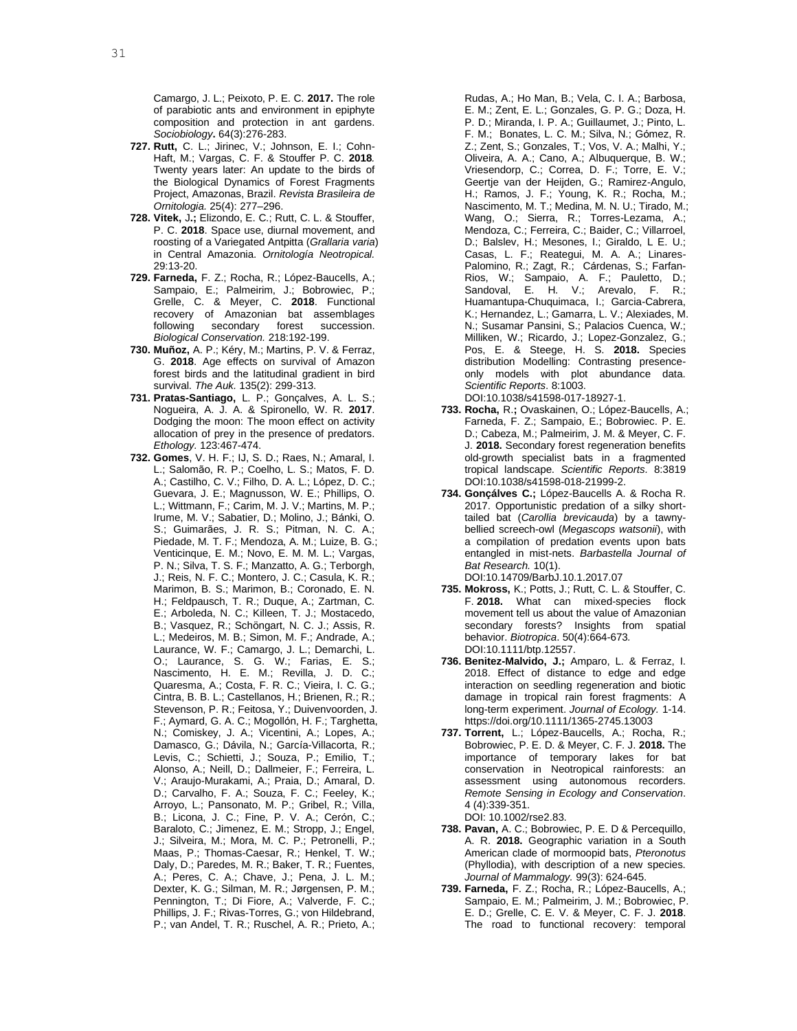Camargo, J. L.; Peixoto, P. E. C. **2017.** The role of parabiotic ants and environment in epiphyte composition and protection in ant gardens. *Sociobiology***.** 64(3):276-283.

**727. Rutt,** C. L.; Jirinec, V.; Johnson, E. I.; Cohn-Haft, M.; Vargas, C. F. & Stouffer P. C. **2018***.* Twenty years later: An update to the birds of the Biological Dynamics of Forest Fragments Project, Amazonas, Brazil. *Revista Brasileira de Ornitologia.* 25(4): 277–296.

**728. Vitek,** J**.;** Elizondo, E. C.; Rutt, C. L. & Stouffer, P. C. **2018**. Space use, diurnal movement, and roosting of a Variegated Antpitta (*Grallaria varia*) in Central Amazonia. *Ornitología Neotropical.* 29:13-20.

**729. Farneda,** F. Z.; Rocha, R.; López-Baucells, A.; Sampaio, E.; Palmeirim, J.; Bobrowiec, P.; Grelle, C. & Meyer, C. **2018**. Functional recovery of Amazonian bat assemblages following secondary forest succession. *Biological Conservation.* 218:192-199.

**730. Muñoz,** A. P.; Kéry, M.; Martins, P. V. & Ferraz, G. **2018**. Age effects on survival of Amazon forest birds and the latitudinal gradient in bird survival. *The Auk.* 135(2): 299-313.

**731. Pratas-Santiago,** L. P.; Gonçalves, A. L. S.; Nogueira, A. J. A. & Spironello, W. R. **2017**. Dodging the moon: The moon effect on activity allocation of prey in the presence of predators. *Ethology.* 123:467-474.

**732. Gomes**, V. H. F.; IJ, S. D.; Raes, N.; Amaral, I. L.; Salomão, R. P.; Coelho, L. S.; Matos, F. D. A.; Castilho, C. V.; Filho, D. A. L.; López, D. C.; Guevara, J. E.; Magnusson, W. E.; Phillips, O. L.; Wittmann, F.; Carim, M. J. V.; Martins, M. P.; Irume, M. V.; Sabatier, D.; Molino, J.; Bánki, O. S.; Guimarães, J. R. S.; Pitman, N. C. A.; Piedade, M. T. F.; Mendoza, A. M.; Luize, B. G.; Venticinque, E. M.; Novo, E. M. M. L.; Vargas, P. N.; Silva, T. S. F.; Manzatto, A. G.; Terborgh, J.; Reis, N. F. C.; Montero, J. C.; Casula, K. R.; Marimon, B. S.; Marimon, B.; Coronado, E. N. H.; Feldpausch, T. R.; Duque, A.; Zartman, C. E.; Arboleda, N. C.; Killeen, T. J.; Mostacedo, B.; Vasquez, R.; Schöngart, N. C. J.; Assis, R. L.; Medeiros, M. B.; Simon, M. F.; Andrade, A.; Laurance, W. F.; Camargo, J. L.; Demarchi, L. O.; Laurance, S. G. W.; Farias, E. S.; Nascimento, H. E. M.; Revilla, J. D. C.; Quaresma, A.; Costa, F. R. C.; Vieira, I. C. G.; Cintra, B. B. L.; Castellanos, H.; Brienen, R.; R.; Stevenson, P. R.; Feitosa, Y.; Duivenvoorden, J. F.; Aymard, G. A. C.; Mogollón, H. F.; Targhetta, N.; Comiskey, J. A.; Vicentini, A.; Lopes, A.; Damasco, G.; Dávila, N.; García-Villacorta, R.; Levis, C.; Schietti, J.; Souza, P.; Emilio, T.; Alonso, A.; Neill, D.; Dallmeier, F.; Ferreira, L. V.; Araujo-Murakami, A.; Praia, D.; Amaral, D. D.; Carvalho, F. A.; Souza, F. C.; Feeley, K.; Arroyo, L.; Pansonato, M. P.; Gribel, R.; Villa, B.; Licona, J. C.; Fine, P. V. A.; Cerón, C.; Baraloto, C.; Jimenez, E. M.; Stropp, J.; Engel, J.; Silveira, M.; Mora, M. C. P.; Petronelli, P.; Maas, P.; Thomas-Caesar, R.; Henkel, T. W.; Daly, D.; Paredes, M. R.; Baker, T. R.; Fuentes, A.; Peres, C. A.; Chave, J.; Pena, J. L. M.; Dexter, K. G.; Silman, M. R.; Jørgensen, P. M.; Pennington, T.; Di Fiore, A.; Valverde, F. C.; Phillips, J. F.; Rivas-Torres, G.; von Hildebrand, P.; van Andel, T. R.; Ruschel, A. R.; Prieto, A.; Rudas, A.; Ho Man, B.; Vela, C. I. A.; Barbosa, E. M.; Zent, E. L.; Gonzales, G. P. G.; Doza, H. P. D.; Miranda, I. P. A.; Guillaumet, J.; Pinto, L. F. M.; Bonates, L. C. M.; Silva, N.; Gómez, R. Z.; Zent, S.; Gonzales, T.; Vos, V. A.; Malhi, Y.; Oliveira, A. A.; Cano, A.; Albuquerque, B. W.; Vriesendorp, C.; Correa, D. F.; Torre, E. V.; Geertje van der Heijden, G.; Ramirez-Angulo, H.; Ramos, J. F.; Young, K. R.; Rocha, M.; Nascimento, M. T.; Medina, M. N. U.; Tirado, M.; Wang, O.; Sierra, R.; Torres-Lezama, A.; Mendoza, C.; Ferreira, C.; Baider, C.; Villarroel, D.; Balslev, H.; Mesones, I.; Giraldo, L E. U.; Casas, L. F.; Reategui, M. A. A.; Linares-Palomino, R.; Zagt, R.; Cárdenas, S.; Farfan-Rios, W.; Sampaio, A. F.; Pauletto, D.; Sandoval, E. H. V.; Arevalo, F. R.; Huamantupa-Chuquimaca, I.; Garcia-Cabrera, K.; Hernandez, L.; Gamarra, L. V.; Alexiades, M. N.; Susamar Pansini, S.; Palacios Cuenca, W.; Milliken, W.; Ricardo, J.; Lopez-Gonzalez, G.; Pos, E. & Steege, H. S. **2018.** Species distribution Modelling: Contrasting presence-only models with plot abundance data. *Scientific Reports*. 8:1003. DOI:10.1038/s41598-017-18927-1.

**733. Rocha,** R.**;** Ovaskainen, O.; López-Baucells, A.; Farneda, F. Z.; Sampaio, E.; Bobrowiec. P. E. D.; Cabeza, M.; Palmeirim, J. M. & Meyer, C. F. J. **2018.** Secondary forest regeneration benefits old-growth specialist bats in a fragmented tropical landscape. *Scientific Reports.* 8:3819 DOI:10.1038/s41598-018-21999-2.

**734. Gonçálves C.;** López-Baucells A. & Rocha R. 2017. Opportunistic predation of a silky short-tailed bat (*Carollia brevicauda*) by a tawny-bellied screech-owl (*Megascops watsonii*), with a compilation of predation events upon bats entangled in mist-nets. *Barbastella Journal of Bat Research.* 10(1). DOI:10.14709/BarbJ.10.1.2017.07

**735. Mokross,** K.; Potts, J.; Rutt, C. L. & Stouffer, C. F. **2018.** What can mixed-species flock movement tell us about the value of Amazonian secondary forests? Insights from spatial behavior. *Biotropica*. 50(4):664-673*.* DOI:10.1111/btp.12557.

**736. Benitez-Malvido, J.;** Amparo, L. & Ferraz, I. 2018. Effect of distance to edge and edge interaction on seedling regeneration and biotic damage in tropical rain forest fragments: A long-term experiment. *Journal of Ecology.* 1-14. https://doi.org/10.1111/1365-2745.13003

**737. Torrent,** L.; López-Baucells, A.; Rocha, R.; Bobrowiec, P. E. D. & Meyer, C. F. J. **2018.** The importance of temporary lakes for bat conservation in Neotropical rainforests: an assessment using autonomous recorders. *Remote Sensing in Ecology and Conservation*. 4 (4):339-351. DOI: 10.1002/rse2.83*.*

**738. Pavan,** A. C.; Bobrowiec, P. E. D & Percequillo, A. R. **2018.** Geographic variation in a South American clade of mormoopid bats, *Pteronotus* (Phyllodia), with description of a new species. *Journal of Mammalogy.* 99(3): 624-645.

**739. Farneda,** F. Z.; Rocha, R.; López-Baucells, A.; Sampaio, E. M.; Palmeirim, J. M.; Bobrowiec, P. E. D.; Grelle, C. E. V. & Meyer, C. F. J. **2018**. The road to functional recovery: temporal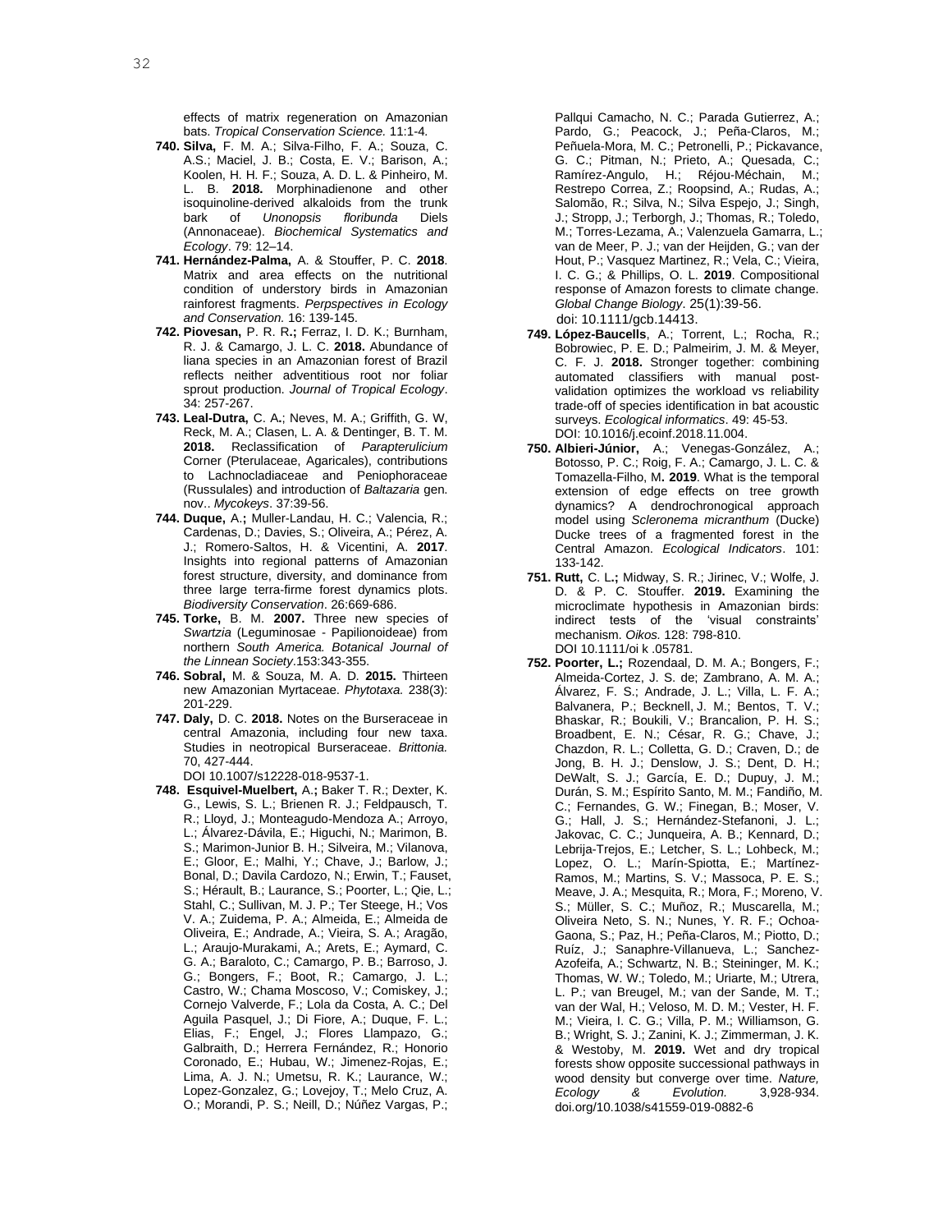effects of matrix regeneration on Amazonian bats. *Tropical Conservation Science.* 11:1-4.

**740. Silva,** F. M. A.; Silva-Filho, F. A.; Souza, C. A.S.; Maciel, J. B.; Costa, E. V.; Barison, A.; Koolen, H. H. F.; Souza, A. D. L. & Pinheiro, M. L. B. **2018.** Morphinadienone and other isoquinoline-derived alkaloids from the trunk bark of *Unonopsis floribunda* Diels (Annonaceae). *Biochemical Systematics and Ecology*. 79: 12–14.

**741. Hernández-Palma,** A. & Stouffer, P. C. **2018**. Matrix and area effects on the nutritional condition of understory birds in Amazonian rainforest fragments. *Perpspectives in Ecology and Conservation.* 16: 139-145.

**742. Piovesan,** P. R. R**.;** Ferraz, I. D. K.; Burnham, R. J. & Camargo, J. L. C. **2018.** Abundance of liana species in an Amazonian forest of Brazil reflects neither adventitious root nor foliar sprout production. *Journal of Tropical Ecology*. 34: 257-267.

**743. Leal-Dutra,** C. A**.**; Neves, M. A.; Griffith, G. W, Reck, M. A.; Clasen, L. A. & Dentinger, B. T. M. **2018.** Reclassification of *Parapterulicium* Corner (Pterulaceae, Agaricales), contributions to Lachnocladiaceae and Peniophoraceae (Russulales) and introduction of *Baltazaria* gen. nov.. *Mycokeys*. 37:39-56.

**744. Duque,** A.**;** Muller-Landau, H. C.; Valencia, R.; Cardenas, D.; Davies, S.; Oliveira, A.; Pérez, A. J.; Romero-Saltos, H. & Vicentini, A. **2017**. Insights into regional patterns of Amazonian forest structure, diversity, and dominance from three large terra-firme forest dynamics plots. *Biodiversity Conservation*. 26:669-686.

**745. Torke,** B. M. **2007.** Three new species of *Swartzia* (Leguminosae - Papilionoideae) from northern *South America. Botanical Journal of the Linnean Society*.153:343-355.

**746. Sobral,** M. & Souza, M. A. D. **2015.** Thirteen new Amazonian Myrtaceae. *Phytotaxa.* 238(3): 201-229.

**747. Daly,** D. C. **2018.** Notes on the Burseraceae in central Amazonia, including four new taxa. Studies in neotropical Burseraceae. *Brittonia.* 70, 427-444.
DOI 10.1007/s12228-018-9537-1.

**748. Esquivel-Muelbert,** A.**;** Baker T. R.; Dexter, K. G., Lewis, S. L.; Brienen R. J.; Feldpausch, T. R.; Lloyd, J.; Monteagudo-Mendoza A.; Arroyo, L.; Álvarez-Dávila, E.; Higuchi, N.; Marimon, B. S.; Marimon-Junior B. H.; Silveira, M.; Vilanova, E.; Gloor, E.; Malhi, Y.; Chave, J.; Barlow, J.; Bonal, D.; Davila Cardozo, N.; Erwin, T.; Fauset, S.; Hérault, B.; Laurance, S.; Poorter, L.; Qie, L.; Stahl, C.; Sullivan, M. J. P.; Ter Steege, H.; Vos V. A.; Zuidema, P. A.; Almeida, E.; Almeida de Oliveira, E.; Andrade, A.; Vieira, S. A.; Aragão, L.; Araujo-Murakami, A.; Arets, E.; Aymard, C. G. A.; Baraloto, C.; Camargo, P. B.; Barroso, J. G.; Bongers, F.; Boot, R.; Camargo, J. L.; Castro, W.; Chama Moscoso, V.; Comiskey, J.; Cornejo Valverde, F.; Lola da Costa, A. C.; Del Aguila Pasquel, J.; Di Fiore, A.; Duque, F. L.; Elias, F.; Engel, J.; Flores Llampazo, G.; Galbraith, D.; Herrera Fernández, R.; Honorio Coronado, E.; Hubau, W.; Jimenez-Rojas, E.; Lima, A. J. N.; Umetsu, R. K.; Laurance, W.; Lopez-Gonzalez, G.; Lovejoy, T.; Melo Cruz, A. O.; Morandi, P. S.; Neill, D.; Núñez Vargas, P.; Pallqui Camacho, N. C.; Parada Gutierrez, A.; Pardo, G.; Peacock, J.; Peña-Claros, M.; Peñuela-Mora, M. C.; Petronelli, P.; Pickavance, G. C.; Pitman, N.; Prieto, A.; Quesada, C.; Ramírez-Angulo, H.; Réjou-Méchain, M.; Restrepo Correa, Z.; Roopsind, A.; Rudas, A.; Salomão, R.; Silva, N.; Silva Espejo, J.; Singh, J.; Stropp, J.; Terborgh, J.; Thomas, R.; Toledo, M.; Torres-Lezama, A.; Valenzuela Gamarra, L.; van de Meer, P. J.; van der Heijden, G.; van der Hout, P.; Vasquez Martinez, R.; Vela, C.; Vieira, I. C. G.; & Phillips, O. L. **2019**. Compositional response of Amazon forests to climate change. *Global Change Biology*. 25(1):39-56.
doi: 10.1111/gcb.14413.

**749. López-Baucells**, A.; Torrent, L.; Rocha, R.; Bobrowiec, P. E. D.; Palmeirim, J. M. & Meyer, C. F. J. **2018.** Stronger together: combining automated classifiers with manual post-validation optimizes the workload vs reliability trade-off of species identification in bat acoustic surveys. *Ecological informatics*. 49: 45-53.
DOI: 10.1016/j.ecoinf.2018.11.004.

**750. Albieri-Júnior,** A.; Venegas-González, A.; Botosso, P. C.; Roig, F. A.; Camargo, J. L. C. & Tomazella-Filho, M**. 2019**. What is the temporal extension of edge effects on tree growth dynamics? A dendrochronogical approach model using *Scleronema micranthum* (Ducke) Ducke trees of a fragmented forest in the Central Amazon. *Ecological Indicators*. 101: 133-142.

**751. Rutt,** C. L**.;** Midway, S. R.; Jirinec, V.; Wolfe, J. D. & P. C. Stouffer. **2019.** Examining the microclimate hypothesis in Amazonian birds: indirect tests of the 'visual constraints' mechanism. *Oikos.* 128: 798-810.
DOI 10.1111/oi k .05781.

**752. Poorter, L.;** Rozendaal, D. M. A.; Bongers, F.; Almeida-Cortez, J. S. de; Zambrano, A. M. A.; Álvarez, F. S.; Andrade, J. L.; Villa, L. F. A.; Balvanera, P.; Becknell, J. M.; Bentos, T. V.; Bhaskar, R.; Boukili, V.; Brancalion, P. H. S.; Broadbent, E. N.; César, R. G.; Chave, J.; Chazdon, R. L.; Colletta, G. D.; Craven, D.; de Jong, B. H. J.; Denslow, J. S.; Dent, D. H.; DeWalt, S. J.; García, E. D.; Dupuy, J. M.; Durán, S. M.; Espírito Santo, M. M.; Fandiño, M. C.; Fernandes, G. W.; Finegan, B.; Moser, V. G.; Hall, J. S.; Hernández-Stefanoni, J. L.; Jakovac, C. C.; Junqueira, A. B.; Kennard, D.; Lebrija-Trejos, E.; Letcher, S. L.; Lohbeck, M.; Lopez, O. L.; Marín-Spiotta, E.; Martínez-Ramos, M.; Martins, S. V.; Massoca, P. E. S.; Meave, J. A.; Mesquita, R.; Mora, F.; Moreno, V. S.; Müller, S. C.; Muñoz, R.; Muscarella, M.; Oliveira Neto, S. N.; Nunes, Y. R. F.; Ochoa-Gaona, S.; Paz, H.; Peña-Claros, M.; Piotto, D.; Ruíz, J.; Sanaphre-Villanueva, L.; Sanchez-Azofeifa, A.; Schwartz, N. B.; Steininger, M. K.; Thomas, W. W.; Toledo, M.; Uriarte, M.; Utrera, L. P.; van Breugel, M.; van der Sande, M. T.; van der Wal, H.; Veloso, M. D. M.; Vester, H. F. M.; Vieira, I. C. G.; Villa, P. M.; Williamson, G. B.; Wright, S. J.; Zanini, K. J.; Zimmerman, J. K. & Westoby, M. **2019.** Wet and dry tropical forests show opposite successional pathways in wood density but converge over time. *Nature, Ecology & Evolution.* 3,928-934.
doi.org/10.1038/s41559-019-0882-6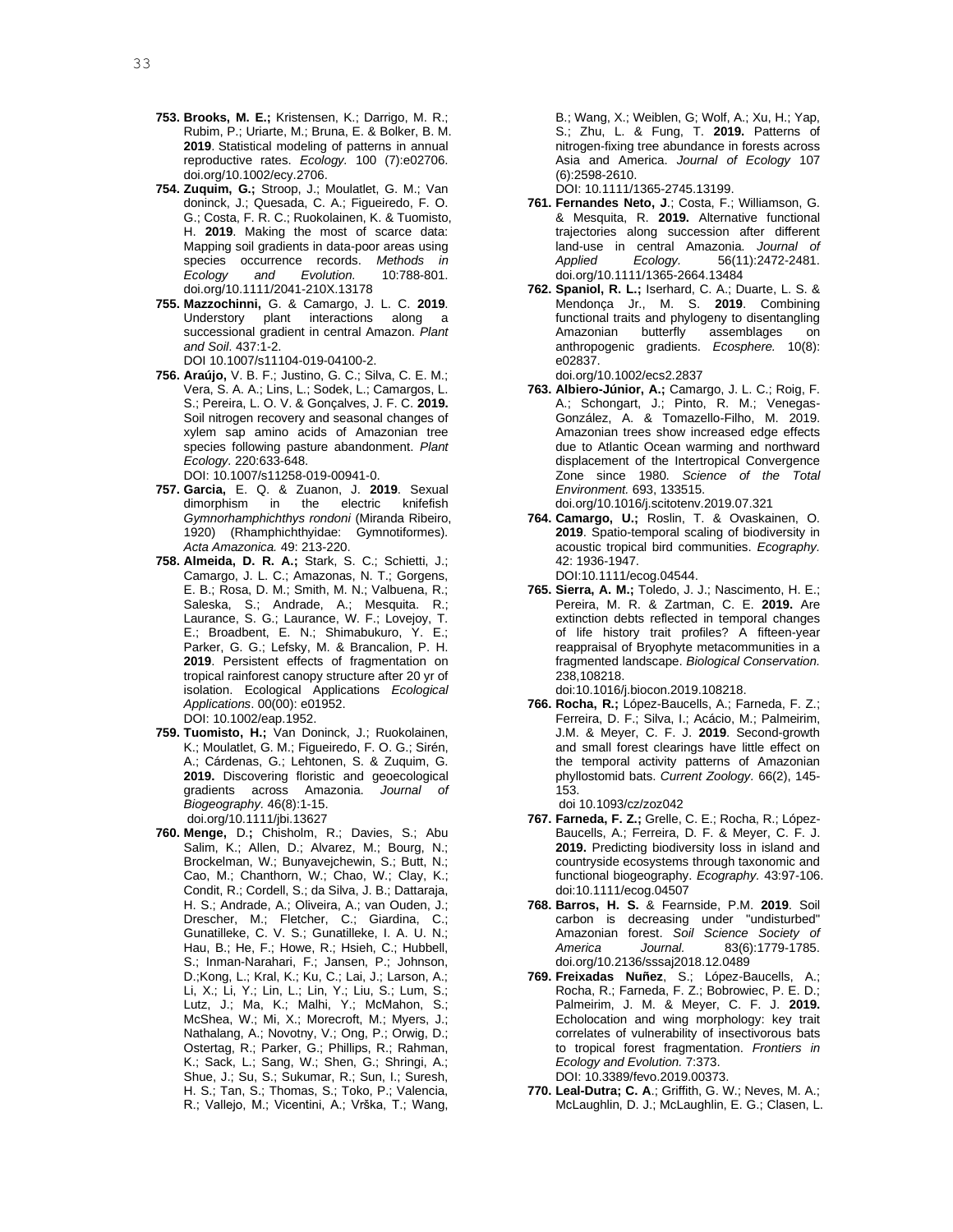**753. Brooks, M. E.;** Kristensen, K.; Darrigo, M. R.; Rubim, P.; Uriarte, M.; Bruna, E. & Bolker, B. M. **2019**. Statistical modeling of patterns in annual reproductive rates. *Ecology.* 100 (7):e02706. doi.org/10.1002/ecy.2706.

**754. Zuquim, G.;** Stroop, J.; Moulatlet, G. M.; Van doninck, J.; Quesada, C. A.; Figueiredo, F. O. G.; Costa, F. R. C.; Ruokolainen, K. & Tuomisto, H. **2019**. Making the most of scarce data: Mapping soil gradients in data-poor areas using species occurrence records. *Methods in Ecology and Evolution.* 10:788-801. doi.org/10.1111/2041-210X.13178

**755. Mazzochinni,** G. & Camargo, J. L. C. **2019**. Understory plant interactions along a successional gradient in central Amazon. *Plant and Soil*. 437:1-2. DOI 10.1007/s11104-019-04100-2.

**756. Araújo,** V. B. F.; Justino, G. C.; Silva, C. E. M.; Vera, S. A. A.; Lins, L.; Sodek, L.; Camargos, L. S.; Pereira, L. O. V. & Gonçalves, J. F. C. **2019.** Soil nitrogen recovery and seasonal changes of xylem sap amino acids of Amazonian tree species following pasture abandonment. *Plant Ecology*. 220:633-648. DOI: 10.1007/s11258-019-00941-0.

**757. Garcia,** E. Q. & Zuanon, J. **2019**. Sexual dimorphism in the electric knifefish *Gymnorhamphichthys rondoni* (Miranda Ribeiro, 1920) (Rhamphichthyidae: Gymnotiformes). *Acta Amazonica.* 49: 213-220.

**758. Almeida, D. R. A.;** Stark, S. C.; Schietti, J.; Camargo, J. L. C.; Amazonas, N. T.; Gorgens, E. B.; Rosa, D. M.; Smith, M. N.; Valbuena, R.; Saleska, S.; Andrade, A.; Mesquita. R.; Laurance, S. G.; Laurance, W. F.; Lovejoy, T. E.; Broadbent, E. N.; Shimabukuro, Y. E.; Parker, G. G.; Lefsky, M. & Brancalion, P. H. **2019**. Persistent effects of fragmentation on tropical rainforest canopy structure after 20 yr of isolation. Ecological Applications *Ecological Applications*. 00(00): e01952. DOI: 10.1002/eap.1952.

**759. Tuomisto, H.;** Van Doninck, J.; Ruokolainen, K.; Moulatlet, G. M.; Figueiredo, F. O. G.; Sirén, A.; Cárdenas, G.; Lehtonen, S. & Zuquim, G. **2019.** Discovering floristic and geoecological gradients across Amazonia. *Journal of Biogeography.* 46(8):1-15. doi.org/10.1111/jbi.13627

**760. Menge,** D.**;** Chisholm, R.; Davies, S.; Abu Salim, K.; Allen, D.; Alvarez, M.; Bourg, N.; Brockelman, W.; Bunyavejchewin, S.; Butt, N.; Cao, M.; Chanthorn, W.; Chao, W.; Clay, K.; Condit, R.; Cordell, S.; da Silva, J. B.; Dattaraja, H. S.; Andrade, A.; Oliveira, A.; van Ouden, J.; Drescher, M.; Fletcher, C.; Giardina, C.; Gunatilleke, C. V. S.; Gunatilleke, I. A. U. N.; Hau, B.; He, F.; Howe, R.; Hsieh, C.; Hubbell, S.; Inman-Narahari, F.; Jansen, P.; Johnson, D.;Kong, L.; Kral, K.; Ku, C.; Lai, J.; Larson, A.; Li, X.; Li, Y.; Lin, L.; Lin, Y.; Liu, S.; Lum, S.; Lutz, J.; Ma, K.; Malhi, Y.; McMahon, S.; McShea, W.; Mi, X.; Morecroft, M.; Myers, J.; Nathalang, A.; Novotny, V.; Ong, P.; Orwig, D.; Ostertag, R.; Parker, G.; Phillips, R.; Rahman, K.; Sack, L.; Sang, W.; Shen, G.; Shringi, A.; Shue, J.; Su, S.; Sukumar, R.; Sun, I.; Suresh, H. S.; Tan, S.; Thomas, S.; Toko, P.; Valencia, R.; Vallejo, M.; Vicentini, A.; Vrška, T.; Wang, B.; Wang, X.; Weiblen, G; Wolf, A.; Xu, H.; Yap, S.; Zhu, L. & Fung, T. **2019.** Patterns of nitrogen-fixing tree abundance in forests across Asia and America. *Journal of Ecology* 107 (6):2598-2610. DOI: 10.1111/1365-2745.13199.

**761. Fernandes Neto, J**.; Costa, F.; Williamson, G. & Mesquita, R. **2019.** Alternative functional trajectories along succession after different land-use in central Amazonia. *Journal of Applied Ecology.* 56(11):2472-2481. doi.org/10.1111/1365-2664.13484

**762. Spaniol, R. L.;** Iserhard, C. A.; Duarte, L. S. & Mendonça Jr., M. S. **2019**. Combining functional traits and phylogeny to disentangling Amazonian butterfly assemblages on anthropogenic gradients. *Ecosphere.* 10(8): e02837. doi.org/10.1002/ecs2.2837

**763. Albiero-Júnior, A.;** Camargo, J. L. C.; Roig, F. A.; Schongart, J.; Pinto, R. M.; Venegas-González, A. & Tomazello-Filho, M. 2019. Amazonian trees show increased edge effects due to Atlantic Ocean warming and northward displacement of the Intertropical Convergence Zone since 1980. *Science of the Total Environment.* 693, 133515. doi.org/10.1016/j.scitotenv.2019.07.321

**764. Camargo, U.;** Roslin, T. & Ovaskainen, O. **2019**. Spatio-temporal scaling of biodiversity in acoustic tropical bird communities. *Ecography.* 42: 1936-1947. DOI:10.1111/ecog.04544.

**765. Sierra, A. M.;** Toledo, J. J.; Nascimento, H. E.; Pereira, M. R. & Zartman, C. E. **2019.** Are extinction debts reflected in temporal changes of life history trait profiles? A fifteen-year reappraisal of Bryophyte metacommunities in a fragmented landscape. *Biological Conservation.* 238,108218. doi:10.1016/j.biocon.2019.108218.

**766. Rocha, R.;** López-Baucells, A.; Farneda, F. Z.; Ferreira, D. F.; Silva, I.; Acácio, M.; Palmeirim, J.M. & Meyer, C. F. J. **2019**. Second-growth and small forest clearings have little effect on the temporal activity patterns of Amazonian phyllostomid bats. *Current Zoology.* 66(2), 145-153. doi 10.1093/cz/zoz042

**767. Farneda, F. Z.;** Grelle, C. E.; Rocha, R.; López-Baucells, A.; Ferreira, D. F. & Meyer, C. F. J. **2019.** Predicting biodiversity loss in island and countryside ecosystems through taxonomic and functional biogeography. *Ecography.* 43:97-106. doi:10.1111/ecog.04507

**768. Barros, H. S.** & Fearnside, P.M. **2019**. Soil carbon is decreasing under "undisturbed" Amazonian forest. *Soil Science Society of America Journal.* 83(6):1779-1785. doi.org/10.2136/sssaj2018.12.0489

**769. Freixadas Nuñez**, S.; López-Baucells, A.; Rocha, R.; Farneda, F. Z.; Bobrowiec, P. E. D.; Palmeirim, J. M. & Meyer, C. F. J. **2019.** Echolocation and wing morphology: key trait correlates of vulnerability of insectivorous bats to tropical forest fragmentation. *Frontiers in Ecology and Evolution.* 7:373. DOI: 10.3389/fevo.2019.00373.

**770. Leal-Dutra; C. A**.; Griffith, G. W.; Neves, M. A.; McLaughlin, D. J.; McLaughlin, E. G.; Clasen, L.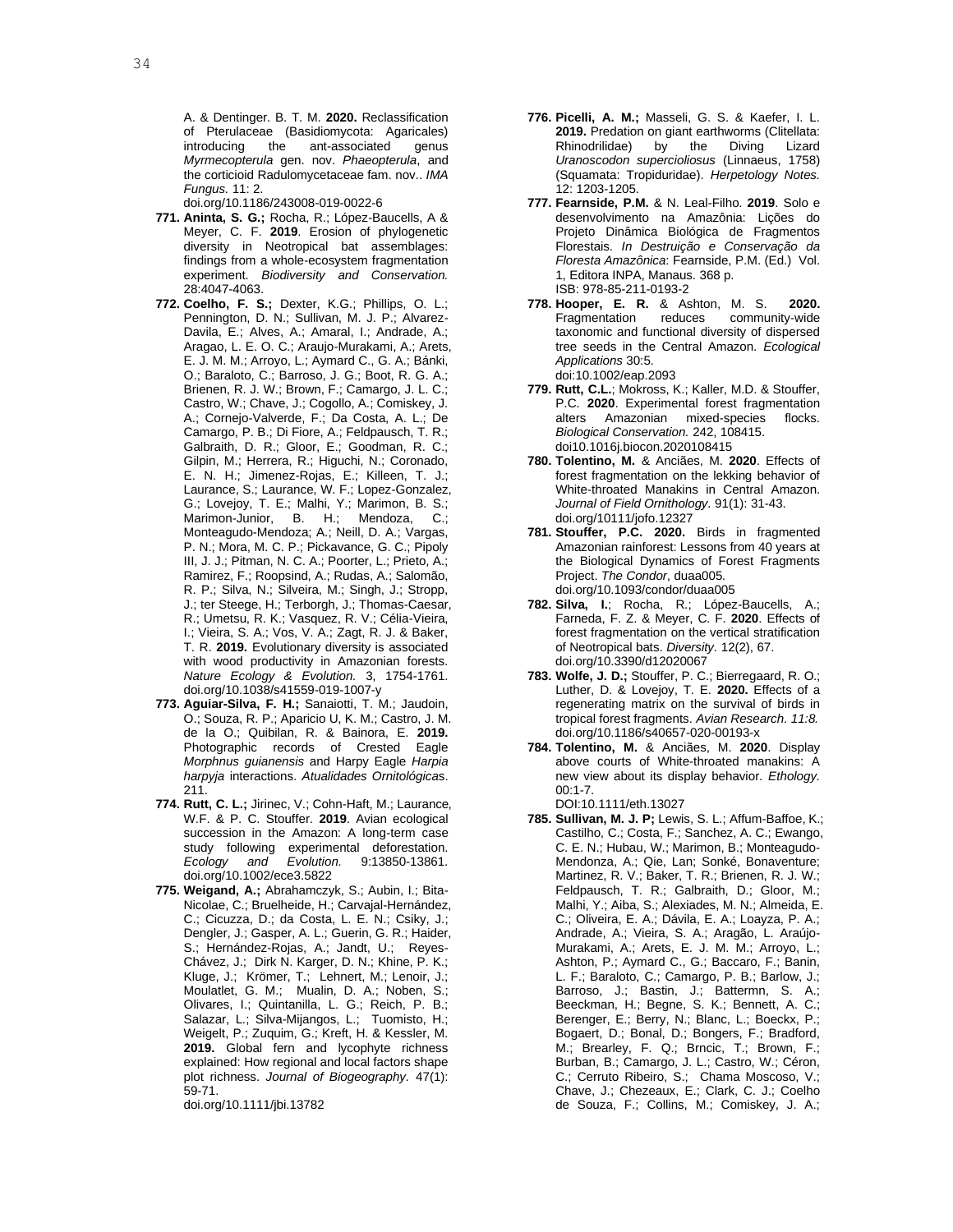A. & Dentinger. B. T. M. **2020.** Reclassification of Pterulaceae (Basidiomycota: Agaricales) introducing the ant-associated genus *Myrmecopterula* gen. nov. *Phaeopterula*, and the corticioid Radulomycetaceae fam. nov.. *IMA Fungus.* 11: 2.
doi.org/10.1186/243008-019-0022-6

**771. Aninta, S. G.;** Rocha, R.; López-Baucells, A & Meyer, C. F. **2019**. Erosion of phylogenetic diversity in Neotropical bat assemblages: findings from a whole-ecosystem fragmentation experiment. *Biodiversity and Conservation.* 28:4047-4063.

**772. Coelho, F. S.;** Dexter, K.G.; Phillips, O. L.; Pennington, D. N.; Sullivan, M. J. P.; Alvarez-Davila, E.; Alves, A.; Amaral, I.; Andrade, A.; Aragao, L. E. O. C.; Araujo-Murakami, A.; Arets, E. J. M. M.; Arroyo, L.; Aymard C., G. A.; Bánki, O.; Baraloto, C.; Barroso, J. G.; Boot, R. G. A.; Brienen, R. J. W.; Brown, F.; Camargo, J. L. C.; Castro, W.; Chave, J.; Cogollo, A.; Comiskey, J. A.; Cornejo-Valverde, F.; Da Costa, A. L.; De Camargo, P. B.; Di Fiore, A.; Feldpausch, T. R.; Galbraith, D. R.; Gloor, E.; Goodman, R. C.; Gilpin, M.; Herrera, R.; Higuchi, N.; Coronado, E. N. H.; Jimenez-Rojas, E.; Killeen, T. J.; Laurance, S.; Laurance, W. F.; Lopez-Gonzalez, G.; Lovejoy, T. E.; Malhi, Y.; Marimon, B. S.; Marimon-Junior, B. H.; Mendoza, C.; Monteagudo-Mendoza; A.; Neill, D. A.; Vargas, P. N.; Mora, M. C. P.; Pickavance, G. C.; Pipoly III, J. J.; Pitman, N. C. A.; Poorter, L.; Prieto, A.; Ramirez, F.; Roopsind, A.; Rudas, A.; Salomão, R. P.; Silva, N.; Silveira, M.; Singh, J.; Stropp, J.; ter Steege, H.; Terborgh, J.; Thomas-Caesar, R.; Umetsu, R. K.; Vasquez, R. V.; Célia-Vieira, I.; Vieira, S. A.; Vos, V. A.; Zagt, R. J. & Baker, T. R. **2019.** Evolutionary diversity is associated with wood productivity in Amazonian forests. *Nature Ecology & Evolution.* 3, 1754-1761. doi.org/10.1038/s41559-019-1007-y

**773. Aguiar-Silva, F. H.;** Sanaiotti, T. M.; Jaudoin, O.; Souza, R. P.; Aparicio U, K. M.; Castro, J. M. de la O.; Quibilan, R. & Bainora, E. **2019.** Photographic records of Crested Eagle *Morphnus guianensis* and Harpy Eagle *Harpia harpyja* interactions. *Atualidades Ornitológicas*. 211.

**774. Rutt, C. L.;** Jirinec, V.; Cohn-Haft, M.; Laurance, W.F. & P. C. Stouffer. **2019**. Avian ecological succession in the Amazon: A long-term case study following experimental deforestation. *Ecology and Evolution.* 9:13850-13861. doi.org/10.1002/ece3.5822

**775. Weigand, A.;** Abrahamczyk, S.; Aubin, I.; Bita-Nicolae, C.; Bruelheide, H.; Carvajal-Hernández, C.; Cicuzza, D.; da Costa, L. E. N.; Csiky, J.; Dengler, J.; Gasper, A. L.; Guerin, G. R.; Haider, S.; Hernández-Rojas, A.; Jandt, U.; Reyes-Chávez, J.; Dirk N. Karger, D. N.; Khine, P. K.; Kluge, J.; Krömer, T.; Lehnert, M.; Lenoir, J.; Moulatlet, G. M.; Mualin, D. A.; Noben, S.; Olivares, I.; Quintanilla, L. G.; Reich, P. B.; Salazar, L.; Silva-Mijangos, L.; Tuomisto, H.; Weigelt, P.; Zuquim, G.; Kreft, H. & Kessler, M. **2019.** Global fern and lycophyte richness explained: How regional and local factors shape plot richness. *Journal of Biogeography*. 47(1): 59-71.
doi.org/10.1111/jbi.13782

**776. Picelli, A. M.;** Masseli, G. S. & Kaefer, I. L. **2019.** Predation on giant earthworms (Clitellata: Rhinodrilidae) by the Diving Lizard *Uranoscodon supercioliosus* (Linnaeus, 1758) (Squamata: Tropiduridae). *Herpetology Notes.* 12: 1203-1205.

**777. Fearnside, P.M.** & N. Leal-Filho. **2019**. Solo e desenvolvimento na Amazônia: Lições do Projeto Dinâmica Biológica de Fragmentos Florestais. *In Destruição e Conservação da Floresta Amazônica*: Fearnside, P.M. (Ed.) Vol. 1, Editora INPA, Manaus. 368 p.
ISB: 978-85-211-0193-2

**778. Hooper, E. R.** & Ashton, M. S. **2020.** Fragmentation reduces community-wide taxonomic and functional diversity of dispersed tree seeds in the Central Amazon. *Ecological Applications* 30:5.
doi:10.1002/eap.2093

**779. Rutt, C.L.**; Mokross, K.; Kaller, M.D. & Stouffer, P.C. **2020**. Experimental forest fragmentation alters Amazonian mixed-species flocks. *Biological Conservation.* 242, 108415.
doi10.1016j.biocon.2020108415

**780. Tolentino, M.** & Anciães, M. **2020**. Effects of forest fragmentation on the lekking behavior of White-throated Manakins in Central Amazon. *Journal of Field Ornithology*. 91(1): 31-43.
doi.org/10111/jofo.12327

**781. Stouffer, P.C. 2020.** Birds in fragmented Amazonian rainforest: Lessons from 40 years at the Biological Dynamics of Forest Fragments Project. *The Condor*, duaa005.
doi.org/10.1093/condor/duaa005

**782. Silva, I.**; Rocha, R.; López-Baucells, A.; Farneda, F. Z. & Meyer, C. F. **2020**. Effects of forest fragmentation on the vertical stratification of Neotropical bats. *Diversity.* 12(2), 67.
doi.org/10.3390/d12020067

**783. Wolfe, J. D.;** Stouffer, P. C.; Bierregaard, R. O.; Luther, D. & Lovejoy, T. E. **2020.** Effects of a regenerating matrix on the survival of birds in tropical forest fragments. *Avian Research. 11:8.* doi.org/10.1186/s40657-020-00193-x

**784. Tolentino, M.** & Anciães, M. **2020**. Display above courts of White-throated manakins: A new view about its display behavior. *Ethology.* 00:1-7.
DOI:10.1111/eth.13027

**785. Sullivan, M. J. P;** Lewis, S. L.; Affum-Baffoe, K.; Castilho, C.; Costa, F.; Sanchez, A. C.; Ewango, C. E. N.; Hubau, W.; Marimon, B.; Monteagudo-Mendonza, A.; Qie, Lan; Sonké, Bonaventure; Martinez, R. V.; Baker, T. R.; Brienen, R. J. W.; Feldpausch, T. R.; Galbraith, D.; Gloor, M.; Malhi, Y.; Aiba, S.; Alexiades, M. N.; Almeida, E. C.; Oliveira, E. A.; Dávila, E. A.; Loayza, P. A.; Andrade, A.; Vieira, S. A.; Aragão, L. Araújo-Murakami, A.; Arets, E. J. M. M.; Arroyo, L.; Ashton, P.; Aymard C., G.; Baccaro, F.; Banin, L. F.; Baraloto, C.; Camargo, P. B.; Barlow, J.; Barroso, J.; Bastin, J.; Battermn, S. A.; Beeckman, H.; Begne, S. K.; Bennett, A. C.; Berenger, E.; Berry, N.; Blanc, L.; Boeckx, P.; Bogaert, D.; Bonal, D.; Bongers, F.; Bradford, M.; Brearley, F. Q.; Brncic, T.; Brown, F.; Burban, B.; Camargo, J. L.; Castro, W.; Céron, C.; Cerruto Ribeiro, S.; Chama Moscoso, V.; Chave, J.; Chezeaux, E.; Clark, C. J.; Coelho de Souza, F.; Collins, M.; Comiskey, J. A.;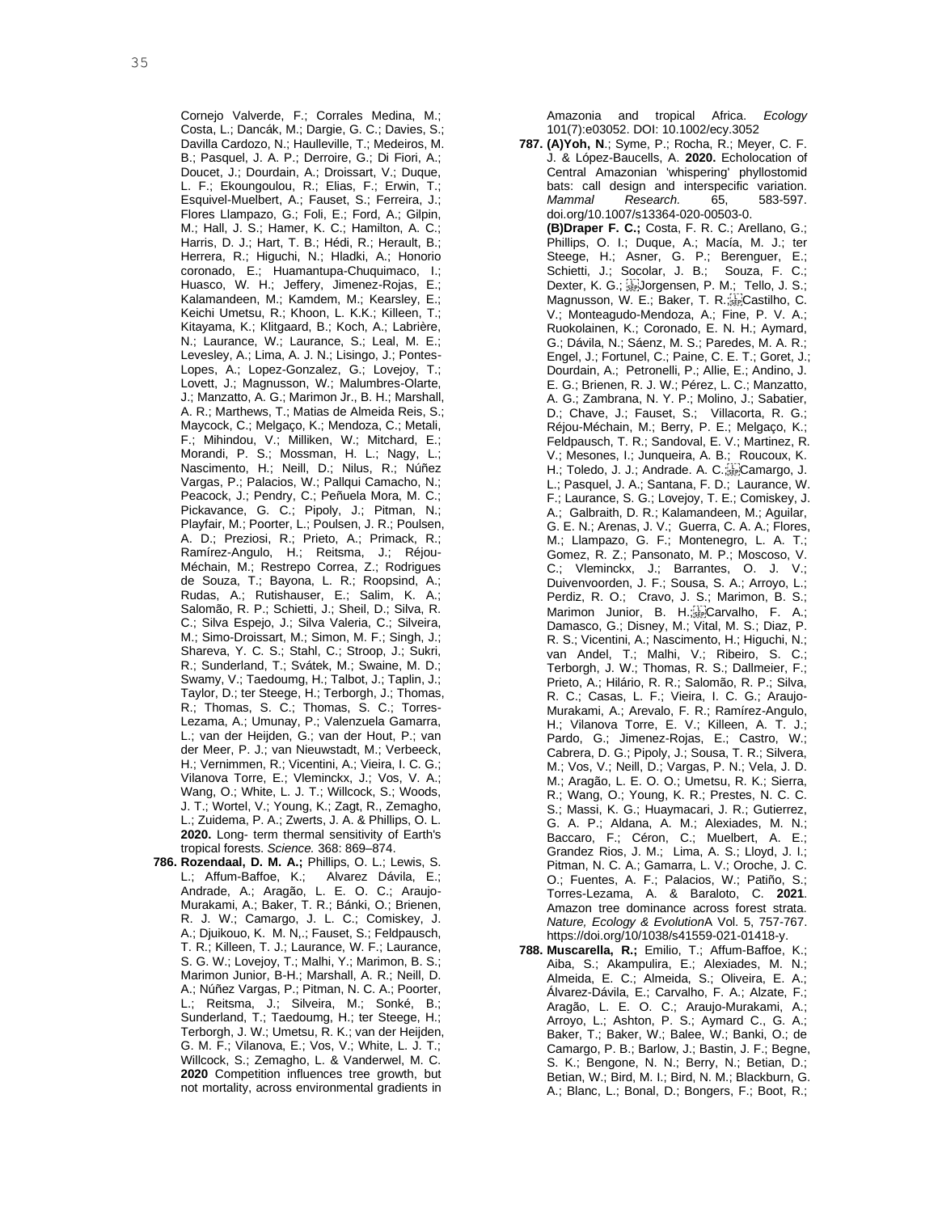Cornejo Valverde, F.; Corrales Medina, M.; Costa, L.; Dancák, M.; Dargie, G. C.; Davies, S.; Davilla Cardozo, N.; Haulleville, T.; Medeiros, M. B.; Pasquel, J. A. P.; Derroire, G.; Di Fiori, A.; Doucet, J.; Dourdain, A.; Droissart, V.; Duque, L. F.; Ekoungoulou, R.; Elias, F.; Erwin, T.; Esquivel-Muelbert, A.; Fauset, S.; Ferreira, J.; Flores Llampazo, G.; Foli, E.; Ford, A.; Gilpin, M.; Hall, J. S.; Hamer, K. C.; Hamilton, A. C.; Harris, D. J.; Hart, T. B.; Hédi, R.; Herault, B.; Herrera, R.; Higuchi, N.; Hladki, A.; Honorio coronado, E.; Huamantupa-Chuquimaco, I.; Huasco, W. H.; Jeffery, Jimenez-Rojas, E.; Kalamandeen, M.; Kamdem, M.; Kearsley, E.; Keichi Umetsu, R.; Khoon, L. K.K.; Killeen, T.; Kitayama, K.; Klitgaard, B.; Koch, A.; Labrière, N.; Laurance, W.; Laurance, S.; Leal, M. E.; Levesley, A.; Lima, A. J. N.; Lisingo, J.; Pontes-Lopes, A.; Lopez-Gonzalez, G.; Lovejoy, T.; Lovett, J.; Magnusson, W.; Malumbres-Olarte, J.; Manzatto, A. G.; Marimon Jr., B. H.; Marshall, A. R.; Marthews, T.; Matias de Almeida Reis, S.; Maycock, C.; Melgaço, K.; Mendoza, C.; Metali, F.; Mihindou, V.; Milliken, W.; Mitchard, E.; Morandi, P. S.; Mossman, H. L.; Nagy, L.; Nascimento, H.; Neill, D.; Nilus, R.; Núñez Vargas, P.; Palacios, W.; Pallqui Camacho, N.; Peacock, J.; Pendry, C.; Peñuela Mora, M. C.; Pickavance, G. C.; Pipoly, J.; Pitman, N.; Playfair, M.; Poorter, L.; Poulsen, J. R.; Poulsen, A. D.; Preziosi, R.; Prieto, A.; Primack, R.; Ramírez-Angulo, H.; Reitsma, J.; Réjou-Méchain, M.; Restrepo Correa, Z.; Rodrigues de Souza, T.; Bayona, L. R.; Roopsind, A.; Rudas, A.; Rutishauser, E.; Salim, K. A.; Salomão, R. P.; Schietti, J.; Sheil, D.; Silva, R. C.; Silva Espejo, J.; Silva Valeria, C.; Silveira, M.; Simo-Droissart, M.; Simon, M. F.; Singh, J.; Shareva, Y. C. S.; Stahl, C.; Stroop, J.; Sukri, R.; Sunderland, T.; Svátek, M.; Swaine, M. D.; Swamy, V.; Taedoumg, H.; Talbot, J.; Taplin, J.; Taylor, D.; ter Steege, H.; Terborgh, J.; Thomas, R.; Thomas, S. C.; Thomas, S. C.; Torres-Lezama, A.; Umunay, P.; Valenzuela Gamarra, L.; van der Heijden, G.; van der Hout, P.; van der Meer, P. J.; van Nieuwstadt, M.; Verbeeck, H.; Vernimmen, R.; Vicentini, A.; Vieira, I. C. G.; Vilanova Torre, E.; Vleminckx, J.; Vos, V. A.; Wang, O.; White, L. J. T.; Willcock, S.; Woods, J. T.; Wortel, V.; Young, K.; Zagt, R., Zemagho, L.; Zuidema, P. A.; Zwerts, J. A. & Phillips, O. L. **2020.** Long- term thermal sensitivity of Earth's tropical forests. *Science.* 368: 869–874.

**786. Rozendaal, D. M. A.;** Phillips, O. L.; Lewis, S. L.; Affum-Baffoe, K.; Alvarez Dávila, E.; Andrade, A.; Aragão, L. E. O. C.; Araujo-Murakami, A.; Baker, T. R.; Bánki, O.; Brienen, R. J. W.; Camargo, J. L. C.; Comiskey, J. A.; Djuikouo, K. M. N,.; Fauset, S.; Feldpausch, T. R.; Killeen, T. J.; Laurance, W. F.; Laurance, S. G. W.; Lovejoy, T.; Malhi, Y.; Marimon, B. S.; Marimon Junior, B-H.; Marshall, A. R.; Neill, D. A.; Núñez Vargas, P.; Pitman, N. C. A.; Poorter, L.; Reitsma, J.; Silveira, M.; Sonké, B.; Sunderland, T.; Taedoumg, H.; ter Steege, H.; Terborgh, J. W.; Umetsu, R. K.; van der Heijden, G. M. F.; Vilanova, E.; Vos, V.; White, L. J. T.; Willcock, S.; Zemagho, L. & Vanderwel, M. C. **2020** Competition influences tree growth, but not mortality, across environmental gradients in Amazonia and tropical Africa. *Ecology* 101(7):e03052. DOI: 10.1002/ecy.3052

**787. (A)Yoh, N**.; Syme, P.; Rocha, R.; Meyer, C. F. J. & López-Baucells, A. **2020.** Echolocation of Central Amazonian 'whispering' phyllostomid bats: call design and interspecific variation. *Mammal Research.* 65, 583-597. doi.org/10.1007/s13364-020-00503-0.
**(B)Draper F. C.;** Costa, F. R. C.; Arellano, G.; Phillips, O. I.; Duque, A.; Macía, M. J.; ter Steege, H.; Asner, G. P.; Berenguer, E.; Schietti, J.; Socolar, J. B.; Souza, F. C.; Dexter, K. G.; Jorgensen, P. M.; Tello, J. S.; Magnusson, W. E.; Baker, T. R.; Castilho, C. V.; Monteagudo-Mendoza, A.; Fine, P. V. A.; Ruokolainen, K.; Coronado, E. N. H.; Aymard, G.; Dávila, N.; Sáenz, M. S.; Paredes, M. A. R.; Engel, J.; Fortunel, C.; Paine, C. E. T.; Goret, J.; Dourdain, A.; Petronelli, P.; Allie, E.; Andino, J. E. G.; Brienen, R. J. W.; Pérez, L. C.; Manzatto, A. G.; Zambrana, N. Y. P.; Molino, J.; Sabatier, D.; Chave, J.; Fauset, S.; Villacorta, R. G.; Réjou-Méchain, M.; Berry, P. E.; Melgaço, K.; Feldpausch, T. R.; Sandoval, E. V.; Martinez, R. V.; Mesones, I.; Junqueira, A. B.; Roucoux, K. H.; Toledo, J. J.; Andrade. A. C.; Camargo, J. L.; Pasquel, J. A.; Santana, F. D.; Laurance, W. F.; Laurance, S. G.; Lovejoy, T. E.; Comiskey, J. A.; Galbraith, D. R.; Kalamandeen, M.; Aguilar, G. E. N.; Arenas, J. V.; Guerra, C. A. A.; Flores, M.; Llampazo, G. F.; Montenegro, L. A. T.; Gomez, R. Z.; Pansonato, M. P.; Moscoso, V. C.; Vleminckx, J.; Barrantes, O. J. V.; Duivenvoorden, J. F.; Sousa, S. A.; Arroyo, L.; Perdiz, R. O.; Cravo, J. S.; Marimon, B. S.; Marimon Junior, B. H.; Carvalho, F. A.; Damasco, G.; Disney, M.; Vital, M. S.; Diaz, P. R. S.; Vicentini, A.; Nascimento, H.; Higuchi, N.; van Andel, T.; Malhi, Y.; Ribeiro, S. C.; Terborgh, J. W.; Thomas, R. S.; Dallmeier, F.; Prieto, A.; Hilário, R. R.; Salomão, R. P.; Silva, R. C.; Casas, L. F.; Vieira, I. C. G.; Araujo-Murakami, A.; Arevalo, F. R.; Ramírez-Angulo, H.; Vilanova Torre, E. V.; Killeen, A. T. J.; Pardo, G.; Jimenez-Rojas, E.; Castro, W.; Cabrera, D. G.; Pipoly, J.; Sousa, T. R.; Silvera, M.; Vos, V.; Neill, D.; Vargas, P. N.; Vela, J. D. M.; Aragão, L. E. O. O.; Umetsu, R. K.; Sierra, R.; Wang, O.; Young, K. R.; Prestes, N. C. C. S.; Massi, K. G.; Huaymacari, J. R.; Gutierrez, G. A. P.; Aldana, A. M.; Alexiades, M. N.; Baccaro, F.; Céron, C.; Muelbert, A. E.; Grandez Rios, J. M.; Lima, A. S.; Lloyd, J. I.; Pitman, N. C. A.; Gamarra, L. V.; Oroche, J. C. O.; Fuentes, A. F.; Palacios, W.; Patiño, S.; Torres-Lezama, A. & Baraloto, C. **2021**. Amazon tree dominance across forest strata. *Nature, Ecology & Evolution*A Vol. 5, 757-767. https://doi.org/10/1038/s41559-021-01418-y.

**788. Muscarella, R.;** Emilio, T.; Affum-Baffoe, K.; Aiba, S.; Akampulira, E.; Alexiades, M. N.; Almeida, E. C.; Almeida, S.; Oliveira, E. A.; Álvarez-Dávila, E.; Carvalho, F. A.; Alzate, F.; Aragão, L. E. O. C.; Araujo-Murakami, A.; Arroyo, L.; Ashton, P. S.; Aymard C., G. A.; Baker, T.; Baker, W.; Balee, W.; Banki, O.; de Camargo, P. B.; Barlow, J.; Bastin, J. F.; Begne, S. K.; Bengone, N. N.; Berry, N.; Betian, D.; Betian, W.; Bird, M. I.; Bird, N. M.; Blackburn, G. A.; Blanc, L.; Bonal, D.; Bongers, F.; Boot, R.;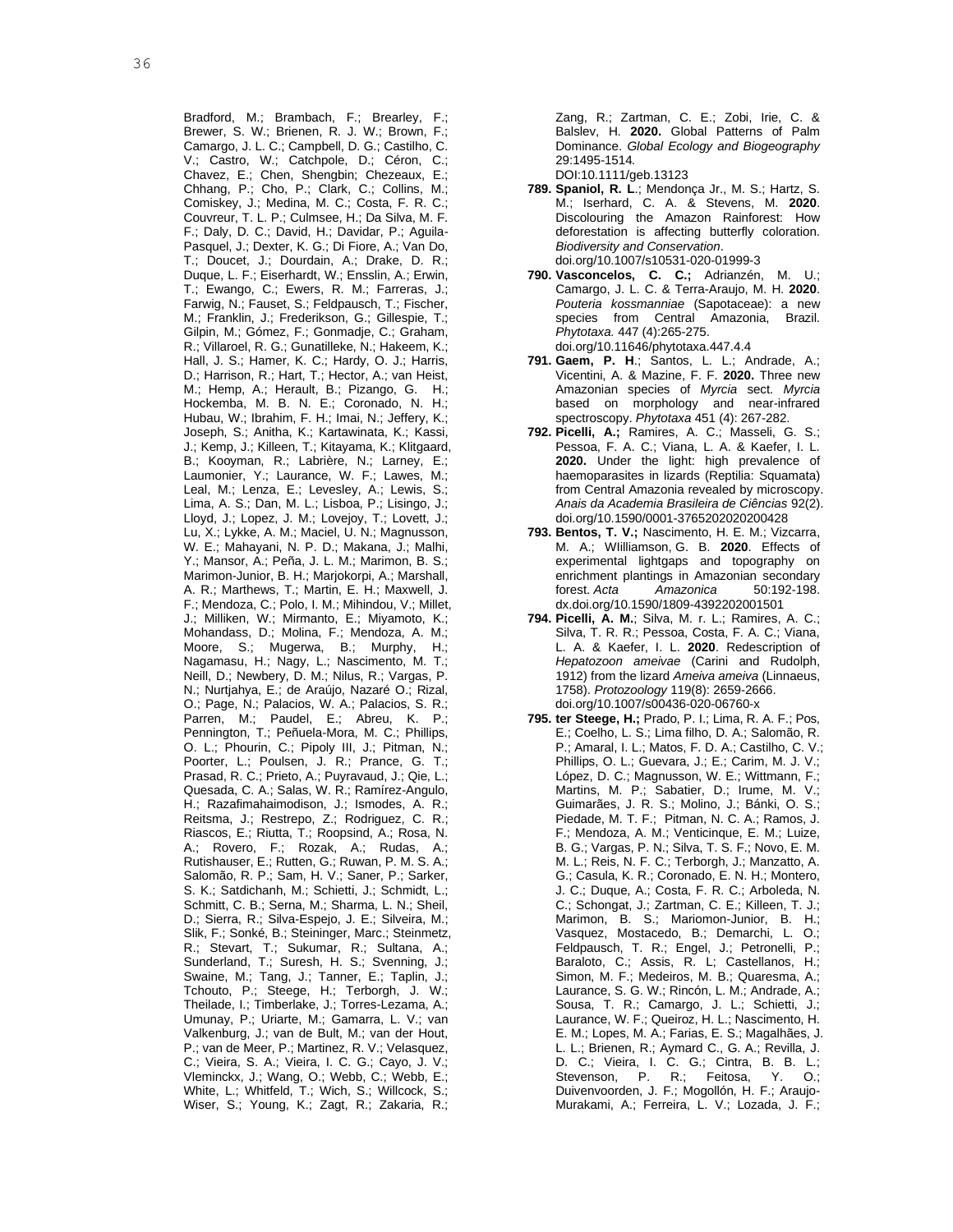Bradford, M.; Brambach, F.; Brearley, F.; Brewer, S. W.; Brienen, R. J. W.; Brown, F.; Camargo, J. L. C.; Campbell, D. G.; Castilho, C. V.; Castro, W.; Catchpole, D.; Céron, C.; Chavez, E.; Chen, Shengbin; Chezeaux, E.; Chhang, P.; Cho, P.; Clark, C.; Collins, M.; Comiskey, J.; Medina, M. C.; Costa, F. R. C.; Couvreur, T. L. P.; Culmsee, H.; Da Silva, M. F. F.; Daly, D. C.; David, H.; Davidar, P.; Aguila-Pasquel, J.; Dexter, K. G.; Di Fiore, A.; Van Do, T.; Doucet, J.; Dourdain, A.; Drake, D. R.; Duque, L. F.; Eiserhardt, W.; Ensslin, A.; Erwin, T.; Ewango, C.; Ewers, R. M.; Farreras, J.; Farwig, N.; Fauset, S.; Feldpausch, T.; Fischer, M.; Franklin, J.; Frederikson, G.; Gillespie, T.; Gilpin, M.; Gómez, F.; Gonmadje, C.; Graham, R.; Villaroel, R. G.; Gunatilleke, N.; Hakeem, K.; Hall, J. S.; Hamer, K. C.; Hardy, O. J.; Harris, D.; Harrison, R.; Hart, T.; Hector, A.; van Heist, M.; Hemp, A.; Herault, B.; Pizango, G. H.; Hockemba, M. B. N. E.; Coronado, N. H.; Hubau, W.; Ibrahim, F. H.; Imai, N.; Jeffery, K.; Joseph, S.; Anitha, K.; Kartawinata, K.; Kassi, J.; Kemp, J.; Killeen, T.; Kitayama, K.; Klitgaard, B.; Kooyman, R.; Labrière, N.; Larney, E.; Laumonier, Y.; Laurance, W. F.; Lawes, M.; Leal, M.; Lenza, E.; Levesley, A.; Lewis, S.; Lima, A. S.; Dan, M. L.; Lisboa, P.; Lisingo, J.; Lloyd, J.; Lopez, J. M.; Lovejoy, T.; Lovett, J.; Lu, X.; Lykke, A. M.; Maciel, U. N.; Magnusson, W. E.; Mahayani, N. P. D.; Makana, J.; Malhi, Y.; Mansor, A.; Peña, J. L. M.; Marimon, B. S.; Marimon-Junior, B. H.; Marjokorpi, A.; Marshall, A. R.; Marthews, T.; Martin, E. H.; Maxwell, J. F.; Mendoza, C.; Polo, I. M.; Mihindou, V.; Millet, J.; Milliken, W.; Mirmanto, E.; Miyamoto, K.; Mohandass, D.; Molina, F.; Mendoza, A. M.; Moore, S.; Mugerwa, B.; Murphy, H.; Nagamasu, H.; Nagy, L.; Nascimento, M. T.; Neill, D.; Newbery, D. M.; Nilus, R.; Vargas, P. N.; Nurtjahya, E.; de Araújo, Nazaré O.; Rizal, O.; Page, N.; Palacios, W. A.; Palacios, S. R.; Parren, M.; Paudel, E.; Abreu, K. P.; Pennington, T.; Peñuela-Mora, M. C.; Phillips, O. L.; Phourin, C.; Pipoly III, J.; Pitman, N.; Poorter, L.; Poulsen, J. R.; Prance, G. T.; Prasad, R. C.; Prieto, A.; Puyravaud, J.; Qie, L.; Quesada, C. A.; Salas, W. R.; Ramírez-Angulo, H.; Razafimahaimodison, J.; Ismodes, A. R.; Reitsma, J.; Restrepo, Z.; Rodriguez, C. R.; Riascos, E.; Riutta, T.; Roopsind, A.; Rosa, N. A.; Rovero, F.; Rozak, A.; Rudas, A.; Rutishauser, E.; Rutten, G.; Ruwan, P. M. S. A.; Salomão, R. P.; Sam, H. V.; Saner, P.; Sarker, S. K.; Satdichanh, M.; Schietti, J.; Schmidt, L.; Schmitt, C. B.; Serna, M.; Sharma, L. N.; Sheil, D.; Sierra, R.; Silva-Espejo, J. E.; Silveira, M.; Slik, F.; Sonké, B.; Steininger, Marc.; Steinmetz, R.; Stevart, T.; Sukumar, R.; Sultana, A.; Sunderland, T.; Suresh, H. S.; Svenning, J.; Swaine, M.; Tang, J.; Tanner, E.; Taplin, J.; Tchouto, P.; Steege, H.; Terborgh, J. W.; Theilade, I.; Timberlake, J.; Torres-Lezama, A.; Umunay, P.; Uriarte, M.; Gamarra, L. V.; van Valkenburg, J.; van de Bult, M.; van der Hout, P.; van de Meer, P.; Martinez, R. V.; Velasquez, C.; Vieira, S. A.; Vieira, I. C. G.; Cayo, J. V.; Vleminckx, J.; Wang, O.; Webb, C.; Webb, E.; White, L.; Whitfeld, T.; Wich, S.; Willcock, S.; Wiser, S.; Young, K.; Zagt, R.; Zakaria, R.; Zang, R.; Zartman, C. E.; Zobi, Irie, C. & Balslev, H. **2020.** Global Patterns of Palm Dominance. *Global Ecology and Biogeography* 29:1495-1514. DOI:10.1111/geb.13123

**789. Spaniol, R. L**.; Mendonça Jr., M. S.; Hartz, S. M.; Iserhard, C. A. & Stevens, M. **2020**. Discolouring the Amazon Rainforest: How deforestation is affecting butterfly coloration. *Biodiversity and Conservation*. doi.org/10.1007/s10531-020-01999-3

**790. Vasconcelos, C. C.;** Adrianzén, M. U.; Camargo, J. L. C. & Terra-Araujo, M. H. **2020**. *Pouteria kossmanniae* (Sapotaceae): a new species from Central Amazonia, Brazil. *Phytotaxa.* 447 (4):265-275. doi.org/10.11646/phytotaxa.447.4.4

**791. Gaem, P. H**.; Santos, L. L.; Andrade, A.; Vicentini, A. & Mazine, F. F. **2020.** Three new Amazonian species of *Myrcia* sect. *Myrcia* based on morphology and near-infrared spectroscopy. *Phytotaxa* 451 (4): 267-282.

**792. Picelli, A.;** Ramires, A. C.; Masseli, G. S.; Pessoa, F. A. C.; Viana, L. A. & Kaefer, I. L. **2020.** Under the light: high prevalence of haemoparasites in lizards (Reptilia: Squamata) from Central Amazonia revealed by microscopy. *Anais da Academia Brasileira de Ciências* 92(2). doi.org/10.1590/0001-3765202020200428

**793. Bentos, T. V.;** Nascimento, H. E. M.; Vizcarra, M. A.; WIilliamson, G. B. **2020**. Effects of experimental lightgaps and topography on enrichment plantings in Amazonian secondary forest. *Acta Amazonica* 50:192-198. dx.doi.org/10.1590/1809-4392202001501

**794. Picelli, A. M.**; Silva, M. r. L.; Ramires, A. C.; Silva, T. R. R.; Pessoa, Costa, F. A. C.; Viana, L. A. & Kaefer, I. L. **2020**. Redescription of *Hepatozoon ameivae* (Carini and Rudolph, 1912) from the lizard *Ameiva ameiva* (Linnaeus, 1758). *Protozoology* 119(8): 2659-2666. doi.org/10.1007/s00436-020-06760-x

**795. ter Steege, H.;** Prado, P. I.; Lima, R. A. F.; Pos, E.; Coelho, L. S.; Lima filho, D. A.; Salomão, R. P.; Amaral, I. L.; Matos, F. D. A.; Castilho, C. V.; Phillips, O. L.; Guevara, J.; E.; Carim, M. J. V.; López, D. C.; Magnusson, W. E.; Wittmann, F.; Martins, M. P.; Sabatier, D.; Irume, M. V.; Guimarães, J. R. S.; Molino, J.; Bánki, O. S.; Piedade, M. T. F.; Pitman, N. C. A.; Ramos, J. F.; Mendoza, A. M.; Venticinque, E. M.; Luize, B. G.; Vargas, P. N.; Silva, T. S. F.; Novo, E. M. M. L.; Reis, N. F. C.; Terborgh, J.; Manzatto, A. G.; Casula, K. R.; Coronado, E. N. H.; Montero, J. C.; Duque, A.; Costa, F. R. C.; Arboleda, N. C.; Schongat, J.; Zartman, C. E.; Killeen, T. J.; Marimon, B. S.; Mariomon-Junior, B. H.; Vasquez, Mostacedo, B.; Demarchi, L. O.; Feldpausch, T. R.; Engel, J.; Petronelli, P.; Baraloto, C.; Assis, R. L; Castellanos, H.; Simon, M. F.; Medeiros, M. B.; Quaresma, A.; Laurance, S. G. W.; Rincón, L. M.; Andrade, A.; Sousa, T. R.; Camargo, J. L.; Schietti, J.; Laurance, W. F.; Queiroz, H. L.; Nascimento, H. E. M.; Lopes, M. A.; Farias, E. S.; Magalhães, J. L. L.; Brienen, R.; Aymard C., G. A.; Revilla, J. D. C.; Vieira, I. C. G.; Cintra, B. B. L.; Stevenson, P. R.; Feitosa, Y. O.; Duivenvoorden, J. F.; Mogollón, H. F.; Araujo-Murakami, A.; Ferreira, L. V.; Lozada, J. F.;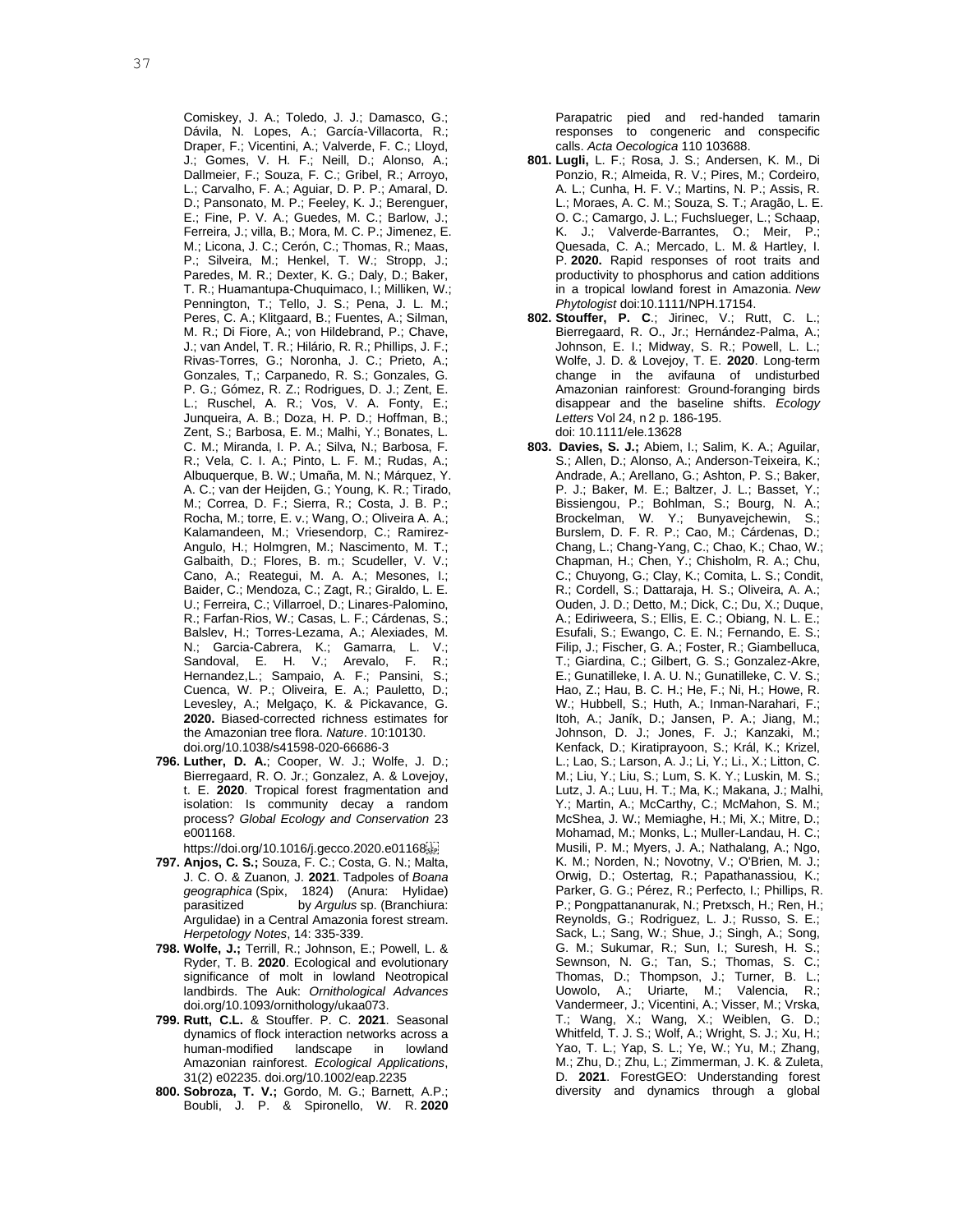Comiskey, J. A.; Toledo, J. J.; Damasco, G.; Dávila, N. Lopes, A.; García-Villacorta, R.; Draper, F.; Vicentini, A.; Valverde, F. C.; Lloyd, J.; Gomes, V. H. F.; Neill, D.; Alonso, A.; Dallmeier, F.; Souza, F. C.; Gribel, R.; Arroyo, L.; Carvalho, F. A.; Aguiar, D. P. P.; Amaral, D. D.; Pansonato, M. P.; Feeley, K. J.; Berenguer, E.; Fine, P. V. A.; Guedes, M. C.; Barlow, J.; Ferreira, J.; villa, B.; Mora, M. C. P.; Jimenez, E. M.; Licona, J. C.; Cerón, C.; Thomas, R.; Maas, P.; Silveira, M.; Henkel, T. W.; Stropp, J.; Paredes, M. R.; Dexter, K. G.; Daly, D.; Baker, T. R.; Huamantupa-Chuquimaco, I.; Milliken, W.; Pennington, T.; Tello, J. S.; Pena, J. L. M.; Peres, C. A.; Klitgaard, B.; Fuentes, A.; Silman, M. R.; Di Fiore, A.; von Hildebrand, P.; Chave, J.; van Andel, T. R.; Hilário, R. R.; Phillips, J. F.; Rivas-Torres, G.; Noronha, J. C.; Prieto, A.; Gonzales, T,; Carpanedo, R. S.; Gonzales, G. P. G.; Gómez, R. Z.; Rodrigues, D. J.; Zent, E. L.; Ruschel, A. R.; Vos, V. A. Fonty, E.; Junqueira, A. B.; Doza, H. P. D.; Hoffman, B.; Zent, S.; Barbosa, E. M.; Malhi, Y.; Bonates, L. C. M.; Miranda, I. P. A.; Silva, N.; Barbosa, F. R.; Vela, C. I. A.; Pinto, L. F. M.; Rudas, A.; Albuquerque, B. W.; Umaña, M. N.; Márquez, Y. A. C.; van der Heijden, G.; Young, K. R.; Tirado, M.; Correa, D. F.; Sierra, R.; Costa, J. B. P.; Rocha, M.; torre, E. v.; Wang, O.; Oliveira A. A.; Kalamandeen, M.; Vriesendorp, C.; Ramirez-Angulo, H.; Holmgren, M.; Nascimento, M. T.; Galbaith, D.; Flores, B. m.; Scudeller, V. V.; Cano, A.; Reategui, M. A. A.; Mesones, I.; Baider, C.; Mendoza, C.; Zagt, R.; Giraldo, L. E. U.; Ferreira, C.; Villarroel, D.; Linares-Palomino, R.; Farfan-Rios, W.; Casas, L. F.; Cárdenas, S.; Balslev, H.; Torres-Lezama, A.; Alexiades, M. N.; Garcia-Cabrera, K.; Gamarra, L. V.; Sandoval, E. H. V.; Arevalo, F. R.; Hernandez,L.; Sampaio, A. F.; Pansini, S.; Cuenca, W. P.; Oliveira, E. A.; Pauletto, D.; Levesley, A.; Melgaço, K. & Pickavance, G. **2020.** Biased-corrected richness estimates for the Amazonian tree flora. *Nature*. 10:10130. doi.org/10.1038/s41598-020-66686-3

**796. Luther, D. A.**; Cooper, W. J.; Wolfe, J. D.; Bierregaard, R. O. Jr.; Gonzalez, A. & Lovejoy, t. E. **2020**. Tropical forest fragmentation and isolation: Is community decay a random process? *Global Ecology and Conservation* 23 e001168. https://doi.org/10.1016/j.gecco.2020.e01168

**797. Anjos, C. S.;** Souza, F. C.; Costa, G. N.; Malta, J. C. O. & Zuanon, J. **2021**. Tadpoles of *Boana geographica* (Spix, 1824) (Anura: Hylidae) parasitized by *Argulus* sp. (Branchiura: Argulidae) in a Central Amazonia forest stream. *Herpetology Notes*, 14: 335-339.

**798. Wolfe, J.;** Terrill, R.; Johnson, E.; Powell, L. & Ryder, T. B. **2020**. Ecological and evolutionary significance of molt in lowland Neotropical landbirds. The Auk: *Ornithological Advances* doi.org/10.1093/ornithology/ukaa073.

**799. Rutt, C.L.** & Stouffer. P. C. **2021**. Seasonal dynamics of flock interaction networks across a human-modified landscape in lowland Amazonian rainforest. *Ecological Applications*, 31(2) e02235. doi.org/10.1002/eap.2235

**800. Sobroza, T. V.;** Gordo, M. G.; Barnett, A.P.; Boubli, J. P. & Spironello, W. R. **2020** Parapatric pied and red-handed tamarin responses to congeneric and conspecific calls. *Acta Oecologica* 110 103688.

**801. Lugli,** L. F.; Rosa, J. S.; Andersen, K. M., Di Ponzio, R.; Almeida, R. V.; Pires, M.; Cordeiro, A. L.; Cunha, H. F. V.; Martins, N. P.; Assis, R. L.; Moraes, A. C. M.; Souza, S. T.; Aragão, L. E. O. C.; Camargo, J. L.; Fuchslueger, L.; Schaap, K. J.; Valverde-Barrantes, O.; Meir, P.; Quesada, C. A.; Mercado, L. M. & Hartley, I. P. **2020.** Rapid responses of root traits and productivity to phosphorus and cation additions in a tropical lowland forest in Amazonia. *New Phytologist* doi:10.1111/NPH.17154.

**802. Stouffer, P. C**.; Jirinec, V.; Rutt, C. L.; Bierregaard, R. O., Jr.; Hernández-Palma, A.; Johnson, E. I.; Midway, S. R.; Powell, L. L.; Wolfe, J. D. & Lovejoy, T. E. **2020**. Long-term change in the avifauna of undisturbed Amazonian rainforest: Ground-foranging birds disappear and the baseline shifts. *Ecology Letters* Vol 24, n 2 p. 186-195. doi: 10.1111/ele.13628

**803. Davies, S. J.;** Abiem, I.; Salim, K. A.; Aguilar, S.; Allen, D.; Alonso, A.; Anderson-Teixeira, K.; Andrade, A.; Arellano, G.; Ashton, P. S.; Baker, P. J.; Baker, M. E.; Baltzer, J. L.; Basset, Y.; Bissiengou, P.; Bohlman, S.; Bourg, N. A.; Brockelman, W. Y.; Bunyavejchewin, S.; Burslem, D. F. R. P.; Cao, M.; Cárdenas, D.; Chang, L.; Chang-Yang, C.; Chao, K.; Chao, W.; Chapman, H.; Chen, Y.; Chisholm, R. A.; Chu, C.; Chuyong, G.; Clay, K.; Comita, L. S.; Condit, R.; Cordell, S.; Dattaraja, H. S.; Oliveira, A. A.; Ouden, J. D.; Detto, M.; Dick, C.; Du, X.; Duque, A.; Ediriweera, S.; Ellis, E. C.; Obiang, N. L. E.; Esufali, S.; Ewango, C. E. N.; Fernando, E. S.; Filip, J.; Fischer, G. A.; Foster, R.; Giambelluca, T.; Giardina, C.; Gilbert, G. S.; Gonzalez-Akre, E.; Gunatilleke, I. A. U. N.; Gunatilleke, C. V. S.; Hao, Z.; Hau, B. C. H.; He, F.; Ni, H.; Howe, R. W.; Hubbell, S.; Huth, A.; Inman-Narahari, F.; Itoh, A.; Janík, D.; Jansen, P. A.; Jiang, M.; Johnson, D. J.; Jones, F. J.; Kanzaki, M.; Kenfack, D.; Kiratiprayoon, S.; Král, K.; Krizel, L.; Lao, S.; Larson, A. J.; Li, Y.; Li., X.; Litton, C. M.; Liu, Y.; Liu, S.; Lum, S. K. Y.; Luskin, M. S.; Lutz, J. A.; Luu, H. T.; Ma, K.; Makana, J.; Malhi, Y.; Martin, A.; McCarthy, C.; McMahon, S. M.; McShea, J. W.; Memiaghe, H.; Mi, X.; Mitre, D.; Mohamad, M.; Monks, L.; Muller-Landau, H. C.; Musili, P. M.; Myers, J. A.; Nathalang, A.; Ngo, K. M.; Norden, N.; Novotny, V.; O'Brien, M. J.; Orwig, D.; Ostertag, R.; Papathanassiou, K.; Parker, G. G.; Pérez, R.; Perfecto, I.; Phillips, R. P.; Pongpattananurak, N.; Pretxsch, H.; Ren, H.; Reynolds, G.; Rodriguez, L. J.; Russo, S. E.; Sack, L.; Sang, W.; Shue, J.; Singh, A.; Song, G. M.; Sukumar, R.; Sun, I.; Suresh, H. S.; Sewnson, N. G.; Tan, S.; Thomas, S. C.; Thomas, D.; Thompson, J.; Turner, B. L.; Uowolo, A.; Uriarte, M.; Valencia, R.; Vandermeer, J.; Vicentini, A.; Visser, M.; Vrska, T.; Wang, X.; Wang, X.; Weiblen, G. D.; Whitfeld, T. J. S.; Wolf, A.; Wright, S. J.; Xu, H.; Yao, T. L.; Yap, S. L.; Ye, W.; Yu, M.; Zhang, M.; Zhu, D.; Zhu, L.; Zimmerman, J. K. & Zuleta, D. **2021**. ForestGEO: Understanding forest diversity and dynamics through a global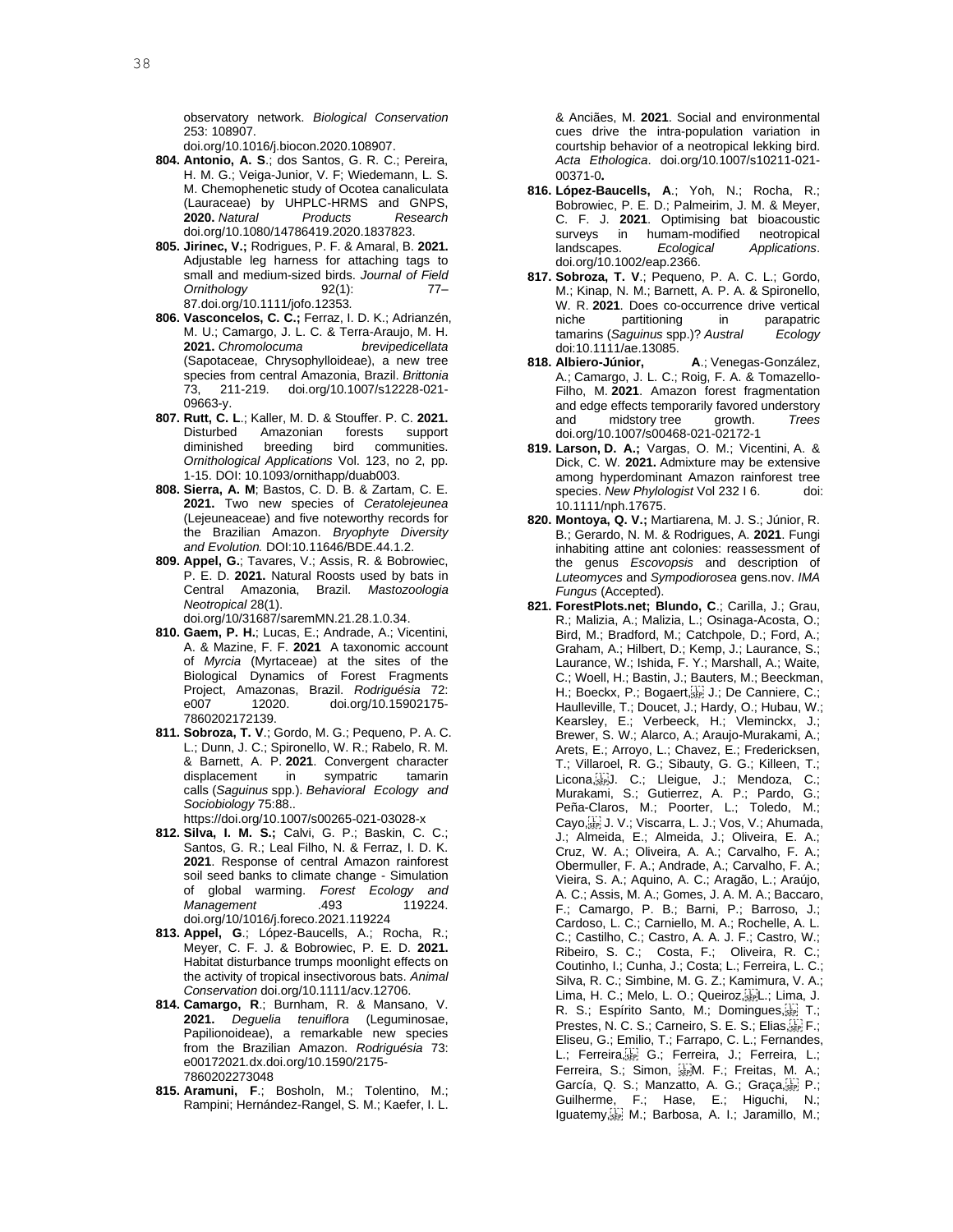observatory network. *Biological Conservation* 253: 108907. doi.org/10.1016/j.biocon.2020.108907.

**804. Antonio, A. S**.; dos Santos, G. R. C.; Pereira, H. M. G.; Veiga-Junior, V. F; Wiedemann, L. S. M. Chemophenetic study of Ocotea canaliculata (Lauraceae) by UHPLC-HRMS and GNPS, **2020.** *Natural Products Research* doi.org/10.1080/14786419.2020.1837823.

**805. Jirinec, V.;** Rodrigues, P. F. & Amaral, B. **2021.** Adjustable leg harness for attaching tags to small and medium-sized birds. *Journal of Field Ornithology* 92(1): 77–87.doi.org/10.1111/jofo.12353*.*

**806. Vasconcelos, C. C.;** Ferraz, I. D. K.; Adrianzén, M. U.; Camargo, J. L. C. & Terra-Araujo, M. H. **2021.** *Chromolocuma brevipedicellata* (Sapotaceae, Chrysophylloideae), a new tree species from central Amazonia, Brazil. *Brittonia* 73, 211-219. doi.org/10.1007/s12228-021-09663-y.

**807. Rutt, C. L**.; Kaller, M. D. & Stouffer. P. C. **2021.** Disturbed Amazonian forests support diminished breeding bird communities. *Ornithological Applications* Vol. 123, no 2, pp. 1-15. DOI: 10.1093/ornithapp/duab003.

**808. Sierra, A. M**; Bastos, C. D. B. & Zartam, C. E. **2021.** Two new species of *Ceratolejeunea* (Lejeuneaceae) and five noteworthy records for the Brazilian Amazon. *Bryophyte Diversity and Evolution.* DOI:10.11646/BDE.44.1.2.

**809. Appel, G.**; Tavares, V.; Assis, R. & Bobrowiec, P. E. D. **2021.** Natural Roosts used by bats in Central Amazonia, Brazil. *Mastozoologia Neotropical* 28(1). doi.org/10/31687/saremMN.21.28.1.0.34.

**810. Gaem, P. H.**; Lucas, E.; Andrade, A.; Vicentini, A. & Mazine, F. F. **2021** A taxonomic account of *Myrcia* (Myrtaceae) at the sites of the Biological Dynamics of Forest Fragments Project, Amazonas, Brazil. *Rodriguésia* 72: e007 12020. doi.org/10.15902175-7860202172139.

**811. Sobroza, T. V**.; Gordo, M. G.; Pequeno, P. A. C. L.; Dunn, J. C.; Spironello, W. R.; Rabelo, R. M. & Barnett, A. P. **2021**. Convergent character displacement in sympatric tamarin calls (*Saguinus* spp.). *Behavioral Ecology and Sociobiology* 75:88.. https://doi.org/10.1007/s00265-021-03028-x

**812. Silva, I. M. S.;** Calvi, G. P.; Baskin, C. C.; Santos, G. R.; Leal Filho, N. & Ferraz, I. D. K. **2021**. Response of central Amazon rainforest soil seed banks to climate change - Simulation of global warming. *Forest Ecology and Management* .493 119224. doi.org/10/1016/j.foreco.2021.119224

**813. Appel, G**.; López-Baucells, A.; Rocha, R.; Meyer, C. F. J. & Bobrowiec, P. E. D. **2021.** Habitat disturbance trumps moonlight effects on the activity of tropical insectivorous bats. *Animal Conservation* doi.org/10.1111/acv.12706.

**814. Camargo, R**.; Burnham, R. & Mansano, V. **2021.** *Deguelia tenuiflora* (Leguminosae, Papilionoideae), a remarkable new species from the Brazilian Amazon. *Rodriguésia* 73: e00172021.dx.doi.org/10.1590/2175-7860202273048

**815. Aramuni, F**.; Bosholn, M.; Tolentino, M.; Rampini; Hernández-Rangel, S. M.; Kaefer, I. L. & Anciães, M. **2021**. Social and environmental cues drive the intra-population variation in courtship behavior of a neotropical lekking bird. *Acta Ethologica*. doi.org/10.1007/s10211-021-00371-0**.**

**816. López-Baucells, A**.; Yoh, N.; Rocha, R.; Bobrowiec, P. E. D.; Palmeirim, J. M. & Meyer, C. F. J. **2021**. Optimising bat bioacoustic surveys in humam-modified neotropical landscapes. *Ecological Applications*. doi.org/10.1002/eap.2366.

**817. Sobroza, T. V**.; Pequeno, P. A. C. L.; Gordo, M.; Kinap, N. M.; Barnett, A. P. A. & Spironello, W. R. **2021**. Does co-occurrence drive vertical niche partitioning in parapatric tamarins (*Saguinus* spp.)? *Austral Ecology* doi:10.1111/ae.13085.

**818. Albiero-Júnior, A**.; Venegas-González, A.; Camargo, J. L. C.; Roig, F. A. & Tomazello-Filho, M. **2021**. Amazon forest fragmentation and edge effects temporarily favored understory and midstory tree growth. *Trees* doi.org/10.1007/s00468-021-02172-1

**819. Larson, D. A.;** Vargas, O. M.; Vicentini, A. & Dick, C. W. **2021.** Admixture may be extensive among hyperdominant Amazon rainforest tree species. *New Phylologist* Vol 232 I 6. doi: 10.1111/nph.17675.

**820. Montoya, Q. V.;** Martiarena, M. J. S.; Júnior, R. B.; Gerardo, N. M. & Rodrigues, A. **2021**. Fungi inhabiting attine ant colonies: reassessment of the genus *Escovopsis* and description of *Luteomyces* and *Sympodiorosea* gens.nov. *IMA Fungus* (Accepted).

**821. ForestPlots.net; Blundo, C**.; Carilla, J.; Grau, R.; Malizia, A.; Malizia, L.; Osinaga-Acosta, O.; Bird, M.; Bradford, M.; Catchpole, D.; Ford, A.; Graham, A.; Hilbert, D.; Kemp, J.; Laurance, S.; Laurance, W.; Ishida, F. Y.; Marshall, A.; Waite, C.; Woell, H.; Bastin, J.; Bauters, M.; Beeckman, H.; Boeckx, P.; Bogaert, J.; De Canniere, C.; Haulleville, T.; Doucet, J.; Hardy, O.; Hubau, W.; Kearsley, E.; Verbeeck, H.; Vleminckx, J.; Brewer, S. W.; Alarco, A.; Araujo-Murakami, A.; Arets, E.; Arroyo, L.; Chavez, E.; Fredericksen, T.; Villaroel, R. G.; Sibauty, G. G.; Killeen, T.; Licona, J. C.; Lleigue, J.; Mendoza, C.; Murakami, S.; Gutierrez, A. P.; Pardo, G.; Peña-Claros, M.; Poorter, L.; Toledo, M.; Cayo, J. V.; Viscarra, L. J.; Vos, V.; Ahumada, J.; Almeida, E.; Almeida, J.; Oliveira, E. A.; Cruz, W. A.; Oliveira, A. A.; Carvalho, F. A.; Obermuller, F. A.; Andrade, A.; Carvalho, F. A.; Vieira, S. A.; Aquino, A. C.; Aragão, L.; Araújo, A. C.; Assis, M. A.; Gomes, J. A. M. A.; Baccaro, F.; Camargo, P. B.; Barni, P.; Barroso, J.; Cardoso, L. C.; Carniello, M. A.; Rochelle, A. L. C.; Castilho, C.; Castro, A. A. J. F.; Castro, W.; Ribeiro, S. C.; Costa, F.; Oliveira, R. C.; Coutinho, I.; Cunha, J.; Costa; L.; Ferreira, L. C.; Silva, R. C.; Simbine, M. G. Z.; Kamimura, V. A.; Lima, H. C.; Melo, L. O.; Queiroz, L.; Lima, J. R. S.; Espírito Santo, M.; Domingues, T.; Prestes, N. C. S.; Carneiro, S. E. S.; Elias, F.; Eliseu, G.; Emilio, T.; Farrapo, C. L.; Fernandes, L.; Ferreira, G.; Ferreira, J.; Ferreira, L.; Ferreira, S.; Simon, M. F.; Freitas, M. A.; García, Q. S.; Manzatto, A. G.; Graça, P.; Guilherme, F.; Hase, E.; Higuchi, N.; Iguatemy, M.; Barbosa, A. I.; Jaramillo, M.;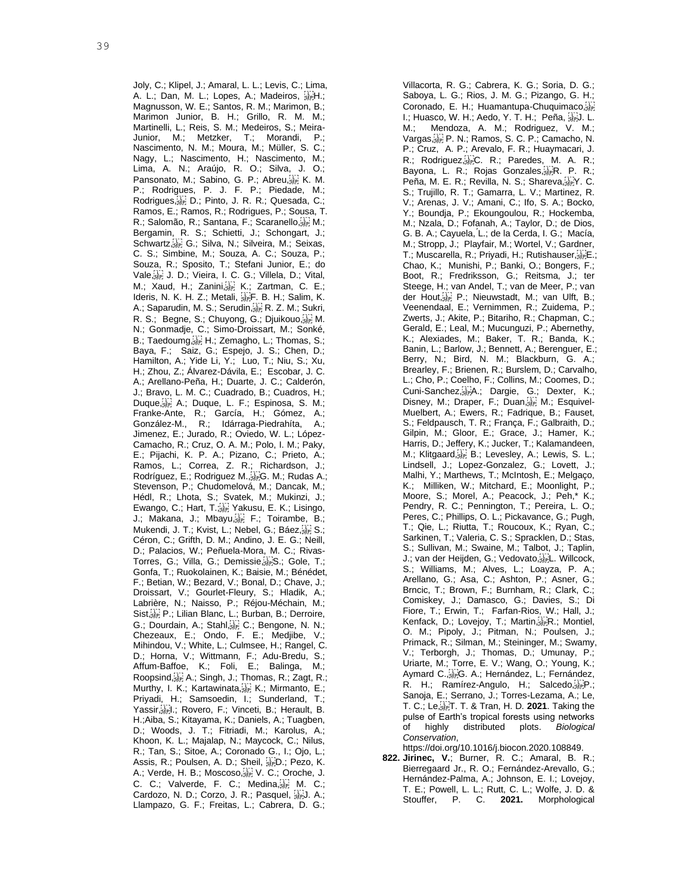Joly, C.; Klipel, J.; Amaral, L. L.; Levis, C.; Lima, A. L.; Dan, M. L.; Lopes, A.; Madeiros, H.; Magnusson, W. E.; Santos, R. M.; Marimon, B.; Marimon Junior, B. H.; Grillo, R. M. M.; Martinelli, L.; Reis, S. M.; Medeiros, S.; Meira-Junior, M.; Metzker, T.; Morandi, P.; Nascimento, N. M.; Moura, M.; Müller, S. C.; Nagy, L.; Nascimento, H.; Nascimento, M.; Lima, A. N.; Araújo, R. O.; Silva, J. O.; Pansonato, M.; Sabino, G. P.; Abreu, K. M. P.; Rodrigues, P. J. F. P.; Piedade, M.; Rodrigues, D.; Pinto, J. R. R.; Quesada, C.; Ramos, E.; Ramos, R.; Rodrigues, P.; Sousa, T. R.; Salomão, R.; Santana, F.; Scaranello, M.; Bergamin, R. S.; Schietti, J.; Schongart, J.; Schwartz, G.; Silva, N.; Silveira, M.; Seixas, C. S.; Simbine, M.; Souza, A. C.; Souza, P.; Souza, R.; Sposito, T.; Stefani Junior, E.; do Vale, J. D.; Vieira, I. C. G.; Villela, D.; Vital, M.; Xaud, H.; Zanini, K.; Zartman, C. E.; Ideris, N. K. H. Z.; Metali, F. B. H.; Salim, K. A.; Saparudin, M. S.; Serudin, R. Z. M.; Sukri, R. S.; Begne, S.; Chuyong, G.; Djuikouo, M. N.; Gonmadje, C.; Simo-Droissart, M.; Sonké, B.; Taedoumg, H.; Zemagho, L.; Thomas, S.; Baya, F.; Saiz, G.; Espejo, J. S.; Chen, D.; Hamilton, A.; Yide Li, Y.; Luo, T.; Niu, S.; Xu, H.; Zhou, Z.; Álvarez-Dávila, E.; Escobar, J. C. A.; Arellano-Peña, H.; Duarte, J. C.; Calderón, J.; Bravo, L. M. C.; Cuadrado, B.; Cuadros, H.; Duque, A.; Duque, L. F.; Espinosa, S. M.; Franke-Ante, R.; García, H.; Gómez, A.; González-M., R.; Idárraga-Piedrahíta, A.; Jimenez, E.; Jurado, R.; Oviedo, W. L.; López-Camacho, R.; Cruz, O. A. M.; Polo, I. M.; Paky, E.; Pijachi, K. P. A.; Pizano, C.; Prieto, A.; Ramos, L.; Correa, Z. R.; Richardson, J.; Rodríguez, E.; Rodriguez M., G. M.; Rudas A.; Stevenson, P.; Chudomelová, M.; Dancak, M.; Hédl, R.; Lhota, S.; Svatek, M.; Mukinzi, J.; Ewango, C.; Hart, T.; Yakusu, E. K.; Lisingo, J.; Makana, J.; Mbayu, F.; Toirambe, B.; Mukendi, J. T.; Kvist, L.; Nebel, G.; Báez, S.; Céron, C.; Grifth, D. M.; Andino, J. E. G.; Neill, D.; Palacios, W.; Peñuela-Mora, M. C.; Rivas-Torres, G.; Villa, G.; Demissie, S.; Gole, T.; Gonfa, T.; Ruokolainen, K.; Baisie, M.; Bénédet, F.; Betian, W.; Bezard, V.; Bonal, D.; Chave, J.; Droissart, V.; Gourlet-Fleury, S.; Hladik, A.; Labrière, N.; Naisso, P.; Réjou-Méchain, M.; Sist, P.; Lilian Blanc, L.; Burban, B.; Derroire, G.; Dourdain, A.; Stahl, C.; Bengone, N. N.; Chezeaux, E.; Ondo, F. E.; Medjibe, V.; Mihindou, V.; White, L.; Culmsee, H.; Rangel, C. D.; Horna, V.; Wittmann, F.; Adu-Bredu, S.; Affum-Baffoe, K.; Foli, E.; Balinga, M.; Roopsind, A.; Singh, J.; Thomas, R.; Zagt, R.; Murthy, I. K.; Kartawinata, K.; Mirmanto, E.; Priyadi, H.; Samsoedin, I.; Sunderland, T.; Yassir, I.; Rovero, F.; Vinceti, B.; Herault, B. H.;Aiba, S.; Kitayama, K.; Daniels, A.; Tuagben, D.; Woods, J. T.; Fitriadi, M.; Karolus, A.; Khoon, K. L.; Majalap, N.; Maycock, C.; Nilus, R.; Tan, S.; Sitoe, A.; Coronado G., I.; Ojo, L.; Assis, R.; Poulsen, A. D.; Sheil, D.; Pezo, K. A.; Verde, H. B.; Moscoso, V. C.; Oroche, J. C. C.; Valverde, F. C.; Medina, M. C.; Cardozo, N. D.; Corzo, J. R.; Pasquel, J. A.; Llampazo, G. F.; Freitas, L.; Cabrera, D. G.; Villacorta, R. G.; Cabrera, K. G.; Soria, D. G.; Saboya, L. G.; Rios, J. M. G.; Pizango, G. H.; Coronado, E. H.; Huamantupa-Chuquimaco, I.; Huasco, W. H.; Aedo, Y. T. H.; Peña, J. L. M.; Mendoza, A. M.; Rodriguez, V. M.; Vargas, P. N.; Ramos, S. C. P.; Camacho, N. P.; Cruz, A. P.; Arevalo, F. R.; Huaymacari, J. R.; Rodriguez, C. R.; Paredes, M. A. R.; Bayona, L. R.; Rojas Gonzales, R. P. R.; Peña, M. E. R.; Revilla, N. S.; Shareva, Y. C. S.; Trujillo, R. T.; Gamarra, L. V.; Martinez, R. V.; Arenas, J. V.; Amani, C.; Ifo, S. A.; Bocko, Y.; Boundja, P.; Ekoungoulou, R.; Hockemba, M.; Nzala, D.; Fofanah, A.; Taylor, D.; de Dios, G. B. A.; Cayuela, L.; de la Cerda, I. G.; Macía, M.; Stropp, J.; Playfair, M.; Wortel, V.; Gardner, T.; Muscarella, R.; Priyadi, H.; Rutishauser, E.; Chao, K.; Munishi, P.; Banki, O.; Bongers, F.; Boot, R.; Fredriksson, G.; Reitsma, J.; ter Steege, H.; van Andel, T.; van de Meer, P.; van der Hout, P.; Nieuwstadt, M.; van Ulft, B.; Veenendaal, E.; Vernimmen, R.; Zuidema, P.; Zwerts, J.; Akite, P.; Bitariho, R.; Chapman, C.; Gerald, E.; Leal, M.; Mucunguzi, P.; Abernethy, K.; Alexiades, M.; Baker, T. R.; Banda, K.; Banin, L.; Barlow, J.; Bennett, A.; Berenguer, E.; Berry, N.; Bird, N. M.; Blackburn, G. A.; Brearley, F.; Brienen, R.; Burslem, D.; Carvalho, L.; Cho, P.; Coelho, F.; Collins, M.; Coomes, D.; Cuni-Sanchez, A.; Dargie, G.; Dexter, K.; Disney, M.; Draper, F.; Duan, M.; Esquivel-Muelbert, A.; Ewers, R.; Fadrique, B.; Fauset, S.; Feldpausch, T. R.; França, F.; Galbraith, D.; Gilpin, M.; Gloor, E.; Grace, J.; Hamer, K.; Harris, D.; Jeffery, K.; Jucker, T.; Kalamandeen, M.; Klitgaard, B.; Levesley, A.; Lewis, S. L.; Lindsell, J.; Lopez-Gonzalez, G.; Lovett, J.; Malhi, Y.; Marthews, T.; McIntosh, E.; Melgaço, K.; Milliken, W.; Mitchard, E.; Moonlight, P.; Moore, S.; Morel, A.; Peacock, J.; Peh,* K.; Pendry, R. C.; Pennington, T.; Pereira, L. O.; Peres, C.; Phillips, O. L.; Pickavance, G.; Pugh, T.; Qie, L.; Riutta, T.; Roucoux, K.; Ryan, C.; Sarkinen, T.; Valeria, C. S.; Spracklen, D.; Stas, S.; Sullivan, M.; Swaine, M.; Talbot, J.; Taplin, J.; van der Heijden, G.; Vedovato, L. Willcock, S.; Williams, M.; Alves, L.; Loayza, P. A.; Arellano, G.; Asa, C.; Ashton, P.; Asner, G.; Brncic, T.; Brown, F.; Burnham, R.; Clark, C.; Comiskey, J.; Damasco, G.; Davies, S.; Di Fiore, T.; Erwin, T.; Farfan-Rios, W.; Hall, J.; Kenfack, D.; Lovejoy, T.; Martin, R.; Montiel, O. M.; Pipoly, J.; Pitman, N.; Poulsen, J.; Primack, R.; Silman, M.; Steininger, M.; Swamy, V.; Terborgh, J.; Thomas, D.; Umunay, P.; Uriarte, M.; Torre, E. V.; Wang, O.; Young, K.; Aymard C., G. A.; Hernández, L.; Fernández, R. H.; Ramírez-Angulo, H.; Salcedo, P.; Sanoja, E.; Serrano, J.; Torres-Lezama, A.; Le, T. C.; Le, T. T. & Tran, H. D. **2021**. Taking the pulse of Earth's tropical forests using networks of highly distributed plots. *Biological Conservation*, https://doi.org/10.1016/j.biocon.2020.108849.

**822. Jirinec, V.**; Burner, R. C.; Amaral, B. R.; Bierregaard Jr., R. O.; Fernández-Arevallo, G.; Hernández-Palma, A.; Johnson, E. I.; Lovejoy, T. E.; Powell, L. L.; Rutt, C. L.; Wolfe, J. D. & Stouffer, P. C. **2021.** Morphological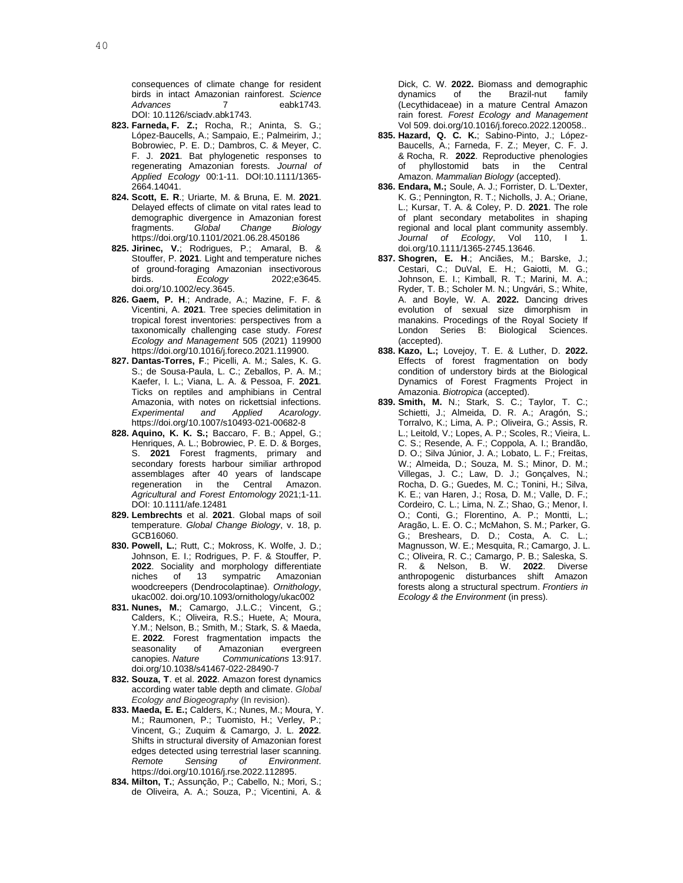consequences of climate change for resident birds in intact Amazonian rainforest. *Science Advances* 7 eabk1743. DOI: 10.1126/sciadv.abk1743.

823. **Farneda, F. Z.;** Rocha, R.; Aninta, S. G.; López-Baucells, A.; Sampaio, E.; Palmeirim, J.; Bobrowiec, P. E. D.; Dambros, C. & Meyer, C. F. J. **2021**. Bat phylogenetic responses to regenerating Amazonian forests. *Journal of Applied Ecology* 00:1-11. DOI:10.1111/1365-2664.14041.

824. **Scott, E. R**.; Uriarte, M. & Bruna, E. M. **2021**. Delayed effects of climate on vital rates lead to demographic divergence in Amazonian forest fragments. *Global Change Biology* https://doi.org/10.1101/2021.06.28.450186

825. **Jirinec, V.**; Rodrigues, P.; Amaral, B. & Stouffer, P. **2021**. Light and temperature niches of ground-foraging Amazonian insectivorous birds. *Ecology* 2022;e3645. doi.org/10.1002/ecy.3645.

826. **Gaem, P. H**.; Andrade, A.; Mazine, F. F. & Vicentini, A. **2021**. Tree species delimitation in tropical forest inventories: perspectives from a taxonomically challenging case study. *Forest Ecology and Management* 505 (2021) 119900 https://doi.org/10.1016/j.foreco.2021.119900.

827. **Dantas-Torres, F**.; Picelli, A. M.; Sales, K. G. S.; de Sousa-Paula, L. C.; Zeballos, P. A. M.; Kaefer, I. L.; Viana, L. A. & Pessoa, F. **2021**. Ticks on reptiles and amphibians in Central Amazonia, with notes on rickettsial infections. *Experimental and Applied Acarology*. https://doi.org/10.1007/s10493-021-00682-8

828. **Aquino, K. K. S.;** Baccaro, F. B.; Appel, G.; Henriques, A. L.; Bobrowiec, P. E. D. & Borges, S. **2021** Forest fragments, primary and secondary forests harbour similiar arthropod assemblages after 40 years of landscape regeneration in the Central Amazon. *Agricultural and Forest Entomology* 2021;1-11. DOI: 10.1111/afe.12481

829. **Lembrechts** et al. **2021**. Global maps of soil temperature. *Global Change Biology*, v. 18, p. GCB16060.

830. **Powell, L.**; Rutt, C.; Mokross, K. Wolfe, J. D.; Johnson, E. I.; Rodrigues, P. F. & Stouffer, P. **2022**. Sociality and morphology differentiate niches of 13 sympatric Amazonian woodcreepers (Dendrocolaptinae). *Ornithology*, ukac002. doi.org/10.1093/ornithology/ukac002

831. **Nunes, M.**; Camargo, J.L.C.; Vincent, G.; Calders, K.; Oliveira, R.S.; Huete, A; Moura, Y.M.; Nelson, B.; Smith, M.; Stark, S. & Maeda, E. **2022**. Forest fragmentation impacts the seasonality of Amazonian evergreen canopies. *Nature Communications* 13:917. doi.org/10.1038/s41467-022-28490-7

832. **Souza, T**. et al. **2022**. Amazon forest dynamics according water table depth and climate. *Global Ecology and Biogeography* (In revision).

833. **Maeda, E. E.;** Calders, K.; Nunes, M.; Moura, Y. M.; Raumonen, P.; Tuomisto, H.; Verley, P.; Vincent, G.; Zuquim & Camargo, J. L. **2022**. Shifts in structural diversity of Amazonian forest edges detected using terrestrial laser scanning. *Remote Sensing of Environment*. https://doi.org/10.1016/j.rse.2022.112895.

834. **Milton, T.**; Assunção, P.; Cabello, N.; Mori, S.; de Oliveira, A. A.; Souza, P.; Vicentini, A. & Dick, C. W. **2022.** Biomass and demographic dynamics of the Brazil-nut family (Lecythidaceae) in a mature Central Amazon rain forest. *Forest Ecology and Management* Vol 509. doi.org/10.1016/j.foreco.2022.120058..

835. **Hazard, Q. C. K.**; Sabino-Pinto, J.; López-Baucells, A.; Farneda, F. Z.; Meyer, C. F. J. & Rocha, R. **2022**. Reproductive phenologies of phyllostomid bats in the Central Amazon. *Mammalian Biology* (accepted).

836. **Endara, M.;** Soule, A. J.; Forrister, D. L.'Dexter, K. G.; Pennington, R. T.; Nicholls, J. A.; Oriane, L.; Kursar, T. A. & Coley, P. D. **2021**. The role of plant secondary metabolites in shaping regional and local plant community assembly. *Journal of Ecology*, Vol 110, I 1. doi.org/10.1111/1365-2745.13646.

837. **Shogren, E. H**.; Anciães, M.; Barske, J.; Cestari, C.; DuVal, E. H.; Gaiotti, M. G.; Johnson, E. I.; Kimball, R. T.; Marini, M. A.; Ryder, T. B.; Scholer M. N.; Ungvári, S.; White, A. and Boyle, W. A. **2022.** Dancing drives evolution of sexual size dimorphism in manakins. Procedings of the Royal Society If London Series B: Biological Sciences. (accepted).

838. **Kazo, L.;** Lovejoy, T. E. & Luther, D. **2022.** Effects of forest fragmentation on body condition of understory birds at the Biological Dynamics of Forest Fragments Project in Amazonia. *Biotropica* (accepted).

839. **Smith, M.** N.; Stark, S. C.; Taylor, T. C.; Schietti, J.; Almeida, D. R. A.; Aragón, S.; Torralvo, K.; Lima, A. P.; Oliveira, G.; Assis, R. L.; Leitold, V.; Lopes, A. P.; Scoles, R.; Vieira, L. C. S.; Resende, A. F.; Coppola, A. I.; Brandão, D. O.; Silva Júnior, J. A.; Lobato, L. F.; Freitas, W.; Almeida, D.; Souza, M. S.; Minor, D. M.; Villegas, J. C.; Law, D. J.; Gonçalves, N.; Rocha, D. G.; Guedes, M. C.; Tonini, H.; Silva, K. E.; van Haren, J.; Rosa, D. M.; Valle, D. F.; Cordeiro, C. L.; Lima, N. Z.; Shao, G.; Menor, I. O.; Conti, G.; Florentino, A. P.; Montti, L.; Aragão, L. E. O. C.; McMahon, S. M.; Parker, G. G.; Breshears, D. D.; Costa, A. C. L.; Magnusson, W. E.; Mesquita, R.; Camargo, J. L. C.; Oliveira, R. C.; Camargo, P. B.; Saleska, S. R. & Nelson, B. W. **2022**. Diverse anthropogenic disturbances shift Amazon forests along a structural spectrum. *Frontiers in Ecology & the Environment* (in press).